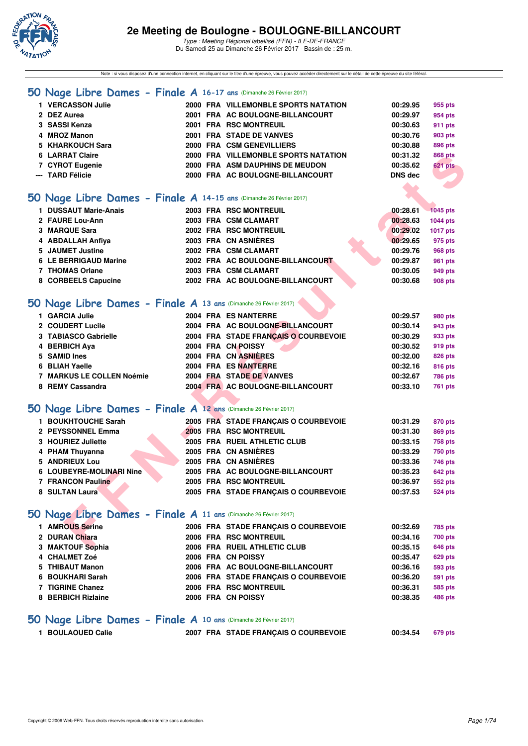# 2e Meeting de Boulogne - BOULOGNE-BILLANCOURT

*Type : Meeting Régional labellisé (FFN) - ILE-DE-FRANCE*
Du Samedi 25 au Dimanche 26 Février 2017 - Bassin de : 25 m.

Note : si vous disposez d'une connection internet, en cliquant sur le titre d'une épreuve, vous pouvez accéder directement sur le détail de cette épreuve du site féféral.

## 50 Nage Libre Dames - Finale A 16-17 ans (Dimanche 26 Février 2017)

| | | | | | | |
|---|---|---|---|---|---|---|
| 1 | VERCASSON Julie | 2000 | FRA | VILLEMONBLE SPORTS NATATION | 00:29.95 | 955 pts |
| 2 | DEZ Aurea | 2001 | FRA | AC BOULOGNE-BILLANCOURT | 00:29.97 | 954 pts |
| 3 | SASSI Kenza | 2001 | FRA | RSC MONTREUIL | 00:30.63 | 911 pts |
| 4 | MROZ Manon | 2001 | FRA | STADE DE VANVES | 00:30.76 | 903 pts |
| 5 | KHARKOUCH Sara | 2000 | FRA | CSM GENEVILLIERS | 00:30.88 | 896 pts |
| 6 | LARRAT Claire | 2000 | FRA | VILLEMONBLE SPORTS NATATION | 00:31.32 | 868 pts |
| 7 | CYROT Eugenie | 2000 | FRA | ASM DAUPHINS DE MEUDON | 00:35.62 | 621 pts |
| --- | TARD Félicie | 2000 | FRA | AC BOULOGNE-BILLANCOURT | DNS dec | |

## 50 Nage Libre Dames - Finale A 14-15 ans (Dimanche 26 Février 2017)

| | | | | | | |
|---|---|---|---|---|---|---|
| 1 | DUSSAUT Marie-Anais | 2003 | FRA | RSC MONTREUIL | 00:28.61 | 1045 pts |
| 2 | FAURE Lou-Ann | 2003 | FRA | CSM CLAMART | 00:28.63 | 1044 pts |
| 3 | MARQUE Sara | 2002 | FRA | RSC MONTREUIL | 00:29.02 | 1017 pts |
| 4 | ABDALLAH Anfiya | 2003 | FRA | CN ASNIÈRES | 00:29.65 | 975 pts |
| 5 | JAUMET Justine | 2002 | FRA | CSM CLAMART | 00:29.76 | 968 pts |
| 6 | LE BERRIGAUD Marine | 2002 | FRA | AC BOULOGNE-BILLANCOURT | 00:29.87 | 961 pts |
| 7 | THOMAS Orlane | 2003 | FRA | CSM CLAMART | 00:30.05 | 949 pts |
| 8 | CORBEELS Capucine | 2002 | FRA | AC BOULOGNE-BILLANCOURT | 00:30.68 | 908 pts |

## 50 Nage Libre Dames - Finale A 13 ans (Dimanche 26 Février 2017)

| | | | | | | |
|---|---|---|---|---|---|---|
| 1 | GARCIA Julie | 2004 | FRA | ES NANTERRE | 00:29.57 | 980 pts |
| 2 | COUDERT Lucile | 2004 | FRA | AC BOULOGNE-BILLANCOURT | 00:30.14 | 943 pts |
| 3 | TABIASCO Gabrielle | 2004 | FRA | STADE FRANÇAIS O COURBEVOIE | 00:30.29 | 933 pts |
| 4 | BERBICH Aya | 2004 | FRA | CN POISSY | 00:30.52 | 919 pts |
| 5 | SAMID Ines | 2004 | FRA | CN ASNIÈRES | 00:32.00 | 826 pts |
| 6 | BLIAH Yaelle | 2004 | FRA | ES NANTERRE | 00:32.16 | 816 pts |
| 7 | MARKUS LE COLLEN Noémie | 2004 | FRA | STADE DE VANVES | 00:32.67 | 786 pts |
| 8 | REMY Cassandra | 2004 | FRA | AC BOULOGNE-BILLANCOURT | 00:33.10 | 761 pts |

## 50 Nage Libre Dames - Finale A 12 ans (Dimanche 26 Février 2017)

| | | | | | | |
|---|---|---|---|---|---|---|
| 1 | BOUKHTOUCHE Sarah | 2005 | FRA | STADE FRANÇAIS O COURBEVOIE | 00:31.29 | 870 pts |
| 2 | PEYSSONNEL Emma | 2005 | FRA | RSC MONTREUIL | 00:31.30 | 869 pts |
| 3 | HOURIEZ Juliette | 2005 | FRA | RUEIL ATHLETIC CLUB | 00:33.15 | 758 pts |
| 4 | PHAM Thuyanna | 2005 | FRA | CN ASNIÈRES | 00:33.29 | 750 pts |
| 5 | ANDRIEUX Lou | 2005 | FRA | CN ASNIÈRES | 00:33.36 | 746 pts |
| 6 | LOUBEYRE-MOLINARI Nine | 2005 | FRA | AC BOULOGNE-BILLANCOURT | 00:35.23 | 642 pts |
| 7 | FRANCON Pauline | 2005 | FRA | RSC MONTREUIL | 00:36.97 | 552 pts |
| 8 | SULTAN Laura | 2005 | FRA | STADE FRANÇAIS O COURBEVOIE | 00:37.53 | 524 pts |

## 50 Nage Libre Dames - Finale A 11 ans (Dimanche 26 Février 2017)

| | | | | | | |
|---|---|---|---|---|---|---|
| 1 | AMROUS Serine | 2006 | FRA | STADE FRANÇAIS O COURBEVOIE | 00:32.69 | 785 pts |
| 2 | DURAN Chiara | 2006 | FRA | RSC MONTREUIL | 00:34.16 | 700 pts |
| 3 | MAKTOUF Sophia | 2006 | FRA | RUEIL ATHLETIC CLUB | 00:35.15 | 646 pts |
| 4 | CHALMET Zoé | 2006 | FRA | CN POISSY | 00:35.47 | 629 pts |
| 5 | THIBAUT Manon | 2006 | FRA | AC BOULOGNE-BILLANCOURT | 00:36.16 | 593 pts |
| 6 | BOUKHARI Sarah | 2006 | FRA | STADE FRANÇAIS O COURBEVOIE | 00:36.20 | 591 pts |
| 7 | TIGRINE Chanez | 2006 | FRA | RSC MONTREUIL | 00:36.31 | 585 pts |
| 8 | BERBICH Rizlaine | 2006 | FRA | CN POISSY | 00:38.35 | 486 pts |

## 50 Nage Libre Dames - Finale A 10 ans (Dimanche 26 Février 2017)

| | | | | | | |
|---|---|---|---|---|---|---|
| 1 | BOULAOUED Calie | 2007 | FRA | STADE FRANÇAIS O COURBEVOIE | 00:34.54 | 679 pts |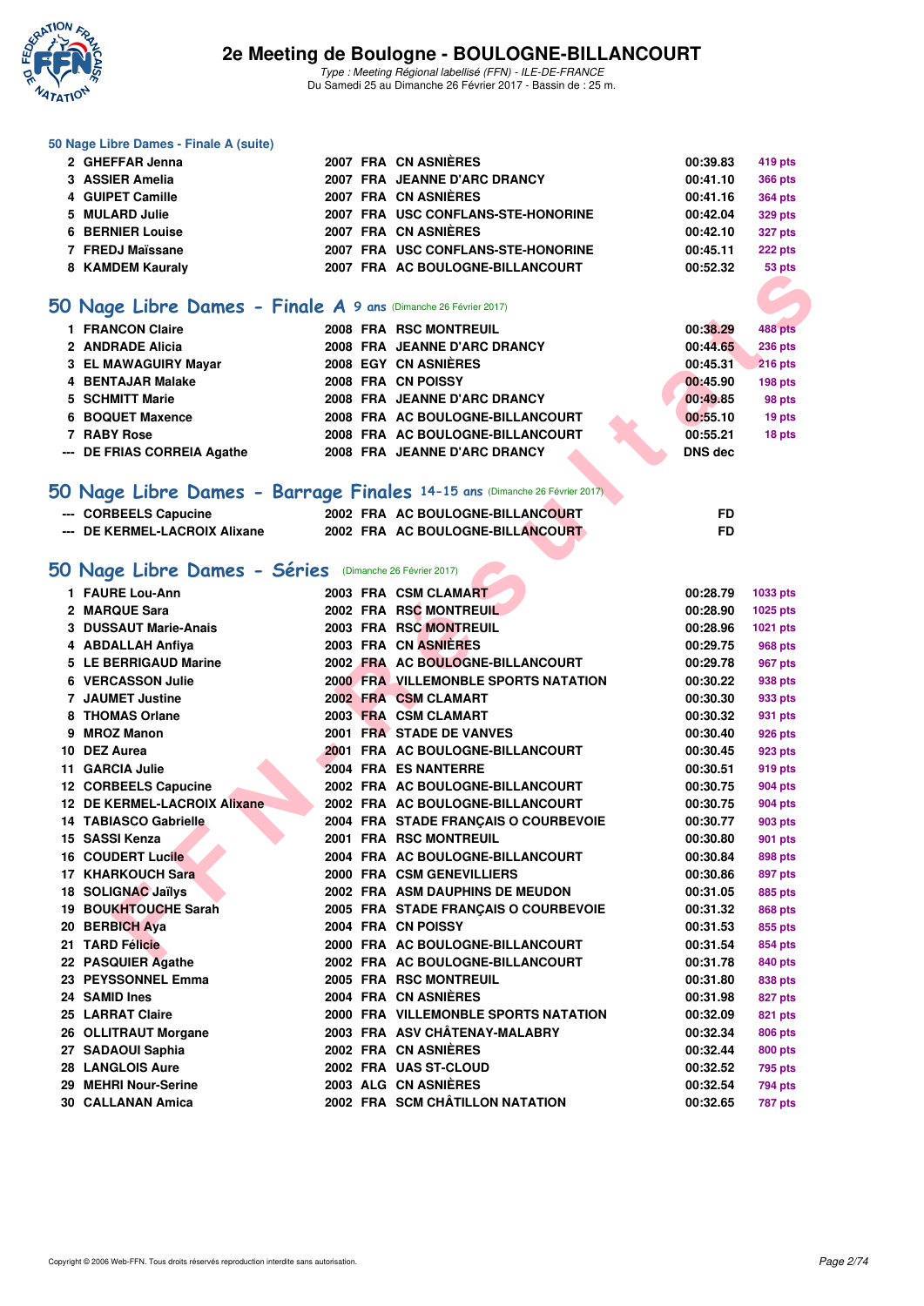### 50 Nage Libre Dames - Finale A (suite)

| | | | | | | |
|---|---|---|---|---|---|---|
| 2 | GHEFFAR Jenna | 2007 | FRA | CN ASNIÈRES | 00:39.83 | 419 pts |
| 3 | ASSIER Amelia | 2007 | FRA | JEANNE D'ARC DRANCY | 00:41.10 | 366 pts |
| 4 | GUIPET Camille | 2007 | FRA | CN ASNIÈRES | 00:41.16 | 364 pts |
| 5 | MULARD Julie | 2007 | FRA | USC CONFLANS-STE-HONORINE | 00:42.04 | 329 pts |
| 6 | BERNIER Louise | 2007 | FRA | CN ASNIÈRES | 00:42.10 | 327 pts |
| 7 | FREDJ Maïssane | 2007 | FRA | USC CONFLANS-STE-HONORINE | 00:45.11 | 222 pts |
| 8 | KAMDEM Kauraly | 2007 | FRA | AC BOULOGNE-BILLANCOURT | 00:52.32 | 53 pts |

## 50 Nage Libre Dames - Finale A 9 ans (Dimanche 26 Février 2017)

| | | | | | | |
|---|---|---|---|---|---|---|
| 1 | FRANCON Claire | 2008 | FRA | RSC MONTREUIL | 00:38.29 | 488 pts |
| 2 | ANDRADE Alicia | 2008 | FRA | JEANNE D'ARC DRANCY | 00:44.65 | 236 pts |
| 3 | EL MAWAGUIRY Mayar | 2008 | EGY | CN ASNIÈRES | 00:45.31 | 216 pts |
| 4 | BENTAJAR Malake | 2008 | FRA | CN POISSY | 00:45.90 | 198 pts |
| 5 | SCHMITT Marie | 2008 | FRA | JEANNE D'ARC DRANCY | 00:49.85 | 98 pts |
| 6 | BOQUET Maxence | 2008 | FRA | AC BOULOGNE-BILLANCOURT | 00:55.10 | 19 pts |
| 7 | RABY Rose | 2008 | FRA | AC BOULOGNE-BILLANCOURT | 00:55.21 | 18 pts |
| --- | DE FRIAS CORREIA Agathe | 2008 | FRA | JEANNE D'ARC DRANCY | DNS dec | |

## 50 Nage Libre Dames - Barrage Finales 14-15 ans (Dimanche 26 Février 2017)

| | | | | | | |
|---|---|---|---|---|---|---|
| --- | CORBEELS Capucine | 2002 | FRA | AC BOULOGNE-BILLANCOURT | FD | |
| --- | DE KERMEL-LACROIX Alixane | 2002 | FRA | AC BOULOGNE-BILLANCOURT | FD | |

## 50 Nage Libre Dames - Séries (Dimanche 26 Février 2017)

| | | | | | | |
|---|---|---|---|---|---|---|
| 1 | FAURE Lou-Ann | 2003 | FRA | CSM CLAMART | 00:28.79 | 1033 pts |
| 2 | MARQUE Sara | 2002 | FRA | RSC MONTREUIL | 00:28.90 | 1025 pts |
| 3 | DUSSAUT Marie-Anais | 2003 | FRA | RSC MONTREUIL | 00:28.96 | 1021 pts |
| 4 | ABDALLAH Anfiya | 2003 | FRA | CN ASNIÈRES | 00:29.75 | 968 pts |
| 5 | LE BERRIGAUD Marine | 2002 | FRA | AC BOULOGNE-BILLANCOURT | 00:29.78 | 967 pts |
| 6 | VERCASSON Julie | 2000 | FRA | VILLEMONBLE SPORTS NATATION | 00:30.22 | 938 pts |
| 7 | JAUMET Justine | 2002 | FRA | CSM CLAMART | 00:30.30 | 933 pts |
| 8 | THOMAS Orlane | 2003 | FRA | CSM CLAMART | 00:30.32 | 931 pts |
| 9 | MROZ Manon | 2001 | FRA | STADE DE VANVES | 00:30.40 | 926 pts |
| 10 | DEZ Aurea | 2001 | FRA | AC BOULOGNE-BILLANCOURT | 00:30.45 | 923 pts |
| 11 | GARCIA Julie | 2004 | FRA | ES NANTERRE | 00:30.51 | 919 pts |
| 12 | CORBEELS Capucine | 2002 | FRA | AC BOULOGNE-BILLANCOURT | 00:30.75 | 904 pts |
| 12 | DE KERMEL-LACROIX Alixane | 2002 | FRA | AC BOULOGNE-BILLANCOURT | 00:30.75 | 904 pts |
| 14 | TABIASCO Gabrielle | 2004 | FRA | STADE FRANÇAIS O COURBEVOIE | 00:30.77 | 903 pts |
| 15 | SASSI Kenza | 2001 | FRA | RSC MONTREUIL | 00:30.80 | 901 pts |
| 16 | COUDERT Lucile | 2004 | FRA | AC BOULOGNE-BILLANCOURT | 00:30.84 | 898 pts |
| 17 | KHARKOUCH Sara | 2000 | FRA | CSM GENEVILLIERS | 00:30.86 | 897 pts |
| 18 | SOLIGNAC Jaïlys | 2002 | FRA | ASM DAUPHINS DE MEUDON | 00:31.05 | 885 pts |
| 19 | BOUKHTOUCHE Sarah | 2005 | FRA | STADE FRANÇAIS O COURBEVOIE | 00:31.32 | 868 pts |
| 20 | BERBICH Aya | 2004 | FRA | CN POISSY | 00:31.53 | 855 pts |
| 21 | TARD Félicie | 2000 | FRA | AC BOULOGNE-BILLANCOURT | 00:31.54 | 854 pts |
| 22 | PASQUIER Agathe | 2002 | FRA | AC BOULOGNE-BILLANCOURT | 00:31.78 | 840 pts |
| 23 | PEYSSONNEL Emma | 2005 | FRA | RSC MONTREUIL | 00:31.80 | 838 pts |
| 24 | SAMID Ines | 2004 | FRA | CN ASNIÈRES | 00:31.98 | 827 pts |
| 25 | LARRAT Claire | 2000 | FRA | VILLEMONBLE SPORTS NATATION | 00:32.09 | 821 pts |
| 26 | OLLITRAUT Morgane | 2003 | FRA | ASV CHÂTENAY-MALABRY | 00:32.34 | 806 pts |
| 27 | SADAOUI Saphia | 2002 | FRA | CN ASNIÈRES | 00:32.44 | 800 pts |
| 28 | LANGLOIS Aure | 2002 | FRA | UAS ST-CLOUD | 00:32.52 | 795 pts |
| 29 | MEHRI Nour-Serine | 2003 | ALG | CN ASNIÈRES | 00:32.54 | 794 pts |
| 30 | CALLANAN Amica | 2002 | FRA | SCM CHÂTILLON NATATION | 00:32.65 | 787 pts |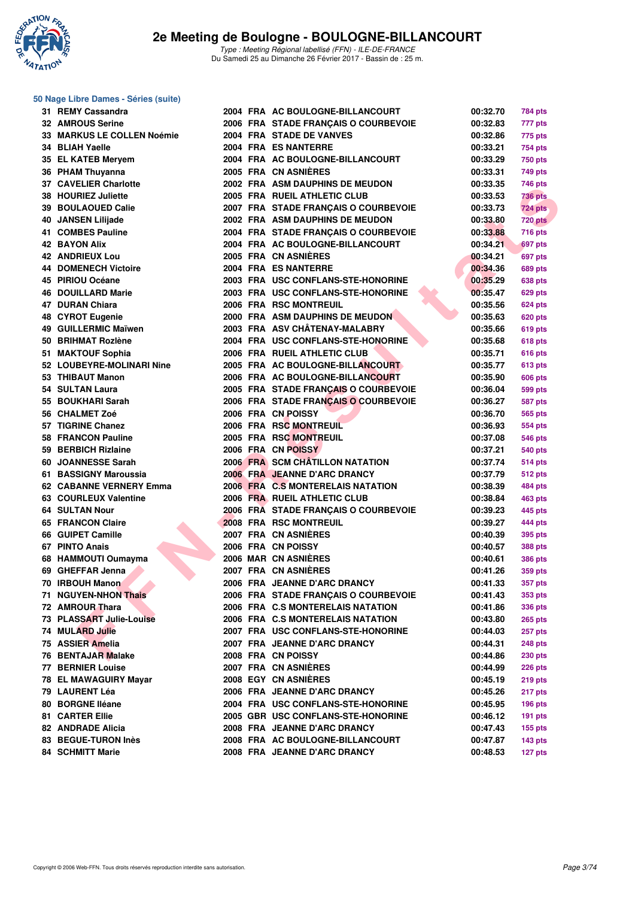# 2e Meeting de Boulogne - BOULOGNE-BILLANCOURT

*Type : Meeting Régional labellisé (FFN) - ILE-DE-FRANCE*
Du Samedi 25 au Dimanche 26 Février 2017 - Bassin de : 25 m.

## 50 Nage Libre Dames - Séries (suite)

| | | | | | | |
|---|---|---|---|---|---|---|
| 31 | REMY Cassandra | 2004 | FRA | AC BOULOGNE-BILLANCOURT | 00:32.70 | 784 pts |
| 32 | AMROUS Serine | 2006 | FRA | STADE FRANÇAIS O COURBEVOIE | 00:32.83 | 777 pts |
| 33 | MARKUS LE COLLEN Noémie | 2004 | FRA | STADE DE VANVES | 00:32.86 | 775 pts |
| 34 | BLIAH Yaelle | 2004 | FRA | ES NANTERRE | 00:33.21 | 754 pts |
| 35 | EL KATEB Meryem | 2004 | FRA | AC BOULOGNE-BILLANCOURT | 00:33.29 | 750 pts |
| 36 | PHAM Thuyanna | 2005 | FRA | CN ASNIÈRES | 00:33.31 | 749 pts |
| 37 | CAVELIER Charlotte | 2002 | FRA | ASM DAUPHINS DE MEUDON | 00:33.35 | 746 pts |
| 38 | HOURIEZ Juliette | 2005 | FRA | RUEIL ATHLETIC CLUB | 00:33.53 | 736 pts |
| 39 | BOULAOUED Calie | 2007 | FRA | STADE FRANÇAIS O COURBEVOIE | 00:33.73 | 724 pts |
| 40 | JANSEN Lilijade | 2002 | FRA | ASM DAUPHINS DE MEUDON | 00:33.80 | 720 pts |
| 41 | COMBES Pauline | 2004 | FRA | STADE FRANÇAIS O COURBEVOIE | 00:33.88 | 716 pts |
| 42 | BAYON Alix | 2004 | FRA | AC BOULOGNE-BILLANCOURT | 00:34.21 | 697 pts |
| 42 | ANDRIEUX Lou | 2005 | FRA | CN ASNIÈRES | 00:34.21 | 697 pts |
| 44 | DOMENECH Victoire | 2004 | FRA | ES NANTERRE | 00:34.36 | 689 pts |
| 45 | PIRIOU Océane | 2003 | FRA | USC CONFLANS-STE-HONORINE | 00:35.29 | 638 pts |
| 46 | DOUILLARD Marie | 2003 | FRA | USC CONFLANS-STE-HONORINE | 00:35.47 | 629 pts |
| 47 | DURAN Chiara | 2006 | FRA | RSC MONTREUIL | 00:35.56 | 624 pts |
| 48 | CYROT Eugenie | 2000 | FRA | ASM DAUPHINS DE MEUDON | 00:35.63 | 620 pts |
| 49 | GUILLERMIC Maïwen | 2003 | FRA | ASV CHÂTENAY-MALABRY | 00:35.66 | 619 pts |
| 50 | BRIHMAT Rozlène | 2004 | FRA | USC CONFLANS-STE-HONORINE | 00:35.68 | 618 pts |
| 51 | MAKTOUF Sophia | 2006 | FRA | RUEIL ATHLETIC CLUB | 00:35.71 | 616 pts |
| 52 | LOUBEYRE-MOLINARI Nine | 2005 | FRA | AC BOULOGNE-BILLANCOURT | 00:35.77 | 613 pts |
| 53 | THIBAUT Manon | 2006 | FRA | AC BOULOGNE-BILLANCOURT | 00:35.90 | 606 pts |
| 54 | SULTAN Laura | 2005 | FRA | STADE FRANÇAIS O COURBEVOIE | 00:36.04 | 599 pts |
| 55 | BOUKHARI Sarah | 2006 | FRA | STADE FRANÇAIS O COURBEVOIE | 00:36.27 | 587 pts |
| 56 | CHALMET Zoé | 2006 | FRA | CN POISSY | 00:36.70 | 565 pts |
| 57 | TIGRINE Chanez | 2006 | FRA | RSC MONTREUIL | 00:36.93 | 554 pts |
| 58 | FRANCON Pauline | 2005 | FRA | RSC MONTREUIL | 00:37.08 | 546 pts |
| 59 | BERBICH Rizlaine | 2006 | FRA | CN POISSY | 00:37.21 | 540 pts |
| 60 | JOANNESSE Sarah | 2006 | FRA | SCM CHÂTILLON NATATION | 00:37.74 | 514 pts |
| 61 | BASSIGNY Maroussia | 2006 | FRA | JEANNE D'ARC DRANCY | 00:37.79 | 512 pts |
| 62 | CABANNE VERNERY Emma | 2006 | FRA | C.S MONTERELAIS NATATION | 00:38.39 | 484 pts |
| 63 | COURLEUX Valentine | 2006 | FRA | RUEIL ATHLETIC CLUB | 00:38.84 | 463 pts |
| 64 | SULTAN Nour | 2006 | FRA | STADE FRANÇAIS O COURBEVOIE | 00:39.23 | 445 pts |
| 65 | FRANCON Claire | 2008 | FRA | RSC MONTREUIL | 00:39.27 | 444 pts |
| 66 | GUIPET Camille | 2007 | FRA | CN ASNIÈRES | 00:40.39 | 395 pts |
| 67 | PINTO Anais | 2006 | FRA | CN POISSY | 00:40.57 | 388 pts |
| 68 | HAMMOUTI Oumayma | 2006 | MAR | CN ASNIÈRES | 00:40.61 | 386 pts |
| 69 | GHEFFAR Jenna | 2007 | FRA | CN ASNIÈRES | 00:41.26 | 359 pts |
| 70 | IRBOUH Manon | 2006 | FRA | JEANNE D'ARC DRANCY | 00:41.33 | 357 pts |
| 71 | NGUYEN-NHON Thais | 2006 | FRA | STADE FRANÇAIS O COURBEVOIE | 00:41.43 | 353 pts |
| 72 | AMROUR Thara | 2006 | FRA | C.S MONTERELAIS NATATION | 00:41.86 | 336 pts |
| 73 | PLASSART Julie-Louise | 2006 | FRA | C.S MONTERELAIS NATATION | 00:43.80 | 265 pts |
| 74 | MULARD Julie | 2007 | FRA | USC CONFLANS-STE-HONORINE | 00:44.03 | 257 pts |
| 75 | ASSIER Amelia | 2007 | FRA | JEANNE D'ARC DRANCY | 00:44.31 | 248 pts |
| 76 | BENTAJAR Malake | 2008 | FRA | CN POISSY | 00:44.86 | 230 pts |
| 77 | BERNIER Louise | 2007 | FRA | CN ASNIÈRES | 00:44.99 | 226 pts |
| 78 | EL MAWAGUIRY Mayar | 2008 | EGY | CN ASNIÈRES | 00:45.19 | 219 pts |
| 79 | LAURENT Léa | 2006 | FRA | JEANNE D'ARC DRANCY | 00:45.26 | 217 pts |
| 80 | BORGNE Iléane | 2004 | FRA | USC CONFLANS-STE-HONORINE | 00:45.95 | 196 pts |
| 81 | CARTER Ellie | 2005 | GBR | USC CONFLANS-STE-HONORINE | 00:46.12 | 191 pts |
| 82 | ANDRADE Alicia | 2008 | FRA | JEANNE D'ARC DRANCY | 00:47.43 | 155 pts |
| 83 | BEGUE-TURON Inès | 2008 | FRA | AC BOULOGNE-BILLANCOURT | 00:47.87 | 143 pts |
| 84 | SCHMITT Marie | 2008 | FRA | JEANNE D'ARC DRANCY | 00:48.53 | 127 pts |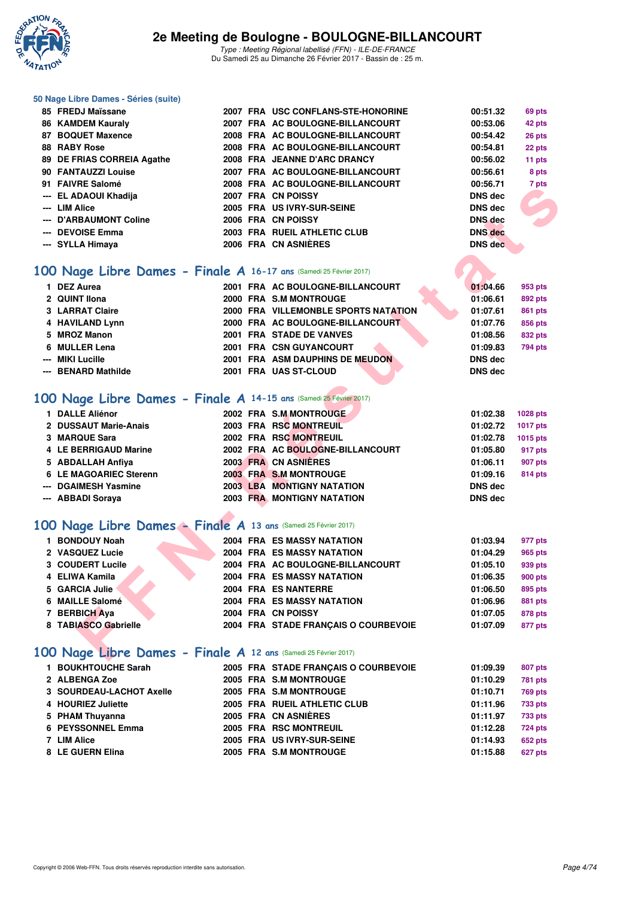### 50 Nage Libre Dames - Séries (suite)

| | | | | | | |
|---|---|---|---|---|---|---|
| 85 | FREDJ Maïssane | 2007 | FRA | USC CONFLANS-STE-HONORINE | 00:51.32 | 69 pts |
| 86 | KAMDEM Kauraly | 2007 | FRA | AC BOULOGNE-BILLANCOURT | 00:53.06 | 42 pts |
| 87 | BOQUET Maxence | 2008 | FRA | AC BOULOGNE-BILLANCOURT | 00:54.42 | 26 pts |
| 88 | RABY Rose | 2008 | FRA | AC BOULOGNE-BILLANCOURT | 00:54.81 | 22 pts |
| 89 | DE FRIAS CORREIA Agathe | 2008 | FRA | JEANNE D'ARC DRANCY | 00:56.02 | 11 pts |
| 90 | FANTAUZZI Louise | 2007 | FRA | AC BOULOGNE-BILLANCOURT | 00:56.61 | 8 pts |
| 91 | FAIVRE Salomé | 2008 | FRA | AC BOULOGNE-BILLANCOURT | 00:56.71 | 7 pts |
| --- | EL ADAOUI Khadija | 2007 | FRA | CN POISSY | DNS dec | |
| --- | LIM Alice | 2005 | FRA | US IVRY-SUR-SEINE | DNS dec | |
| --- | D'ARBAUMONT Coline | 2006 | FRA | CN POISSY | DNS dec | |
| --- | DEVOISE Emma | 2003 | FRA | RUEIL ATHLETIC CLUB | DNS dec | |
| --- | SYLLA Himaya | 2006 | FRA | CN ASNIÈRES | DNS dec | |

## 100 Nage Libre Dames - Finale A 16-17 ans (Samedi 25 Février 2017)

| | | | | | | |
|---|---|---|---|---|---|---|
| 1 | DEZ Aurea | 2001 | FRA | AC BOULOGNE-BILLANCOURT | 01:04.66 | 953 pts |
| 2 | QUINT Ilona | 2000 | FRA | S.M MONTROUGE | 01:06.61 | 892 pts |
| 3 | LARRAT Claire | 2000 | FRA | VILLEMONBLE SPORTS NATATION | 01:07.61 | 861 pts |
| 4 | HAVILAND Lynn | 2000 | FRA | AC BOULOGNE-BILLANCOURT | 01:07.76 | 856 pts |
| 5 | MROZ Manon | 2001 | FRA | STADE DE VANVES | 01:08.56 | 832 pts |
| 6 | MULLER Lena | 2001 | FRA | CSN GUYANCOURT | 01:09.83 | 794 pts |
| --- | MIKI Lucille | 2001 | FRA | ASM DAUPHINS DE MEUDON | DNS dec | |
| --- | BENARD Mathilde | 2001 | FRA | UAS ST-CLOUD | DNS dec | |

## 100 Nage Libre Dames - Finale A 14-15 ans (Samedi 25 Février 2017)

| | | | | | | |
|---|---|---|---|---|---|---|
| 1 | DALLE Aliénor | 2002 | FRA | S.M MONTROUGE | 01:02.38 | 1028 pts |
| 2 | DUSSAUT Marie-Anais | 2003 | FRA | RSC MONTREUIL | 01:02.72 | 1017 pts |
| 3 | MARQUE Sara | 2002 | FRA | RSC MONTREUIL | 01:02.78 | 1015 pts |
| 4 | LE BERRIGAUD Marine | 2002 | FRA | AC BOULOGNE-BILLANCOURT | 01:05.80 | 917 pts |
| 5 | ABDALLAH Anfiya | 2003 | FRA | CN ASNIÈRES | 01:06.11 | 907 pts |
| 6 | LE MAGOARIEC Sterenn | 2003 | FRA | S.M MONTROUGE | 01:09.16 | 814 pts |
| --- | DGAIMESH Yasmine | 2003 | LBA | MONTIGNY NATATION | DNS dec | |
| --- | ABBADI Soraya | 2003 | FRA | MONTIGNY NATATION | DNS dec | |

## 100 Nage Libre Dames - Finale A 13 ans (Samedi 25 Février 2017)

| | | | | | | |
|---|---|---|---|---|---|---|
| 1 | BONDOUY Noah | 2004 | FRA | ES MASSY NATATION | 01:03.94 | 977 pts |
| 2 | VASQUEZ Lucie | 2004 | FRA | ES MASSY NATATION | 01:04.29 | 965 pts |
| 3 | COUDERT Lucile | 2004 | FRA | AC BOULOGNE-BILLANCOURT | 01:05.10 | 939 pts |
| 4 | ELIWA Kamila | 2004 | FRA | ES MASSY NATATION | 01:06.35 | 900 pts |
| 5 | GARCIA Julie | 2004 | FRA | ES NANTERRE | 01:06.50 | 895 pts |
| 6 | MAILLE Salomé | 2004 | FRA | ES MASSY NATATION | 01:06.96 | 881 pts |
| 7 | BERBICH Aya | 2004 | FRA | CN POISSY | 01:07.05 | 878 pts |
| 8 | TABIASCO Gabrielle | 2004 | FRA | STADE FRANÇAIS O COURBEVOIE | 01:07.09 | 877 pts |

## 100 Nage Libre Dames - Finale A 12 ans (Samedi 25 Février 2017)

| | | | | | | |
|---|---|---|---|---|---|---|
| 1 | BOUKHTOUCHE Sarah | 2005 | FRA | STADE FRANÇAIS O COURBEVOIE | 01:09.39 | 807 pts |
| 2 | ALBENGA Zoe | 2005 | FRA | S.M MONTROUGE | 01:10.29 | 781 pts |
| 3 | SOURDEAU-LACHOT Axelle | 2005 | FRA | S.M MONTROUGE | 01:10.71 | 769 pts |
| 4 | HOURIEZ Juliette | 2005 | FRA | RUEIL ATHLETIC CLUB | 01:11.96 | 733 pts |
| 5 | PHAM Thuyanna | 2005 | FRA | CN ASNIÈRES | 01:11.97 | 733 pts |
| 6 | PEYSSONNEL Emma | 2005 | FRA | RSC MONTREUIL | 01:12.28 | 724 pts |
| 7 | LIM Alice | 2005 | FRA | US IVRY-SUR-SEINE | 01:14.93 | 652 pts |
| 8 | LE GUERN Elina | 2005 | FRA | S.M MONTROUGE | 01:15.88 | 627 pts |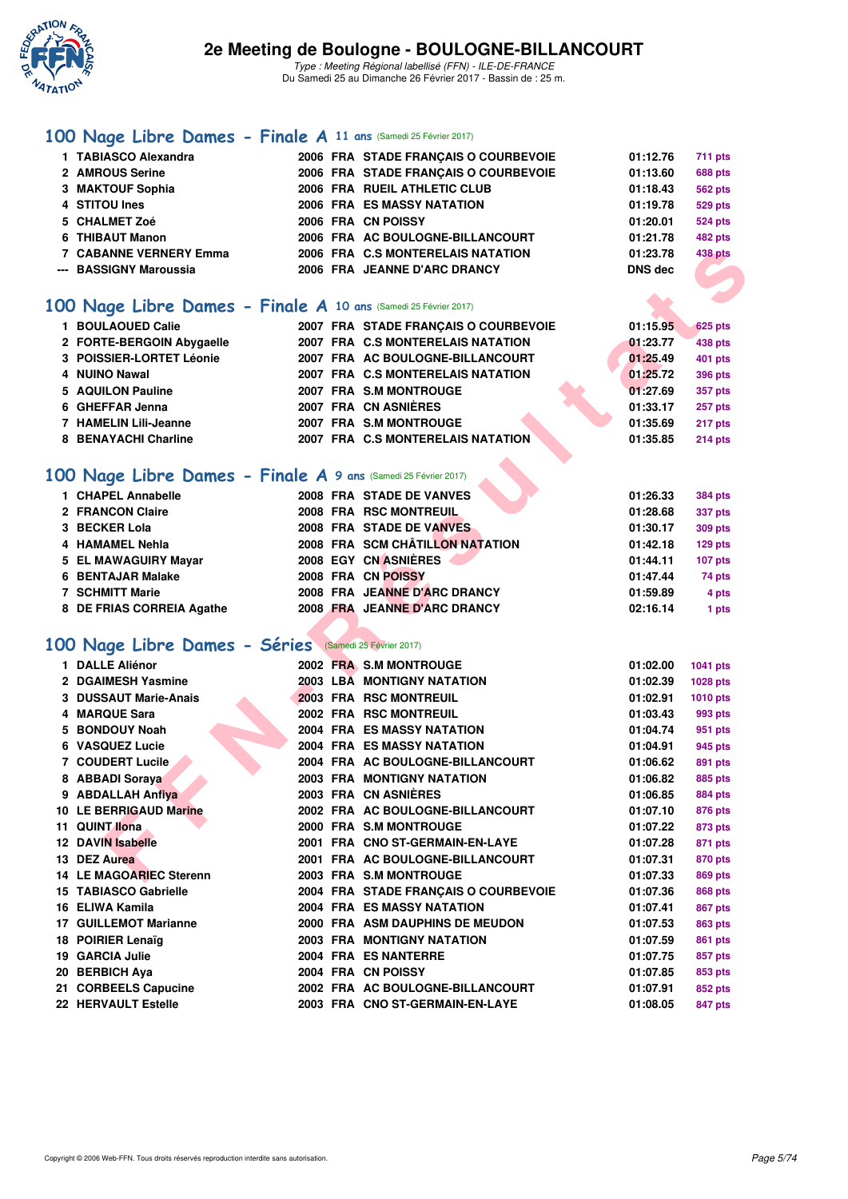# 2e Meeting de Boulogne - BOULOGNE-BILLANCOURT

*Type : Meeting Régional labellisé (FFN) - ILE-DE-FRANCE*
Du Samedi 25 au Dimanche 26 Février 2017 - Bassin de : 25 m.

## 100 Nage Libre Dames - Finale A 11 ans (Samedi 25 Février 2017)

| | | | | | | |
|---|---|---|---|---|---|---|
| 1 | TABIASCO Alexandra | 2006 | FRA | STADE FRANÇAIS O COURBEVOIE | 01:12.76 | 711 pts |
| 2 | AMROUS Serine | 2006 | FRA | STADE FRANÇAIS O COURBEVOIE | 01:13.60 | 688 pts |
| 3 | MAKTOUF Sophia | 2006 | FRA | RUEIL ATHLETIC CLUB | 01:18.43 | 562 pts |
| 4 | STITOU Ines | 2006 | FRA | ES MASSY NATATION | 01:19.78 | 529 pts |
| 5 | CHALMET Zoé | 2006 | FRA | CN POISSY | 01:20.01 | 524 pts |
| 6 | THIBAUT Manon | 2006 | FRA | AC BOULOGNE-BILLANCOURT | 01:21.78 | 482 pts |
| 7 | CABANNE VERNERY Emma | 2006 | FRA | C.S MONTERELAIS NATATION | 01:23.78 | 438 pts |
| --- | BASSIGNY Maroussia | 2006 | FRA | JEANNE D'ARC DRANCY | DNS dec | |

## 100 Nage Libre Dames - Finale A 10 ans (Samedi 25 Février 2017)

| | | | | | | |
|---|---|---|---|---|---|---|
| 1 | BOULAOUED Calie | 2007 | FRA | STADE FRANÇAIS O COURBEVOIE | 01:15.95 | 625 pts |
| 2 | FORTE-BERGOIN Abygaelle | 2007 | FRA | C.S MONTERELAIS NATATION | 01:23.77 | 438 pts |
| 3 | POISSIER-LORTET Léonie | 2007 | FRA | AC BOULOGNE-BILLANCOURT | 01:25.49 | 401 pts |
| 4 | NUINO Nawal | 2007 | FRA | C.S MONTERELAIS NATATION | 01:25.72 | 396 pts |
| 5 | AQUILON Pauline | 2007 | FRA | S.M MONTROUGE | 01:27.69 | 357 pts |
| 6 | GHEFFAR Jenna | 2007 | FRA | CN ASNIÈRES | 01:33.17 | 257 pts |
| 7 | HAMELIN Lili-Jeanne | 2007 | FRA | S.M MONTROUGE | 01:35.69 | 217 pts |
| 8 | BENAYACHI Charline | 2007 | FRA | C.S MONTERELAIS NATATION | 01:35.85 | 214 pts |

## 100 Nage Libre Dames - Finale A 9 ans (Samedi 25 Février 2017)

| | | | | | | |
|---|---|---|---|---|---|---|
| 1 | CHAPEL Annabelle | 2008 | FRA | STADE DE VANVES | 01:26.33 | 384 pts |
| 2 | FRANCON Claire | 2008 | FRA | RSC MONTREUIL | 01:28.68 | 337 pts |
| 3 | BECKER Lola | 2008 | FRA | STADE DE VANVES | 01:30.17 | 309 pts |
| 4 | HAMAMEL Nehla | 2008 | FRA | SCM CHÂTILLON NATATION | 01:42.18 | 129 pts |
| 5 | EL MAWAGUIRY Mayar | 2008 | EGY | CN ASNIÈRES | 01:44.11 | 107 pts |
| 6 | BENTAJAR Malake | 2008 | FRA | CN POISSY | 01:47.44 | 74 pts |
| 7 | SCHMITT Marie | 2008 | FRA | JEANNE D'ARC DRANCY | 01:59.89 | 4 pts |
| 8 | DE FRIAS CORREIA Agathe | 2008 | FRA | JEANNE D'ARC DRANCY | 02:16.14 | 1 pts |

## 100 Nage Libre Dames - Séries (Samedi 25 Février 2017)

| | | | | | | |
|---|---|---|---|---|---|---|
| 1 | DALLE Aliénor | 2002 | FRA | S.M MONTROUGE | 01:02.00 | 1041 pts |
| 2 | DGAIMESH Yasmine | 2003 | LBA | MONTIGNY NATATION | 01:02.39 | 1028 pts |
| 3 | DUSSAUT Marie-Anais | 2003 | FRA | RSC MONTREUIL | 01:02.91 | 1010 pts |
| 4 | MARQUE Sara | 2002 | FRA | RSC MONTREUIL | 01:03.43 | 993 pts |
| 5 | BONDOUY Noah | 2004 | FRA | ES MASSY NATATION | 01:04.74 | 951 pts |
| 6 | VASQUEZ Lucie | 2004 | FRA | ES MASSY NATATION | 01:04.91 | 945 pts |
| 7 | COUDERT Lucile | 2004 | FRA | AC BOULOGNE-BILLANCOURT | 01:06.62 | 891 pts |
| 8 | ABBADI Soraya | 2003 | FRA | MONTIGNY NATATION | 01:06.82 | 885 pts |
| 9 | ABDALLAH Anfiya | 2003 | FRA | CN ASNIÈRES | 01:06.85 | 884 pts |
| 10 | LE BERRIGAUD Marine | 2002 | FRA | AC BOULOGNE-BILLANCOURT | 01:07.10 | 876 pts |
| 11 | QUINT Ilona | 2000 | FRA | S.M MONTROUGE | 01:07.22 | 873 pts |
| 12 | DAVIN Isabelle | 2001 | FRA | CNO ST-GERMAIN-EN-LAYE | 01:07.28 | 871 pts |
| 13 | DEZ Aurea | 2001 | FRA | AC BOULOGNE-BILLANCOURT | 01:07.31 | 870 pts |
| 14 | LE MAGOARIEC Sterenn | 2003 | FRA | S.M MONTROUGE | 01:07.33 | 869 pts |
| 15 | TABIASCO Gabrielle | 2004 | FRA | STADE FRANÇAIS O COURBEVOIE | 01:07.36 | 868 pts |
| 16 | ELIWA Kamila | 2004 | FRA | ES MASSY NATATION | 01:07.41 | 867 pts |
| 17 | GUILLEMOT Marianne | 2000 | FRA | ASM DAUPHINS DE MEUDON | 01:07.53 | 863 pts |
| 18 | POIRIER Lenaïg | 2003 | FRA | MONTIGNY NATATION | 01:07.59 | 861 pts |
| 19 | GARCIA Julie | 2004 | FRA | ES NANTERRE | 01:07.75 | 857 pts |
| 20 | BERBICH Aya | 2004 | FRA | CN POISSY | 01:07.85 | 853 pts |
| 21 | CORBEELS Capucine | 2002 | FRA | AC BOULOGNE-BILLANCOURT | 01:07.91 | 852 pts |
| 22 | HERVAULT Estelle | 2003 | FRA | CNO ST-GERMAIN-EN-LAYE | 01:08.05 | 847 pts |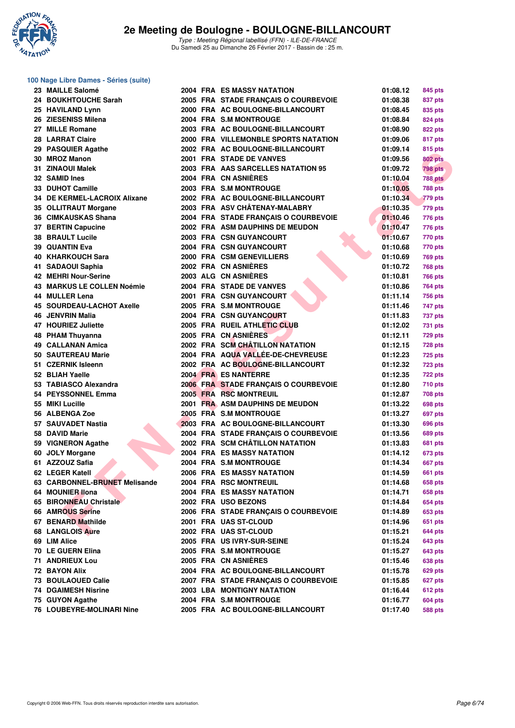## 100 Nage Libre Dames - Séries (suite)

| | Nom | Année | Nat. | Club | Temps | Points |
|---|---|---|---|---|---|---|
| 23 | MAILLE Salomé | 2004 | FRA | ES MASSY NATATION | 01:08.12 | 845 pts |
| 24 | BOUKHTOUCHE Sarah | 2005 | FRA | STADE FRANÇAIS O COURBEVOIE | 01:08.38 | 837 pts |
| 25 | HAVILAND Lynn | 2000 | FRA | AC BOULOGNE-BILLANCOURT | 01:08.45 | 835 pts |
| 26 | ZIESENISS Milena | 2004 | FRA | S.M MONTROUGE | 01:08.84 | 824 pts |
| 27 | MILLE Romane | 2003 | FRA | AC BOULOGNE-BILLANCOURT | 01:08.90 | 822 pts |
| 28 | LARRAT Claire | 2000 | FRA | VILLEMONBLE SPORTS NATATION | 01:09.06 | 817 pts |
| 29 | PASQUIER Agathe | 2002 | FRA | AC BOULOGNE-BILLANCOURT | 01:09.14 | 815 pts |
| 30 | MROZ Manon | 2001 | FRA | STADE DE VANVES | 01:09.56 | 802 pts |
| 31 | ZINAOUI Malek | 2003 | FRA | AAS SARCELLES NATATION 95 | 01:09.72 | 798 pts |
| 32 | SAMID Ines | 2004 | FRA | CN ASNIÈRES | 01:10.04 | 788 pts |
| 33 | DUHOT Camille | 2003 | FRA | S.M MONTROUGE | 01:10.05 | 788 pts |
| 34 | DE KERMEL-LACROIX Alixane | 2002 | FRA | AC BOULOGNE-BILLANCOURT | 01:10.34 | 779 pts |
| 35 | OLLITRAUT Morgane | 2003 | FRA | ASV CHÂTENAY-MALABRY | 01:10.35 | 779 pts |
| 36 | CIMKAUSKAS Shana | 2004 | FRA | STADE FRANÇAIS O COURBEVOIE | 01:10.46 | 776 pts |
| 37 | BERTIN Capucine | 2002 | FRA | ASM DAUPHINS DE MEUDON | 01:10.47 | 776 pts |
| 38 | BRAULT Lucile | 2003 | FRA | CSN GUYANCOURT | 01:10.67 | 770 pts |
| 39 | QUANTIN Eva | 2004 | FRA | CSN GUYANCOURT | 01:10.68 | 770 pts |
| 40 | KHARKOUCH Sara | 2000 | FRA | CSM GENEVILLIERS | 01:10.69 | 769 pts |
| 41 | SADAOUI Saphia | 2002 | FRA | CN ASNIÈRES | 01:10.72 | 768 pts |
| 42 | MEHRI Nour-Serine | 2003 | ALG | CN ASNIÈRES | 01:10.81 | 766 pts |
| 43 | MARKUS LE COLLEN Noémie | 2004 | FRA | STADE DE VANVES | 01:10.86 | 764 pts |
| 44 | MULLER Lena | 2001 | FRA | CSN GUYANCOURT | 01:11.14 | 756 pts |
| 45 | SOURDEAU-LACHOT Axelle | 2005 | FRA | S.M MONTROUGE | 01:11.46 | 747 pts |
| 46 | JENVRIN Malia | 2004 | FRA | CSN GUYANCOURT | 01:11.83 | 737 pts |
| 47 | HOURIEZ Juliette | 2005 | FRA | RUEIL ATHLETIC CLUB | 01:12.02 | 731 pts |
| 48 | PHAM Thuyanna | 2005 | FRA | CN ASNIÈRES | 01:12.11 | 729 pts |
| 49 | CALLANAN Amica | 2002 | FRA | SCM CHÂTILLON NATATION | 01:12.15 | 728 pts |
| 50 | SAUTEREAU Marie | 2004 | FRA | AQUA VALLÉE-DE-CHEVREUSE | 01:12.23 | 725 pts |
| 51 | CZERNIK Isleenn | 2002 | FRA | AC BOULOGNE-BILLANCOURT | 01:12.32 | 723 pts |
| 52 | BLIAH Yaelle | 2004 | FRA | ES NANTERRE | 01:12.35 | 722 pts |
| 53 | TABIASCO Alexandra | 2006 | FRA | STADE FRANÇAIS O COURBEVOIE | 01:12.80 | 710 pts |
| 54 | PEYSSONNEL Emma | 2005 | FRA | RSC MONTREUIL | 01:12.87 | 708 pts |
| 55 | MIKI Lucille | 2001 | FRA | ASM DAUPHINS DE MEUDON | 01:13.22 | 698 pts |
| 56 | ALBENGA Zoe | 2005 | FRA | S.M MONTROUGE | 01:13.27 | 697 pts |
| 57 | SAUVADET Nastia | 2003 | FRA | AC BOULOGNE-BILLANCOURT | 01:13.30 | 696 pts |
| 58 | DAVID Marie | 2004 | FRA | STADE FRANÇAIS O COURBEVOIE | 01:13.56 | 689 pts |
| 59 | VIGNERON Agathe | 2002 | FRA | SCM CHÂTILLON NATATION | 01:13.83 | 681 pts |
| 60 | JOLY Morgane | 2004 | FRA | ES MASSY NATATION | 01:14.12 | 673 pts |
| 61 | AZZOUZ Safia | 2004 | FRA | S.M MONTROUGE | 01:14.34 | 667 pts |
| 62 | LEGER Katell | 2006 | FRA | ES MASSY NATATION | 01:14.59 | 661 pts |
| 63 | CARBONNEL-BRUNET Melisande | 2004 | FRA | RSC MONTREUIL | 01:14.68 | 658 pts |
| 64 | MOUNIER Ilona | 2004 | FRA | ES MASSY NATATION | 01:14.71 | 658 pts |
| 65 | BIRONNEAU Christale | 2002 | FRA | USO BEZONS | 01:14.84 | 654 pts |
| 66 | AMROUS Serine | 2006 | FRA | STADE FRANÇAIS O COURBEVOIE | 01:14.89 | 653 pts |
| 67 | BENARD Mathilde | 2001 | FRA | UAS ST-CLOUD | 01:14.96 | 651 pts |
| 68 | LANGLOIS Aure | 2002 | FRA | UAS ST-CLOUD | 01:15.21 | 644 pts |
| 69 | LIM Alice | 2005 | FRA | US IVRY-SUR-SEINE | 01:15.24 | 643 pts |
| 70 | LE GUERN Elina | 2005 | FRA | S.M MONTROUGE | 01:15.27 | 643 pts |
| 71 | ANDRIEUX Lou | 2005 | FRA | CN ASNIÈRES | 01:15.46 | 638 pts |
| 72 | BAYON Alix | 2004 | FRA | AC BOULOGNE-BILLANCOURT | 01:15.78 | 629 pts |
| 73 | BOULAOUED Calie | 2007 | FRA | STADE FRANÇAIS O COURBEVOIE | 01:15.85 | 627 pts |
| 74 | DGAIMESH Nisrine | 2003 | LBA | MONTIGNY NATATION | 01:16.44 | 612 pts |
| 75 | GUYON Agathe | 2004 | FRA | S.M MONTROUGE | 01:16.77 | 604 pts |
| 76 | LOUBEYRE-MOLINARI Nine | 2005 | FRA | AC BOULOGNE-BILLANCOURT | 01:17.40 | 588 pts |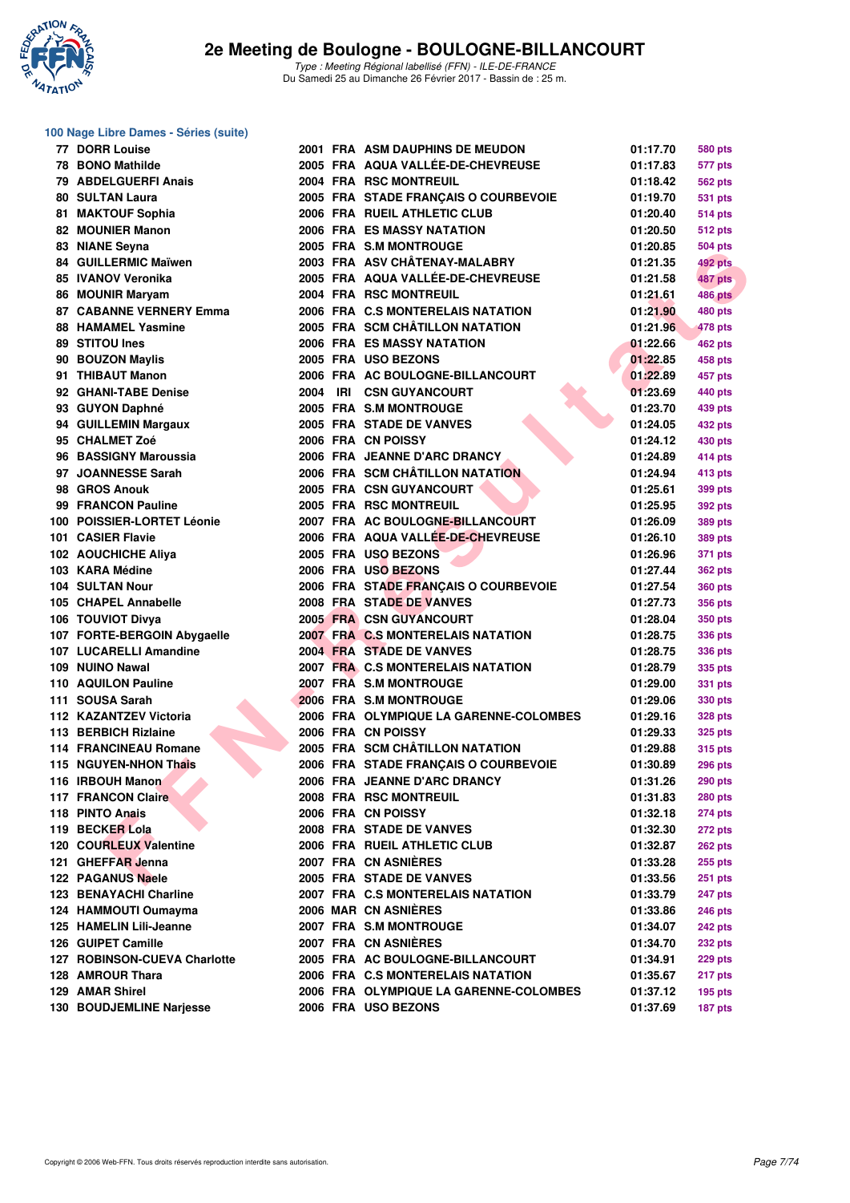# 2e Meeting de Boulogne - BOULOGNE-BILLANCOURT

*Type : Meeting Régional labellisé (FFN) - ILE-DE-FRANCE*
Du Samedi 25 au Dimanche 26 Février 2017 - Bassin de : 25 m.

## 100 Nage Libre Dames - Séries (suite)

| Rang | Nom | Année | Nat. | Club | Temps | Points |
|---|---|---|---|---|---|---|
| 77 | DORR Louise | 2001 | FRA | ASM DAUPHINS DE MEUDON | 01:17.70 | 580 pts |
| 78 | BONO Mathilde | 2005 | FRA | AQUA VALLÉE-DE-CHEVREUSE | 01:17.83 | 577 pts |
| 79 | ABDELGUERFI Anais | 2004 | FRA | RSC MONTREUIL | 01:18.42 | 562 pts |
| 80 | SULTAN Laura | 2005 | FRA | STADE FRANÇAIS O COURBEVOIE | 01:19.70 | 531 pts |
| 81 | MAKTOUF Sophia | 2006 | FRA | RUEIL ATHLETIC CLUB | 01:20.40 | 514 pts |
| 82 | MOUNIER Manon | 2006 | FRA | ES MASSY NATATION | 01:20.50 | 512 pts |
| 83 | NIANE Seyna | 2005 | FRA | S.M MONTROUGE | 01:20.85 | 504 pts |
| 84 | GUILLERMIC Maïwen | 2003 | FRA | ASV CHÂTENAY-MALABRY | 01:21.35 | 492 pts |
| 85 | IVANOV Veronika | 2005 | FRA | AQUA VALLÉE-DE-CHEVREUSE | 01:21.58 | 487 pts |
| 86 | MOUNIR Maryam | 2004 | FRA | RSC MONTREUIL | 01:21.61 | 486 pts |
| 87 | CABANNE VERNERY Emma | 2006 | FRA | C.S MONTERELAIS NATATION | 01:21.90 | 480 pts |
| 88 | HAMAMEL Yasmine | 2005 | FRA | SCM CHÂTILLON NATATION | 01:21.96 | 478 pts |
| 89 | STITOU Ines | 2006 | FRA | ES MASSY NATATION | 01:22.66 | 462 pts |
| 90 | BOUZON Maylis | 2005 | FRA | USO BEZONS | 01:22.85 | 458 pts |
| 91 | THIBAUT Manon | 2006 | FRA | AC BOULOGNE-BILLANCOURT | 01:22.89 | 457 pts |
| 92 | GHANI-TABE Denise | 2004 | IRI | CSN GUYANCOURT | 01:23.69 | 440 pts |
| 93 | GUYON Daphné | 2005 | FRA | S.M MONTROUGE | 01:23.70 | 439 pts |
| 94 | GUILLEMIN Margaux | 2005 | FRA | STADE DE VANVES | 01:24.05 | 432 pts |
| 95 | CHALMET Zoé | 2006 | FRA | CN POISSY | 01:24.12 | 430 pts |
| 96 | BASSIGNY Maroussia | 2006 | FRA | JEANNE D'ARC DRANCY | 01:24.89 | 414 pts |
| 97 | JOANNESSE Sarah | 2006 | FRA | SCM CHÂTILLON NATATION | 01:24.94 | 413 pts |
| 98 | GROS Anouk | 2005 | FRA | CSN GUYANCOURT | 01:25.61 | 399 pts |
| 99 | FRANCON Pauline | 2005 | FRA | RSC MONTREUIL | 01:25.95 | 392 pts |
| 100 | POISSIER-LORTET Léonie | 2007 | FRA | AC BOULOGNE-BILLANCOURT | 01:26.09 | 389 pts |
| 101 | CASIER Flavie | 2006 | FRA | AQUA VALLÉE-DE-CHEVREUSE | 01:26.10 | 389 pts |
| 102 | AOUCHICHE Aliya | 2005 | FRA | USO BEZONS | 01:26.96 | 371 pts |
| 103 | KARA Médine | 2006 | FRA | USO BEZONS | 01:27.44 | 362 pts |
| 104 | SULTAN Nour | 2006 | FRA | STADE FRANÇAIS O COURBEVOIE | 01:27.54 | 360 pts |
| 105 | CHAPEL Annabelle | 2008 | FRA | STADE DE VANVES | 01:27.73 | 356 pts |
| 106 | TOUVIOT Divya | 2005 | FRA | CSN GUYANCOURT | 01:28.04 | 350 pts |
| 107 | FORTE-BERGOIN Abygaelle | 2007 | FRA | C.S MONTERELAIS NATATION | 01:28.75 | 336 pts |
| 107 | LUCARELLI Amandine | 2004 | FRA | STADE DE VANVES | 01:28.75 | 336 pts |
| 109 | NUINO Nawal | 2007 | FRA | C.S MONTERELAIS NATATION | 01:28.79 | 335 pts |
| 110 | AQUILON Pauline | 2007 | FRA | S.M MONTROUGE | 01:29.00 | 331 pts |
| 111 | SOUSA Sarah | 2006 | FRA | S.M MONTROUGE | 01:29.06 | 330 pts |
| 112 | KAZANTZEV Victoria | 2006 | FRA | OLYMPIQUE LA GARENNE-COLOMBES | 01:29.16 | 328 pts |
| 113 | BERBICH Rizlaine | 2006 | FRA | CN POISSY | 01:29.33 | 325 pts |
| 114 | FRANCINEAU Romane | 2005 | FRA | SCM CHÂTILLON NATATION | 01:29.88 | 315 pts |
| 115 | NGUYEN-NHON Thaïs | 2006 | FRA | STADE FRANÇAIS O COURBEVOIE | 01:30.89 | 296 pts |
| 116 | IRBOUH Manon | 2006 | FRA | JEANNE D'ARC DRANCY | 01:31.26 | 290 pts |
| 117 | FRANCON Claire | 2008 | FRA | RSC MONTREUIL | 01:31.83 | 280 pts |
| 118 | PINTO Anaïs | 2006 | FRA | CN POISSY | 01:32.18 | 274 pts |
| 119 | BECKER Lola | 2008 | FRA | STADE DE VANVES | 01:32.30 | 272 pts |
| 120 | COURLEUX Valentine | 2006 | FRA | RUEIL ATHLETIC CLUB | 01:32.87 | 262 pts |
| 121 | GHEFFAR Jenna | 2007 | FRA | CN ASNIÈRES | 01:33.28 | 255 pts |
| 122 | PAGANUS Naele | 2005 | FRA | STADE DE VANVES | 01:33.56 | 251 pts |
| 123 | BENAYACHI Charline | 2007 | FRA | C.S MONTERELAIS NATATION | 01:33.79 | 247 pts |
| 124 | HAMMOUTI Oumayma | 2006 | MAR | CN ASNIÈRES | 01:33.86 | 246 pts |
| 125 | HAMELIN Lili-Jeanne | 2007 | FRA | S.M MONTROUGE | 01:34.07 | 242 pts |
| 126 | GUIPET Camille | 2007 | FRA | CN ASNIÈRES | 01:34.70 | 232 pts |
| 127 | ROBINSON-CUEVA Charlotte | 2005 | FRA | AC BOULOGNE-BILLANCOURT | 01:34.91 | 229 pts |
| 128 | AMROUR Thara | 2006 | FRA | C.S MONTERELAIS NATATION | 01:35.67 | 217 pts |
| 129 | AMAR Shirel | 2006 | FRA | OLYMPIQUE LA GARENNE-COLOMBES | 01:37.12 | 195 pts |
| 130 | BOUDJEMLINE Narjesse | 2006 | FRA | USO BEZONS | 01:37.69 | 187 pts |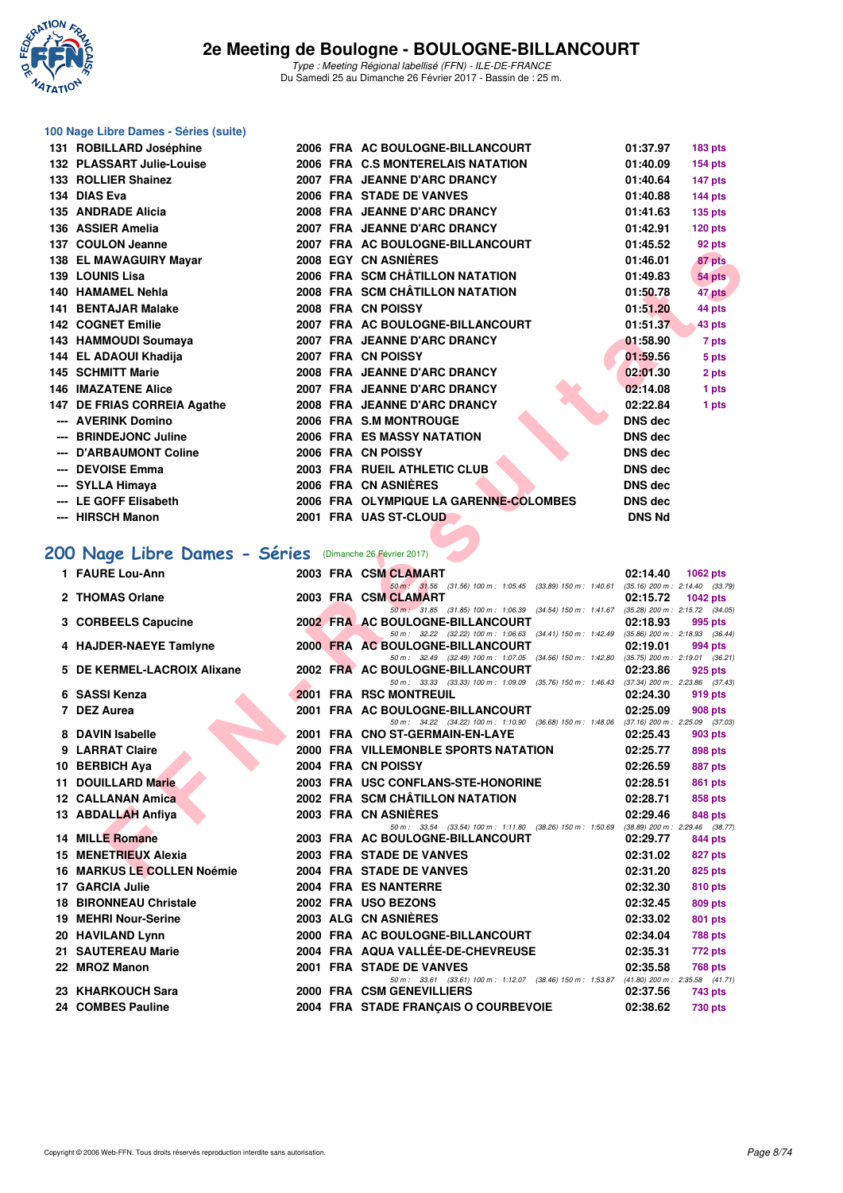# 2e Meeting de Boulogne - BOULOGNE-BILLANCOURT

*Type : Meeting Régional labellisé (FFN) - ILE-DE-FRANCE*
Du Samedi 25 au Dimanche 26 Février 2017 - Bassin de : 25 m.

## 100 Nage Libre Dames - Séries (suite)

| Rang | Nom | Année | Nat | Club | Temps | Points |
|---|---|---|---|---|---|---|
| 131 | ROBILLARD Joséphine | 2006 | FRA | AC BOULOGNE-BILLANCOURT | 01:37.97 | 183 pts |
| 132 | PLASSART Julie-Louise | 2006 | FRA | C.S MONTERELAIS NATATION | 01:40.09 | 154 pts |
| 133 | ROLLIER Shainez | 2007 | FRA | JEANNE D'ARC DRANCY | 01:40.64 | 147 pts |
| 134 | DIAS Eva | 2006 | FRA | STADE DE VANVES | 01:40.88 | 144 pts |
| 135 | ANDRADE Alicia | 2008 | FRA | JEANNE D'ARC DRANCY | 01:41.63 | 135 pts |
| 136 | ASSIER Amelia | 2007 | FRA | JEANNE D'ARC DRANCY | 01:42.91 | 120 pts |
| 137 | COULON Jeanne | 2007 | FRA | AC BOULOGNE-BILLANCOURT | 01:45.52 | 92 pts |
| 138 | EL MAWAGUIRY Mayar | 2008 | EGY | CN ASNIÈRES | 01:46.01 | 87 pts |
| 139 | LOUNIS Lisa | 2006 | FRA | SCM CHÂTILLON NATATION | 01:49.83 | 54 pts |
| 140 | HAMAMEL Nehla | 2008 | FRA | SCM CHÂTILLON NATATION | 01:50.78 | 47 pts |
| 141 | BENTAJAR Malake | 2008 | FRA | CN POISSY | 01:51.20 | 44 pts |
| 142 | COGNET Emilie | 2007 | FRA | AC BOULOGNE-BILLANCOURT | 01:51.37 | 43 pts |
| 143 | HAMMOUDI Soumaya | 2007 | FRA | JEANNE D'ARC DRANCY | 01:58.90 | 7 pts |
| 144 | EL ADAOUI Khadija | 2007 | FRA | CN POISSY | 01:59.56 | 5 pts |
| 145 | SCHMITT Marie | 2008 | FRA | JEANNE D'ARC DRANCY | 02:01.30 | 2 pts |
| 146 | IMAZATENE Alice | 2007 | FRA | JEANNE D'ARC DRANCY | 02:14.08 | 1 pts |
| 147 | DE FRIAS CORREIA Agathe | 2008 | FRA | JEANNE D'ARC DRANCY | 02:22.84 | 1 pts |
| --- | AVERINK Domino | 2006 | FRA | S.M MONTROUGE | DNS dec | |
| --- | BRINDEJONC Juline | 2006 | FRA | ES MASSY NATATION | DNS dec | |
| --- | D'ARBAUMONT Coline | 2006 | FRA | CN POISSY | DNS dec | |
| --- | DEVOISE Emma | 2003 | FRA | RUEIL ATHLETIC CLUB | DNS dec | |
| --- | SYLLA Himaya | 2006 | FRA | CN ASNIÈRES | DNS dec | |
| --- | LE GOFF Elisabeth | 2006 | FRA | OLYMPIQUE LA GARENNE-COLOMBES | DNS dec | |
| --- | HIRSCH Manon | 2001 | FRA | UAS ST-CLOUD | DNS Nd | |

## 200 Nage Libre Dames - Séries (Dimanche 26 Février 2017)

| Rang | Nom | Année | Nat | Club | Temps | Points |
|---|---|---|---|---|---|---|
| 1 | FAURE Lou-Ann | 2003 | FRA | CSM CLAMART | 02:14.40 | 1062 pts |
| | 50 m : 31.56 (31.56) 100 m : 1:05.45 (33.89) 150 m : 1:40.61 (35.16) 200 m : 2:14.40 (33.79) | | | | | |
| 2 | THOMAS Orlane | 2003 | FRA | CSM CLAMART | 02:15.72 | 1042 pts |
| | 50 m : 31.85 (31.85) 100 m : 1:06.39 (34.54) 150 m : 1:41.67 (35.28) 200 m : 2:15.72 (34.05) | | | | | |
| 3 | CORBEELS Capucine | 2002 | FRA | AC BOULOGNE-BILLANCOURT | 02:18.93 | 995 pts |
| | 50 m : 32.22 (32.22) 100 m : 1:06.63 (34.41) 150 m : 1:42.49 (35.86) 200 m : 2:18.93 (36.44) | | | | | |
| 4 | HAJDER-NAEYE Tamlyne | 2000 | FRA | AC BOULOGNE-BILLANCOURT | 02:19.01 | 994 pts |
| | 50 m : 32.49 (32.49) 100 m : 1:07.05 (34.56) 150 m : 1:42.80 (35.75) 200 m : 2:19.01 (36.21) | | | | | |
| 5 | DE KERMEL-LACROIX Alixane | 2002 | FRA | AC BOULOGNE-BILLANCOURT | 02:23.86 | 925 pts |
| | 50 m : 33.33 (33.33) 100 m : 1:09.09 (35.76) 150 m : 1:46.43 (37.34) 200 m : 2:23.86 (37.43) | | | | | |
| 6 | SASSI Kenza | 2001 | FRA | RSC MONTREUIL | 02:24.30 | 919 pts |
| 7 | DEZ Aurea | 2001 | FRA | AC BOULOGNE-BILLANCOURT | 02:25.09 | 908 pts |
| | 50 m : 34.22 (34.22) 100 m : 1:10.90 (36.68) 150 m : 1:48.06 (37.16) 200 m : 2:25.09 (37.03) | | | | | |
| 8 | DAVIN Isabelle | 2001 | FRA | CNO ST-GERMAIN-EN-LAYE | 02:25.43 | 903 pts |
| 9 | LARRAT Claire | 2000 | FRA | VILLEMONBLE SPORTS NATATION | 02:25.77 | 898 pts |
| 10 | BERBICH Aya | 2004 | FRA | CN POISSY | 02:26.59 | 887 pts |
| 11 | DOUILLARD Marie | 2003 | FRA | USC CONFLANS-STE-HONORINE | 02:28.51 | 861 pts |
| 12 | CALLANAN Amica | 2002 | FRA | SCM CHÂTILLON NATATION | 02:28.71 | 858 pts |
| 13 | ABDALLAH Anfiya | 2003 | FRA | CN ASNIÈRES | 02:29.46 | 848 pts |
| | 50 m : 33.54 (33.54) 100 m : 1:11.80 (38.26) 150 m : 1:50.69 (38.89) 200 m : 2:29.46 (38.77) | | | | | |
| 14 | MILLE Romane | 2003 | FRA | AC BOULOGNE-BILLANCOURT | 02:29.77 | 844 pts |
| 15 | MENETRIEUX Alexia | 2003 | FRA | STADE DE VANVES | 02:31.02 | 827 pts |
| 16 | MARKUS LE COLLEN Noémie | 2004 | FRA | STADE DE VANVES | 02:31.20 | 825 pts |
| 17 | GARCIA Julie | 2004 | FRA | ES NANTERRE | 02:32.30 | 810 pts |
| 18 | BIRONNEAU Christale | 2002 | FRA | USO BEZONS | 02:32.45 | 809 pts |
| 19 | MEHRI Nour-Serine | 2003 | ALG | CN ASNIÈRES | 02:33.02 | 801 pts |
| 20 | HAVILAND Lynn | 2000 | FRA | AC BOULOGNE-BILLANCOURT | 02:34.04 | 788 pts |
| 21 | SAUTEREAU Marie | 2004 | FRA | AQUA VALLÉE-DE-CHEVREUSE | 02:35.31 | 772 pts |
| 22 | MROZ Manon | 2001 | FRA | STADE DE VANVES | 02:35.58 | 768 pts |
| | 50 m : 33.61 (33.61) 100 m : 1:12.07 (38.46) 150 m : 1:53.87 (41.80) 200 m : 2:35.58 (41.71) | | | | | |
| 23 | KHARKOUCH Sara | 2000 | FRA | CSM GENEVILLIERS | 02:37.56 | 743 pts |
| 24 | COMBES Pauline | 2004 | FRA | STADE FRANÇAIS O COURBEVOIE | 02:38.62 | 730 pts |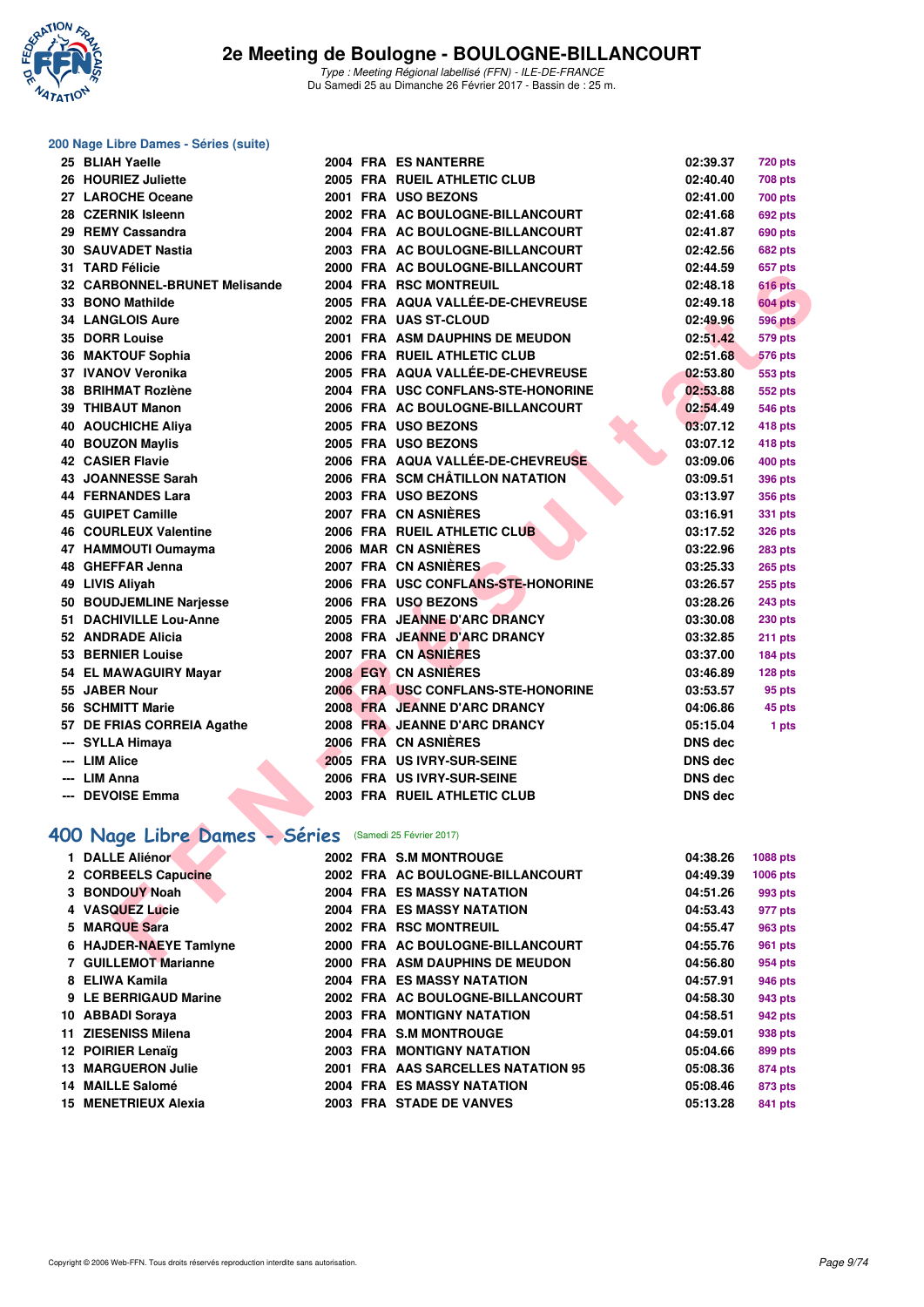## 200 Nage Libre Dames - Séries (suite)

| | | | | | | |
|---|---|---|---|---|---|---|
| 25 | BLIAH Yaelle | 2004 | FRA | ES NANTERRE | 02:39.37 | 720 pts |
| 26 | HOURIEZ Juliette | 2005 | FRA | RUEIL ATHLETIC CLUB | 02:40.40 | 708 pts |
| 27 | LAROCHE Oceane | 2001 | FRA | USO BEZONS | 02:41.00 | 700 pts |
| 28 | CZERNIK Isleenn | 2002 | FRA | AC BOULOGNE-BILLANCOURT | 02:41.68 | 692 pts |
| 29 | REMY Cassandra | 2004 | FRA | AC BOULOGNE-BILLANCOURT | 02:41.87 | 690 pts |
| 30 | SAUVADET Nastia | 2003 | FRA | AC BOULOGNE-BILLANCOURT | 02:42.56 | 682 pts |
| 31 | TARD Félicie | 2000 | FRA | AC BOULOGNE-BILLANCOURT | 02:44.59 | 657 pts |
| 32 | CARBONNEL-BRUNET Melisande | 2004 | FRA | RSC MONTREUIL | 02:48.18 | 616 pts |
| 33 | BONO Mathilde | 2005 | FRA | AQUA VALLÉE-DE-CHEVREUSE | 02:49.18 | 604 pts |
| 34 | LANGLOIS Aure | 2002 | FRA | UAS ST-CLOUD | 02:49.96 | 596 pts |
| 35 | DORR Louise | 2001 | FRA | ASM DAUPHINS DE MEUDON | 02:51.42 | 579 pts |
| 36 | MAKTOUF Sophia | 2006 | FRA | RUEIL ATHLETIC CLUB | 02:51.68 | 576 pts |
| 37 | IVANOV Veronika | 2005 | FRA | AQUA VALLÉE-DE-CHEVREUSE | 02:53.80 | 553 pts |
| 38 | BRIHMAT Rozlène | 2004 | FRA | USC CONFLANS-STE-HONORINE | 02:53.88 | 552 pts |
| 39 | THIBAUT Manon | 2006 | FRA | AC BOULOGNE-BILLANCOURT | 02:54.49 | 546 pts |
| 40 | AOUCHICHE Aliya | 2005 | FRA | USO BEZONS | 03:07.12 | 418 pts |
| 40 | BOUZON Maylis | 2005 | FRA | USO BEZONS | 03:07.12 | 418 pts |
| 42 | CASIER Flavie | 2006 | FRA | AQUA VALLÉE-DE-CHEVREUSE | 03:09.06 | 400 pts |
| 43 | JOANNESSE Sarah | 2006 | FRA | SCM CHÂTILLON NATATION | 03:09.51 | 396 pts |
| 44 | FERNANDES Lara | 2003 | FRA | USO BEZONS | 03:13.97 | 356 pts |
| 45 | GUIPET Camille | 2007 | FRA | CN ASNIÈRES | 03:16.91 | 331 pts |
| 46 | COURLEUX Valentine | 2006 | FRA | RUEIL ATHLETIC CLUB | 03:17.52 | 326 pts |
| 47 | HAMMOUTI Oumayma | 2006 | MAR | CN ASNIÈRES | 03:22.96 | 283 pts |
| 48 | GHEFFAR Jenna | 2007 | FRA | CN ASNIÈRES | 03:25.33 | 265 pts |
| 49 | LIVIS Aliyah | 2006 | FRA | USC CONFLANS-STE-HONORINE | 03:26.57 | 255 pts |
| 50 | BOUDJEMLINE Narjesse | 2006 | FRA | USO BEZONS | 03:28.26 | 243 pts |
| 51 | DACHIVILLE Lou-Anne | 2005 | FRA | JEANNE D'ARC DRANCY | 03:30.08 | 230 pts |
| 52 | ANDRADE Alicia | 2008 | FRA | JEANNE D'ARC DRANCY | 03:32.85 | 211 pts |
| 53 | BERNIER Louise | 2007 | FRA | CN ASNIÈRES | 03:37.00 | 184 pts |
| 54 | EL MAWAGUIRY Mayar | 2008 | EGY | CN ASNIÈRES | 03:46.89 | 128 pts |
| 55 | JABER Nour | 2006 | FRA | USC CONFLANS-STE-HONORINE | 03:53.57 | 95 pts |
| 56 | SCHMITT Marie | 2008 | FRA | JEANNE D'ARC DRANCY | 04:06.86 | 45 pts |
| 57 | DE FRIAS CORREIA Agathe | 2008 | FRA | JEANNE D'ARC DRANCY | 05:15.04 | 1 pts |
| --- | SYLLA Himaya | 2006 | FRA | CN ASNIÈRES | DNS dec | |
| --- | LIM Alice | 2005 | FRA | US IVRY-SUR-SEINE | DNS dec | |
| --- | LIM Anna | 2006 | FRA | US IVRY-SUR-SEINE | DNS dec | |
| --- | DEVOISE Emma | 2003 | FRA | RUEIL ATHLETIC CLUB | DNS dec | |

## 400 Nage Libre Dames - Séries (Samedi 25 Février 2017)

| | | | | | | |
|---|---|---|---|---|---|---|
| 1 | DALLE Aliénor | 2002 | FRA | S.M MONTROUGE | 04:38.26 | 1088 pts |
| 2 | CORBEELS Capucine | 2002 | FRA | AC BOULOGNE-BILLANCOURT | 04:49.39 | 1006 pts |
| 3 | BONDOUY Noah | 2004 | FRA | ES MASSY NATATION | 04:51.26 | 993 pts |
| 4 | VASQUEZ Lucie | 2004 | FRA | ES MASSY NATATION | 04:53.43 | 977 pts |
| 5 | MARQUE Sara | 2002 | FRA | RSC MONTREUIL | 04:55.47 | 963 pts |
| 6 | HAJDER-NAEYE Tamlyne | 2000 | FRA | AC BOULOGNE-BILLANCOURT | 04:55.76 | 961 pts |
| 7 | GUILLEMOT Marianne | 2000 | FRA | ASM DAUPHINS DE MEUDON | 04:56.80 | 954 pts |
| 8 | ELIWA Kamila | 2004 | FRA | ES MASSY NATATION | 04:57.91 | 946 pts |
| 9 | LE BERRIGAUD Marine | 2002 | FRA | AC BOULOGNE-BILLANCOURT | 04:58.30 | 943 pts |
| 10 | ABBADI Soraya | 2003 | FRA | MONTIGNY NATATION | 04:58.51 | 942 pts |
| 11 | ZIESENISS Milena | 2004 | FRA | S.M MONTROUGE | 04:59.01 | 938 pts |
| 12 | POIRIER Lenaïg | 2003 | FRA | MONTIGNY NATATION | 05:04.66 | 899 pts |
| 13 | MARGUERON Julie | 2001 | FRA | AAS SARCELLES NATATION 95 | 05:08.36 | 874 pts |
| 14 | MAILLE Salomé | 2004 | FRA | ES MASSY NATATION | 05:08.46 | 873 pts |
| 15 | MENETRIEUX Alexia | 2003 | FRA | STADE DE VANVES | 05:13.28 | 841 pts |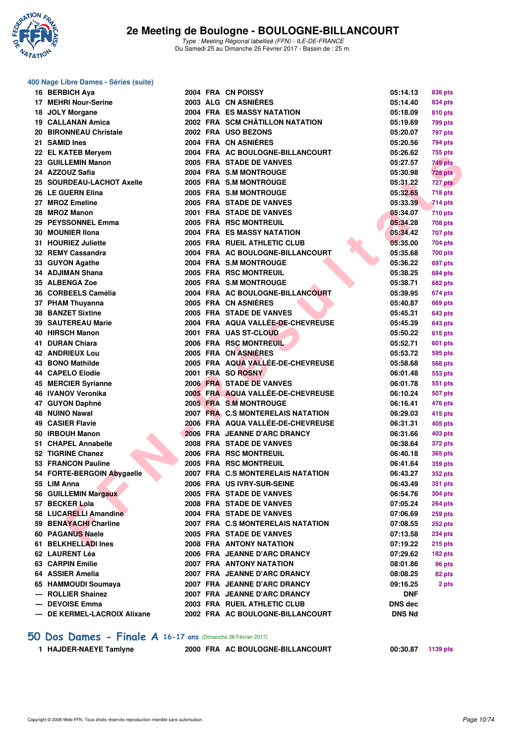# 2e Meeting de Boulogne - BOULOGNE-BILLANCOURT

*Type : Meeting Régional labellisé (FFN) - ILE-DE-FRANCE*
Du Samedi 25 au Dimanche 26 Février 2017 - Bassin de : 25 m.

## 400 Nage Libre Dames - Séries (suite)

| | | | | | | |
|---|---|---|---|---|---|---|
| 16 | BERBICH Aya | 2004 | FRA | CN POISSY | 05:14.13 | 836 pts |
| 17 | MEHRI Nour-Serine | 2003 | ALG | CN ASNIÈRES | 05:14.40 | 834 pts |
| 18 | JOLY Morgane | 2004 | FRA | ES MASSY NATATION | 05:18.09 | 810 pts |
| 19 | CALLANAN Amica | 2002 | FRA | SCM CHÂTILLON NATATION | 05:19.69 | 799 pts |
| 20 | BIRONNEAU Christale | 2002 | FRA | USO BEZONS | 05:20.07 | 797 pts |
| 21 | SAMID Ines | 2004 | FRA | CN ASNIÈRES | 05:20.56 | 794 pts |
| 22 | EL KATEB Meryem | 2004 | FRA | AC BOULOGNE-BILLANCOURT | 05:26.62 | 755 pts |
| 23 | GUILLEMIN Manon | 2005 | FRA | STADE DE VANVES | 05:27.57 | 749 pts |
| 24 | AZZOUZ Safia | 2004 | FRA | S.M MONTROUGE | 05:30.98 | 728 pts |
| 25 | SOURDEAU-LACHOT Axelle | 2005 | FRA | S.M MONTROUGE | 05:31.22 | 727 pts |
| 26 | LE GUERN Elina | 2005 | FRA | S.M MONTROUGE | 05:32.65 | 718 pts |
| 27 | MROZ Emeline | 2005 | FRA | STADE DE VANVES | 05:33.39 | 714 pts |
| 28 | MROZ Manon | 2001 | FRA | STADE DE VANVES | 05:34.07 | 710 pts |
| 29 | PEYSSONNEL Emma | 2005 | FRA | RSC MONTREUIL | 05:34.28 | 708 pts |
| 30 | MOUNIER Ilona | 2004 | FRA | ES MASSY NATATION | 05:34.42 | 707 pts |
| 31 | HOURIEZ Juliette | 2005 | FRA | RUEIL ATHLETIC CLUB | 05:35.00 | 704 pts |
| 32 | REMY Cassandra | 2004 | FRA | AC BOULOGNE-BILLANCOURT | 05:35.68 | 700 pts |
| 33 | GUYON Agathe | 2004 | FRA | S.M MONTROUGE | 05:36.22 | 697 pts |
| 34 | ADJIMAN Shana | 2005 | FRA | RSC MONTREUIL | 05:38.25 | 684 pts |
| 35 | ALBENGA Zoe | 2005 | FRA | S.M MONTROUGE | 05:38.71 | 682 pts |
| 36 | CORBEELS Camélia | 2004 | FRA | AC BOULOGNE-BILLANCOURT | 05:39.95 | 674 pts |
| 37 | PHAM Thuyanna | 2005 | FRA | CN ASNIÈRES | 05:40.87 | 669 pts |
| 38 | BANZET Sixtine | 2005 | FRA | STADE DE VANVES | 05:45.31 | 643 pts |
| 39 | SAUTEREAU Marie | 2004 | FRA | AQUA VALLÉE-DE-CHEVREUSE | 05:45.39 | 643 pts |
| 40 | HIRSCH Manon | 2001 | FRA | UAS ST-CLOUD | 05:50.22 | 615 pts |
| 41 | DURAN Chiara | 2006 | FRA | RSC MONTREUIL | 05:52.71 | 601 pts |
| 42 | ANDRIEUX Lou | 2005 | FRA | CN ASNIÈRES | 05:53.72 | 595 pts |
| 43 | BONO Mathilde | 2005 | FRA | AQUA VALLÉE-DE-CHEVREUSE | 05:58.68 | 568 pts |
| 44 | CAPELO Elodie | 2001 | FRA | SO ROSNY | 06:01.48 | 553 pts |
| 45 | MERCIER Syrianne | 2006 | FRA | STADE DE VANVES | 06:01.78 | 551 pts |
| 46 | IVANOV Veronika | 2005 | FRA | AQUA VALLÉE-DE-CHEVREUSE | 06:10.24 | 507 pts |
| 47 | GUYON Daphné | 2005 | FRA | S.M MONTROUGE | 06:16.41 | 476 pts |
| 48 | NUINO Nawal | 2007 | FRA | C.S MONTERELAIS NATATION | 06:29.03 | 415 pts |
| 49 | CASIER Flavie | 2006 | FRA | AQUA VALLÉE-DE-CHEVREUSE | 06:31.31 | 405 pts |
| 50 | IRBOUH Manon | 2006 | FRA | JEANNE D'ARC DRANCY | 06:31.66 | 403 pts |
| 51 | CHAPEL Annabelle | 2008 | FRA | STADE DE VANVES | 06:38.64 | 372 pts |
| 52 | TIGRINE Chanez | 2006 | FRA | RSC MONTREUIL | 06:40.18 | 365 pts |
| 53 | FRANCON Pauline | 2005 | FRA | RSC MONTREUIL | 06:41.64 | 359 pts |
| 54 | FORTE-BERGOIN Abygaelle | 2007 | FRA | C.S MONTERELAIS NATATION | 06:43.27 | 352 pts |
| 55 | LIM Anna | 2006 | FRA | US IVRY-SUR-SEINE | 06:43.49 | 351 pts |
| 56 | GUILLEMIN Margaux | 2005 | FRA | STADE DE VANVES | 06:54.76 | 304 pts |
| 57 | BECKER Lola | 2008 | FRA | STADE DE VANVES | 07:05.24 | 264 pts |
| 58 | LUCARELLI Amandine | 2004 | FRA | STADE DE VANVES | 07:06.69 | 259 pts |
| 59 | BENAYACHI Charline | 2007 | FRA | C.S MONTERELAIS NATATION | 07:08.55 | 252 pts |
| 60 | PAGANUS Naele | 2005 | FRA | STADE DE VANVES | 07:13.58 | 234 pts |
| 61 | BELKHELLADI Ines | 2008 | FRA | ANTONY NATATION | 07:19.22 | 215 pts |
| 62 | LAURENT Léa | 2006 | FRA | JEANNE D'ARC DRANCY | 07:29.62 | 182 pts |
| 63 | CARPIN Emilie | 2007 | FRA | ANTONY NATATION | 08:01.86 | 96 pts |
| 64 | ASSIER Amelia | 2007 | FRA | JEANNE D'ARC DRANCY | 08:08.25 | 82 pts |
| 65 | HAMMOUDI Soumaya | 2007 | FRA | JEANNE D'ARC DRANCY | 09:16.25 | 2 pts |
| --- | ROLLIER Shainez | 2007 | FRA | JEANNE D'ARC DRANCY | DNF | |
| --- | DEVOISE Emma | 2003 | FRA | RUEIL ATHLETIC CLUB | DNS dec | |
| --- | DE KERMEL-LACROIX Alixane | 2002 | FRA | AC BOULOGNE-BILLANCOURT | DNS Nd | |

## 50 Dos Dames - Finale A 16-17 ans (Dimanche 26 Février 2017)

| | | | | | | |
|---|---|---|---|---|---|---|
| 1 | HAJDER-NAEYE Tamlyne | 2000 | FRA | AC BOULOGNE-BILLANCOURT | 00:30.87 | 1139 pts |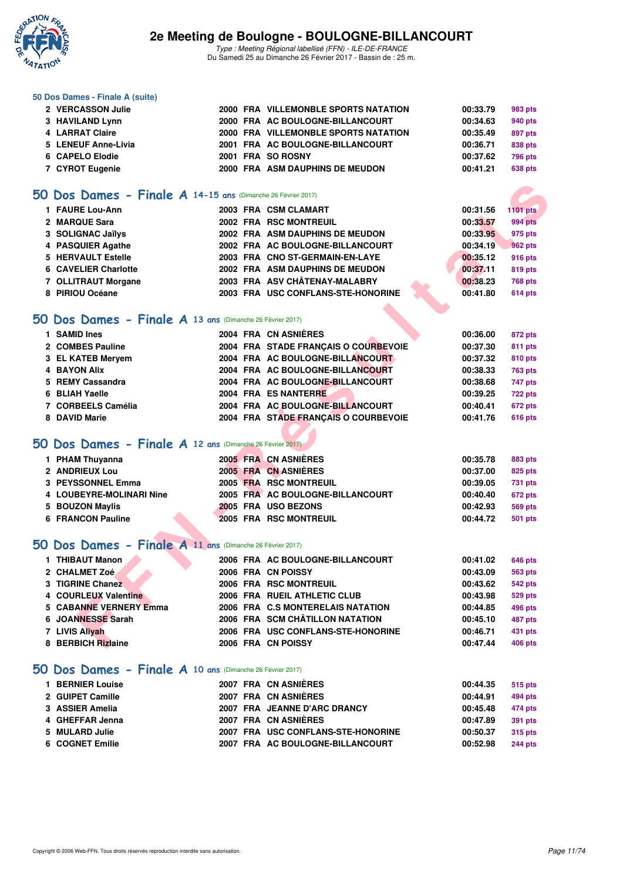### 50 Dos Dames - Finale A (suite)

| | | | | | | |
|---|---|---|---|---|---|---|
| 2 | VERCASSON Julie | 2000 | FRA | VILLEMONBLE SPORTS NATATION | 00:33.79 | 983 pts |
| 3 | HAVILAND Lynn | 2000 | FRA | AC BOULOGNE-BILLANCOURT | 00:34.63 | 940 pts |
| 4 | LARRAT Claire | 2000 | FRA | VILLEMONBLE SPORTS NATATION | 00:35.49 | 897 pts |
| 5 | LENEUF Anne-Livia | 2001 | FRA | AC BOULOGNE-BILLANCOURT | 00:36.71 | 838 pts |
| 6 | CAPELO Elodie | 2001 | FRA | SO ROSNY | 00:37.62 | 796 pts |
| 7 | CYROT Eugenie | 2000 | FRA | ASM DAUPHINS DE MEUDON | 00:41.21 | 638 pts |

## 50 Dos Dames - Finale A 14-15 ans (Dimanche 26 Février 2017)

| | | | | | | |
|---|---|---|---|---|---|---|
| 1 | FAURE Lou-Ann | 2003 | FRA | CSM CLAMART | 00:31.56 | 1101 pts |
| 2 | MARQUE Sara | 2002 | FRA | RSC MONTREUIL | 00:33.57 | 994 pts |
| 3 | SOLIGNAC Jaïlys | 2002 | FRA | ASM DAUPHINS DE MEUDON | 00:33.95 | 975 pts |
| 4 | PASQUIER Agathe | 2002 | FRA | AC BOULOGNE-BILLANCOURT | 00:34.19 | 962 pts |
| 5 | HERVAULT Estelle | 2003 | FRA | CNO ST-GERMAIN-EN-LAYE | 00:35.12 | 916 pts |
| 6 | CAVELIER Charlotte | 2002 | FRA | ASM DAUPHINS DE MEUDON | 00:37.11 | 819 pts |
| 7 | OLLITRAUT Morgane | 2003 | FRA | ASV CHÂTENAY-MALABRY | 00:38.23 | 768 pts |
| 8 | PIRIOU Océane | 2003 | FRA | USC CONFLANS-STE-HONORINE | 00:41.80 | 614 pts |

## 50 Dos Dames - Finale A 13 ans (Dimanche 26 Février 2017)

| | | | | | | |
|---|---|---|---|---|---|---|
| 1 | SAMID Ines | 2004 | FRA | CN ASNIÈRES | 00:36.00 | 872 pts |
| 2 | COMBES Pauline | 2004 | FRA | STADE FRANÇAIS O COURBEVOIE | 00:37.30 | 811 pts |
| 3 | EL KATEB Meryem | 2004 | FRA | AC BOULOGNE-BILLANCOURT | 00:37.32 | 810 pts |
| 4 | BAYON Alix | 2004 | FRA | AC BOULOGNE-BILLANCOURT | 00:38.33 | 763 pts |
| 5 | REMY Cassandra | 2004 | FRA | AC BOULOGNE-BILLANCOURT | 00:38.68 | 747 pts |
| 6 | BLIAH Yaelle | 2004 | FRA | ES NANTERRE | 00:39.25 | 722 pts |
| 7 | CORBEELS Camélia | 2004 | FRA | AC BOULOGNE-BILLANCOURT | 00:40.41 | 672 pts |
| 8 | DAVID Marie | 2004 | FRA | STADE FRANÇAIS O COURBEVOIE | 00:41.76 | 616 pts |

## 50 Dos Dames - Finale A 12 ans (Dimanche 26 Février 2017)

| | | | | | | |
|---|---|---|---|---|---|---|
| 1 | PHAM Thuyanna | 2005 | FRA | CN ASNIÈRES | 00:35.78 | 883 pts |
| 2 | ANDRIEUX Lou | 2005 | FRA | CN ASNIÈRES | 00:37.00 | 825 pts |
| 3 | PEYSSONNEL Emma | 2005 | FRA | RSC MONTREUIL | 00:39.05 | 731 pts |
| 4 | LOUBEYRE-MOLINARI Nine | 2005 | FRA | AC BOULOGNE-BILLANCOURT | 00:40.40 | 672 pts |
| 5 | BOUZON Maylis | 2005 | FRA | USO BEZONS | 00:42.93 | 569 pts |
| 6 | FRANCON Pauline | 2005 | FRA | RSC MONTREUIL | 00:44.72 | 501 pts |

## 50 Dos Dames - Finale A 11 ans (Dimanche 26 Février 2017)

| | | | | | | |
|---|---|---|---|---|---|---|
| 1 | THIBAUT Manon | 2006 | FRA | AC BOULOGNE-BILLANCOURT | 00:41.02 | 646 pts |
| 2 | CHALMET Zoé | 2006 | FRA | CN POISSY | 00:43.09 | 563 pts |
| 3 | TIGRINE Chanez | 2006 | FRA | RSC MONTREUIL | 00:43.62 | 542 pts |
| 4 | COURLEUX Valentine | 2006 | FRA | RUEIL ATHLETIC CLUB | 00:43.98 | 529 pts |
| 5 | CABANNE VERNERY Emma | 2006 | FRA | C.S MONTERELAIS NATATION | 00:44.85 | 496 pts |
| 6 | JOANNESSE Sarah | 2006 | FRA | SCM CHÂTILLON NATATION | 00:45.10 | 487 pts |
| 7 | LIVIS Aliyah | 2006 | FRA | USC CONFLANS-STE-HONORINE | 00:46.71 | 431 pts |
| 8 | BERBICH Rizlaine | 2006 | FRA | CN POISSY | 00:47.44 | 406 pts |

## 50 Dos Dames - Finale A 10 ans (Dimanche 26 Février 2017)

| | | | | | | |
|---|---|---|---|---|---|---|
| 1 | BERNIER Louise | 2007 | FRA | CN ASNIÈRES | 00:44.35 | 515 pts |
| 2 | GUIPET Camille | 2007 | FRA | CN ASNIÈRES | 00:44.91 | 494 pts |
| 3 | ASSIER Amelia | 2007 | FRA | JEANNE D'ARC DRANCY | 00:45.48 | 474 pts |
| 4 | GHEFFAR Jenna | 2007 | FRA | CN ASNIÈRES | 00:47.89 | 391 pts |
| 5 | MULARD Julie | 2007 | FRA | USC CONFLANS-STE-HONORINE | 00:50.37 | 315 pts |
| 6 | COGNET Emilie | 2007 | FRA | AC BOULOGNE-BILLANCOURT | 00:52.98 | 244 pts |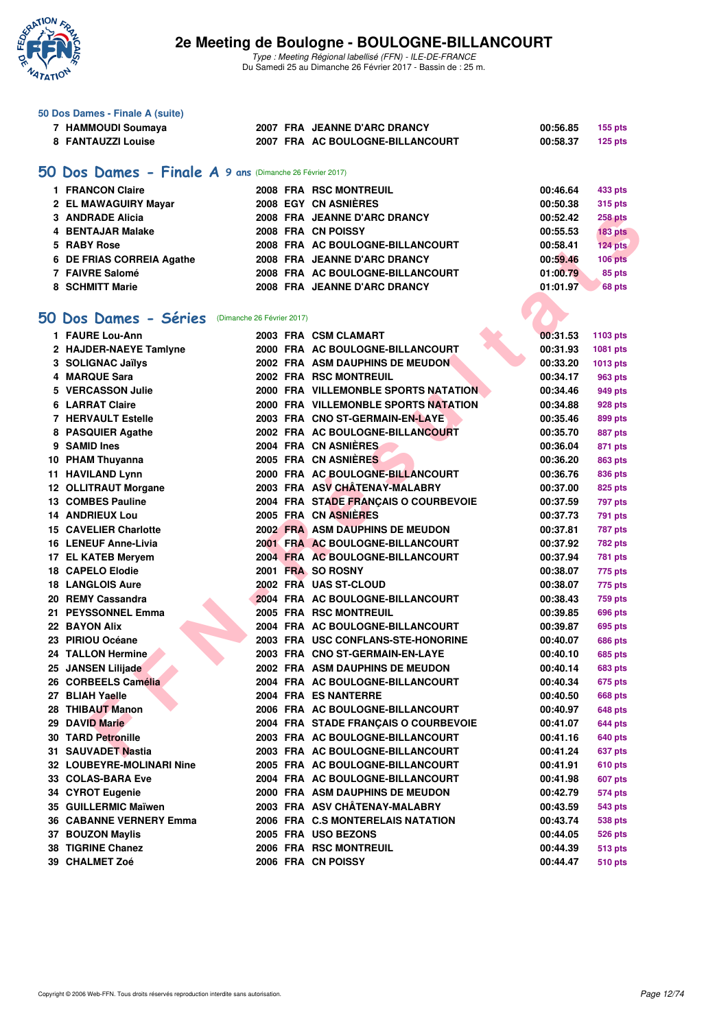# 2e Meeting de Boulogne - BOULOGNE-BILLANCOURT

*Type : Meeting Régional labellisé (FFN) - ILE-DE-FRANCE*
Du Samedi 25 au Dimanche 26 Février 2017 - Bassin de : 25 m.

### 50 Dos Dames - Finale A (suite)

| | | | | | | |
|---|---|---|---|---|---|---|
| 7 | HAMMOUDI Soumaya | 2007 | FRA | JEANNE D'ARC DRANCY | 00:56.85 | 155 pts |
| 8 | FANTAUZZI Louise | 2007 | FRA | AC BOULOGNE-BILLANCOURT | 00:58.37 | 125 pts |

## 50 Dos Dames - Finale A 9 ans (Dimanche 26 Février 2017)

| | | | | | | |
|---|---|---|---|---|---|---|
| 1 | FRANCON Claire | 2008 | FRA | RSC MONTREUIL | 00:46.64 | 433 pts |
| 2 | EL MAWAGUIRY Mayar | 2008 | EGY | CN ASNIÈRES | 00:50.38 | 315 pts |
| 3 | ANDRADE Alicia | 2008 | FRA | JEANNE D'ARC DRANCY | 00:52.42 | 258 pts |
| 4 | BENTAJAR Malake | 2008 | FRA | CN POISSY | 00:55.53 | 183 pts |
| 5 | RABY Rose | 2008 | FRA | AC BOULOGNE-BILLANCOURT | 00:58.41 | 124 pts |
| 6 | DE FRIAS CORREIA Agathe | 2008 | FRA | JEANNE D'ARC DRANCY | 00:59.46 | 106 pts |
| 7 | FAIVRE Salomé | 2008 | FRA | AC BOULOGNE-BILLANCOURT | 01:00.79 | 85 pts |
| 8 | SCHMITT Marie | 2008 | FRA | JEANNE D'ARC DRANCY | 01:01.97 | 68 pts |

## 50 Dos Dames - Séries (Dimanche 26 Février 2017)

| | | | | | | |
|---|---|---|---|---|---|---|
| 1 | FAURE Lou-Ann | 2003 | FRA | CSM CLAMART | 00:31.53 | 1103 pts |
| 2 | HAJDER-NAEYE Tamlyne | 2000 | FRA | AC BOULOGNE-BILLANCOURT | 00:31.93 | 1081 pts |
| 3 | SOLIGNAC Jaïlys | 2002 | FRA | ASM DAUPHINS DE MEUDON | 00:33.20 | 1013 pts |
| 4 | MARQUE Sara | 2002 | FRA | RSC MONTREUIL | 00:34.17 | 963 pts |
| 5 | VERCASSON Julie | 2000 | FRA | VILLEMONBLE SPORTS NATATION | 00:34.46 | 949 pts |
| 6 | LARRAT Claire | 2000 | FRA | VILLEMONBLE SPORTS NATATION | 00:34.88 | 928 pts |
| 7 | HERVAULT Estelle | 2003 | FRA | CNO ST-GERMAIN-EN-LAYE | 00:35.46 | 899 pts |
| 8 | PASQUIER Agathe | 2002 | FRA | AC BOULOGNE-BILLANCOURT | 00:35.70 | 887 pts |
| 9 | SAMID Ines | 2004 | FRA | CN ASNIÈRES | 00:36.04 | 871 pts |
| 10 | PHAM Thuyanna | 2005 | FRA | CN ASNIÈRES | 00:36.20 | 863 pts |
| 11 | HAVILAND Lynn | 2000 | FRA | AC BOULOGNE-BILLANCOURT | 00:36.76 | 836 pts |
| 12 | OLLITRAUT Morgane | 2003 | FRA | ASV CHÂTENAY-MALABRY | 00:37.00 | 825 pts |
| 13 | COMBES Pauline | 2004 | FRA | STADE FRANÇAIS O COURBEVOIE | 00:37.59 | 797 pts |
| 14 | ANDRIEUX Lou | 2005 | FRA | CN ASNIÈRES | 00:37.73 | 791 pts |
| 15 | CAVELIER Charlotte | 2002 | FRA | ASM DAUPHINS DE MEUDON | 00:37.81 | 787 pts |
| 16 | LENEUF Anne-Livia | 2001 | FRA | AC BOULOGNE-BILLANCOURT | 00:37.92 | 782 pts |
| 17 | EL KATEB Meryem | 2004 | FRA | AC BOULOGNE-BILLANCOURT | 00:37.94 | 781 pts |
| 18 | CAPELO Elodie | 2001 | FRA | SO ROSNY | 00:38.07 | 775 pts |
| 18 | LANGLOIS Aure | 2002 | FRA | UAS ST-CLOUD | 00:38.07 | 775 pts |
| 20 | REMY Cassandra | 2004 | FRA | AC BOULOGNE-BILLANCOURT | 00:38.43 | 759 pts |
| 21 | PEYSSONNEL Emma | 2005 | FRA | RSC MONTREUIL | 00:39.85 | 696 pts |
| 22 | BAYON Alix | 2004 | FRA | AC BOULOGNE-BILLANCOURT | 00:39.87 | 695 pts |
| 23 | PIRIOU Océane | 2003 | FRA | USC CONFLANS-STE-HONORINE | 00:40.07 | 686 pts |
| 24 | TALLON Hermine | 2003 | FRA | CNO ST-GERMAIN-EN-LAYE | 00:40.10 | 685 pts |
| 25 | JANSEN Lilijade | 2002 | FRA | ASM DAUPHINS DE MEUDON | 00:40.14 | 683 pts |
| 26 | CORBEELS Camélia | 2004 | FRA | AC BOULOGNE-BILLANCOURT | 00:40.34 | 675 pts |
| 27 | BLIAH Yaelle | 2004 | FRA | ES NANTERRE | 00:40.50 | 668 pts |
| 28 | THIBAUT Manon | 2006 | FRA | AC BOULOGNE-BILLANCOURT | 00:40.97 | 648 pts |
| 29 | DAVID Marie | 2004 | FRA | STADE FRANÇAIS O COURBEVOIE | 00:41.07 | 644 pts |
| 30 | TARD Petronille | 2003 | FRA | AC BOULOGNE-BILLANCOURT | 00:41.16 | 640 pts |
| 31 | SAUVADET Nastia | 2003 | FRA | AC BOULOGNE-BILLANCOURT | 00:41.24 | 637 pts |
| 32 | LOUBEYRE-MOLINARI Nine | 2005 | FRA | AC BOULOGNE-BILLANCOURT | 00:41.91 | 610 pts |
| 33 | COLAS-BARA Eve | 2004 | FRA | AC BOULOGNE-BILLANCOURT | 00:41.98 | 607 pts |
| 34 | CYROT Eugenie | 2000 | FRA | ASM DAUPHINS DE MEUDON | 00:42.79 | 574 pts |
| 35 | GUILLERMIC Maïwen | 2003 | FRA | ASV CHÂTENAY-MALABRY | 00:43.59 | 543 pts |
| 36 | CABANNE VERNERY Emma | 2006 | FRA | C.S MONTERELAIS NATATION | 00:43.74 | 538 pts |
| 37 | BOUZON Maylis | 2005 | FRA | USO BEZONS | 00:44.05 | 526 pts |
| 38 | TIGRINE Chanez | 2006 | FRA | RSC MONTREUIL | 00:44.39 | 513 pts |
| 39 | CHALMET Zoé | 2006 | FRA | CN POISSY | 00:44.47 | 510 pts |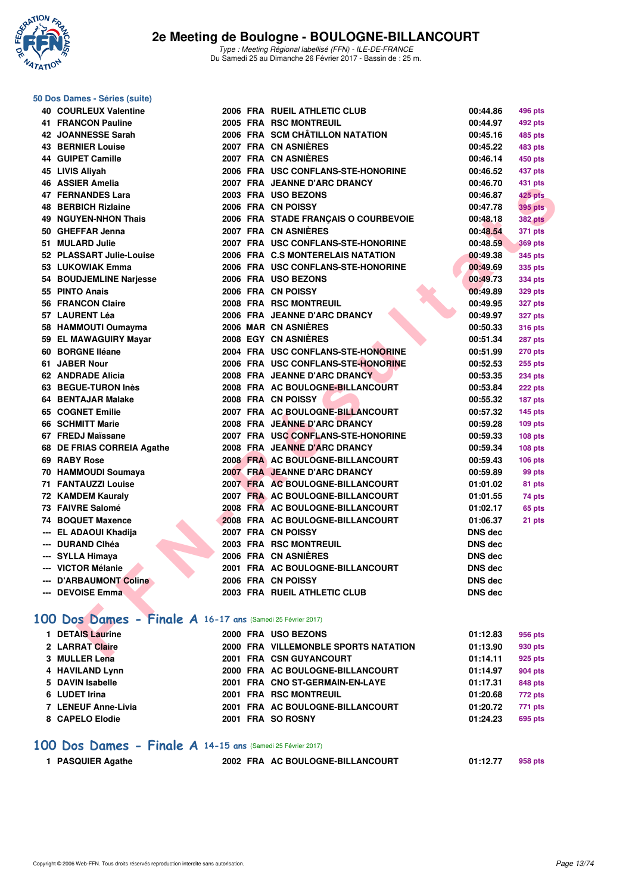## 50 Dos Dames - Séries (suite)

| | | | | | | |
|---|---|---|---|---|---|---|
| 40 | COURLEUX Valentine | 2006 | FRA | RUEIL ATHLETIC CLUB | 00:44.86 | 496 pts |
| 41 | FRANCON Pauline | 2005 | FRA | RSC MONTREUIL | 00:44.97 | 492 pts |
| 42 | JOANNESSE Sarah | 2006 | FRA | SCM CHÂTILLON NATATION | 00:45.16 | 485 pts |
| 43 | BERNIER Louise | 2007 | FRA | CN ASNIÈRES | 00:45.22 | 483 pts |
| 44 | GUIPET Camille | 2007 | FRA | CN ASNIÈRES | 00:46.14 | 450 pts |
| 45 | LIVIS Aliyah | 2006 | FRA | USC CONFLANS-STE-HONORINE | 00:46.52 | 437 pts |
| 46 | ASSIER Amelia | 2007 | FRA | JEANNE D'ARC DRANCY | 00:46.70 | 431 pts |
| 47 | FERNANDES Lara | 2003 | FRA | USO BEZONS | 00:46.87 | 425 pts |
| 48 | BERBICH Rizlaine | 2006 | FRA | CN POISSY | 00:47.78 | 395 pts |
| 49 | NGUYEN-NHON Thais | 2006 | FRA | STADE FRANÇAIS O COURBEVOIE | 00:48.18 | 382 pts |
| 50 | GHEFFAR Jenna | 2007 | FRA | CN ASNIÈRES | 00:48.54 | 371 pts |
| 51 | MULARD Julie | 2007 | FRA | USC CONFLANS-STE-HONORINE | 00:48.59 | 369 pts |
| 52 | PLASSART Julie-Louise | 2006 | FRA | C.S MONTERELAIS NATATION | 00:49.38 | 345 pts |
| 53 | LUKOWIAK Emma | 2006 | FRA | USC CONFLANS-STE-HONORINE | 00:49.69 | 335 pts |
| 54 | BOUDJEMLINE Narjesse | 2006 | FRA | USO BEZONS | 00:49.73 | 334 pts |
| 55 | PINTO Anais | 2006 | FRA | CN POISSY | 00:49.89 | 329 pts |
| 56 | FRANCON Claire | 2008 | FRA | RSC MONTREUIL | 00:49.95 | 327 pts |
| 57 | LAURENT Léa | 2006 | FRA | JEANNE D'ARC DRANCY | 00:49.97 | 327 pts |
| 58 | HAMMOUTI Oumayma | 2006 | MAR | CN ASNIÈRES | 00:50.33 | 316 pts |
| 59 | EL MAWAGUIRY Mayar | 2008 | EGY | CN ASNIÈRES | 00:51.34 | 287 pts |
| 60 | BORGNE Iléane | 2004 | FRA | USC CONFLANS-STE-HONORINE | 00:51.99 | 270 pts |
| 61 | JABER Nour | 2006 | FRA | USC CONFLANS-STE-HONORINE | 00:52.53 | 255 pts |
| 62 | ANDRADE Alicia | 2008 | FRA | JEANNE D'ARC DRANCY | 00:53.35 | 234 pts |
| 63 | BEGUE-TURON Inès | 2008 | FRA | AC BOULOGNE-BILLANCOURT | 00:53.84 | 222 pts |
| 64 | BENTAJAR Malake | 2008 | FRA | CN POISSY | 00:55.32 | 187 pts |
| 65 | COGNET Emilie | 2007 | FRA | AC BOULOGNE-BILLANCOURT | 00:57.32 | 145 pts |
| 66 | SCHMITT Marie | 2008 | FRA | JEANNE D'ARC DRANCY | 00:59.28 | 109 pts |
| 67 | FREDJ Maïssane | 2007 | FRA | USC CONFLANS-STE-HONORINE | 00:59.33 | 108 pts |
| 68 | DE FRIAS CORREIA Agathe | 2008 | FRA | JEANNE D'ARC DRANCY | 00:59.34 | 108 pts |
| 69 | RABY Rose | 2008 | FRA | AC BOULOGNE-BILLANCOURT | 00:59.43 | 106 pts |
| 70 | HAMMOUDI Soumaya | 2007 | FRA | JEANNE D'ARC DRANCY | 00:59.89 | 99 pts |
| 71 | FANTAUZZI Louise | 2007 | FRA | AC BOULOGNE-BILLANCOURT | 01:01.02 | 81 pts |
| 72 | KAMDEM Kauraly | 2007 | FRA | AC BOULOGNE-BILLANCOURT | 01:01.55 | 74 pts |
| 73 | FAIVRE Salomé | 2008 | FRA | AC BOULOGNE-BILLANCOURT | 01:02.17 | 65 pts |
| 74 | BOQUET Maxence | 2008 | FRA | AC BOULOGNE-BILLANCOURT | 01:06.37 | 21 pts |
| --- | EL ADAOUI Khadija | 2007 | FRA | CN POISSY | DNS dec | |
| --- | DURAND Clhéa | 2003 | FRA | RSC MONTREUIL | DNS dec | |
| --- | SYLLA Himaya | 2006 | FRA | CN ASNIÈRES | DNS dec | |
| --- | VICTOR Mélanie | 2001 | FRA | AC BOULOGNE-BILLANCOURT | DNS dec | |
| --- | D'ARBAUMONT Coline | 2006 | FRA | CN POISSY | DNS dec | |
| --- | DEVOISE Emma | 2003 | FRA | RUEIL ATHLETIC CLUB | DNS dec | |

## 100 Dos Dames - Finale A 16-17 ans (Samedi 25 Février 2017)

| | | | | | | |
|---|---|---|---|---|---|---|
| 1 | DETAIS Laurine | 2000 | FRA | USO BEZONS | 01:12.83 | 956 pts |
| 2 | LARRAT Claire | 2000 | FRA | VILLEMONBLE SPORTS NATATION | 01:13.90 | 930 pts |
| 3 | MULLER Lena | 2001 | FRA | CSN GUYANCOURT | 01:14.11 | 925 pts |
| 4 | HAVILAND Lynn | 2000 | FRA | AC BOULOGNE-BILLANCOURT | 01:14.97 | 904 pts |
| 5 | DAVIN Isabelle | 2001 | FRA | CNO ST-GERMAIN-EN-LAYE | 01:17.31 | 848 pts |
| 6 | LUDET Irina | 2001 | FRA | RSC MONTREUIL | 01:20.68 | 772 pts |
| 7 | LENEUF Anne-Livia | 2001 | FRA | AC BOULOGNE-BILLANCOURT | 01:20.72 | 771 pts |
| 8 | CAPELO Elodie | 2001 | FRA | SO ROSNY | 01:24.23 | 695 pts |

## 100 Dos Dames - Finale A 14-15 ans (Samedi 25 Février 2017)

| | | | | | | |
|---|---|---|---|---|---|---|
| 1 | PASQUIER Agathe | 2002 | FRA | AC BOULOGNE-BILLANCOURT | 01:12.77 | 958 pts |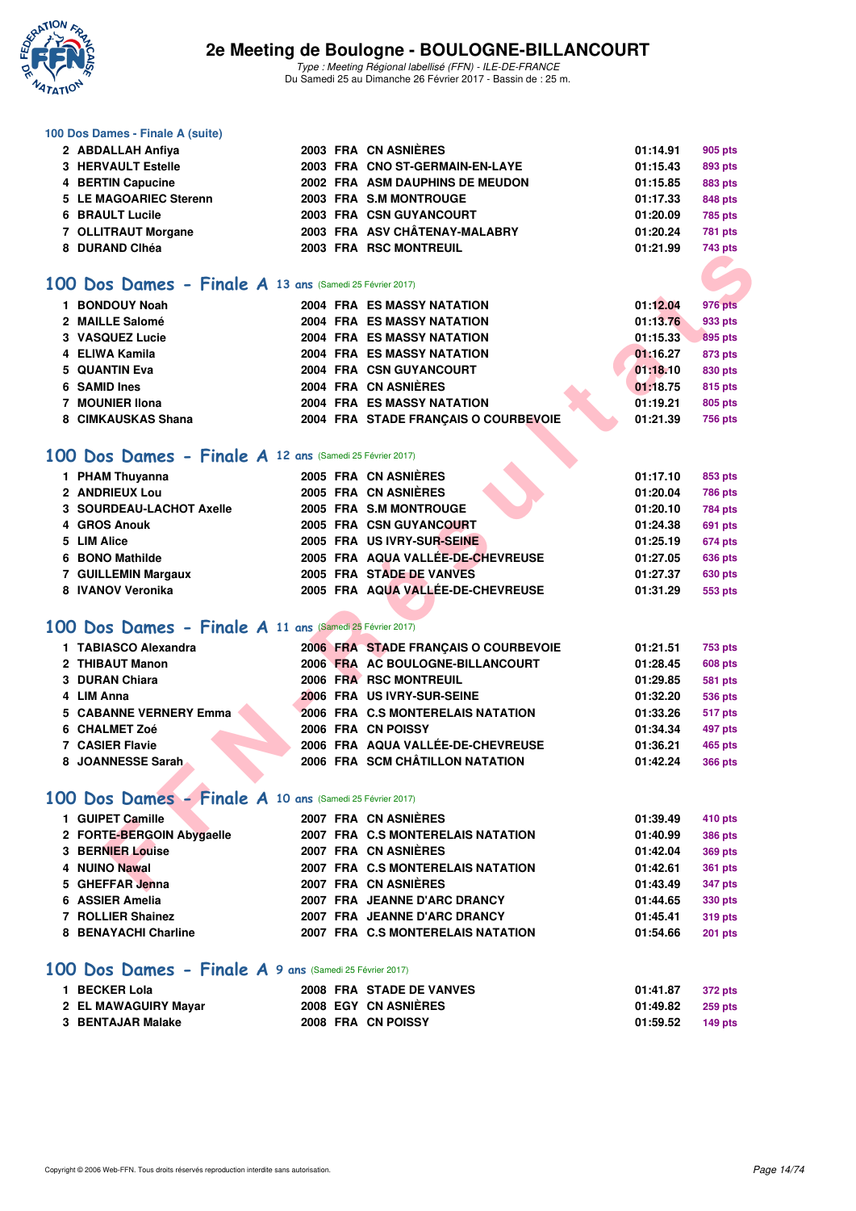### 100 Dos Dames - Finale A (suite)

| | | | | | | |
|---|---|---|---|---|---|---|
| 2 | ABDALLAH Anfiya | 2003 | FRA | CN ASNIÈRES | 01:14.91 | 905 pts |
| 3 | HERVAULT Estelle | 2003 | FRA | CNO ST-GERMAIN-EN-LAYE | 01:15.43 | 893 pts |
| 4 | BERTIN Capucine | 2002 | FRA | ASM DAUPHINS DE MEUDON | 01:15.85 | 883 pts |
| 5 | LE MAGOARIEC Sterenn | 2003 | FRA | S.M MONTROUGE | 01:17.33 | 848 pts |
| 6 | BRAULT Lucile | 2003 | FRA | CSN GUYANCOURT | 01:20.09 | 785 pts |
| 7 | OLLITRAUT Morgane | 2003 | FRA | ASV CHÂTENAY-MALABRY | 01:20.24 | 781 pts |
| 8 | DURAND Clhéa | 2003 | FRA | RSC MONTREUIL | 01:21.99 | 743 pts |

## 100 Dos Dames - Finale A 13 ans (Samedi 25 Février 2017)

| | | | | | | |
|---|---|---|---|---|---|---|
| 1 | BONDOUY Noah | 2004 | FRA | ES MASSY NATATION | 01:12.04 | 976 pts |
| 2 | MAILLE Salomé | 2004 | FRA | ES MASSY NATATION | 01:13.76 | 933 pts |
| 3 | VASQUEZ Lucie | 2004 | FRA | ES MASSY NATATION | 01:15.33 | 895 pts |
| 4 | ELIWA Kamila | 2004 | FRA | ES MASSY NATATION | 01:16.27 | 873 pts |
| 5 | QUANTIN Eva | 2004 | FRA | CSN GUYANCOURT | 01:18.10 | 830 pts |
| 6 | SAMID Ines | 2004 | FRA | CN ASNIÈRES | 01:18.75 | 815 pts |
| 7 | MOUNIER Ilona | 2004 | FRA | ES MASSY NATATION | 01:19.21 | 805 pts |
| 8 | CIMKAUSKAS Shana | 2004 | FRA | STADE FRANÇAIS O COURBEVOIE | 01:21.39 | 756 pts |

## 100 Dos Dames - Finale A 12 ans (Samedi 25 Février 2017)

| | | | | | | |
|---|---|---|---|---|---|---|
| 1 | PHAM Thuyanna | 2005 | FRA | CN ASNIÈRES | 01:17.10 | 853 pts |
| 2 | ANDRIEUX Lou | 2005 | FRA | CN ASNIÈRES | 01:20.04 | 786 pts |
| 3 | SOURDEAU-LACHOT Axelle | 2005 | FRA | S.M MONTROUGE | 01:20.10 | 784 pts |
| 4 | GROS Anouk | 2005 | FRA | CSN GUYANCOURT | 01:24.38 | 691 pts |
| 5 | LIM Alice | 2005 | FRA | US IVRY-SUR-SEINE | 01:25.19 | 674 pts |
| 6 | BONO Mathilde | 2005 | FRA | AQUA VALLÉE-DE-CHEVREUSE | 01:27.05 | 636 pts |
| 7 | GUILLEMIN Margaux | 2005 | FRA | STADE DE VANVES | 01:27.37 | 630 pts |
| 8 | IVANOV Veronika | 2005 | FRA | AQUA VALLÉE-DE-CHEVREUSE | 01:31.29 | 553 pts |

## 100 Dos Dames - Finale A 11 ans (Samedi 25 Février 2017)

| | | | | | | |
|---|---|---|---|---|---|---|
| 1 | TABIASCO Alexandra | 2006 | FRA | STADE FRANÇAIS O COURBEVOIE | 01:21.51 | 753 pts |
| 2 | THIBAUT Manon | 2006 | FRA | AC BOULOGNE-BILLANCOURT | 01:28.45 | 608 pts |
| 3 | DURAN Chiara | 2006 | FRA | RSC MONTREUIL | 01:29.85 | 581 pts |
| 4 | LIM Anna | 2006 | FRA | US IVRY-SUR-SEINE | 01:32.20 | 536 pts |
| 5 | CABANNE VERNERY Emma | 2006 | FRA | C.S MONTERELAIS NATATION | 01:33.26 | 517 pts |
| 6 | CHALMET Zoé | 2006 | FRA | CN POISSY | 01:34.34 | 497 pts |
| 7 | CASIER Flavie | 2006 | FRA | AQUA VALLÉE-DE-CHEVREUSE | 01:36.21 | 465 pts |
| 8 | JOANNESSE Sarah | 2006 | FRA | SCM CHÂTILLON NATATION | 01:42.24 | 366 pts |

## 100 Dos Dames - Finale A 10 ans (Samedi 25 Février 2017)

| | | | | | | |
|---|---|---|---|---|---|---|
| 1 | GUIPET Camille | 2007 | FRA | CN ASNIÈRES | 01:39.49 | 410 pts |
| 2 | FORTE-BERGOIN Abygaelle | 2007 | FRA | C.S MONTERELAIS NATATION | 01:40.99 | 386 pts |
| 3 | BERNIER Louise | 2007 | FRA | CN ASNIÈRES | 01:42.04 | 369 pts |
| 4 | NUINO Nawal | 2007 | FRA | C.S MONTERELAIS NATATION | 01:42.61 | 361 pts |
| 5 | GHEFFAR Jenna | 2007 | FRA | CN ASNIÈRES | 01:43.49 | 347 pts |
| 6 | ASSIER Amelia | 2007 | FRA | JEANNE D'ARC DRANCY | 01:44.65 | 330 pts |
| 7 | ROLLIER Shainez | 2007 | FRA | JEANNE D'ARC DRANCY | 01:45.41 | 319 pts |
| 8 | BENAYACHI Charline | 2007 | FRA | C.S MONTERELAIS NATATION | 01:54.66 | 201 pts |

## 100 Dos Dames - Finale A 9 ans (Samedi 25 Février 2017)

| | | | | | | |
|---|---|---|---|---|---|---|
| 1 | BECKER Lola | 2008 | FRA | STADE DE VANVES | 01:41.87 | 372 pts |
| 2 | EL MAWAGUIRY Mayar | 2008 | EGY | CN ASNIÈRES | 01:49.82 | 259 pts |
| 3 | BENTAJAR Malake | 2008 | FRA | CN POISSY | 01:59.52 | 149 pts |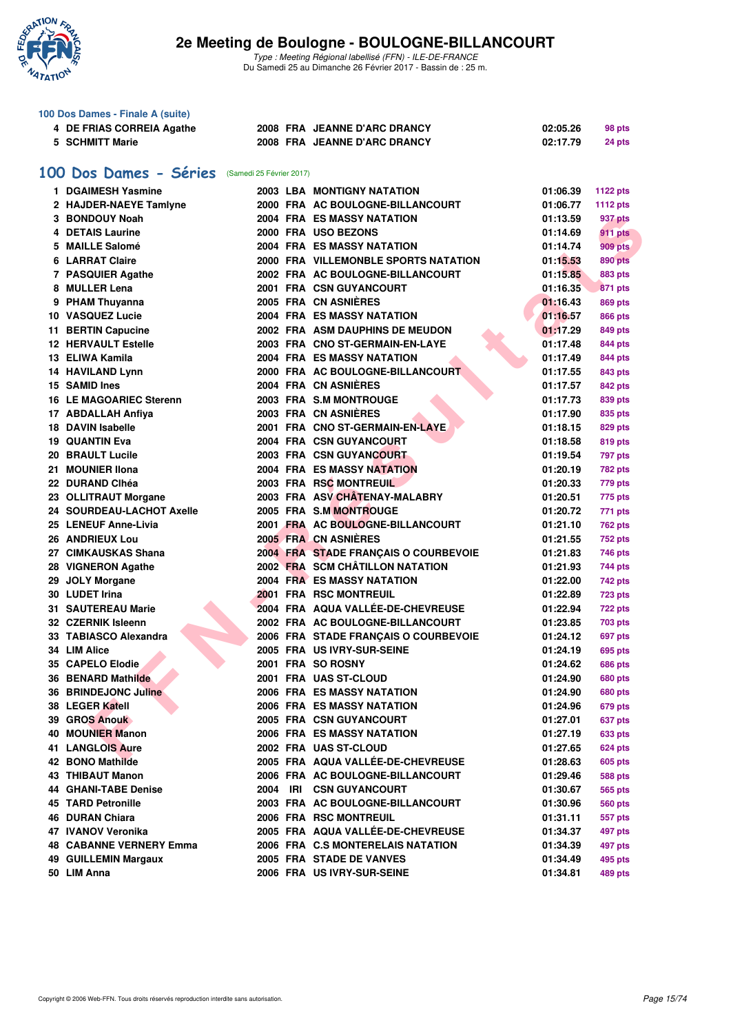### 100 Dos Dames - Finale A (suite)

| | | | | | | |
|---|---|---|---|---|---|---|
| 4 | DE FRIAS CORREIA Agathe | 2008 | FRA | JEANNE D'ARC DRANCY | 02:05.26 | 98 pts |
| 5 | SCHMITT Marie | 2008 | FRA | JEANNE D'ARC DRANCY | 02:17.79 | 24 pts |

## 100 Dos Dames - Séries (Samedi 25 Février 2017)

| | | | | | | |
|---|---|---|---|---|---|---|
| 1 | DGAIMESH Yasmine | 2003 | LBA | MONTIGNY NATATION | 01:06.39 | 1122 pts |
| 2 | HAJDER-NAEYE Tamlyne | 2000 | FRA | AC BOULOGNE-BILLANCOURT | 01:06.77 | 1112 pts |
| 3 | BONDOUY Noah | 2004 | FRA | ES MASSY NATATION | 01:13.59 | 937 pts |
| 4 | DETAIS Laurine | 2000 | FRA | USO BEZONS | 01:14.69 | 911 pts |
| 5 | MAILLE Salomé | 2004 | FRA | ES MASSY NATATION | 01:14.74 | 909 pts |
| 6 | LARRAT Claire | 2000 | FRA | VILLEMONBLE SPORTS NATATION | 01:15.53 | 890 pts |
| 7 | PASQUIER Agathe | 2002 | FRA | AC BOULOGNE-BILLANCOURT | 01:15.85 | 883 pts |
| 8 | MULLER Lena | 2001 | FRA | CSN GUYANCOURT | 01:16.35 | 871 pts |
| 9 | PHAM Thuyanna | 2005 | FRA | CN ASNIÈRES | 01:16.43 | 869 pts |
| 10 | VASQUEZ Lucie | 2004 | FRA | ES MASSY NATATION | 01:16.57 | 866 pts |
| 11 | BERTIN Capucine | 2002 | FRA | ASM DAUPHINS DE MEUDON | 01:17.29 | 849 pts |
| 12 | HERVAULT Estelle | 2003 | FRA | CNO ST-GERMAIN-EN-LAYE | 01:17.48 | 844 pts |
| 13 | ELIWA Kamila | 2004 | FRA | ES MASSY NATATION | 01:17.49 | 844 pts |
| 14 | HAVILAND Lynn | 2000 | FRA | AC BOULOGNE-BILLANCOURT | 01:17.55 | 843 pts |
| 15 | SAMID Ines | 2004 | FRA | CN ASNIÈRES | 01:17.57 | 842 pts |
| 16 | LE MAGOARIEC Sterenn | 2003 | FRA | S.M MONTROUGE | 01:17.73 | 839 pts |
| 17 | ABDALLAH Anfiya | 2003 | FRA | CN ASNIÈRES | 01:17.90 | 835 pts |
| 18 | DAVIN Isabelle | 2001 | FRA | CNO ST-GERMAIN-EN-LAYE | 01:18.15 | 829 pts |
| 19 | QUANTIN Eva | 2004 | FRA | CSN GUYANCOURT | 01:18.58 | 819 pts |
| 20 | BRAULT Lucile | 2003 | FRA | CSN GUYANCOURT | 01:19.54 | 797 pts |
| 21 | MOUNIER Ilona | 2004 | FRA | ES MASSY NATATION | 01:20.19 | 782 pts |
| 22 | DURAND Clhéa | 2003 | FRA | RSC MONTREUIL | 01:20.33 | 779 pts |
| 23 | OLLITRAUT Morgane | 2003 | FRA | ASV CHÂTENAY-MALABRY | 01:20.51 | 775 pts |
| 24 | SOURDEAU-LACHOT Axelle | 2005 | FRA | S.M MONTROUGE | 01:20.72 | 771 pts |
| 25 | LENEUF Anne-Livia | 2001 | FRA | AC BOULOGNE-BILLANCOURT | 01:21.10 | 762 pts |
| 26 | ANDRIEUX Lou | 2005 | FRA | CN ASNIÈRES | 01:21.55 | 752 pts |
| 27 | CIMKAUSKAS Shana | 2004 | FRA | STADE FRANÇAIS O COURBEVOIE | 01:21.83 | 746 pts |
| 28 | VIGNERON Agathe | 2002 | FRA | SCM CHÂTILLON NATATION | 01:21.93 | 744 pts |
| 29 | JOLY Morgane | 2004 | FRA | ES MASSY NATATION | 01:22.00 | 742 pts |
| 30 | LUDET Irina | 2001 | FRA | RSC MONTREUIL | 01:22.89 | 723 pts |
| 31 | SAUTEREAU Marie | 2004 | FRA | AQUA VALLÉE-DE-CHEVREUSE | 01:22.94 | 722 pts |
| 32 | CZERNIK Isleenn | 2002 | FRA | AC BOULOGNE-BILLANCOURT | 01:23.85 | 703 pts |
| 33 | TABIASCO Alexandra | 2006 | FRA | STADE FRANÇAIS O COURBEVOIE | 01:24.12 | 697 pts |
| 34 | LIM Alice | 2005 | FRA | US IVRY-SUR-SEINE | 01:24.19 | 695 pts |
| 35 | CAPELO Elodie | 2001 | FRA | SO ROSNY | 01:24.62 | 686 pts |
| 36 | BENARD Mathilde | 2001 | FRA | UAS ST-CLOUD | 01:24.90 | 680 pts |
| 36 | BRINDEJONC Juline | 2006 | FRA | ES MASSY NATATION | 01:24.90 | 680 pts |
| 38 | LEGER Katell | 2006 | FRA | ES MASSY NATATION | 01:24.96 | 679 pts |
| 39 | GROS Anouk | 2005 | FRA | CSN GUYANCOURT | 01:27.01 | 637 pts |
| 40 | MOUNIER Manon | 2006 | FRA | ES MASSY NATATION | 01:27.19 | 633 pts |
| 41 | LANGLOIS Aure | 2002 | FRA | UAS ST-CLOUD | 01:27.65 | 624 pts |
| 42 | BONO Mathilde | 2005 | FRA | AQUA VALLÉE-DE-CHEVREUSE | 01:28.63 | 605 pts |
| 43 | THIBAUT Manon | 2006 | FRA | AC BOULOGNE-BILLANCOURT | 01:29.46 | 588 pts |
| 44 | GHANI-TABE Denise | 2004 | IRI | CSN GUYANCOURT | 01:30.67 | 565 pts |
| 45 | TARD Petronille | 2003 | FRA | AC BOULOGNE-BILLANCOURT | 01:30.96 | 560 pts |
| 46 | DURAN Chiara | 2006 | FRA | RSC MONTREUIL | 01:31.11 | 557 pts |
| 47 | IVANOV Veronika | 2005 | FRA | AQUA VALLÉE-DE-CHEVREUSE | 01:34.37 | 497 pts |
| 48 | CABANNE VERNERY Emma | 2006 | FRA | C.S MONTERELAIS NATATION | 01:34.39 | 497 pts |
| 49 | GUILLEMIN Margaux | 2005 | FRA | STADE DE VANVES | 01:34.49 | 495 pts |
| 50 | LIM Anna | 2006 | FRA | US IVRY-SUR-SEINE | 01:34.81 | 489 pts |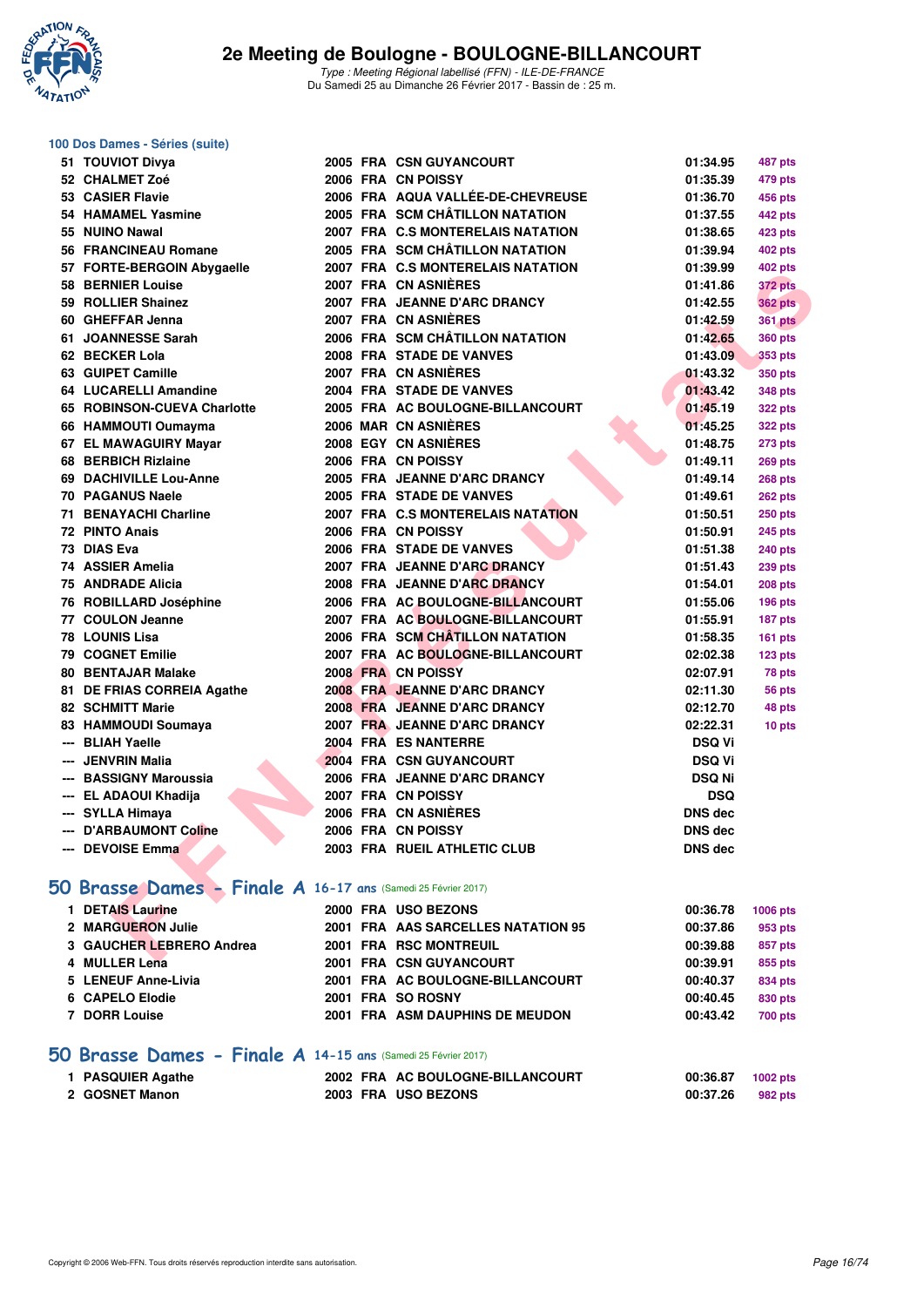## 100 Dos Dames - Séries (suite)

| | | | | | | |
|---|---|---|---|---|---|---|
| 51 | TOUVIOT Divya | 2005 | FRA | CSN GUYANCOURT | 01:34.95 | 487 pts |
| 52 | CHALMET Zoé | 2006 | FRA | CN POISSY | 01:35.39 | 479 pts |
| 53 | CASIER Flavie | 2006 | FRA | AQUA VALLÉE-DE-CHEVREUSE | 01:36.70 | 456 pts |
| 54 | HAMAMEL Yasmine | 2005 | FRA | SCM CHÂTILLON NATATION | 01:37.55 | 442 pts |
| 55 | NUINO Nawal | 2007 | FRA | C.S MONTERELAIS NATATION | 01:38.65 | 423 pts |
| 56 | FRANCINEAU Romane | 2005 | FRA | SCM CHÂTILLON NATATION | 01:39.94 | 402 pts |
| 57 | FORTE-BERGOIN Abygaelle | 2007 | FRA | C.S MONTERELAIS NATATION | 01:39.99 | 402 pts |
| 58 | BERNIER Louise | 2007 | FRA | CN ASNIÈRES | 01:41.86 | 372 pts |
| 59 | ROLLIER Shainez | 2007 | FRA | JEANNE D'ARC DRANCY | 01:42.55 | 362 pts |
| 60 | GHEFFAR Jenna | 2007 | FRA | CN ASNIÈRES | 01:42.59 | 361 pts |
| 61 | JOANNESSE Sarah | 2006 | FRA | SCM CHÂTILLON NATATION | 01:42.65 | 360 pts |
| 62 | BECKER Lola | 2008 | FRA | STADE DE VANVES | 01:43.09 | 353 pts |
| 63 | GUIPET Camille | 2007 | FRA | CN ASNIÈRES | 01:43.32 | 350 pts |
| 64 | LUCARELLI Amandine | 2004 | FRA | STADE DE VANVES | 01:43.42 | 348 pts |
| 65 | ROBINSON-CUEVA Charlotte | 2005 | FRA | AC BOULOGNE-BILLANCOURT | 01:45.19 | 322 pts |
| 66 | HAMMOUTI Oumayma | 2006 | MAR | CN ASNIÈRES | 01:45.25 | 322 pts |
| 67 | EL MAWAGUIRY Mayar | 2008 | EGY | CN ASNIÈRES | 01:48.75 | 273 pts |
| 68 | BERBICH Rizlaine | 2006 | FRA | CN POISSY | 01:49.11 | 269 pts |
| 69 | DACHIVILLE Lou-Anne | 2005 | FRA | JEANNE D'ARC DRANCY | 01:49.14 | 268 pts |
| 70 | PAGANUS Naele | 2005 | FRA | STADE DE VANVES | 01:49.61 | 262 pts |
| 71 | BENAYACHI Charline | 2007 | FRA | C.S MONTERELAIS NATATION | 01:50.51 | 250 pts |
| 72 | PINTO Anais | 2006 | FRA | CN POISSY | 01:50.91 | 245 pts |
| 73 | DIAS Eva | 2006 | FRA | STADE DE VANVES | 01:51.38 | 240 pts |
| 74 | ASSIER Amelia | 2007 | FRA | JEANNE D'ARC DRANCY | 01:51.43 | 239 pts |
| 75 | ANDRADE Alicia | 2008 | FRA | JEANNE D'ARC DRANCY | 01:54.01 | 208 pts |
| 76 | ROBILLARD Joséphine | 2006 | FRA | AC BOULOGNE-BILLANCOURT | 01:55.06 | 196 pts |
| 77 | COULON Jeanne | 2007 | FRA | AC BOULOGNE-BILLANCOURT | 01:55.91 | 187 pts |
| 78 | LOUNIS Lisa | 2006 | FRA | SCM CHÂTILLON NATATION | 01:58.35 | 161 pts |
| 79 | COGNET Emilie | 2007 | FRA | AC BOULOGNE-BILLANCOURT | 02:02.38 | 123 pts |
| 80 | BENTAJAR Malake | 2008 | FRA | CN POISSY | 02:07.91 | 78 pts |
| 81 | DE FRIAS CORREIA Agathe | 2008 | FRA | JEANNE D'ARC DRANCY | 02:11.30 | 56 pts |
| 82 | SCHMITT Marie | 2008 | FRA | JEANNE D'ARC DRANCY | 02:12.70 | 48 pts |
| 83 | HAMMOUDI Soumaya | 2007 | FRA | JEANNE D'ARC DRANCY | 02:22.31 | 10 pts |
| --- | BLIAH Yaelle | 2004 | FRA | ES NANTERRE | DSQ Vi | |
| --- | JENVRIN Malia | 2004 | FRA | CSN GUYANCOURT | DSQ Vi | |
| --- | BASSIGNY Maroussia | 2006 | FRA | JEANNE D'ARC DRANCY | DSQ Ni | |
| --- | EL ADAOUI Khadija | 2007 | FRA | CN POISSY | DSQ | |
| --- | SYLLA Himaya | 2006 | FRA | CN ASNIÈRES | DNS dec | |
| --- | D'ARBAUMONT Coline | 2006 | FRA | CN POISSY | DNS dec | |
| --- | DEVOISE Emma | 2003 | FRA | RUEIL ATHLETIC CLUB | DNS dec | |

## 50 Brasse Dames - Finale A 16-17 ans (Samedi 25 Février 2017)

| | | | | | | |
|---|---|---|---|---|---|---|
| 1 | DETAIS Laurine | 2000 | FRA | USO BEZONS | 00:36.78 | 1006 pts |
| 2 | MARGUERON Julie | 2001 | FRA | AAS SARCELLES NATATION 95 | 00:37.86 | 953 pts |
| 3 | GAUCHER LEBRERO Andrea | 2001 | FRA | RSC MONTREUIL | 00:39.88 | 857 pts |
| 4 | MULLER Lena | 2001 | FRA | CSN GUYANCOURT | 00:39.91 | 855 pts |
| 5 | LENEUF Anne-Livia | 2001 | FRA | AC BOULOGNE-BILLANCOURT | 00:40.37 | 834 pts |
| 6 | CAPELO Elodie | 2001 | FRA | SO ROSNY | 00:40.45 | 830 pts |
| 7 | DORR Louise | 2001 | FRA | ASM DAUPHINS DE MEUDON | 00:43.42 | 700 pts |

## 50 Brasse Dames - Finale A 14-15 ans (Samedi 25 Février 2017)

| | | | | | | |
|---|---|---|---|---|---|---|
| 1 | PASQUIER Agathe | 2002 | FRA | AC BOULOGNE-BILLANCOURT | 00:36.87 | 1002 pts |
| 2 | GOSNET Manon | 2003 | FRA | USO BEZONS | 00:37.26 | 982 pts |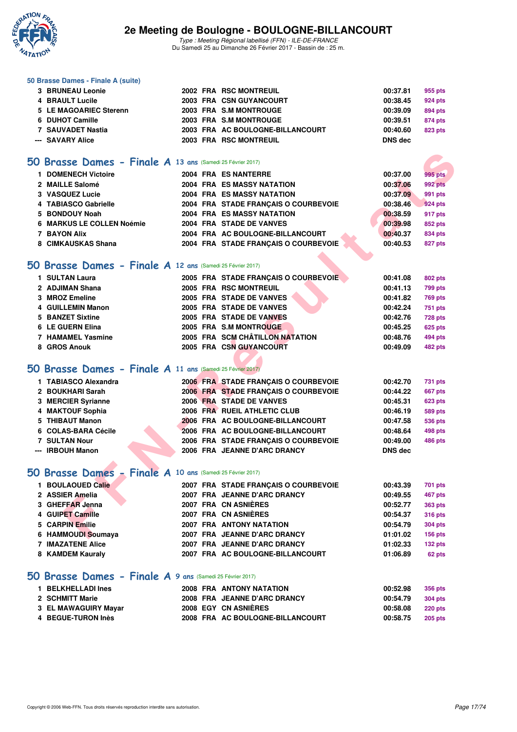## 50 Brasse Dames - Finale A (suite)

| | | | | | | |
|---|---|---|---|---|---|---|
| 3 | BRUNEAU Leonie | 2002 | FRA | RSC MONTREUIL | 00:37.81 | 955 pts |
| 4 | BRAULT Lucile | 2003 | FRA | CSN GUYANCOURT | 00:38.45 | 924 pts |
| 5 | LE MAGOARIEC Sterenn | 2003 | FRA | S.M MONTROUGE | 00:39.09 | 894 pts |
| 6 | DUHOT Camille | 2003 | FRA | S.M MONTROUGE | 00:39.51 | 874 pts |
| 7 | SAUVADET Nastia | 2003 | FRA | AC BOULOGNE-BILLANCOURT | 00:40.60 | 823 pts |
| --- | SAVARY Alice | 2003 | FRA | RSC MONTREUIL | DNS dec | |

## 50 Brasse Dames - Finale A 13 ans (Samedi 25 Février 2017)

| | | | | | | |
|---|---|---|---|---|---|---|
| 1 | DOMENECH Victoire | 2004 | FRA | ES NANTERRE | 00:37.00 | 995 pts |
| 2 | MAILLE Salomé | 2004 | FRA | ES MASSY NATATION | 00:37.06 | 992 pts |
| 3 | VASQUEZ Lucie | 2004 | FRA | ES MASSY NATATION | 00:37.09 | 991 pts |
| 4 | TABIASCO Gabrielle | 2004 | FRA | STADE FRANÇAIS O COURBEVOIE | 00:38.46 | 924 pts |
| 5 | BONDOUY Noah | 2004 | FRA | ES MASSY NATATION | 00:38.59 | 917 pts |
| 6 | MARKUS LE COLLEN Noémie | 2004 | FRA | STADE DE VANVES | 00:39.98 | 852 pts |
| 7 | BAYON Alix | 2004 | FRA | AC BOULOGNE-BILLANCOURT | 00:40.37 | 834 pts |
| 8 | CIMKAUSKAS Shana | 2004 | FRA | STADE FRANÇAIS O COURBEVOIE | 00:40.53 | 827 pts |

## 50 Brasse Dames - Finale A 12 ans (Samedi 25 Février 2017)

| | | | | | | |
|---|---|---|---|---|---|---|
| 1 | SULTAN Laura | 2005 | FRA | STADE FRANÇAIS O COURBEVOIE | 00:41.08 | 802 pts |
| 2 | ADJIMAN Shana | 2005 | FRA | RSC MONTREUIL | 00:41.13 | 799 pts |
| 3 | MROZ Emeline | 2005 | FRA | STADE DE VANVES | 00:41.82 | 769 pts |
| 4 | GUILLEMIN Manon | 2005 | FRA | STADE DE VANVES | 00:42.24 | 751 pts |
| 5 | BANZET Sixtine | 2005 | FRA | STADE DE VANVES | 00:42.76 | 728 pts |
| 6 | LE GUERN Elina | 2005 | FRA | S.M MONTROUGE | 00:45.25 | 625 pts |
| 7 | HAMAMEL Yasmine | 2005 | FRA | SCM CHÂTILLON NATATION | 00:48.76 | 494 pts |
| 8 | GROS Anouk | 2005 | FRA | CSN GUYANCOURT | 00:49.09 | 482 pts |

## 50 Brasse Dames - Finale A 11 ans (Samedi 25 Février 2017)

| | | | | | | |
|---|---|---|---|---|---|---|
| 1 | TABIASCO Alexandra | 2006 | FRA | STADE FRANÇAIS O COURBEVOIE | 00:42.70 | 731 pts |
| 2 | BOUKHARI Sarah | 2006 | FRA | STADE FRANÇAIS O COURBEVOIE | 00:44.22 | 667 pts |
| 3 | MERCIER Syrianne | 2006 | FRA | STADE DE VANVES | 00:45.31 | 623 pts |
| 4 | MAKTOUF Sophia | 2006 | FRA | RUEIL ATHLETIC CLUB | 00:46.19 | 589 pts |
| 5 | THIBAUT Manon | 2006 | FRA | AC BOULOGNE-BILLANCOURT | 00:47.58 | 536 pts |
| 6 | COLAS-BARA Cécile | 2006 | FRA | AC BOULOGNE-BILLANCOURT | 00:48.64 | 498 pts |
| 7 | SULTAN Nour | 2006 | FRA | STADE FRANÇAIS O COURBEVOIE | 00:49.00 | 486 pts |
| --- | IRBOUH Manon | 2006 | FRA | JEANNE D'ARC DRANCY | DNS dec | |

## 50 Brasse Dames - Finale A 10 ans (Samedi 25 Février 2017)

| | | | | | | |
|---|---|---|---|---|---|---|
| 1 | BOULAOUED Calie | 2007 | FRA | STADE FRANÇAIS O COURBEVOIE | 00:43.39 | 701 pts |
| 2 | ASSIER Amelia | 2007 | FRA | JEANNE D'ARC DRANCY | 00:49.55 | 467 pts |
| 3 | GHEFFAR Jenna | 2007 | FRA | CN ASNIÈRES | 00:52.77 | 363 pts |
| 4 | GUIPET Camille | 2007 | FRA | CN ASNIÈRES | 00:54.37 | 316 pts |
| 5 | CARPIN Emilie | 2007 | FRA | ANTONY NATATION | 00:54.79 | 304 pts |
| 6 | HAMMOUDI Soumaya | 2007 | FRA | JEANNE D'ARC DRANCY | 01:01.02 | 156 pts |
| 7 | IMAZATENE Alice | 2007 | FRA | JEANNE D'ARC DRANCY | 01:02.33 | 132 pts |
| 8 | KAMDEM Kauraly | 2007 | FRA | AC BOULOGNE-BILLANCOURT | 01:06.89 | 62 pts |

## 50 Brasse Dames - Finale A 9 ans (Samedi 25 Février 2017)

| | | | | | | |
|---|---|---|---|---|---|---|
| 1 | BELKHELLADI Ines | 2008 | FRA | ANTONY NATATION | 00:52.98 | 356 pts |
| 2 | SCHMITT Marie | 2008 | FRA | JEANNE D'ARC DRANCY | 00:54.79 | 304 pts |
| 3 | EL MAWAGUIRY Mayar | 2008 | EGY | CN ASNIÈRES | 00:58.08 | 220 pts |
| 4 | BEGUE-TURON Inès | 2008 | FRA | AC BOULOGNE-BILLANCOURT | 00:58.75 | 205 pts |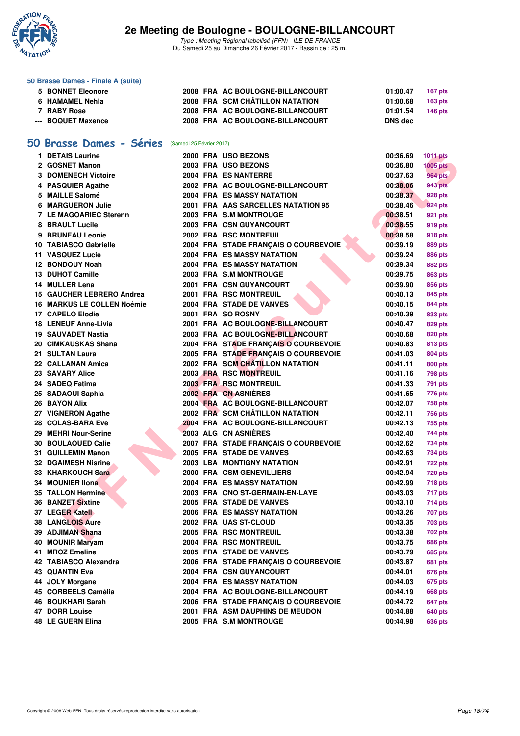# 2e Meeting de Boulogne - BOULOGNE-BILLANCOURT

*Type : Meeting Régional labellisé (FFN) - ILE-DE-FRANCE*
Du Samedi 25 au Dimanche 26 Février 2017 - Bassin de : 25 m.

### 50 Brasse Dames - Finale A (suite)

| | | | | | | |
|---|---|---|---|---|---|---|
| 5 | BONNET Eleonore | 2008 | FRA | AC BOULOGNE-BILLANCOURT | 01:00.47 | 167 pts |
| 6 | HAMAMEL Nehla | 2008 | FRA | SCM CHÂTILLON NATATION | 01:00.68 | 163 pts |
| 7 | RABY Rose | 2008 | FRA | AC BOULOGNE-BILLANCOURT | 01:01.54 | 146 pts |
| --- | BOQUET Maxence | 2008 | FRA | AC BOULOGNE-BILLANCOURT | DNS dec | |

## 50 Brasse Dames - Séries (Samedi 25 Février 2017)

| | | | | | | |
|---|---|---|---|---|---|---|
| 1 | DETAIS Laurine | 2000 | FRA | USO BEZONS | 00:36.69 | 1011 pts |
| 2 | GOSNET Manon | 2003 | FRA | USO BEZONS | 00:36.80 | 1005 pts |
| 3 | DOMENECH Victoire | 2004 | FRA | ES NANTERRE | 00:37.63 | 964 pts |
| 4 | PASQUIER Agathe | 2002 | FRA | AC BOULOGNE-BILLANCOURT | 00:38.06 | 943 pts |
| 5 | MAILLE Salomé | 2004 | FRA | ES MASSY NATATION | 00:38.37 | 928 pts |
| 6 | MARGUERON Julie | 2001 | FRA | AAS SARCELLES NATATION 95 | 00:38.46 | 924 pts |
| 7 | LE MAGOARIEC Sterenn | 2003 | FRA | S.M MONTROUGE | 00:38.51 | 921 pts |
| 8 | BRAULT Lucile | 2003 | FRA | CSN GUYANCOURT | 00:38.55 | 919 pts |
| 9 | BRUNEAU Leonie | 2002 | FRA | RSC MONTREUIL | 00:38.58 | 918 pts |
| 10 | TABIASCO Gabrielle | 2004 | FRA | STADE FRANÇAIS O COURBEVOIE | 00:39.19 | 889 pts |
| 11 | VASQUEZ Lucie | 2004 | FRA | ES MASSY NATATION | 00:39.24 | 886 pts |
| 12 | BONDOUY Noah | 2004 | FRA | ES MASSY NATATION | 00:39.34 | 882 pts |
| 13 | DUHOT Camille | 2003 | FRA | S.M MONTROUGE | 00:39.75 | 863 pts |
| 14 | MULLER Lena | 2001 | FRA | CSN GUYANCOURT | 00:39.90 | 856 pts |
| 15 | GAUCHER LEBRERO Andrea | 2001 | FRA | RSC MONTREUIL | 00:40.13 | 845 pts |
| 16 | MARKUS LE COLLEN Noémie | 2004 | FRA | STADE DE VANVES | 00:40.15 | 844 pts |
| 17 | CAPELO Elodie | 2001 | FRA | SO ROSNY | 00:40.39 | 833 pts |
| 18 | LENEUF Anne-Livia | 2001 | FRA | AC BOULOGNE-BILLANCOURT | 00:40.47 | 829 pts |
| 19 | SAUVADET Nastia | 2003 | FRA | AC BOULOGNE-BILLANCOURT | 00:40.68 | 820 pts |
| 20 | CIMKAUSKAS Shana | 2004 | FRA | STADE FRANÇAIS O COURBEVOIE | 00:40.83 | 813 pts |
| 21 | SULTAN Laura | 2005 | FRA | STADE FRANÇAIS O COURBEVOIE | 00:41.03 | 804 pts |
| 22 | CALLANAN Amica | 2002 | FRA | SCM CHÂTILLON NATATION | 00:41.11 | 800 pts |
| 23 | SAVARY Alice | 2003 | FRA | RSC MONTREUIL | 00:41.16 | 798 pts |
| 24 | SADEQ Fatima | 2003 | FRA | RSC MONTREUIL | 00:41.33 | 791 pts |
| 25 | SADAOUI Saphia | 2002 | FRA | CN ASNIÈRES | 00:41.65 | 776 pts |
| 26 | BAYON Alix | 2004 | FRA | AC BOULOGNE-BILLANCOURT | 00:42.07 | 758 pts |
| 27 | VIGNERON Agathe | 2002 | FRA | SCM CHÂTILLON NATATION | 00:42.11 | 756 pts |
| 28 | COLAS-BARA Eve | 2004 | FRA | AC BOULOGNE-BILLANCOURT | 00:42.13 | 755 pts |
| 29 | MEHRI Nour-Serine | 2003 | ALG | CN ASNIÈRES | 00:42.40 | 744 pts |
| 30 | BOULAOUED Calie | 2007 | FRA | STADE FRANÇAIS O COURBEVOIE | 00:42.62 | 734 pts |
| 31 | GUILLEMIN Manon | 2005 | FRA | STADE DE VANVES | 00:42.63 | 734 pts |
| 32 | DGAIMESH Nisrine | 2003 | LBA | MONTIGNY NATATION | 00:42.91 | 722 pts |
| 33 | KHARKOUCH Sara | 2000 | FRA | CSM GENEVILLIERS | 00:42.94 | 720 pts |
| 34 | MOUNIER Ilona | 2004 | FRA | ES MASSY NATATION | 00:42.99 | 718 pts |
| 35 | TALLON Hermine | 2003 | FRA | CNO ST-GERMAIN-EN-LAYE | 00:43.03 | 717 pts |
| 36 | BANZET Sixtine | 2005 | FRA | STADE DE VANVES | 00:43.10 | 714 pts |
| 37 | LEGER Katell | 2006 | FRA | ES MASSY NATATION | 00:43.26 | 707 pts |
| 38 | LANGLOIS Aure | 2002 | FRA | UAS ST-CLOUD | 00:43.35 | 703 pts |
| 39 | ADJIMAN Shana | 2005 | FRA | RSC MONTREUIL | 00:43.38 | 702 pts |
| 40 | MOUNIR Maryam | 2004 | FRA | RSC MONTREUIL | 00:43.75 | 686 pts |
| 41 | MROZ Emeline | 2005 | FRA | STADE DE VANVES | 00:43.79 | 685 pts |
| 42 | TABIASCO Alexandra | 2006 | FRA | STADE FRANÇAIS O COURBEVOIE | 00:43.87 | 681 pts |
| 43 | QUANTIN Eva | 2004 | FRA | CSN GUYANCOURT | 00:44.01 | 676 pts |
| 44 | JOLY Morgane | 2004 | FRA | ES MASSY NATATION | 00:44.03 | 675 pts |
| 45 | CORBEELS Camélia | 2004 | FRA | AC BOULOGNE-BILLANCOURT | 00:44.19 | 668 pts |
| 46 | BOUKHARI Sarah | 2006 | FRA | STADE FRANÇAIS O COURBEVOIE | 00:44.72 | 647 pts |
| 47 | DORR Louise | 2001 | FRA | ASM DAUPHINS DE MEUDON | 00:44.88 | 640 pts |
| 48 | LE GUERN Elina | 2005 | FRA | S.M MONTROUGE | 00:44.98 | 636 pts |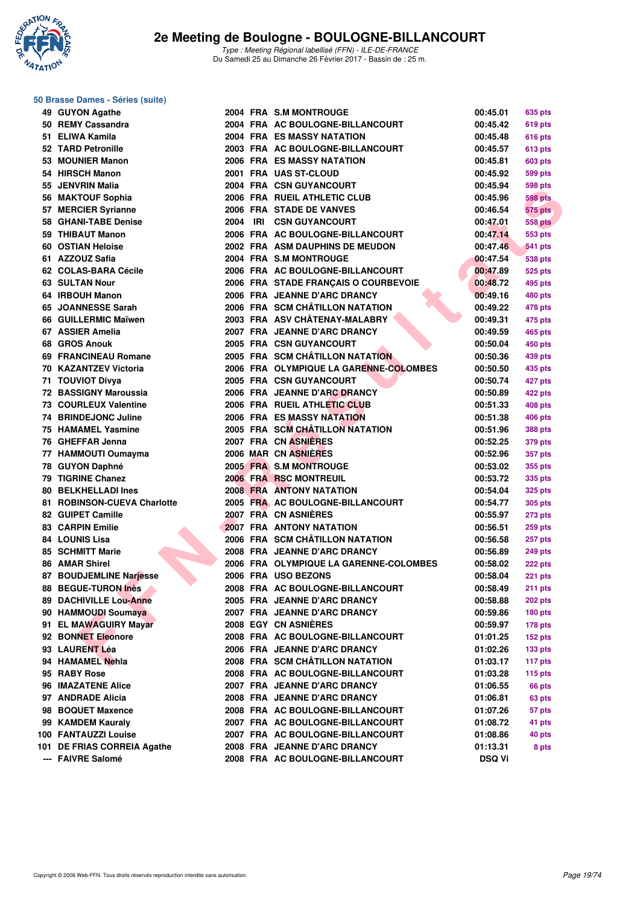# 2e Meeting de Boulogne - BOULOGNE-BILLANCOURT

*Type : Meeting Régional labellisé (FFN) - ILE-DE-FRANCE*
Du Samedi 25 au Dimanche 26 Février 2017 - Bassin de : 25 m.

## 50 Brasse Dames - Séries (suite)

| Rang | Nom | Année | Nat. | Club | Temps | Points |
|---|---|---|---|---|---|---|
| 49 | GUYON Agathe | 2004 | FRA | S.M MONTROUGE | 00:45.01 | 635 pts |
| 50 | REMY Cassandra | 2004 | FRA | AC BOULOGNE-BILLANCOURT | 00:45.42 | 619 pts |
| 51 | ELIWA Kamila | 2004 | FRA | ES MASSY NATATION | 00:45.48 | 616 pts |
| 52 | TARD Petronille | 2003 | FRA | AC BOULOGNE-BILLANCOURT | 00:45.57 | 613 pts |
| 53 | MOUNIER Manon | 2006 | FRA | ES MASSY NATATION | 00:45.81 | 603 pts |
| 54 | HIRSCH Manon | 2001 | FRA | UAS ST-CLOUD | 00:45.92 | 599 pts |
| 55 | JENVRIN Malia | 2004 | FRA | CSN GUYANCOURT | 00:45.94 | 598 pts |
| 56 | MAKTOUF Sophia | 2006 | FRA | RUEIL ATHLETIC CLUB | 00:45.96 | 598 pts |
| 57 | MERCIER Syrianne | 2006 | FRA | STADE DE VANVES | 00:46.54 | 575 pts |
| 58 | GHANI-TABE Denise | 2004 | IRI | CSN GUYANCOURT | 00:47.01 | 558 pts |
| 59 | THIBAUT Manon | 2006 | FRA | AC BOULOGNE-BILLANCOURT | 00:47.14 | 553 pts |
| 60 | OSTIAN Heloise | 2002 | FRA | ASM DAUPHINS DE MEUDON | 00:47.46 | 541 pts |
| 61 | AZZOUZ Safia | 2004 | FRA | S.M MONTROUGE | 00:47.54 | 538 pts |
| 62 | COLAS-BARA Cécile | 2006 | FRA | AC BOULOGNE-BILLANCOURT | 00:47.89 | 525 pts |
| 63 | SULTAN Nour | 2006 | FRA | STADE FRANÇAIS O COURBEVOIE | 00:48.72 | 495 pts |
| 64 | IRBOUH Manon | 2006 | FRA | JEANNE D'ARC DRANCY | 00:49.16 | 480 pts |
| 65 | JOANNESSE Sarah | 2006 | FRA | SCM CHÂTILLON NATATION | 00:49.22 | 478 pts |
| 66 | GUILLERMIC Maïwen | 2003 | FRA | ASV CHÂTENAY-MALABRY | 00:49.31 | 475 pts |
| 67 | ASSIER Amelia | 2007 | FRA | JEANNE D'ARC DRANCY | 00:49.59 | 465 pts |
| 68 | GROS Anouk | 2005 | FRA | CSN GUYANCOURT | 00:50.04 | 450 pts |
| 69 | FRANCINEAU Romane | 2005 | FRA | SCM CHÂTILLON NATATION | 00:50.36 | 439 pts |
| 70 | KAZANTZEV Victoria | 2006 | FRA | OLYMPIQUE LA GARENNE-COLOMBES | 00:50.50 | 435 pts |
| 71 | TOUVIOT Divya | 2005 | FRA | CSN GUYANCOURT | 00:50.74 | 427 pts |
| 72 | BASSIGNY Maroussia | 2006 | FRA | JEANNE D'ARC DRANCY | 00:50.89 | 422 pts |
| 73 | COURLEUX Valentine | 2006 | FRA | RUEIL ATHLETIC CLUB | 00:51.33 | 408 pts |
| 74 | BRINDEJONC Juline | 2006 | FRA | ES MASSY NATATION | 00:51.38 | 406 pts |
| 75 | HAMAMEL Yasmine | 2005 | FRA | SCM CHÂTILLON NATATION | 00:51.96 | 388 pts |
| 76 | GHEFFAR Jenna | 2007 | FRA | CN ASNIÈRES | 00:52.25 | 379 pts |
| 77 | HAMMOUTI Oumayma | 2006 | MAR | CN ASNIÈRES | 00:52.96 | 357 pts |
| 78 | GUYON Daphné | 2005 | FRA | S.M MONTROUGE | 00:53.02 | 355 pts |
| 79 | TIGRINE Chanez | 2006 | FRA | RSC MONTREUIL | 00:53.72 | 335 pts |
| 80 | BELKHELLADI Ines | 2008 | FRA | ANTONY NATATION | 00:54.04 | 325 pts |
| 81 | ROBINSON-CUEVA Charlotte | 2005 | FRA | AC BOULOGNE-BILLANCOURT | 00:54.77 | 305 pts |
| 82 | GUIPET Camille | 2007 | FRA | CN ASNIÈRES | 00:55.97 | 273 pts |
| 83 | CARPIN Emilie | 2007 | FRA | ANTONY NATATION | 00:56.51 | 259 pts |
| 84 | LOUNIS Lisa | 2006 | FRA | SCM CHÂTILLON NATATION | 00:56.58 | 257 pts |
| 85 | SCHMITT Marie | 2008 | FRA | JEANNE D'ARC DRANCY | 00:56.89 | 249 pts |
| 86 | AMAR Shirel | 2006 | FRA | OLYMPIQUE LA GARENNE-COLOMBES | 00:58.02 | 222 pts |
| 87 | BOUDJEMLINE Narjesse | 2006 | FRA | USO BEZONS | 00:58.04 | 221 pts |
| 88 | BEGUE-TURON Inès | 2008 | FRA | AC BOULOGNE-BILLANCOURT | 00:58.49 | 211 pts |
| 89 | DACHIVILLE Lou-Anne | 2005 | FRA | JEANNE D'ARC DRANCY | 00:58.88 | 202 pts |
| 90 | HAMMOUDI Soumaya | 2007 | FRA | JEANNE D'ARC DRANCY | 00:59.86 | 180 pts |
| 91 | EL MAWAGUIRY Mayar | 2008 | EGY | CN ASNIÈRES | 00:59.97 | 178 pts |
| 92 | BONNET Eleonore | 2008 | FRA | AC BOULOGNE-BILLANCOURT | 01:01.25 | 152 pts |
| 93 | LAURENT Léa | 2006 | FRA | JEANNE D'ARC DRANCY | 01:02.26 | 133 pts |
| 94 | HAMAMEL Nehla | 2008 | FRA | SCM CHÂTILLON NATATION | 01:03.17 | 117 pts |
| 95 | RABY Rose | 2008 | FRA | AC BOULOGNE-BILLANCOURT | 01:03.28 | 115 pts |
| 96 | IMAZATENE Alice | 2007 | FRA | JEANNE D'ARC DRANCY | 01:06.55 | 66 pts |
| 97 | ANDRADE Alicia | 2008 | FRA | JEANNE D'ARC DRANCY | 01:06.81 | 63 pts |
| 98 | BOQUET Maxence | 2008 | FRA | AC BOULOGNE-BILLANCOURT | 01:07.26 | 57 pts |
| 99 | KAMDEM Kauraly | 2007 | FRA | AC BOULOGNE-BILLANCOURT | 01:08.72 | 41 pts |
| 100 | FANTAUZZI Louise | 2007 | FRA | AC BOULOGNE-BILLANCOURT | 01:08.86 | 40 pts |
| 101 | DE FRIAS CORREIA Agathe | 2008 | FRA | JEANNE D'ARC DRANCY | 01:13.31 | 8 pts |
| --- | FAIVRE Salomé | 2008 | FRA | AC BOULOGNE-BILLANCOURT | DSQ Vi | |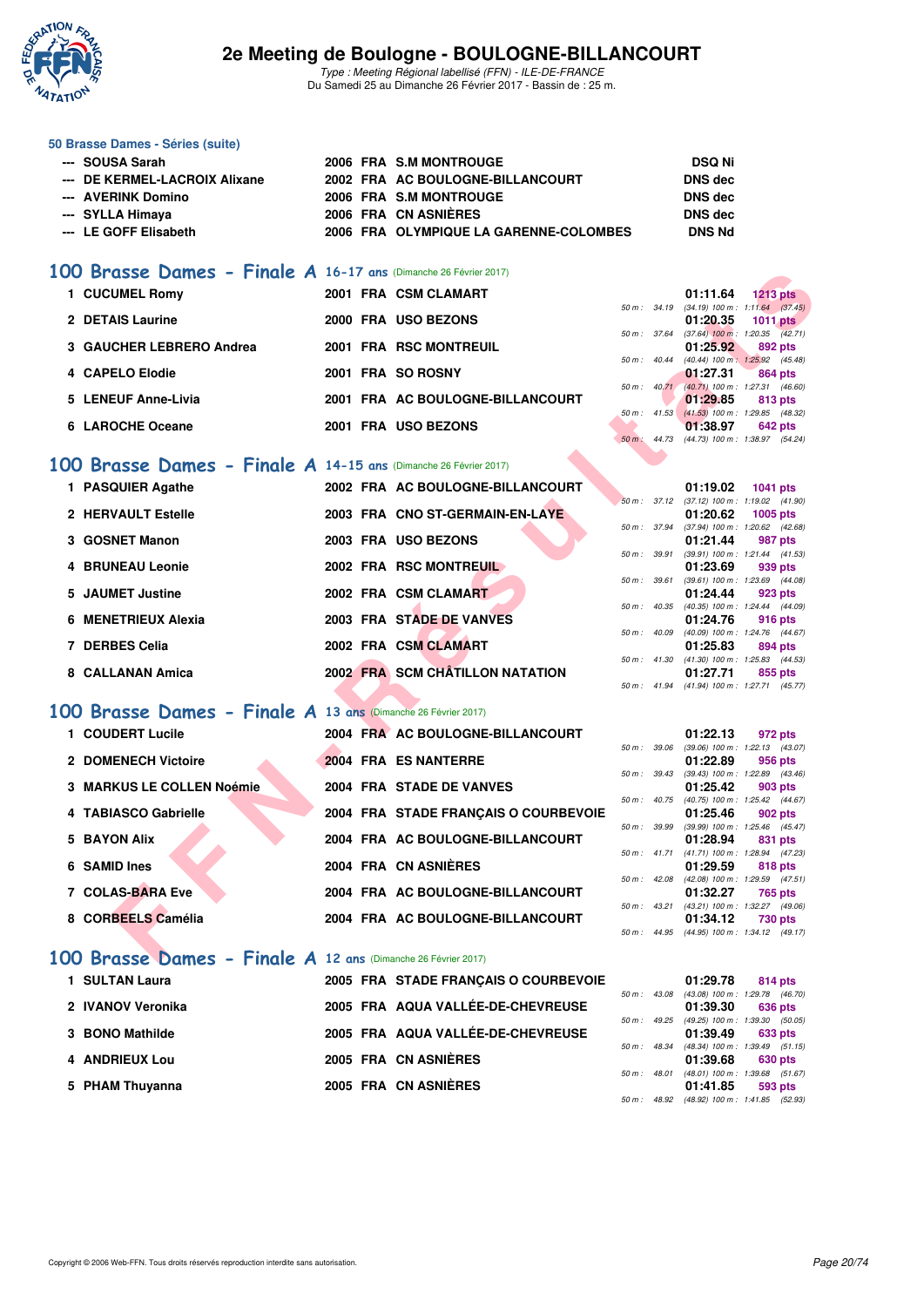## 50 Brasse Dames - Séries (suite)

| Place | Nom | Année | Nat | Club | Résultat |
|---|---|---|---|---|---|
| --- | SOUSA Sarah | 2006 | FRA | S.M MONTROUGE | DSQ Ni |
| --- | DE KERMEL-LACROIX Alixane | 2002 | FRA | AC BOULOGNE-BILLANCOURT | DNS dec |
| --- | AVERINK Domino | 2006 | FRA | S.M MONTROUGE | DNS dec |
| --- | SYLLA Himaya | 2006 | FRA | CN ASNIÈRES | DNS dec |
| --- | LE GOFF Elisabeth | 2006 | FRA | OLYMPIQUE LA GARENNE-COLOMBES | DNS Nd |

## 100 Brasse Dames - Finale A 16-17 ans (Dimanche 26 Février 2017)

| Place | Nom | Année | Nat | Club | Temps | Points | Splits |
|---|---|---|---|---|---|---|---|
| 1 | CUCUMEL Romy | 2001 | FRA | CSM CLAMART | 01:11.64 | 1213 pts | 50 m : 34.19 (34.19) 100 m : 1:11.64 (37.45) |
| 2 | DETAIS Laurine | 2000 | FRA | USO BEZONS | 01:20.35 | 1011 pts | 50 m : 37.64 (37.64) 100 m : 1:20.35 (42.71) |
| 3 | GAUCHER LEBRERO Andrea | 2001 | FRA | RSC MONTREUIL | 01:25.92 | 892 pts | 50 m : 40.44 (40.44) 100 m : 1:25.92 (45.48) |
| 4 | CAPELO Elodie | 2001 | FRA | SO ROSNY | 01:27.31 | 864 pts | 50 m : 40.71 (40.71) 100 m : 1:27.31 (46.60) |
| 5 | LENEUF Anne-Livia | 2001 | FRA | AC BOULOGNE-BILLANCOURT | 01:29.85 | 813 pts | 50 m : 41.53 (41.53) 100 m : 1:29.85 (48.32) |
| 6 | LAROCHE Oceane | 2001 | FRA | USO BEZONS | 01:38.97 | 642 pts | 50 m : 44.73 (44.73) 100 m : 1:38.97 (54.24) |

## 100 Brasse Dames - Finale A 14-15 ans (Dimanche 26 Février 2017)

| Place | Nom | Année | Nat | Club | Temps | Points | Splits |
|---|---|---|---|---|---|---|---|
| 1 | PASQUIER Agathe | 2002 | FRA | AC BOULOGNE-BILLANCOURT | 01:19.02 | 1041 pts | 50 m : 37.12 (37.12) 100 m : 1:19.02 (41.90) |
| 2 | HERVAULT Estelle | 2003 | FRA | CNO ST-GERMAIN-EN-LAYE | 01:20.62 | 1005 pts | 50 m : 37.94 (37.94) 100 m : 1:20.62 (42.68) |
| 3 | GOSNET Manon | 2003 | FRA | USO BEZONS | 01:21.44 | 987 pts | 50 m : 39.91 (39.91) 100 m : 1:21.44 (41.53) |
| 4 | BRUNEAU Leonie | 2002 | FRA | RSC MONTREUIL | 01:23.69 | 939 pts | 50 m : 39.61 (39.61) 100 m : 1:23.69 (44.08) |
| 5 | JAUMET Justine | 2002 | FRA | CSM CLAMART | 01:24.44 | 923 pts | 50 m : 40.35 (40.35) 100 m : 1:24.44 (44.09) |
| 6 | MENETRIEUX Alexia | 2003 | FRA | STADE DE VANVES | 01:24.76 | 916 pts | 50 m : 40.09 (40.09) 100 m : 1:24.76 (44.67) |
| 7 | DERBES Celia | 2002 | FRA | CSM CLAMART | 01:25.83 | 894 pts | 50 m : 41.30 (41.30) 100 m : 1:25.83 (44.53) |
| 8 | CALLANAN Amica | 2002 | FRA | SCM CHÂTILLON NATATION | 01:27.71 | 855 pts | 50 m : 41.94 (41.94) 100 m : 1:27.71 (45.77) |

## 100 Brasse Dames - Finale A 13 ans (Dimanche 26 Février 2017)

| Place | Nom | Année | Nat | Club | Temps | Points | Splits |
|---|---|---|---|---|---|---|---|
| 1 | COUDERT Lucile | 2004 | FRA | AC BOULOGNE-BILLANCOURT | 01:22.13 | 972 pts | 50 m : 39.06 (39.06) 100 m : 1:22.13 (43.07) |
| 2 | DOMENECH Victoire | 2004 | FRA | ES NANTERRE | 01:22.89 | 956 pts | 50 m : 39.43 (39.43) 100 m : 1:22.89 (43.46) |
| 3 | MARKUS LE COLLEN Noémie | 2004 | FRA | STADE DE VANVES | 01:25.42 | 903 pts | 50 m : 40.75 (40.75) 100 m : 1:25.42 (44.67) |
| 4 | TABIASCO Gabrielle | 2004 | FRA | STADE FRANÇAIS O COURBEVOIE | 01:25.46 | 902 pts | 50 m : 39.99 (39.99) 100 m : 1:25.46 (45.47) |
| 5 | BAYON Alix | 2004 | FRA | AC BOULOGNE-BILLANCOURT | 01:28.94 | 831 pts | 50 m : 41.71 (41.71) 100 m : 1:28.94 (47.23) |
| 6 | SAMID Ines | 2004 | FRA | CN ASNIÈRES | 01:29.59 | 818 pts | 50 m : 42.08 (42.08) 100 m : 1:29.59 (47.51) |
| 7 | COLAS-BARA Eve | 2004 | FRA | AC BOULOGNE-BILLANCOURT | 01:32.27 | 765 pts | 50 m : 43.21 (43.21) 100 m : 1:32.27 (49.06) |
| 8 | CORBEELS Camélia | 2004 | FRA | AC BOULOGNE-BILLANCOURT | 01:34.12 | 730 pts | 50 m : 44.95 (44.95) 100 m : 1:34.12 (49.17) |

## 100 Brasse Dames - Finale A 12 ans (Dimanche 26 Février 2017)

| Place | Nom | Année | Nat | Club | Temps | Points | Splits |
|---|---|---|---|---|---|---|---|
| 1 | SULTAN Laura | 2005 | FRA | STADE FRANÇAIS O COURBEVOIE | 01:29.78 | 814 pts | 50 m : 43.08 (43.08) 100 m : 1:29.78 (46.70) |
| 2 | IVANOV Veronika | 2005 | FRA | AQUA VALLÉE-DE-CHEVREUSE | 01:39.30 | 636 pts | 50 m : 49.25 (49.25) 100 m : 1:39.30 (50.05) |
| 3 | BONO Mathilde | 2005 | FRA | AQUA VALLÉE-DE-CHEVREUSE | 01:39.49 | 633 pts | 50 m : 48.34 (48.34) 100 m : 1:39.49 (51.15) |
| 4 | ANDRIEUX Lou | 2005 | FRA | CN ASNIÈRES | 01:39.68 | 630 pts | 50 m : 48.01 (48.01) 100 m : 1:39.68 (51.67) |
| 5 | PHAM Thuyanna | 2005 | FRA | CN ASNIÈRES | 01:41.85 | 593 pts | 50 m : 48.92 (48.92) 100 m : 1:41.85 (52.93) |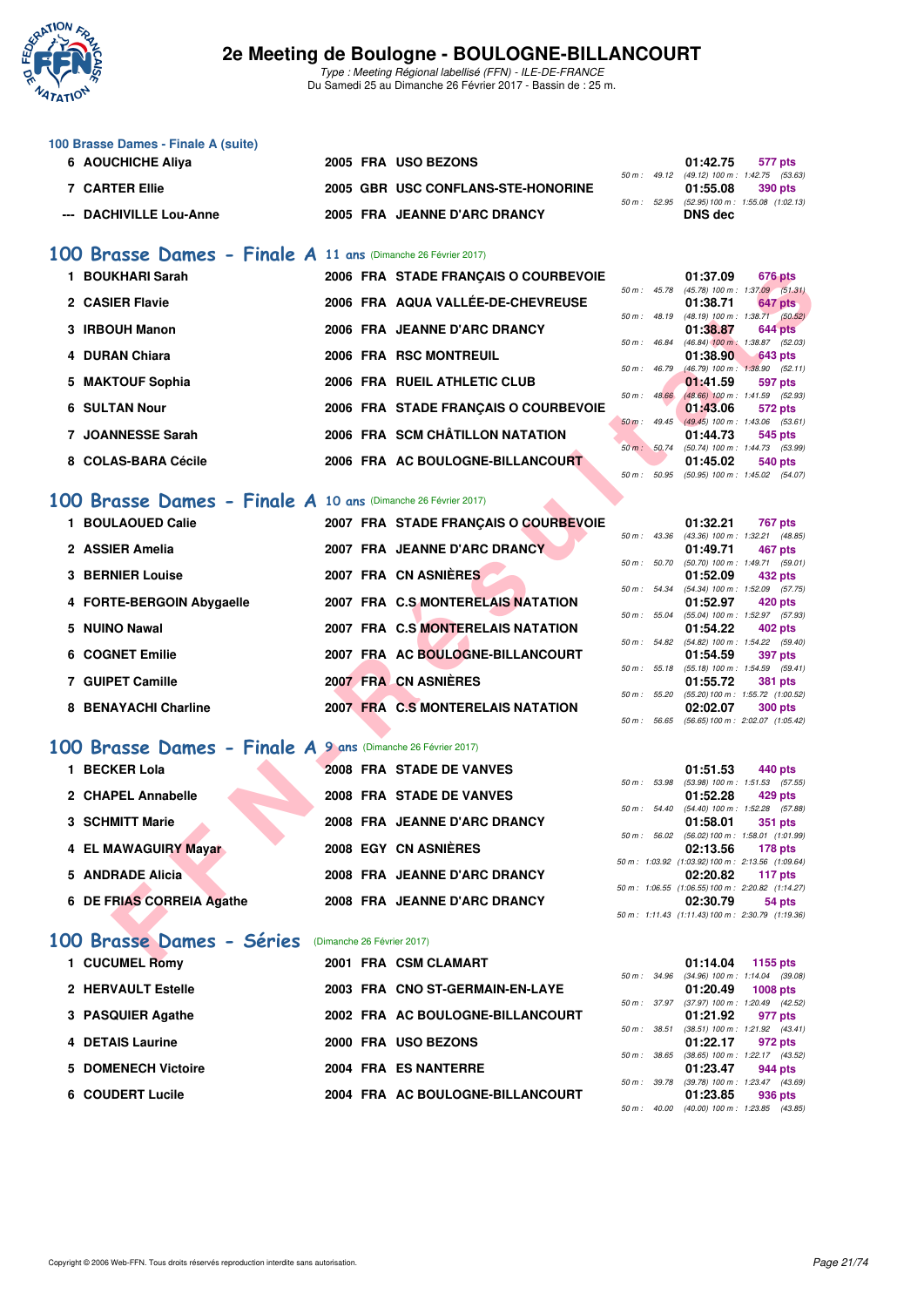### 100 Brasse Dames - Finale A (suite)

| | Nom | Année | Nat | Club | Temps | Points | Splits |
|---|---|---|---|---|---|---|---|
| 6 | AOUCHICHE Aliya | 2005 | FRA | USO BEZONS | 01:42.75 | 577 pts | 50 m : 49.12 (49.12) 100 m : 1:42.75 (53.63) |
| 7 | CARTER Ellie | 2005 | GBR | USC CONFLANS-STE-HONORINE | 01:55.08 | 390 pts | 50 m : 52.95 (52.95) 100 m : 1:55.08 (1:02.13) |
| --- | DACHIVILLE Lou-Anne | 2005 | FRA | JEANNE D'ARC DRANCY | DNS dec | | |

## 100 Brasse Dames - Finale A 11 ans (Dimanche 26 Février 2017)

| | Nom | Année | Nat | Club | Temps | Points | Splits |
|---|---|---|---|---|---|---|---|
| 1 | BOUKHARI Sarah | 2006 | FRA | STADE FRANÇAIS O COURBEVOIE | 01:37.09 | 676 pts | 50 m : 45.78 (45.78) 100 m : 1:37.09 (51.31) |
| 2 | CASIER Flavie | 2006 | FRA | AQUA VALLÉE-DE-CHEVREUSE | 01:38.71 | 647 pts | 50 m : 48.19 (48.19) 100 m : 1:38.71 (50.52) |
| 3 | IRBOUH Manon | 2006 | FRA | JEANNE D'ARC DRANCY | 01:38.87 | 644 pts | 50 m : 46.84 (46.84) 100 m : 1:38.87 (52.03) |
| 4 | DURAN Chiara | 2006 | FRA | RSC MONTREUIL | 01:38.90 | 643 pts | 50 m : 46.79 (46.79) 100 m : 1:38.90 (52.11) |
| 5 | MAKTOUF Sophia | 2006 | FRA | RUEIL ATHLETIC CLUB | 01:41.59 | 597 pts | 50 m : 48.66 (48.66) 100 m : 1:41.59 (52.93) |
| 6 | SULTAN Nour | 2006 | FRA | STADE FRANÇAIS O COURBEVOIE | 01:43.06 | 572 pts | 50 m : 49.45 (49.45) 100 m : 1:43.06 (53.61) |
| 7 | JOANNESSE Sarah | 2006 | FRA | SCM CHÂTILLON NATATION | 01:44.73 | 545 pts | 50 m : 50.74 (50.74) 100 m : 1:44.73 (53.99) |
| 8 | COLAS-BARA Cécile | 2006 | FRA | AC BOULOGNE-BILLANCOURT | 01:45.02 | 540 pts | 50 m : 50.95 (50.95) 100 m : 1:45.02 (54.07) |

## 100 Brasse Dames - Finale A 10 ans (Dimanche 26 Février 2017)

| | Nom | Année | Nat | Club | Temps | Points | Splits |
|---|---|---|---|---|---|---|---|
| 1 | BOULAOUED Calie | 2007 | FRA | STADE FRANÇAIS O COURBEVOIE | 01:32.21 | 767 pts | 50 m : 43.36 (43.36) 100 m : 1:32.21 (48.85) |
| 2 | ASSIER Amelia | 2007 | FRA | JEANNE D'ARC DRANCY | 01:49.71 | 467 pts | 50 m : 50.70 (50.70) 100 m : 1:49.71 (59.01) |
| 3 | BERNIER Louise | 2007 | FRA | CN ASNIÈRES | 01:52.09 | 432 pts | 50 m : 54.34 (54.34) 100 m : 1:52.09 (57.75) |
| 4 | FORTE-BERGOIN Abygaelle | 2007 | FRA | C.S MONTERELAIS NATATION | 01:52.97 | 420 pts | 50 m : 55.04 (55.04) 100 m : 1:52.97 (57.93) |
| 5 | NUINO Nawal | 2007 | FRA | C.S MONTERELAIS NATATION | 01:54.22 | 402 pts | 50 m : 54.82 (54.82) 100 m : 1:54.22 (59.40) |
| 6 | COGNET Emilie | 2007 | FRA | AC BOULOGNE-BILLANCOURT | 01:54.59 | 397 pts | 50 m : 55.18 (55.18) 100 m : 1:54.59 (59.41) |
| 7 | GUIPET Camille | 2007 | FRA | CN ASNIÈRES | 01:55.72 | 381 pts | 50 m : 55.20 (55.20) 100 m : 1:55.72 (1:00.52) |
| 8 | BENAYACHI Charline | 2007 | FRA | C.S MONTERELAIS NATATION | 02:02.07 | 300 pts | 50 m : 56.65 (56.65) 100 m : 2:02.07 (1:05.42) |

## 100 Brasse Dames - Finale A 9 ans (Dimanche 26 Février 2017)

| | Nom | Année | Nat | Club | Temps | Points | Splits |
|---|---|---|---|---|---|---|---|
| 1 | BECKER Lola | 2008 | FRA | STADE DE VANVES | 01:51.53 | 440 pts | 50 m : 53.98 (53.98) 100 m : 1:51.53 (57.55) |
| 2 | CHAPEL Annabelle | 2008 | FRA | STADE DE VANVES | 01:52.28 | 429 pts | 50 m : 54.40 (54.40) 100 m : 1:52.28 (57.88) |
| 3 | SCHMITT Marie | 2008 | FRA | JEANNE D'ARC DRANCY | 01:58.01 | 351 pts | 50 m : 56.02 (56.02) 100 m : 1:58.01 (1:01.99) |
| 4 | EL MAWAGUIRY Mayar | 2008 | EGY | CN ASNIÈRES | 02:13.56 | 178 pts | 50 m : 1:03.92 (1:03.92) 100 m : 2:13.56 (1:09.64) |
| 5 | ANDRADE Alicia | 2008 | FRA | JEANNE D'ARC DRANCY | 02:20.82 | 117 pts | 50 m : 1:06.55 (1:06.55) 100 m : 2:20.82 (1:14.27) |
| 6 | DE FRIAS CORREIA Agathe | 2008 | FRA | JEANNE D'ARC DRANCY | 02:30.79 | 54 pts | 50 m : 1:11.43 (1:11.43) 100 m : 2:30.79 (1:19.36) |

## 100 Brasse Dames - Séries (Dimanche 26 Février 2017)

| | Nom | Année | Nat | Club | Temps | Points | Splits |
|---|---|---|---|---|---|---|---|
| 1 | CUCUMEL Romy | 2001 | FRA | CSM CLAMART | 01:14.04 | 1155 pts | 50 m : 34.96 (34.96) 100 m : 1:14.04 (39.08) |
| 2 | HERVAULT Estelle | 2003 | FRA | CNO ST-GERMAIN-EN-LAYE | 01:20.49 | 1008 pts | 50 m : 37.97 (37.97) 100 m : 1:20.49 (42.52) |
| 3 | PASQUIER Agathe | 2002 | FRA | AC BOULOGNE-BILLANCOURT | 01:21.92 | 977 pts | 50 m : 38.51 (38.51) 100 m : 1:21.92 (43.41) |
| 4 | DETAIS Laurine | 2000 | FRA | USO BEZONS | 01:22.17 | 972 pts | 50 m : 38.65 (38.65) 100 m : 1:22.17 (43.52) |
| 5 | DOMENECH Victoire | 2004 | FRA | ES NANTERRE | 01:23.47 | 944 pts | 50 m : 39.78 (39.78) 100 m : 1:23.47 (43.69) |
| 6 | COUDERT Lucile | 2004 | FRA | AC BOULOGNE-BILLANCOURT | 01:23.85 | 936 pts | 50 m : 40.00 (40.00) 100 m : 1:23.85 (43.85) |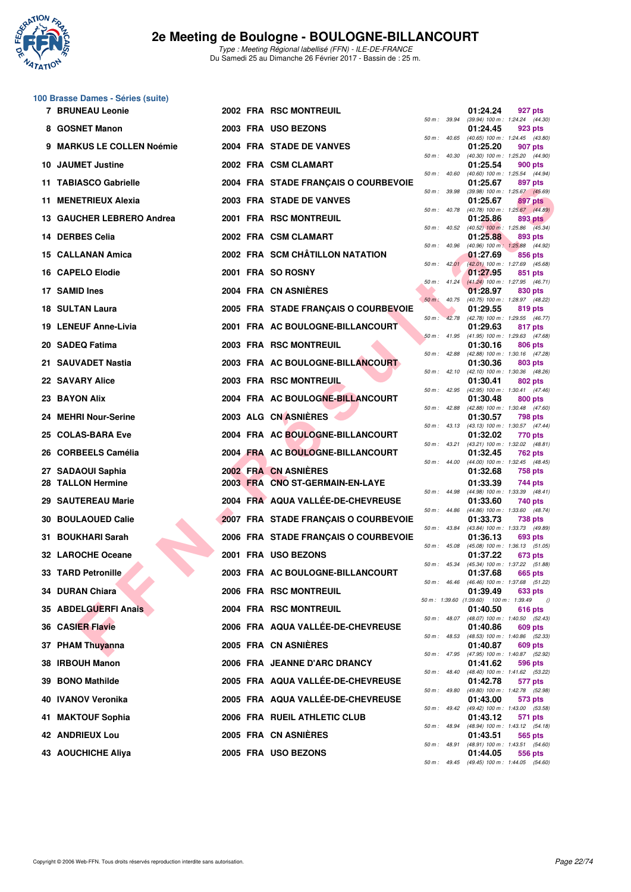### 100 Brasse Dames - Séries (suite)

| Rang | Nom | Année | Nat. | Club | Temps | Points | Splits |
|---|---|---|---|---|---|---|---|
| 7 | BRUNEAU Leonie | 2002 | FRA | RSC MONTREUIL | 01:24.24 | 927 pts | 50 m : 39.94 (39.94) 100 m : 1:24.24 (44.30) |
| 8 | GOSNET Manon | 2003 | FRA | USO BEZONS | 01:24.45 | 923 pts | 50 m : 40.65 (40.65) 100 m : 1:24.45 (43.80) |
| 9 | MARKUS LE COLLEN Noémie | 2004 | FRA | STADE DE VANVES | 01:25.20 | 907 pts | 50 m : 40.30 (40.30) 100 m : 1:25.20 (44.90) |
| 10 | JAUMET Justine | 2002 | FRA | CSM CLAMART | 01:25.54 | 900 pts | 50 m : 40.60 (40.60) 100 m : 1:25.54 (44.94) |
| 11 | TABIASCO Gabrielle | 2004 | FRA | STADE FRANÇAIS O COURBEVOIE | 01:25.67 | 897 pts | 50 m : 39.98 (39.98) 100 m : 1:25.67 (45.69) |
| 11 | MENETRIEUX Alexia | 2003 | FRA | STADE DE VANVES | 01:25.67 | 897 pts | 50 m : 40.78 (40.78) 100 m : 1:25.67 (44.89) |
| 13 | GAUCHER LEBRERO Andrea | 2001 | FRA | RSC MONTREUIL | 01:25.86 | 893 pts | 50 m : 40.52 (40.52) 100 m : 1:25.86 (45.34) |
| 14 | DERBES Celia | 2002 | FRA | CSM CLAMART | 01:25.88 | 893 pts | 50 m : 40.96 (40.96) 100 m : 1:25.88 (44.92) |
| 15 | CALLANAN Amica | 2002 | FRA | SCM CHÂTILLON NATATION | 01:27.69 | 856 pts | 50 m : 42.01 (42.01) 100 m : 1:27.69 (45.68) |
| 16 | CAPELO Elodie | 2001 | FRA | SO ROSNY | 01:27.95 | 851 pts | 50 m : 41.24 (41.24) 100 m : 1:27.95 (46.71) |
| 17 | SAMID Ines | 2004 | FRA | CN ASNIÈRES | 01:28.97 | 830 pts | 50 m : 40.75 (40.75) 100 m : 1:28.97 (48.22) |
| 18 | SULTAN Laura | 2005 | FRA | STADE FRANÇAIS O COURBEVOIE | 01:29.55 | 819 pts | 50 m : 42.78 (42.78) 100 m : 1:29.55 (46.77) |
| 19 | LENEUF Anne-Livia | 2001 | FRA | AC BOULOGNE-BILLANCOURT | 01:29.63 | 817 pts | 50 m : 41.95 (41.95) 100 m : 1:29.63 (47.68) |
| 20 | SADEQ Fatima | 2003 | FRA | RSC MONTREUIL | 01:30.16 | 806 pts | 50 m : 42.88 (42.88) 100 m : 1:30.16 (47.28) |
| 21 | SAUVADET Nastia | 2003 | FRA | AC BOULOGNE-BILLANCOURT | 01:30.36 | 803 pts | 50 m : 42.10 (42.10) 100 m : 1:30.36 (48.26) |
| 22 | SAVARY Alice | 2003 | FRA | RSC MONTREUIL | 01:30.41 | 802 pts | 50 m : 42.95 (42.95) 100 m : 1:30.41 (47.46) |
| 23 | BAYON Alix | 2004 | FRA | AC BOULOGNE-BILLANCOURT | 01:30.48 | 800 pts | 50 m : 42.88 (42.88) 100 m : 1:30.48 (47.60) |
| 24 | MEHRI Nour-Serine | 2003 | ALG | CN ASNIÈRES | 01:30.57 | 798 pts | 50 m : 43.13 (43.13) 100 m : 1:30.57 (47.44) |
| 25 | COLAS-BARA Eve | 2004 | FRA | AC BOULOGNE-BILLANCOURT | 01:32.02 | 770 pts | 50 m : 43.21 (43.21) 100 m : 1:32.02 (48.81) |
| 26 | CORBEELS Camélia | 2004 | FRA | AC BOULOGNE-BILLANCOURT | 01:32.45 | 762 pts | 50 m : 44.00 (44.00) 100 m : 1:32.45 (48.45) |
| 27 | SADAOUI Saphia | 2002 | FRA | CN ASNIÈRES | 01:32.68 | 758 pts | |
| 28 | TALLON Hermine | 2003 | FRA | CNO ST-GERMAIN-EN-LAYE | 01:33.39 | 744 pts | 50 m : 44.98 (44.98) 100 m : 1:33.39 (48.41) |
| 29 | SAUTEREAU Marie | 2004 | FRA | AQUA VALLÉE-DE-CHEVREUSE | 01:33.60 | 740 pts | 50 m : 44.86 (44.86) 100 m : 1:33.60 (48.74) |
| 30 | BOULAOUED Calie | 2007 | FRA | STADE FRANÇAIS O COURBEVOIE | 01:33.73 | 738 pts | 50 m : 43.84 (43.84) 100 m : 1:33.73 (49.89) |
| 31 | BOUKHARI Sarah | 2006 | FRA | STADE FRANÇAIS O COURBEVOIE | 01:36.13 | 693 pts | 50 m : 45.08 (45.08) 100 m : 1:36.13 (51.05) |
| 32 | LAROCHE Oceane | 2001 | FRA | USO BEZONS | 01:37.22 | 673 pts | 50 m : 45.34 (45.34) 100 m : 1:37.22 (51.88) |
| 33 | TARD Petronille | 2003 | FRA | AC BOULOGNE-BILLANCOURT | 01:37.68 | 665 pts | 50 m : 46.46 (46.46) 100 m : 1:37.68 (51.22) |
| 34 | DURAN Chiara | 2006 | FRA | RSC MONTREUIL | 01:39.49 | 633 pts | 50 m : 1:39.60 (1:39.60) 100 m : 1:39.49 () |
| 35 | ABDELGUERFI Anais | 2004 | FRA | RSC MONTREUIL | 01:40.50 | 616 pts | 50 m : 48.07 (48.07) 100 m : 1:40.50 (52.43) |
| 36 | CASIER Flavie | 2006 | FRA | AQUA VALLÉE-DE-CHEVREUSE | 01:40.86 | 609 pts | 50 m : 48.53 (48.53) 100 m : 1:40.86 (52.33) |
| 37 | PHAM Thuyanna | 2005 | FRA | CN ASNIÈRES | 01:40.87 | 609 pts | 50 m : 47.95 (47.95) 100 m : 1:40.87 (52.92) |
| 38 | IRBOUH Manon | 2006 | FRA | JEANNE D'ARC DRANCY | 01:41.62 | 596 pts | 50 m : 48.40 (48.40) 100 m : 1:41.62 (53.22) |
| 39 | BONO Mathilde | 2005 | FRA | AQUA VALLÉE-DE-CHEVREUSE | 01:42.78 | 577 pts | 50 m : 49.80 (49.80) 100 m : 1:42.78 (52.98) |
| 40 | IVANOV Veronika | 2005 | FRA | AQUA VALLÉE-DE-CHEVREUSE | 01:43.00 | 573 pts | 50 m : 49.42 (49.42) 100 m : 1:43.00 (53.58) |
| 41 | MAKTOUF Sophia | 2006 | FRA | RUEIL ATHLETIC CLUB | 01:43.12 | 571 pts | 50 m : 48.94 (48.94) 100 m : 1:43.12 (54.18) |
| 42 | ANDRIEUX Lou | 2005 | FRA | CN ASNIÈRES | 01:43.51 | 565 pts | 50 m : 48.91 (48.91) 100 m : 1:43.51 (54.60) |
| 43 | AOUCHICHE Aliya | 2005 | FRA | USO BEZONS | 01:44.05 | 556 pts | 50 m : 49.45 (49.45) 100 m : 1:44.05 (54.60) |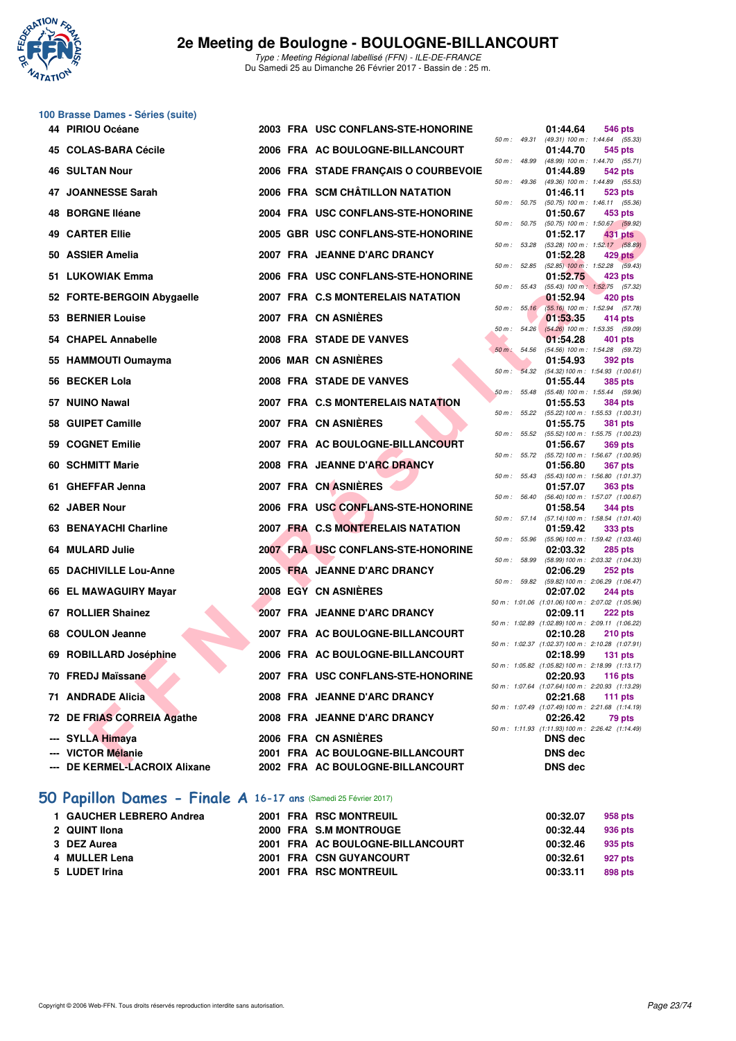### 100 Brasse Dames - Séries (suite)

| Rg | Nom | Année | Nat | Club | Temps | Points | Splits |
|---|---|---|---|---|---|---|---|
| 44 | PIRIOU Océane | 2003 | FRA | USC CONFLANS-STE-HONORINE | 01:44.64 | 546 pts | 50 m : 49.31 (49.31) 100 m : 1:44.64 (55.33) |
| 45 | COLAS-BARA Cécile | 2006 | FRA | AC BOULOGNE-BILLANCOURT | 01:44.70 | 545 pts | 50 m : 48.99 (48.99) 100 m : 1:44.70 (55.71) |
| 46 | SULTAN Nour | 2006 | FRA | STADE FRANÇAIS O COURBEVOIE | 01:44.89 | 542 pts | 50 m : 49.36 (49.36) 100 m : 1:44.89 (55.53) |
| 47 | JOANNESSE Sarah | 2006 | FRA | SCM CHÂTILLON NATATION | 01:46.11 | 523 pts | 50 m : 50.75 (50.75) 100 m : 1:46.11 (55.36) |
| 48 | BORGNE Iléane | 2004 | FRA | USC CONFLANS-STE-HONORINE | 01:50.67 | 453 pts | 50 m : 50.75 (50.75) 100 m : 1:50.67 (59.92) |
| 49 | CARTER Ellie | 2005 | GBR | USC CONFLANS-STE-HONORINE | 01:52.17 | 431 pts | 50 m : 53.28 (53.28) 100 m : 1:52.17 (58.89) |
| 50 | ASSIER Amelia | 2007 | FRA | JEANNE D'ARC DRANCY | 01:52.28 | 429 pts | 50 m : 52.85 (52.85) 100 m : 1:52.28 (59.43) |
| 51 | LUKOWIAK Emma | 2006 | FRA | USC CONFLANS-STE-HONORINE | 01:52.75 | 423 pts | 50 m : 55.43 (55.43) 100 m : 1:52.75 (57.32) |
| 52 | FORTE-BERGOIN Abygaelle | 2007 | FRA | C.S MONTERELAIS NATATION | 01:52.94 | 420 pts | 50 m : 55.16 (55.16) 100 m : 1:52.94 (57.78) |
| 53 | BERNIER Louise | 2007 | FRA | CN ASNIÈRES | 01:53.35 | 414 pts | 50 m : 54.26 (54.26) 100 m : 1:53.35 (59.09) |
| 54 | CHAPEL Annabelle | 2008 | FRA | STADE DE VANVES | 01:54.28 | 401 pts | 50 m : 54.56 (54.56) 100 m : 1:54.28 (59.72) |
| 55 | HAMMOUTI Oumayma | 2006 | MAR | CN ASNIÈRES | 01:54.93 | 392 pts | 50 m : 54.32 (54.32) 100 m : 1:54.93 (1:00.61) |
| 56 | BECKER Lola | 2008 | FRA | STADE DE VANVES | 01:55.44 | 385 pts | 50 m : 55.48 (55.48) 100 m : 1:55.44 (59.96) |
| 57 | NUINO Nawal | 2007 | FRA | C.S MONTERELAIS NATATION | 01:55.53 | 384 pts | 50 m : 55.22 (55.22) 100 m : 1:55.53 (1:00.31) |
| 58 | GUIPET Camille | 2007 | FRA | CN ASNIÈRES | 01:55.75 | 381 pts | 50 m : 55.52 (55.52) 100 m : 1:55.75 (1:00.23) |
| 59 | COGNET Emilie | 2007 | FRA | AC BOULOGNE-BILLANCOURT | 01:56.67 | 369 pts | 50 m : 55.72 (55.72) 100 m : 1:56.67 (1:00.95) |
| 60 | SCHMITT Marie | 2008 | FRA | JEANNE D'ARC DRANCY | 01:56.80 | 367 pts | 50 m : 55.43 (55.43) 100 m : 1:56.80 (1:01.37) |
| 61 | GHEFFAR Jenna | 2007 | FRA | CN ASNIÈRES | 01:57.07 | 363 pts | 50 m : 56.40 (56.40) 100 m : 1:57.07 (1:00.67) |
| 62 | JABER Nour | 2006 | FRA | USC CONFLANS-STE-HONORINE | 01:58.54 | 344 pts | 50 m : 57.14 (57.14) 100 m : 1:58.54 (1:01.40) |
| 63 | BENAYACHI Charline | 2007 | FRA | C.S MONTERELAIS NATATION | 01:59.42 | 333 pts | 50 m : 55.96 (55.96) 100 m : 1:59.42 (1:03.46) |
| 64 | MULARD Julie | 2007 | FRA | USC CONFLANS-STE-HONORINE | 02:03.32 | 285 pts | 50 m : 58.99 (58.99) 100 m : 2:03.32 (1:04.33) |
| 65 | DACHIVILLE Lou-Anne | 2005 | FRA | JEANNE D'ARC DRANCY | 02:06.29 | 252 pts | 50 m : 59.82 (59.82) 100 m : 2:06.29 (1:06.47) |
| 66 | EL MAWAGUIRY Mayar | 2008 | EGY | CN ASNIÈRES | 02:07.02 | 244 pts | 50 m : 1:01.06 (1:01.06) 100 m : 2:07.02 (1:05.96) |
| 67 | ROLLIER Shainez | 2007 | FRA | JEANNE D'ARC DRANCY | 02:09.11 | 222 pts | 50 m : 1:02.89 (1:02.89) 100 m : 2:09.11 (1:06.22) |
| 68 | COULON Jeanne | 2007 | FRA | AC BOULOGNE-BILLANCOURT | 02:10.28 | 210 pts | 50 m : 1:02.37 (1:02.37) 100 m : 2:10.28 (1:07.91) |
| 69 | ROBILLARD Joséphine | 2006 | FRA | AC BOULOGNE-BILLANCOURT | 02:18.99 | 131 pts | 50 m : 1:05.82 (1:05.82) 100 m : 2:18.99 (1:13.17) |
| 70 | FREDJ Maïssane | 2007 | FRA | USC CONFLANS-STE-HONORINE | 02:20.93 | 116 pts | 50 m : 1:07.64 (1:07.64) 100 m : 2:20.93 (1:13.29) |
| 71 | ANDRADE Alicia | 2008 | FRA | JEANNE D'ARC DRANCY | 02:21.68 | 111 pts | 50 m : 1:07.49 (1:07.49) 100 m : 2:21.68 (1:14.19) |
| 72 | DE FRIAS CORREIA Agathe | 2008 | FRA | JEANNE D'ARC DRANCY | 02:26.42 | 79 pts | 50 m : 1:11.93 (1:11.93) 100 m : 2:26.42 (1:14.49) |
| --- | SYLLA Himaya | 2006 | FRA | CN ASNIÈRES | DNS dec | | |
| --- | VICTOR Mélanie | 2001 | FRA | AC BOULOGNE-BILLANCOURT | DNS dec | | |
| --- | DE KERMEL-LACROIX Alixane | 2002 | FRA | AC BOULOGNE-BILLANCOURT | DNS dec | | |

## 50 Papillon Dames - Finale A 16-17 ans (Samedi 25 Février 2017)

| Rg | Nom | Année | Nat | Club | Temps | Points |
|---|---|---|---|---|---|---|
| 1 | GAUCHER LEBRERO Andrea | 2001 | FRA | RSC MONTREUIL | 00:32.07 | 958 pts |
| 2 | QUINT Ilona | 2000 | FRA | S.M MONTROUGE | 00:32.44 | 936 pts |
| 3 | DEZ Aurea | 2001 | FRA | AC BOULOGNE-BILLANCOURT | 00:32.46 | 935 pts |
| 4 | MULLER Lena | 2001 | FRA | CSN GUYANCOURT | 00:32.61 | 927 pts |
| 5 | LUDET Irina | 2001 | FRA | RSC MONTREUIL | 00:33.11 | 898 pts |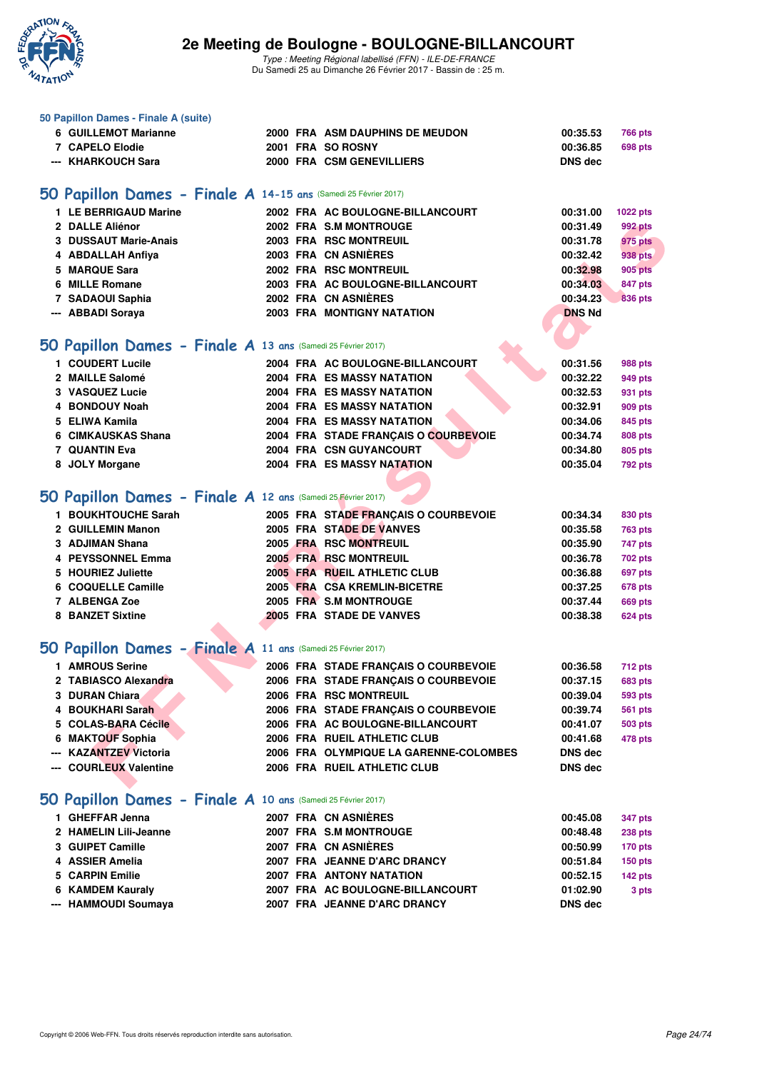# 2e Meeting de Boulogne - BOULOGNE-BILLANCOURT

*Type : Meeting Régional labellisé (FFN) - ILE-DE-FRANCE*
Du Samedi 25 au Dimanche 26 Février 2017 - Bassin de : 25 m.

### 50 Papillon Dames - Finale A (suite)

| | | | | | | |
|---|---|---|---|---|---|---|
| 6 | GUILLEMOT Marianne | 2000 | FRA | ASM DAUPHINS DE MEUDON | 00:35.53 | 766 pts |
| 7 | CAPELO Elodie | 2001 | FRA | SO ROSNY | 00:36.85 | 698 pts |
| --- | KHARKOUCH Sara | 2000 | FRA | CSM GENEVILLIERS | DNS dec | |

## 50 Papillon Dames - Finale A 14-15 ans (Samedi 25 Février 2017)

| | | | | | | |
|---|---|---|---|---|---|---|
| 1 | LE BERRIGAUD Marine | 2002 | FRA | AC BOULOGNE-BILLANCOURT | 00:31.00 | 1022 pts |
| 2 | DALLE Aliénor | 2002 | FRA | S.M MONTROUGE | 00:31.49 | 992 pts |
| 3 | DUSSAUT Marie-Anais | 2003 | FRA | RSC MONTREUIL | 00:31.78 | 975 pts |
| 4 | ABDALLAH Anfiya | 2003 | FRA | CN ASNIÈRES | 00:32.42 | 938 pts |
| 5 | MARQUE Sara | 2002 | FRA | RSC MONTREUIL | 00:32.98 | 905 pts |
| 6 | MILLE Romane | 2003 | FRA | AC BOULOGNE-BILLANCOURT | 00:34.03 | 847 pts |
| 7 | SADAOUI Saphia | 2002 | FRA | CN ASNIÈRES | 00:34.23 | 836 pts |
| --- | ABBADI Soraya | 2003 | FRA | MONTIGNY NATATION | DNS Nd | |

## 50 Papillon Dames - Finale A 13 ans (Samedi 25 Février 2017)

| | | | | | | |
|---|---|---|---|---|---|---|
| 1 | COUDERT Lucile | 2004 | FRA | AC BOULOGNE-BILLANCOURT | 00:31.56 | 988 pts |
| 2 | MAILLE Salomé | 2004 | FRA | ES MASSY NATATION | 00:32.22 | 949 pts |
| 3 | VASQUEZ Lucie | 2004 | FRA | ES MASSY NATATION | 00:32.53 | 931 pts |
| 4 | BONDOUY Noah | 2004 | FRA | ES MASSY NATATION | 00:32.91 | 909 pts |
| 5 | ELIWA Kamila | 2004 | FRA | ES MASSY NATATION | 00:34.06 | 845 pts |
| 6 | CIMKAUSKAS Shana | 2004 | FRA | STADE FRANÇAIS O COURBEVOIE | 00:34.74 | 808 pts |
| 7 | QUANTIN Eva | 2004 | FRA | CSN GUYANCOURT | 00:34.80 | 805 pts |
| 8 | JOLY Morgane | 2004 | FRA | ES MASSY NATATION | 00:35.04 | 792 pts |

## 50 Papillon Dames - Finale A 12 ans (Samedi 25 Février 2017)

| | | | | | | |
|---|---|---|---|---|---|---|
| 1 | BOUKHTOUCHE Sarah | 2005 | FRA | STADE FRANÇAIS O COURBEVOIE | 00:34.34 | 830 pts |
| 2 | GUILLEMIN Manon | 2005 | FRA | STADE DE VANVES | 00:35.58 | 763 pts |
| 3 | ADJIMAN Shana | 2005 | FRA | RSC MONTREUIL | 00:35.90 | 747 pts |
| 4 | PEYSSONNEL Emma | 2005 | FRA | RSC MONTREUIL | 00:36.78 | 702 pts |
| 5 | HOURIEZ Juliette | 2005 | FRA | RUEIL ATHLETIC CLUB | 00:36.88 | 697 pts |
| 6 | COQUELLE Camille | 2005 | FRA | CSA KREMLIN-BICETRE | 00:37.25 | 678 pts |
| 7 | ALBENGA Zoe | 2005 | FRA | S.M MONTROUGE | 00:37.44 | 669 pts |
| 8 | BANZET Sixtine | 2005 | FRA | STADE DE VANVES | 00:38.38 | 624 pts |

## 50 Papillon Dames - Finale A 11 ans (Samedi 25 Février 2017)

| | | | | | | |
|---|---|---|---|---|---|---|
| 1 | AMROUS Serine | 2006 | FRA | STADE FRANÇAIS O COURBEVOIE | 00:36.58 | 712 pts |
| 2 | TABIASCO Alexandra | 2006 | FRA | STADE FRANÇAIS O COURBEVOIE | 00:37.15 | 683 pts |
| 3 | DURAN Chiara | 2006 | FRA | RSC MONTREUIL | 00:39.04 | 593 pts |
| 4 | BOUKHARI Sarah | 2006 | FRA | STADE FRANÇAIS O COURBEVOIE | 00:39.74 | 561 pts |
| 5 | COLAS-BARA Cécile | 2006 | FRA | AC BOULOGNE-BILLANCOURT | 00:41.07 | 503 pts |
| 6 | MAKTOUF Sophia | 2006 | FRA | RUEIL ATHLETIC CLUB | 00:41.68 | 478 pts |
| --- | KAZANTZEV Victoria | 2006 | FRA | OLYMPIQUE LA GARENNE-COLOMBES | DNS dec | |
| --- | COURLEUX Valentine | 2006 | FRA | RUEIL ATHLETIC CLUB | DNS dec | |

## 50 Papillon Dames - Finale A 10 ans (Samedi 25 Février 2017)

| | | | | | | |
|---|---|---|---|---|---|---|
| 1 | GHEFFAR Jenna | 2007 | FRA | CN ASNIÈRES | 00:45.08 | 347 pts |
| 2 | HAMELIN Lili-Jeanne | 2007 | FRA | S.M MONTROUGE | 00:48.48 | 238 pts |
| 3 | GUIPET Camille | 2007 | FRA | CN ASNIÈRES | 00:50.99 | 170 pts |
| 4 | ASSIER Amelia | 2007 | FRA | JEANNE D'ARC DRANCY | 00:51.84 | 150 pts |
| 5 | CARPIN Emilie | 2007 | FRA | ANTONY NATATION | 00:52.15 | 142 pts |
| 6 | KAMDEM Kauraly | 2007 | FRA | AC BOULOGNE-BILLANCOURT | 01:02.90 | 3 pts |
| --- | HAMMOUDI Soumaya | 2007 | FRA | JEANNE D'ARC DRANCY | DNS dec | |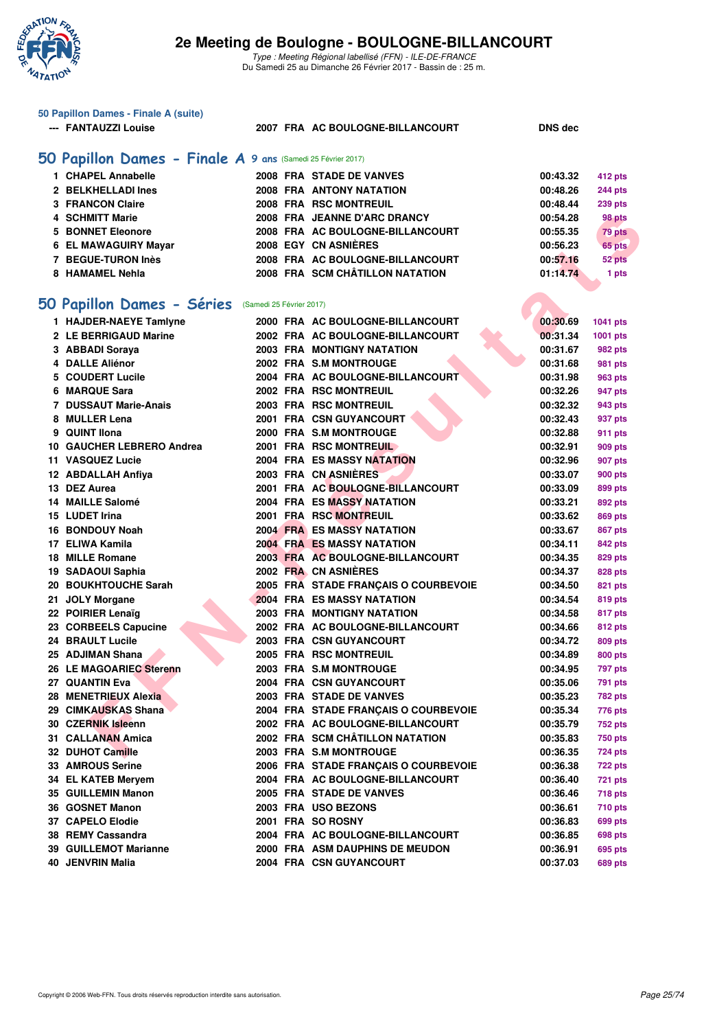### 50 Papillon Dames - Finale A (suite)

| | | | | | |
|---|---|---|---|---|---|
| --- | FANTAUZZI Louise | 2007 | FRA | AC BOULOGNE-BILLANCOURT | DNS dec |

## 50 Papillon Dames - Finale A 9 ans (Samedi 25 Février 2017)

| | | | | | | |
|---|---|---|---|---|---|---|
| 1 | CHAPEL Annabelle | 2008 | FRA | STADE DE VANVES | 00:43.32 | 412 pts |
| 2 | BELKHELLADI Ines | 2008 | FRA | ANTONY NATATION | 00:48.26 | 244 pts |
| 3 | FRANCON Claire | 2008 | FRA | RSC MONTREUIL | 00:48.44 | 239 pts |
| 4 | SCHMITT Marie | 2008 | FRA | JEANNE D'ARC DRANCY | 00:54.28 | 98 pts |
| 5 | BONNET Eleonore | 2008 | FRA | AC BOULOGNE-BILLANCOURT | 00:55.35 | 79 pts |
| 6 | EL MAWAGUIRY Mayar | 2008 | EGY | CN ASNIÈRES | 00:56.23 | 65 pts |
| 7 | BEGUE-TURON Inès | 2008 | FRA | AC BOULOGNE-BILLANCOURT | 00:57.16 | 52 pts |
| 8 | HAMAMEL Nehla | 2008 | FRA | SCM CHÂTILLON NATATION | 01:14.74 | 1 pts |

## 50 Papillon Dames - Séries (Samedi 25 Février 2017)

| | | | | | | |
|---|---|---|---|---|---|---|
| 1 | HAJDER-NAEYE Tamlyne | 2000 | FRA | AC BOULOGNE-BILLANCOURT | 00:30.69 | 1041 pts |
| 2 | LE BERRIGAUD Marine | 2002 | FRA | AC BOULOGNE-BILLANCOURT | 00:31.34 | 1001 pts |
| 3 | ABBADI Soraya | 2003 | FRA | MONTIGNY NATATION | 00:31.67 | 982 pts |
| 4 | DALLE Aliénor | 2002 | FRA | S.M MONTROUGE | 00:31.68 | 981 pts |
| 5 | COUDERT Lucile | 2004 | FRA | AC BOULOGNE-BILLANCOURT | 00:31.98 | 963 pts |
| 6 | MARQUE Sara | 2002 | FRA | RSC MONTREUIL | 00:32.26 | 947 pts |
| 7 | DUSSAUT Marie-Anais | 2003 | FRA | RSC MONTREUIL | 00:32.32 | 943 pts |
| 8 | MULLER Lena | 2001 | FRA | CSN GUYANCOURT | 00:32.43 | 937 pts |
| 9 | QUINT Ilona | 2000 | FRA | S.M MONTROUGE | 00:32.88 | 911 pts |
| 10 | GAUCHER LEBRERO Andrea | 2001 | FRA | RSC MONTREUIL | 00:32.91 | 909 pts |
| 11 | VASQUEZ Lucie | 2004 | FRA | ES MASSY NATATION | 00:32.96 | 907 pts |
| 12 | ABDALLAH Anfiya | 2003 | FRA | CN ASNIÈRES | 00:33.07 | 900 pts |
| 13 | DEZ Aurea | 2001 | FRA | AC BOULOGNE-BILLANCOURT | 00:33.09 | 899 pts |
| 14 | MAILLE Salomé | 2004 | FRA | ES MASSY NATATION | 00:33.21 | 892 pts |
| 15 | LUDET Irina | 2001 | FRA | RSC MONTREUIL | 00:33.62 | 869 pts |
| 16 | BONDOUY Noah | 2004 | FRA | ES MASSY NATATION | 00:33.67 | 867 pts |
| 17 | ELIWA Kamila | 2004 | FRA | ES MASSY NATATION | 00:34.11 | 842 pts |
| 18 | MILLE Romane | 2003 | FRA | AC BOULOGNE-BILLANCOURT | 00:34.35 | 829 pts |
| 19 | SADAOUI Saphia | 2002 | FRA | CN ASNIÈRES | 00:34.37 | 828 pts |
| 20 | BOUKHTOUCHE Sarah | 2005 | FRA | STADE FRANÇAIS O COURBEVOIE | 00:34.50 | 821 pts |
| 21 | JOLY Morgane | 2004 | FRA | ES MASSY NATATION | 00:34.54 | 819 pts |
| 22 | POIRIER Lenaïg | 2003 | FRA | MONTIGNY NATATION | 00:34.58 | 817 pts |
| 23 | CORBEELS Capucine | 2002 | FRA | AC BOULOGNE-BILLANCOURT | 00:34.66 | 812 pts |
| 24 | BRAULT Lucile | 2003 | FRA | CSN GUYANCOURT | 00:34.72 | 809 pts |
| 25 | ADJIMAN Shana | 2005 | FRA | RSC MONTREUIL | 00:34.89 | 800 pts |
| 26 | LE MAGOARIEC Sterenn | 2003 | FRA | S.M MONTROUGE | 00:34.95 | 797 pts |
| 27 | QUANTIN Eva | 2004 | FRA | CSN GUYANCOURT | 00:35.06 | 791 pts |
| 28 | MENETRIEUX Alexia | 2003 | FRA | STADE DE VANVES | 00:35.23 | 782 pts |
| 29 | CIMKAUSKAS Shana | 2004 | FRA | STADE FRANÇAIS O COURBEVOIE | 00:35.34 | 776 pts |
| 30 | CZERNIK Isleenn | 2002 | FRA | AC BOULOGNE-BILLANCOURT | 00:35.79 | 752 pts |
| 31 | CALLANAN Amica | 2002 | FRA | SCM CHÂTILLON NATATION | 00:35.83 | 750 pts |
| 32 | DUHOT Camille | 2003 | FRA | S.M MONTROUGE | 00:36.35 | 724 pts |
| 33 | AMROUS Serine | 2006 | FRA | STADE FRANÇAIS O COURBEVOIE | 00:36.38 | 722 pts |
| 34 | EL KATEB Meryem | 2004 | FRA | AC BOULOGNE-BILLANCOURT | 00:36.40 | 721 pts |
| 35 | GUILLEMIN Manon | 2005 | FRA | STADE DE VANVES | 00:36.46 | 718 pts |
| 36 | GOSNET Manon | 2003 | FRA | USO BEZONS | 00:36.61 | 710 pts |
| 37 | CAPELO Elodie | 2001 | FRA | SO ROSNY | 00:36.83 | 699 pts |
| 38 | REMY Cassandra | 2004 | FRA | AC BOULOGNE-BILLANCOURT | 00:36.85 | 698 pts |
| 39 | GUILLEMOT Marianne | 2000 | FRA | ASM DAUPHINS DE MEUDON | 00:36.91 | 695 pts |
| 40 | JENVRIN Malia | 2004 | FRA | CSN GUYANCOURT | 00:37.03 | 689 pts |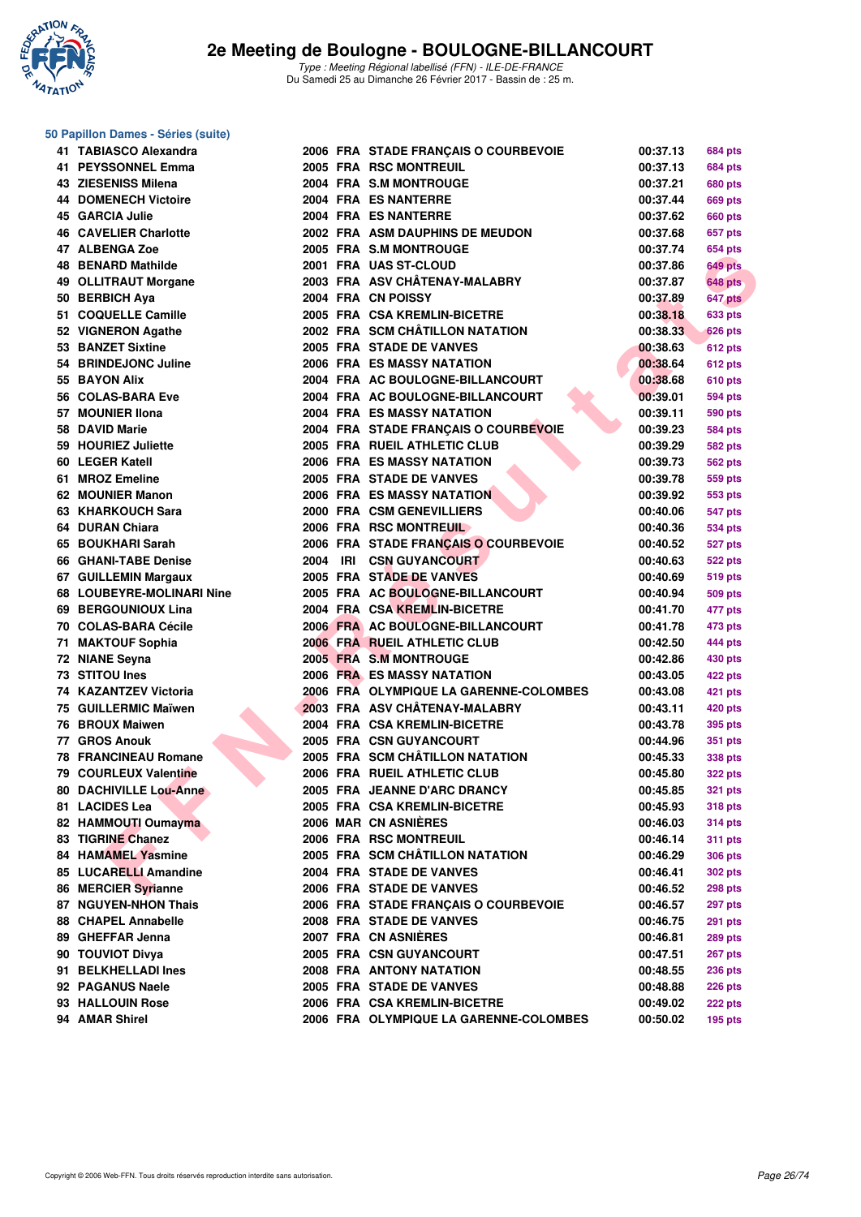# 2e Meeting de Boulogne - BOULOGNE-BILLANCOURT

*Type : Meeting Régional labellisé (FFN) - ILE-DE-FRANCE*
Du Samedi 25 au Dimanche 26 Février 2017 - Bassin de : 25 m.

## 50 Papillon Dames - Séries (suite)

| Rang | Nom | Année | Nat. | Club | Temps | Points |
|---|---|---|---|---|---|---|
| 41 | TABIASCO Alexandra | 2006 | FRA | STADE FRANÇAIS O COURBEVOIE | 00:37.13 | 684 pts |
| 41 | PEYSSONNEL Emma | 2005 | FRA | RSC MONTREUIL | 00:37.13 | 684 pts |
| 43 | ZIESENISS Milena | 2004 | FRA | S.M MONTROUGE | 00:37.21 | 680 pts |
| 44 | DOMENECH Victoire | 2004 | FRA | ES NANTERRE | 00:37.44 | 669 pts |
| 45 | GARCIA Julie | 2004 | FRA | ES NANTERRE | 00:37.62 | 660 pts |
| 46 | CAVELIER Charlotte | 2002 | FRA | ASM DAUPHINS DE MEUDON | 00:37.68 | 657 pts |
| 47 | ALBENGA Zoe | 2005 | FRA | S.M MONTROUGE | 00:37.74 | 654 pts |
| 48 | BENARD Mathilde | 2001 | FRA | UAS ST-CLOUD | 00:37.86 | 649 pts |
| 49 | OLLITRAUT Morgane | 2003 | FRA | ASV CHÂTENAY-MALABRY | 00:37.87 | 648 pts |
| 50 | BERBICH Aya | 2004 | FRA | CN POISSY | 00:37.89 | 647 pts |
| 51 | COQUELLE Camille | 2005 | FRA | CSA KREMLIN-BICETRE | 00:38.18 | 633 pts |
| 52 | VIGNERON Agathe | 2002 | FRA | SCM CHÂTILLON NATATION | 00:38.33 | 626 pts |
| 53 | BANZET Sixtine | 2005 | FRA | STADE DE VANVES | 00:38.63 | 612 pts |
| 54 | BRINDEJONC Juline | 2006 | FRA | ES MASSY NATATION | 00:38.64 | 612 pts |
| 55 | BAYON Alix | 2004 | FRA | AC BOULOGNE-BILLANCOURT | 00:38.68 | 610 pts |
| 56 | COLAS-BARA Eve | 2004 | FRA | AC BOULOGNE-BILLANCOURT | 00:39.01 | 594 pts |
| 57 | MOUNIER Ilona | 2004 | FRA | ES MASSY NATATION | 00:39.11 | 590 pts |
| 58 | DAVID Marie | 2004 | FRA | STADE FRANÇAIS O COURBEVOIE | 00:39.23 | 584 pts |
| 59 | HOURIEZ Juliette | 2005 | FRA | RUEIL ATHLETIC CLUB | 00:39.29 | 582 pts |
| 60 | LEGER Katell | 2006 | FRA | ES MASSY NATATION | 00:39.73 | 562 pts |
| 61 | MROZ Emeline | 2005 | FRA | STADE DE VANVES | 00:39.78 | 559 pts |
| 62 | MOUNIER Manon | 2006 | FRA | ES MASSY NATATION | 00:39.92 | 553 pts |
| 63 | KHARKOUCH Sara | 2000 | FRA | CSM GENEVILLIERS | 00:40.06 | 547 pts |
| 64 | DURAN Chiara | 2006 | FRA | RSC MONTREUIL | 00:40.36 | 534 pts |
| 65 | BOUKHARI Sarah | 2006 | FRA | STADE FRANÇAIS O COURBEVOIE | 00:40.52 | 527 pts |
| 66 | GHANI-TABE Denise | 2004 | IRI | CSN GUYANCOURT | 00:40.63 | 522 pts |
| 67 | GUILLEMIN Margaux | 2005 | FRA | STADE DE VANVES | 00:40.69 | 519 pts |
| 68 | LOUBEYRE-MOLINARI Nine | 2005 | FRA | AC BOULOGNE-BILLANCOURT | 00:40.94 | 509 pts |
| 69 | BERGOUNIOUX Lina | 2004 | FRA | CSA KREMLIN-BICETRE | 00:41.70 | 477 pts |
| 70 | COLAS-BARA Cécile | 2006 | FRA | AC BOULOGNE-BILLANCOURT | 00:41.78 | 473 pts |
| 71 | MAKTOUF Sophia | 2006 | FRA | RUEIL ATHLETIC CLUB | 00:42.50 | 444 pts |
| 72 | NIANE Seyna | 2005 | FRA | S.M MONTROUGE | 00:42.86 | 430 pts |
| 73 | STITOU Ines | 2006 | FRA | ES MASSY NATATION | 00:43.05 | 422 pts |
| 74 | KAZANTZEV Victoria | 2006 | FRA | OLYMPIQUE LA GARENNE-COLOMBES | 00:43.08 | 421 pts |
| 75 | GUILLERMIC Maïwen | 2003 | FRA | ASV CHÂTENAY-MALABRY | 00:43.11 | 420 pts |
| 76 | BROUX Maiwen | 2004 | FRA | CSA KREMLIN-BICETRE | 00:43.78 | 395 pts |
| 77 | GROS Anouk | 2005 | FRA | CSN GUYANCOURT | 00:44.96 | 351 pts |
| 78 | FRANCINEAU Romane | 2005 | FRA | SCM CHÂTILLON NATATION | 00:45.33 | 338 pts |
| 79 | COURLEUX Valentine | 2006 | FRA | RUEIL ATHLETIC CLUB | 00:45.80 | 322 pts |
| 80 | DACHIVILLE Lou-Anne | 2005 | FRA | JEANNE D'ARC DRANCY | 00:45.85 | 321 pts |
| 81 | LACIDES Lea | 2005 | FRA | CSA KREMLIN-BICETRE | 00:45.93 | 318 pts |
| 82 | HAMMOUTI Oumayma | 2006 | MAR | CN ASNIÈRES | 00:46.03 | 314 pts |
| 83 | TIGRINE Chanez | 2006 | FRA | RSC MONTREUIL | 00:46.14 | 311 pts |
| 84 | HAMAMEL Yasmine | 2005 | FRA | SCM CHÂTILLON NATATION | 00:46.29 | 306 pts |
| 85 | LUCARELLI Amandine | 2004 | FRA | STADE DE VANVES | 00:46.41 | 302 pts |
| 86 | MERCIER Syrianne | 2006 | FRA | STADE DE VANVES | 00:46.52 | 298 pts |
| 87 | NGUYEN-NHON Thais | 2006 | FRA | STADE FRANÇAIS O COURBEVOIE | 00:46.57 | 297 pts |
| 88 | CHAPEL Annabelle | 2008 | FRA | STADE DE VANVES | 00:46.75 | 291 pts |
| 89 | GHEFFAR Jenna | 2007 | FRA | CN ASNIÈRES | 00:46.81 | 289 pts |
| 90 | TOUVIOT Divya | 2005 | FRA | CSN GUYANCOURT | 00:47.51 | 267 pts |
| 91 | BELKHELLADI Ines | 2008 | FRA | ANTONY NATATION | 00:48.55 | 236 pts |
| 92 | PAGANUS Naele | 2005 | FRA | STADE DE VANVES | 00:48.88 | 226 pts |
| 93 | HALLOUIN Rose | 2006 | FRA | CSA KREMLIN-BICETRE | 00:49.02 | 222 pts |
| 94 | AMAR Shirel | 2006 | FRA | OLYMPIQUE LA GARENNE-COLOMBES | 00:50.02 | 195 pts |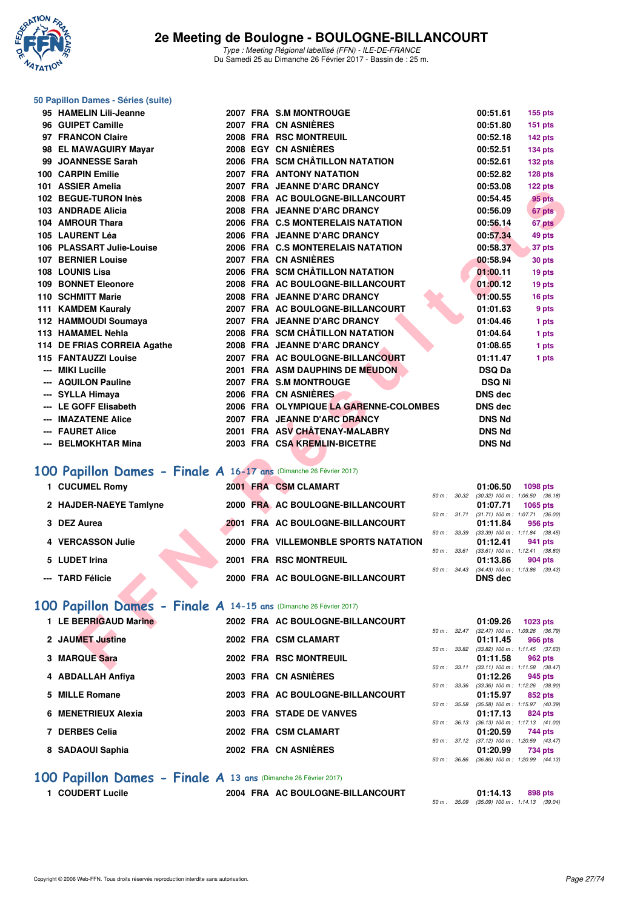# 2e Meeting de Boulogne - BOULOGNE-BILLANCOURT

*Type : Meeting Régional labellisé (FFN) - ILE-DE-FRANCE*
Du Samedi 25 au Dimanche 26 Février 2017 - Bassin de : 25 m.

### 50 Papillon Dames - Séries (suite)

| Pl. | Nom | Année | Nat. | Club | Temps | Points |
|---|---|---|---|---|---|---|
| 95 | HAMELIN Lili-Jeanne | 2007 | FRA | S.M MONTROUGE | 00:51.61 | 155 pts |
| 96 | GUIPET Camille | 2007 | FRA | CN ASNIÈRES | 00:51.80 | 151 pts |
| 97 | FRANCON Claire | 2008 | FRA | RSC MONTREUIL | 00:52.18 | 142 pts |
| 98 | EL MAWAGUIRY Mayar | 2008 | EGY | CN ASNIÈRES | 00:52.51 | 134 pts |
| 99 | JOANNESSE Sarah | 2006 | FRA | SCM CHÂTILLON NATATION | 00:52.61 | 132 pts |
| 100 | CARPIN Emilie | 2007 | FRA | ANTONY NATATION | 00:52.82 | 128 pts |
| 101 | ASSIER Amelia | 2007 | FRA | JEANNE D'ARC DRANCY | 00:53.08 | 122 pts |
| 102 | BEGUE-TURON Inès | 2008 | FRA | AC BOULOGNE-BILLANCOURT | 00:54.45 | 95 pts |
| 103 | ANDRADE Alicia | 2008 | FRA | JEANNE D'ARC DRANCY | 00:56.09 | 67 pts |
| 104 | AMROUR Thara | 2006 | FRA | C.S MONTERELAIS NATATION | 00:56.14 | 67 pts |
| 105 | LAURENT Léa | 2006 | FRA | JEANNE D'ARC DRANCY | 00:57.34 | 49 pts |
| 106 | PLASSART Julie-Louise | 2006 | FRA | C.S MONTERELAIS NATATION | 00:58.37 | 37 pts |
| 107 | BERNIER Louise | 2007 | FRA | CN ASNIÈRES | 00:58.94 | 30 pts |
| 108 | LOUNIS Lisa | 2006 | FRA | SCM CHÂTILLON NATATION | 01:00.11 | 19 pts |
| 109 | BONNET Eleonore | 2008 | FRA | AC BOULOGNE-BILLANCOURT | 01:00.12 | 19 pts |
| 110 | SCHMITT Marie | 2008 | FRA | JEANNE D'ARC DRANCY | 01:00.55 | 16 pts |
| 111 | KAMDEM Kauraly | 2007 | FRA | AC BOULOGNE-BILLANCOURT | 01:01.63 | 9 pts |
| 112 | HAMMOUDI Soumaya | 2007 | FRA | JEANNE D'ARC DRANCY | 01:04.46 | 1 pts |
| 113 | HAMAMEL Nehla | 2008 | FRA | SCM CHÂTILLON NATATION | 01:04.64 | 1 pts |
| 114 | DE FRIAS CORREIA Agathe | 2008 | FRA | JEANNE D'ARC DRANCY | 01:08.65 | 1 pts |
| 115 | FANTAUZZI Louise | 2007 | FRA | AC BOULOGNE-BILLANCOURT | 01:11.47 | 1 pts |
| --- | MIKI Lucille | 2001 | FRA | ASM DAUPHINS DE MEUDON | DSQ Da | |
| --- | AQUILON Pauline | 2007 | FRA | S.M MONTROUGE | DSQ Ni | |
| --- | SYLLA Himaya | 2006 | FRA | CN ASNIÈRES | DNS dec | |
| --- | LE GOFF Elisabeth | 2006 | FRA | OLYMPIQUE LA GARENNE-COLOMBES | DNS dec | |
| --- | IMAZATENE Alice | 2007 | FRA | JEANNE D'ARC DRANCY | DNS Nd | |
| --- | FAURET Alice | 2001 | FRA | ASV CHÂTENAY-MALABRY | DNS Nd | |
| --- | BELMOKHTAR Mina | 2003 | FRA | CSA KREMLIN-BICETRE | DNS Nd | |

## 100 Papillon Dames - Finale A 16-17 ans (Dimanche 26 Février 2017)

| Pl. | Nom | Année | Nat. | Club | Temps | Points | Splits |
|---|---|---|---|---|---|---|---|
| 1 | CUCUMEL Romy | 2001 | FRA | CSM CLAMART | 01:06.50 | 1098 pts | 50 m : 30.32 (30.32) 100 m : 1:06.50 (36.18) |
| 2 | HAJDER-NAEYE Tamlyne | 2000 | FRA | AC BOULOGNE-BILLANCOURT | 01:07.71 | 1065 pts | 50 m : 31.71 (31.71) 100 m : 1:07.71 (36.00) |
| 3 | DEZ Aurea | 2001 | FRA | AC BOULOGNE-BILLANCOURT | 01:11.84 | 956 pts | 50 m : 33.39 (33.39) 100 m : 1:11.84 (38.45) |
| 4 | VERCASSON Julie | 2000 | FRA | VILLEMONBLE SPORTS NATATION | 01:12.41 | 941 pts | 50 m : 33.61 (33.61) 100 m : 1:12.41 (38.80) |
| 5 | LUDET Irina | 2001 | FRA | RSC MONTREUIL | 01:13.86 | 904 pts | 50 m : 34.43 (34.43) 100 m : 1:13.86 (39.43) |
| --- | TARD Félicie | 2000 | FRA | AC BOULOGNE-BILLANCOURT | DNS dec | | |

## 100 Papillon Dames - Finale A 14-15 ans (Dimanche 26 Février 2017)

| Pl. | Nom | Année | Nat. | Club | Temps | Points | Splits |
|---|---|---|---|---|---|---|---|
| 1 | LE BERRIGAUD Marine | 2002 | FRA | AC BOULOGNE-BILLANCOURT | 01:09.26 | 1023 pts | 50 m : 32.47 (32.47) 100 m : 1:09.26 (36.79) |
| 2 | JAUMET Justine | 2002 | FRA | CSM CLAMART | 01:11.45 | 966 pts | 50 m : 33.82 (33.82) 100 m : 1:11.45 (37.63) |
| 3 | MARQUE Sara | 2002 | FRA | RSC MONTREUIL | 01:11.58 | 962 pts | 50 m : 33.11 (33.11) 100 m : 1:11.58 (38.47) |
| 4 | ABDALLAH Anfiya | 2003 | FRA | CN ASNIÈRES | 01:12.26 | 945 pts | 50 m : 33.36 (33.36) 100 m : 1:12.26 (38.90) |
| 5 | MILLE Romane | 2003 | FRA | AC BOULOGNE-BILLANCOURT | 01:15.97 | 852 pts | 50 m : 35.58 (35.58) 100 m : 1:15.97 (40.39) |
| 6 | MENETRIEUX Alexia | 2003 | FRA | STADE DE VANVES | 01:17.13 | 824 pts | 50 m : 36.13 (36.13) 100 m : 1:17.13 (41.00) |
| 7 | DERBES Celia | 2002 | FRA | CSM CLAMART | 01:20.59 | 744 pts | 50 m : 37.12 (37.12) 100 m : 1:20.59 (43.47) |
| 8 | SADAOUI Saphia | 2002 | FRA | CN ASNIÈRES | 01:20.99 | 734 pts | 50 m : 36.86 (36.86) 100 m : 1:20.99 (44.13) |

## 100 Papillon Dames - Finale A 13 ans (Dimanche 26 Février 2017)

| Pl. | Nom | Année | Nat. | Club | Temps | Points | Splits |
|---|---|---|---|---|---|---|---|
| 1 | COUDERT Lucile | 2004 | FRA | AC BOULOGNE-BILLANCOURT | 01:14.13 | 898 pts | 50 m : 35.09 (35.09) 100 m : 1:14.13 (39.04) |

Copyright © 2006 Web-FFN. Tous droits réservés reproduction interdite sans autorisation.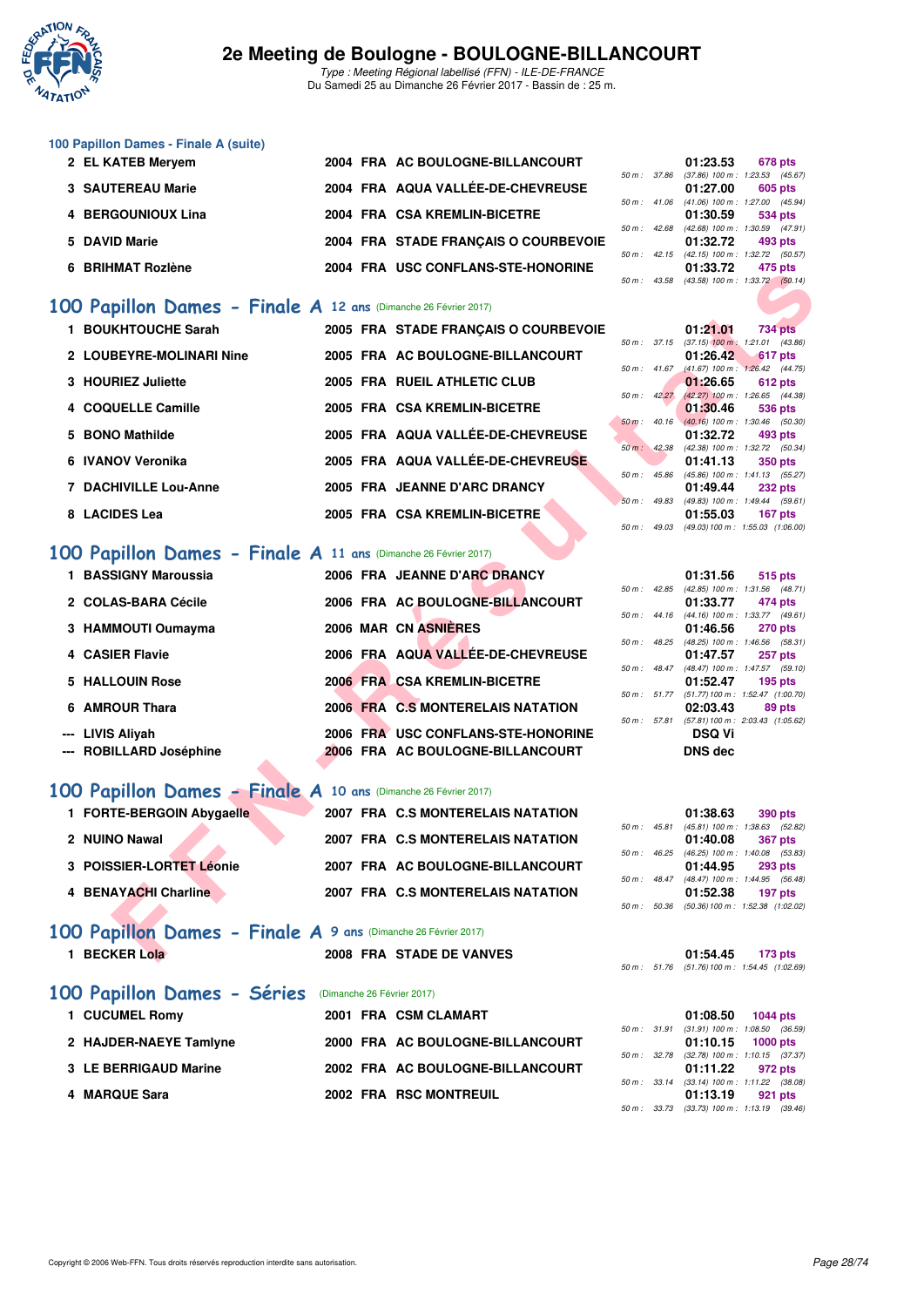### 100 Papillon Dames - Finale A (suite)

| Rang | Nom | Année | Nat | Club | Temps | Points | Splits |
|---|---|---|---|---|---|---|---|
| 2 | EL KATEB Meryem | 2004 | FRA | AC BOULOGNE-BILLANCOURT | 01:23.53 | 678 pts | 50 m : 37.86 (37.86) 100 m : 1:23.53 (45.67) |
| 3 | SAUTEREAU Marie | 2004 | FRA | AQUA VALLÉE-DE-CHEVREUSE | 01:27.00 | 605 pts | 50 m : 41.06 (41.06) 100 m : 1:27.00 (45.94) |
| 4 | BERGOUNIOUX Lina | 2004 | FRA | CSA KREMLIN-BICETRE | 01:30.59 | 534 pts | 50 m : 42.68 (42.68) 100 m : 1:30.59 (47.91) |
| 5 | DAVID Marie | 2004 | FRA | STADE FRANÇAIS O COURBEVOIE | 01:32.72 | 493 pts | 50 m : 42.15 (42.15) 100 m : 1:32.72 (50.57) |
| 6 | BRIHMAT Rozlène | 2004 | FRA | USC CONFLANS-STE-HONORINE | 01:33.72 | 475 pts | 50 m : 43.58 (43.58) 100 m : 1:33.72 (50.14) |

## 100 Papillon Dames - Finale A 12 ans (Dimanche 26 Février 2017)

| Rang | Nom | Année | Nat | Club | Temps | Points | Splits |
|---|---|---|---|---|---|---|---|
| 1 | BOUKHTOUCHE Sarah | 2005 | FRA | STADE FRANÇAIS O COURBEVOIE | 01:21.01 | 734 pts | 50 m : 37.15 (37.15) 100 m : 1:21.01 (43.86) |
| 2 | LOUBEYRE-MOLINARI Nine | 2005 | FRA | AC BOULOGNE-BILLANCOURT | 01:26.42 | 617 pts | 50 m : 41.67 (41.67) 100 m : 1:26.42 (44.75) |
| 3 | HOURIEZ Juliette | 2005 | FRA | RUEIL ATHLETIC CLUB | 01:26.65 | 612 pts | 50 m : 42.27 (42.27) 100 m : 1:26.65 (44.38) |
| 4 | COQUELLE Camille | 2005 | FRA | CSA KREMLIN-BICETRE | 01:30.46 | 536 pts | 50 m : 40.16 (40.16) 100 m : 1:30.46 (50.30) |
| 5 | BONO Mathilde | 2005 | FRA | AQUA VALLÉE-DE-CHEVREUSE | 01:32.72 | 493 pts | 50 m : 42.38 (42.38) 100 m : 1:32.72 (50.34) |
| 6 | IVANOV Veronika | 2005 | FRA | AQUA VALLÉE-DE-CHEVREUSE | 01:41.13 | 350 pts | 50 m : 45.86 (45.86) 100 m : 1:41.13 (55.27) |
| 7 | DACHIVILLE Lou-Anne | 2005 | FRA | JEANNE D'ARC DRANCY | 01:49.44 | 232 pts | 50 m : 49.83 (49.83) 100 m : 1:49.44 (59.61) |
| 8 | LACIDES Lea | 2005 | FRA | CSA KREMLIN-BICETRE | 01:55.03 | 167 pts | 50 m : 49.03 (49.03) 100 m : 1:55.03 (1:06.00) |

## 100 Papillon Dames - Finale A 11 ans (Dimanche 26 Février 2017)

| Rang | Nom | Année | Nat | Club | Temps | Points | Splits |
|---|---|---|---|---|---|---|---|
| 1 | BASSIGNY Maroussia | 2006 | FRA | JEANNE D'ARC DRANCY | 01:31.56 | 515 pts | 50 m : 42.85 (42.85) 100 m : 1:31.56 (48.71) |
| 2 | COLAS-BARA Cécile | 2006 | FRA | AC BOULOGNE-BILLANCOURT | 01:33.77 | 474 pts | 50 m : 44.16 (44.16) 100 m : 1:33.77 (49.61) |
| 3 | HAMMOUTI Oumayma | 2006 | MAR | CN ASNIÈRES | 01:46.56 | 270 pts | 50 m : 48.25 (48.25) 100 m : 1:46.56 (58.31) |
| 4 | CASIER Flavie | 2006 | FRA | AQUA VALLÉE-DE-CHEVREUSE | 01:47.57 | 257 pts | 50 m : 48.47 (48.47) 100 m : 1:47.57 (59.10) |
| 5 | HALLOUIN Rose | 2006 | FRA | CSA KREMLIN-BICETRE | 01:52.47 | 195 pts | 50 m : 51.77 (51.77) 100 m : 1:52.47 (1:00.70) |
| 6 | AMROUR Thara | 2006 | FRA | C.S MONTERELAIS NATATION | 02:03.43 | 89 pts | 50 m : 57.81 (57.81) 100 m : 2:03.43 (1:05.62) |
| --- | LIVIS Aliyah | 2006 | FRA | USC CONFLANS-STE-HONORINE | DSQ Vi | | |
| --- | ROBILLARD Joséphine | 2006 | FRA | AC BOULOGNE-BILLANCOURT | DNS dec | | |

## 100 Papillon Dames - Finale A 10 ans (Dimanche 26 Février 2017)

| Rang | Nom | Année | Nat | Club | Temps | Points | Splits |
|---|---|---|---|---|---|---|---|
| 1 | FORTE-BERGOIN Abygaelle | 2007 | FRA | C.S MONTERELAIS NATATION | 01:38.63 | 390 pts | 50 m : 45.81 (45.81) 100 m : 1:38.63 (52.82) |
| 2 | NUINO Nawal | 2007 | FRA | C.S MONTERELAIS NATATION | 01:40.08 | 367 pts | 50 m : 46.25 (46.25) 100 m : 1:40.08 (53.83) |
| 3 | POISSIER-LORTET Léonie | 2007 | FRA | AC BOULOGNE-BILLANCOURT | 01:44.95 | 293 pts | 50 m : 48.47 (48.47) 100 m : 1:44.95 (56.48) |
| 4 | BENAYACHI Charline | 2007 | FRA | C.S MONTERELAIS NATATION | 01:52.38 | 197 pts | 50 m : 50.36 (50.36) 100 m : 1:52.38 (1:02.02) |

## 100 Papillon Dames - Finale A 9 ans (Dimanche 26 Février 2017)

| Rang | Nom | Année | Nat | Club | Temps | Points | Splits |
|---|---|---|---|---|---|---|---|
| 1 | BECKER Lola | 2008 | FRA | STADE DE VANVES | 01:54.45 | 173 pts | 50 m : 51.76 (51.76) 100 m : 1:54.45 (1:02.69) |

## 100 Papillon Dames - Séries (Dimanche 26 Février 2017)

| Rang | Nom | Année | Nat | Club | Temps | Points | Splits |
|---|---|---|---|---|---|---|---|
| 1 | CUCUMEL Romy | 2001 | FRA | CSM CLAMART | 01:08.50 | 1044 pts | 50 m : 31.91 (31.91) 100 m : 1:08.50 (36.59) |
| 2 | HAJDER-NAEYE Tamlyne | 2000 | FRA | AC BOULOGNE-BILLANCOURT | 01:10.15 | 1000 pts | 50 m : 32.78 (32.78) 100 m : 1:10.15 (37.37) |
| 3 | LE BERRIGAUD Marine | 2002 | FRA | AC BOULOGNE-BILLANCOURT | 01:11.22 | 972 pts | 50 m : 33.14 (33.14) 100 m : 1:11.22 (38.08) |
| 4 | MARQUE Sara | 2002 | FRA | RSC MONTREUIL | 01:13.19 | 921 pts | 50 m : 33.73 (33.73) 100 m : 1:13.19 (39.46) |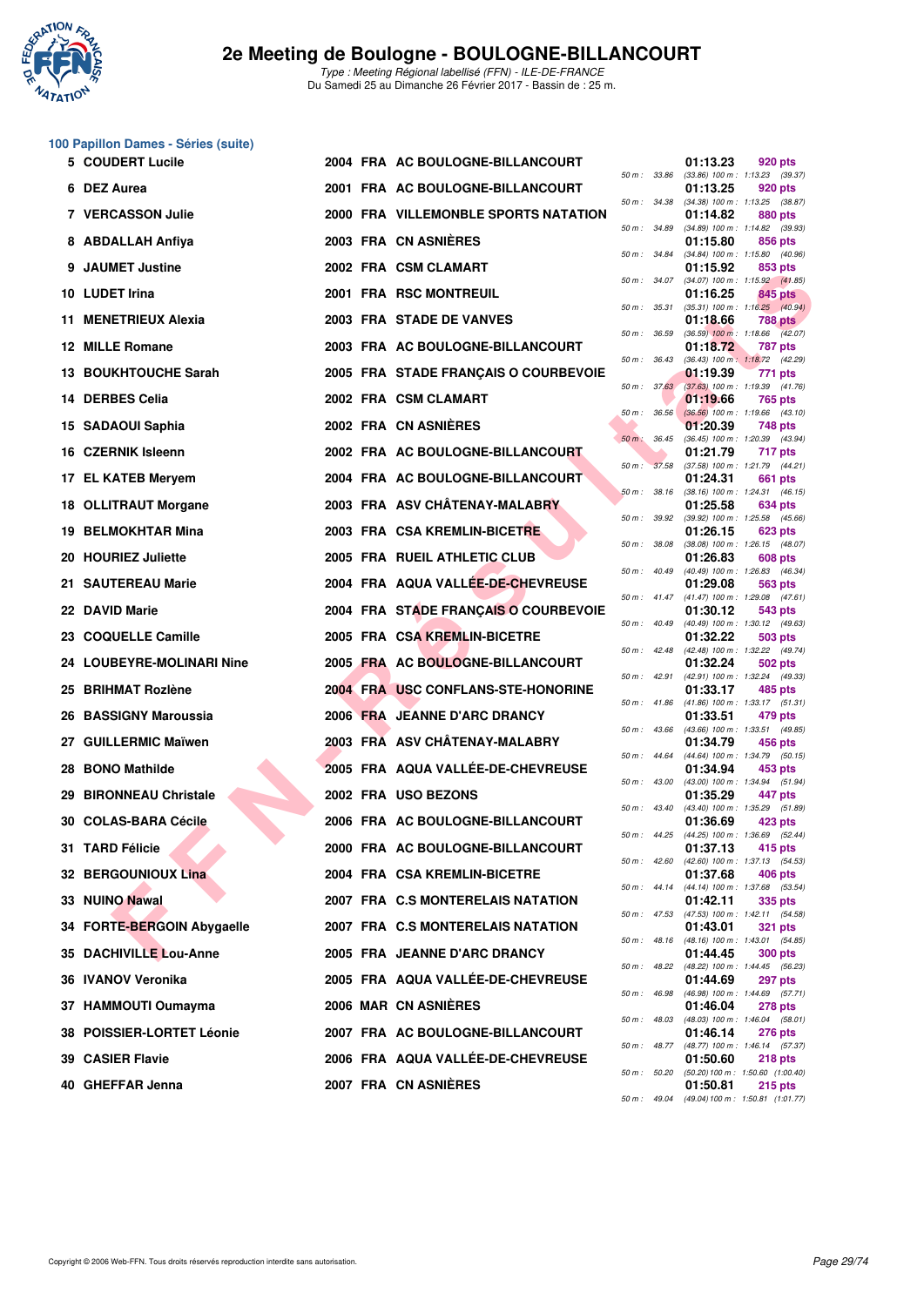# 2e Meeting de Boulogne - BOULOGNE-BILLANCOURT

*Type : Meeting Régional labellisé (FFN) - ILE-DE-FRANCE*
Du Samedi 25 au Dimanche 26 Février 2017 - Bassin de : 25 m.

## 100 Papillon Dames - Séries (suite)

| Rang | Nom | Année | Nat. | Club | Temps | Points | Intermédiaires |
|---|---|---|---|---|---|---|---|
| 5 | COUDERT Lucile | 2004 | FRA | AC BOULOGNE-BILLANCOURT | 01:13.23 | 920 pts | 50 m : 33.86 (33.86) 100 m : 1:13.23 (39.37) |
| 6 | DEZ Aurea | 2001 | FRA | AC BOULOGNE-BILLANCOURT | 01:13.25 | 920 pts | 50 m : 34.38 (34.38) 100 m : 1:13.25 (38.87) |
| 7 | VERCASSON Julie | 2000 | FRA | VILLEMONBLE SPORTS NATATION | 01:14.82 | 880 pts | 50 m : 34.89 (34.89) 100 m : 1:14.82 (39.93) |
| 8 | ABDALLAH Anfiya | 2003 | FRA | CN ASNIÈRES | 01:15.80 | 856 pts | 50 m : 34.84 (34.84) 100 m : 1:15.80 (40.96) |
| 9 | JAUMET Justine | 2002 | FRA | CSM CLAMART | 01:15.92 | 853 pts | 50 m : 34.07 (34.07) 100 m : 1:15.92 (41.85) |
| 10 | LUDET Irina | 2001 | FRA | RSC MONTREUIL | 01:16.25 | 845 pts | 50 m : 35.31 (35.31) 100 m : 1:16.25 (40.94) |
| 11 | MENETRIEUX Alexia | 2003 | FRA | STADE DE VANVES | 01:18.66 | 788 pts | 50 m : 36.59 (36.59) 100 m : 1:18.66 (42.07) |
| 12 | MILLE Romane | 2003 | FRA | AC BOULOGNE-BILLANCOURT | 01:18.72 | 787 pts | 50 m : 36.43 (36.43) 100 m : 1:18.72 (42.29) |
| 13 | BOUKHTOUCHE Sarah | 2005 | FRA | STADE FRANÇAIS O COURBEVOIE | 01:19.39 | 771 pts | 50 m : 37.63 (37.63) 100 m : 1:19.39 (41.76) |
| 14 | DERBES Celia | 2002 | FRA | CSM CLAMART | 01:19.66 | 765 pts | 50 m : 36.56 (36.56) 100 m : 1:19.66 (43.10) |
| 15 | SADAOUI Saphia | 2002 | FRA | CN ASNIÈRES | 01:20.39 | 748 pts | 50 m : 36.45 (36.45) 100 m : 1:20.39 (43.94) |
| 16 | CZERNIK Isleenn | 2002 | FRA | AC BOULOGNE-BILLANCOURT | 01:21.79 | 717 pts | 50 m : 37.58 (37.58) 100 m : 1:21.79 (44.21) |
| 17 | EL KATEB Meryem | 2004 | FRA | AC BOULOGNE-BILLANCOURT | 01:24.31 | 661 pts | 50 m : 38.16 (38.16) 100 m : 1:24.31 (46.15) |
| 18 | OLLITRAUT Morgane | 2003 | FRA | ASV CHÂTENAY-MALABRY | 01:25.58 | 634 pts | 50 m : 39.92 (39.92) 100 m : 1:25.58 (45.66) |
| 19 | BELMOKHTAR Mina | 2003 | FRA | CSA KREMLIN-BICETRE | 01:26.15 | 623 pts | 50 m : 38.08 (38.08) 100 m : 1:26.15 (48.07) |
| 20 | HOURIEZ Juliette | 2005 | FRA | RUEIL ATHLETIC CLUB | 01:26.83 | 608 pts | 50 m : 40.49 (40.49) 100 m : 1:26.83 (46.34) |
| 21 | SAUTEREAU Marie | 2004 | FRA | AQUA VALLÉE-DE-CHEVREUSE | 01:29.08 | 563 pts | 50 m : 41.47 (41.47) 100 m : 1:29.08 (47.61) |
| 22 | DAVID Marie | 2004 | FRA | STADE FRANÇAIS O COURBEVOIE | 01:30.12 | 543 pts | 50 m : 40.49 (40.49) 100 m : 1:30.12 (49.63) |
| 23 | COQUELLE Camille | 2005 | FRA | CSA KREMLIN-BICETRE | 01:32.22 | 503 pts | 50 m : 42.48 (42.48) 100 m : 1:32.22 (49.74) |
| 24 | LOUBEYRE-MOLINARI Nine | 2005 | FRA | AC BOULOGNE-BILLANCOURT | 01:32.24 | 502 pts | 50 m : 42.91 (42.91) 100 m : 1:32.24 (49.33) |
| 25 | BRIHMAT Rozlène | 2004 | FRA | USC CONFLANS-STE-HONORINE | 01:33.17 | 485 pts | 50 m : 41.86 (41.86) 100 m : 1:33.17 (51.31) |
| 26 | BASSIGNY Maroussia | 2006 | FRA | JEANNE D'ARC DRANCY | 01:33.51 | 479 pts | 50 m : 43.66 (43.66) 100 m : 1:33.51 (49.85) |
| 27 | GUILLERMIC Maïwen | 2003 | FRA | ASV CHÂTENAY-MALABRY | 01:34.79 | 456 pts | 50 m : 44.64 (44.64) 100 m : 1:34.79 (50.15) |
| 28 | BONO Mathilde | 2005 | FRA | AQUA VALLÉE-DE-CHEVREUSE | 01:34.94 | 453 pts | 50 m : 43.00 (43.00) 100 m : 1:34.94 (51.94) |
| 29 | BIRONNEAU Christale | 2002 | FRA | USO BEZONS | 01:35.29 | 447 pts | 50 m : 43.40 (43.40) 100 m : 1:35.29 (51.89) |
| 30 | COLAS-BARA Cécile | 2006 | FRA | AC BOULOGNE-BILLANCOURT | 01:36.69 | 423 pts | 50 m : 44.25 (44.25) 100 m : 1:36.69 (52.44) |
| 31 | TARD Félicie | 2000 | FRA | AC BOULOGNE-BILLANCOURT | 01:37.13 | 415 pts | 50 m : 42.60 (42.60) 100 m : 1:37.13 (54.53) |
| 32 | BERGOUNIOUX Lina | 2004 | FRA | CSA KREMLIN-BICETRE | 01:37.68 | 406 pts | 50 m : 44.14 (44.14) 100 m : 1:37.68 (53.54) |
| 33 | NUINO Nawal | 2007 | FRA | C.S MONTERELAIS NATATION | 01:42.11 | 335 pts | 50 m : 47.53 (47.53) 100 m : 1:42.11 (54.58) |
| 34 | FORTE-BERGOIN Abygaelle | 2007 | FRA | C.S MONTERELAIS NATATION | 01:43.01 | 321 pts | 50 m : 48.16 (48.16) 100 m : 1:43.01 (54.85) |
| 35 | DACHIVILLE Lou-Anne | 2005 | FRA | JEANNE D'ARC DRANCY | 01:44.45 | 300 pts | 50 m : 48.22 (48.22) 100 m : 1:44.45 (56.23) |
| 36 | IVANOV Veronika | 2005 | FRA | AQUA VALLÉE-DE-CHEVREUSE | 01:44.69 | 297 pts | 50 m : 46.98 (46.98) 100 m : 1:44.69 (57.71) |
| 37 | HAMMOUTI Oumayma | 2006 | MAR | CN ASNIÈRES | 01:46.04 | 278 pts | 50 m : 48.03 (48.03) 100 m : 1:46.04 (58.01) |
| 38 | POISSIER-LORTET Léonie | 2007 | FRA | AC BOULOGNE-BILLANCOURT | 01:46.14 | 276 pts | 50 m : 48.77 (48.77) 100 m : 1:46.14 (57.37) |
| 39 | CASIER Flavie | 2006 | FRA | AQUA VALLÉE-DE-CHEVREUSE | 01:50.60 | 218 pts | 50 m : 50.20 (50.20) 100 m : 1:50.60 (1:00.40) |
| 40 | GHEFFAR Jenna | 2007 | FRA | CN ASNIÈRES | 01:50.81 | 215 pts | 50 m : 49.04 (49.04) 100 m : 1:50.81 (1:01.77) |

Copyright © 2006 Web-FFN. Tous droits réservés reproduction interdite sans autorisation.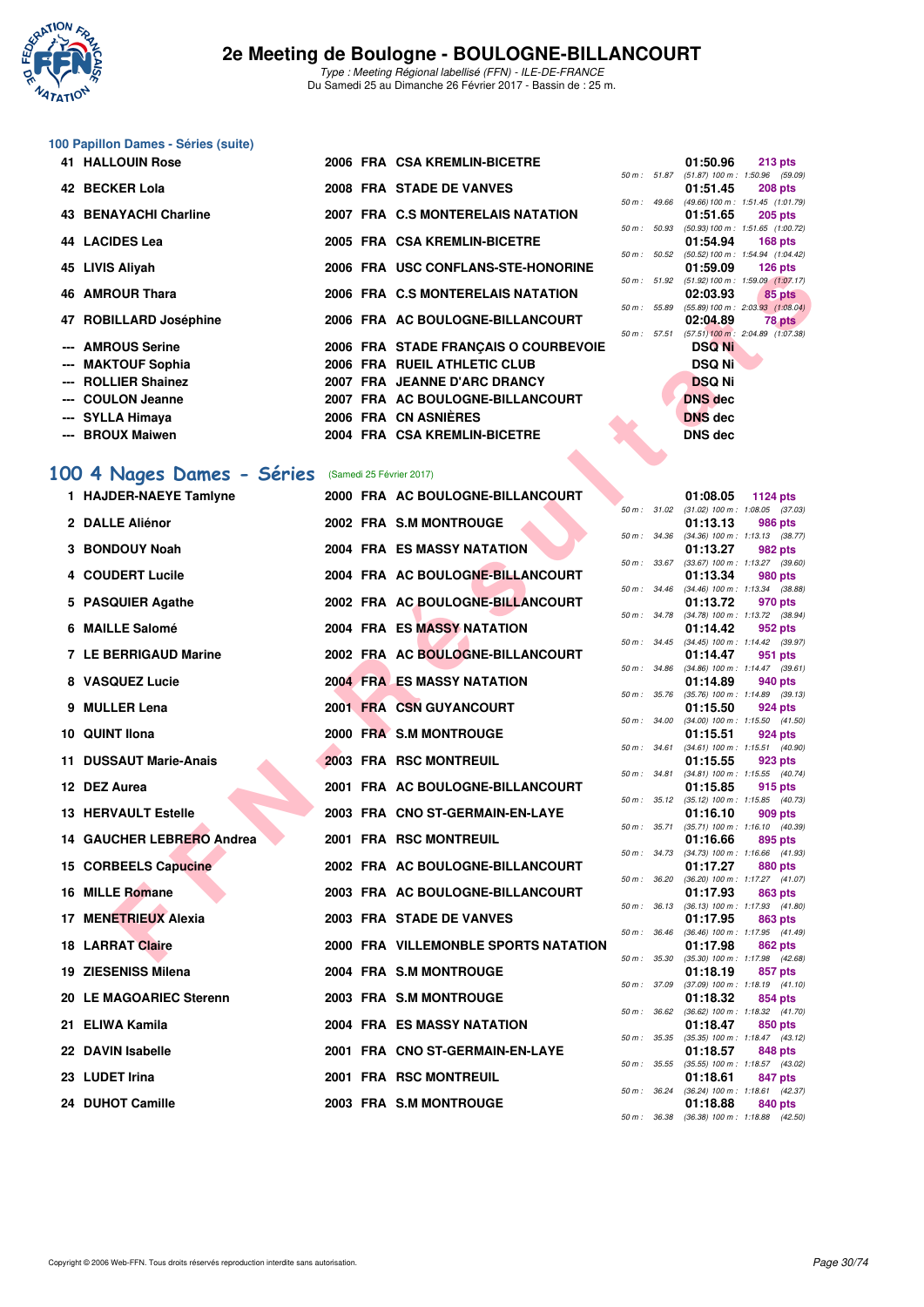### 100 Papillon Dames - Séries (suite)

| Rang | Nom | Année | Nat. | Club | Temps | Points | Splits |
|---|---|---|---|---|---|---|---|
| 41 | HALLOUIN Rose | 2006 | FRA | CSA KREMLIN-BICETRE | 01:50.96 | 213 pts | 50 m : 51.87 (51.87) 100 m : 1:50.96 (59.09) |
| 42 | BECKER Lola | 2008 | FRA | STADE DE VANVES | 01:51.45 | 208 pts | 50 m : 49.66 (49.66) 100 m : 1:51.45 (1:01.79) |
| 43 | BENAYACHI Charline | 2007 | FRA | C.S MONTERELAIS NATATION | 01:51.65 | 205 pts | 50 m : 50.93 (50.93) 100 m : 1:51.65 (1:00.72) |
| 44 | LACIDES Lea | 2005 | FRA | CSA KREMLIN-BICETRE | 01:54.94 | 168 pts | 50 m : 50.52 (50.52) 100 m : 1:54.94 (1:04.42) |
| 45 | LIVIS Aliyah | 2006 | FRA | USC CONFLANS-STE-HONORINE | 01:59.09 | 126 pts | 50 m : 51.92 (51.92) 100 m : 1:59.09 (1:07.17) |
| 46 | AMROUR Thara | 2006 | FRA | C.S MONTERELAIS NATATION | 02:03.93 | 85 pts | 50 m : 55.89 (55.89) 100 m : 2:03.93 (1:08.04) |
| 47 | ROBILLARD Joséphine | 2006 | FRA | AC BOULOGNE-BILLANCOURT | 02:04.89 | 78 pts | 50 m : 57.51 (57.51) 100 m : 2:04.89 (1:07.38) |
| --- | AMROUS Serine | 2006 | FRA | STADE FRANÇAIS O COURBEVOIE | DSQ Ni | | |
| --- | MAKTOUF Sophia | 2006 | FRA | RUEIL ATHLETIC CLUB | DSQ Ni | | |
| --- | ROLLIER Shainez | 2007 | FRA | JEANNE D'ARC DRANCY | DSQ Ni | | |
| --- | COULON Jeanne | 2007 | FRA | AC BOULOGNE-BILLANCOURT | DNS dec | | |
| --- | SYLLA Himaya | 2006 | FRA | CN ASNIÈRES | DNS dec | | |
| --- | BROUX Maiwen | 2004 | FRA | CSA KREMLIN-BICETRE | DNS dec | | |

## 100 4 Nages Dames - Séries (Samedi 25 Février 2017)

| Rang | Nom | Année | Nat. | Club | Temps | Points | Splits |
|---|---|---|---|---|---|---|---|
| 1 | HAJDER-NAEYE Tamlyne | 2000 | FRA | AC BOULOGNE-BILLANCOURT | 01:08.05 | 1124 pts | 50 m : 31.02 (31.02) 100 m : 1:08.05 (37.03) |
| 2 | DALLE Aliénor | 2002 | FRA | S.M MONTROUGE | 01:13.13 | 986 pts | 50 m : 34.36 (34.36) 100 m : 1:13.13 (38.77) |
| 3 | BONDOUY Noah | 2004 | FRA | ES MASSY NATATION | 01:13.27 | 982 pts | 50 m : 33.67 (33.67) 100 m : 1:13.27 (39.60) |
| 4 | COUDERT Lucile | 2004 | FRA | AC BOULOGNE-BILLANCOURT | 01:13.34 | 980 pts | 50 m : 34.46 (34.46) 100 m : 1:13.34 (38.88) |
| 5 | PASQUIER Agathe | 2002 | FRA | AC BOULOGNE-BILLANCOURT | 01:13.72 | 970 pts | 50 m : 34.78 (34.78) 100 m : 1:13.72 (38.94) |
| 6 | MAILLE Salomé | 2004 | FRA | ES MASSY NATATION | 01:14.42 | 952 pts | 50 m : 34.45 (34.45) 100 m : 1:14.42 (39.97) |
| 7 | LE BERRIGAUD Marine | 2002 | FRA | AC BOULOGNE-BILLANCOURT | 01:14.47 | 951 pts | 50 m : 34.86 (34.86) 100 m : 1:14.47 (39.61) |
| 8 | VASQUEZ Lucie | 2004 | FRA | ES MASSY NATATION | 01:14.89 | 940 pts | 50 m : 35.76 (35.76) 100 m : 1:14.89 (39.13) |
| 9 | MULLER Lena | 2001 | FRA | CSN GUYANCOURT | 01:15.50 | 924 pts | 50 m : 34.00 (34.00) 100 m : 1:15.50 (41.50) |
| 10 | QUINT Ilona | 2000 | FRA | S.M MONTROUGE | 01:15.51 | 924 pts | 50 m : 34.61 (34.61) 100 m : 1:15.51 (40.90) |
| 11 | DUSSAUT Marie-Anais | 2003 | FRA | RSC MONTREUIL | 01:15.55 | 923 pts | 50 m : 34.81 (34.81) 100 m : 1:15.55 (40.74) |
| 12 | DEZ Aurea | 2001 | FRA | AC BOULOGNE-BILLANCOURT | 01:15.85 | 915 pts | 50 m : 35.12 (35.12) 100 m : 1:15.85 (40.73) |
| 13 | HERVAULT Estelle | 2003 | FRA | CNO ST-GERMAIN-EN-LAYE | 01:16.10 | 909 pts | 50 m : 35.71 (35.71) 100 m : 1:16.10 (40.39) |
| 14 | GAUCHER LEBRERO Andrea | 2001 | FRA | RSC MONTREUIL | 01:16.66 | 895 pts | 50 m : 34.73 (34.73) 100 m : 1:16.66 (41.93) |
| 15 | CORBEELS Capucine | 2002 | FRA | AC BOULOGNE-BILLANCOURT | 01:17.27 | 880 pts | 50 m : 36.20 (36.20) 100 m : 1:17.27 (41.07) |
| 16 | MILLE Romane | 2003 | FRA | AC BOULOGNE-BILLANCOURT | 01:17.93 | 863 pts | 50 m : 36.13 (36.13) 100 m : 1:17.93 (41.80) |
| 17 | MENETRIEUX Alexia | 2003 | FRA | STADE DE VANVES | 01:17.95 | 863 pts | 50 m : 36.46 (36.46) 100 m : 1:17.95 (41.49) |
| 18 | LARRAT Claire | 2000 | FRA | VILLEMONBLE SPORTS NATATION | 01:17.98 | 862 pts | 50 m : 35.30 (35.30) 100 m : 1:17.98 (42.68) |
| 19 | ZIESENISS Milena | 2004 | FRA | S.M MONTROUGE | 01:18.19 | 857 pts | 50 m : 37.09 (37.09) 100 m : 1:18.19 (41.10) |
| 20 | LE MAGOARIEC Sterenn | 2003 | FRA | S.M MONTROUGE | 01:18.32 | 854 pts | 50 m : 36.62 (36.62) 100 m : 1:18.32 (41.70) |
| 21 | ELIWA Kamila | 2004 | FRA | ES MASSY NATATION | 01:18.47 | 850 pts | 50 m : 35.35 (35.35) 100 m : 1:18.47 (43.12) |
| 22 | DAVIN Isabelle | 2001 | FRA | CNO ST-GERMAIN-EN-LAYE | 01:18.57 | 848 pts | 50 m : 35.55 (35.55) 100 m : 1:18.57 (43.02) |
| 23 | LUDET Irina | 2001 | FRA | RSC MONTREUIL | 01:18.61 | 847 pts | 50 m : 36.24 (36.24) 100 m : 1:18.61 (42.37) |
| 24 | DUHOT Camille | 2003 | FRA | S.M MONTROUGE | 01:18.88 | 840 pts | 50 m : 36.38 (36.38) 100 m : 1:18.88 (42.50) |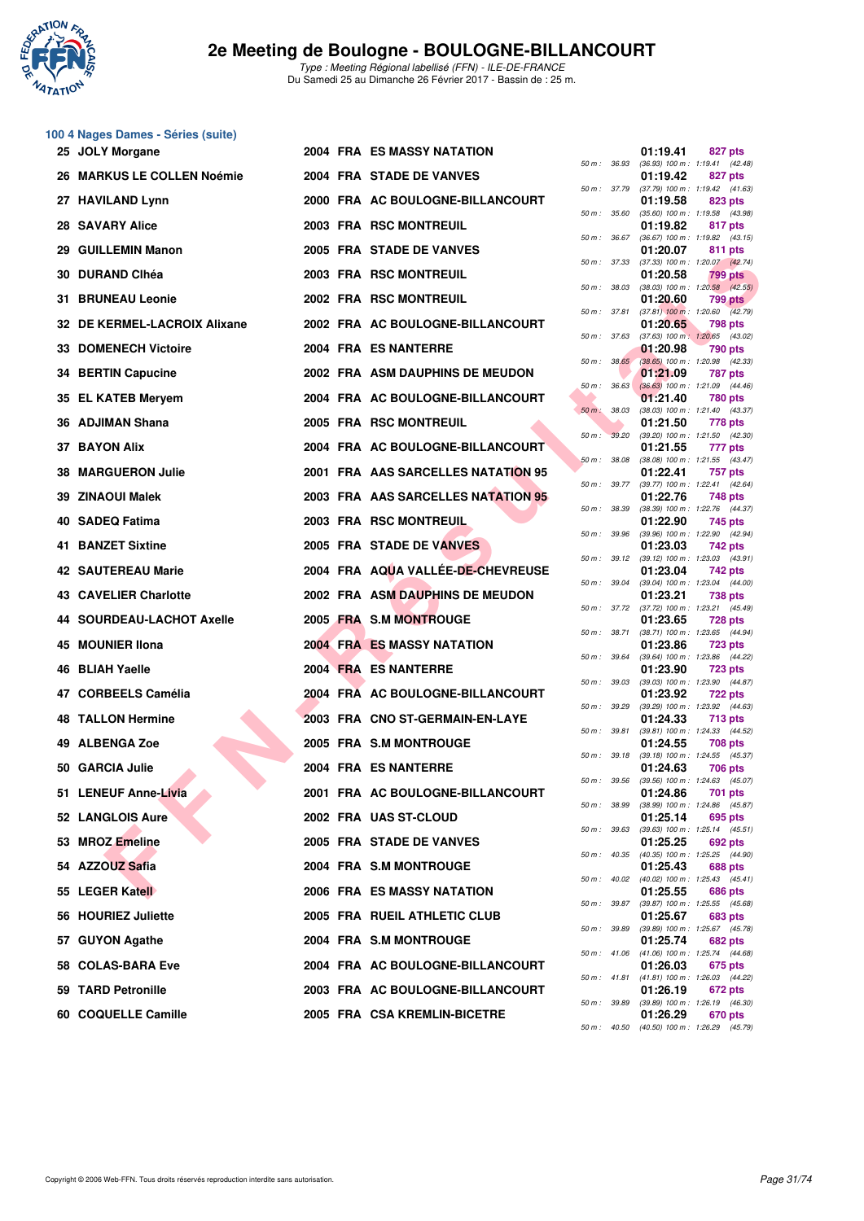# 2e Meeting de Boulogne - BOULOGNE-BILLANCOURT

*Type : Meeting Régional labellisé (FFN) - ILE-DE-FRANCE*
Du Samedi 25 au Dimanche 26 Février 2017 - Bassin de : 25 m.

### 100 4 Nages Dames - Séries (suite)

| Rang | Nom | Année | Nat. | Club | Temps | Points | 50 m | 100 m |
|---|---|---|---|---|---|---|---|---|
| 25 | JOLY Morgane | 2004 | FRA | ES MASSY NATATION | 01:19.41 | 827 pts | 36.93 | (36.93) 1:19.41 (42.48) |
| 26 | MARKUS LE COLLEN Noémie | 2004 | FRA | STADE DE VANVES | 01:19.42 | 827 pts | 37.79 | (37.79) 1:19.42 (41.63) |
| 27 | HAVILAND Lynn | 2000 | FRA | AC BOULOGNE-BILLANCOURT | 01:19.58 | 823 pts | 35.60 | (35.60) 1:19.58 (43.98) |
| 28 | SAVARY Alice | 2003 | FRA | RSC MONTREUIL | 01:19.82 | 817 pts | 36.67 | (36.67) 1:19.82 (43.15) |
| 29 | GUILLEMIN Manon | 2005 | FRA | STADE DE VANVES | 01:20.07 | 811 pts | 37.33 | (37.33) 1:20.07 (42.74) |
| 30 | DURAND Clhéa | 2003 | FRA | RSC MONTREUIL | 01:20.58 | 799 pts | 38.03 | (38.03) 1:20.58 (42.55) |
| 31 | BRUNEAU Leonie | 2002 | FRA | RSC MONTREUIL | 01:20.60 | 799 pts | 37.81 | (37.81) 1:20.60 (42.79) |
| 32 | DE KERMEL-LACROIX Alixane | 2002 | FRA | AC BOULOGNE-BILLANCOURT | 01:20.65 | 798 pts | 37.63 | (37.63) 1:20.65 (43.02) |
| 33 | DOMENECH Victoire | 2004 | FRA | ES NANTERRE | 01:20.98 | 790 pts | 38.65 | (38.65) 1:20.98 (42.33) |
| 34 | BERTIN Capucine | 2002 | FRA | ASM DAUPHINS DE MEUDON | 01:21.09 | 787 pts | 36.63 | (36.63) 1:21.09 (44.46) |
| 35 | EL KATEB Meryem | 2004 | FRA | AC BOULOGNE-BILLANCOURT | 01:21.40 | 780 pts | 38.03 | (38.03) 1:21.40 (43.37) |
| 36 | ADJIMAN Shana | 2005 | FRA | RSC MONTREUIL | 01:21.50 | 778 pts | 39.20 | (39.20) 1:21.50 (42.30) |
| 37 | BAYON Alix | 2004 | FRA | AC BOULOGNE-BILLANCOURT | 01:21.55 | 777 pts | 38.08 | (38.08) 1:21.55 (43.47) |
| 38 | MARGUERON Julie | 2001 | FRA | AAS SARCELLES NATATION 95 | 01:22.41 | 757 pts | 39.77 | (39.77) 1:22.41 (42.64) |
| 39 | ZINAOUI Malek | 2003 | FRA | AAS SARCELLES NATATION 95 | 01:22.76 | 748 pts | 38.39 | (38.39) 1:22.76 (44.37) |
| 40 | SADEQ Fatima | 2003 | FRA | RSC MONTREUIL | 01:22.90 | 745 pts | 39.96 | (39.96) 1:22.90 (42.94) |
| 41 | BANZET Sixtine | 2005 | FRA | STADE DE VANVES | 01:23.03 | 742 pts | 39.12 | (39.12) 1:23.03 (43.91) |
| 42 | SAUTEREAU Marie | 2004 | FRA | AQUA VALLÉE-DE-CHEVREUSE | 01:23.04 | 742 pts | 39.04 | (39.04) 1:23.04 (44.00) |
| 43 | CAVELIER Charlotte | 2002 | FRA | ASM DAUPHINS DE MEUDON | 01:23.21 | 738 pts | 37.72 | (37.72) 1:23.21 (45.49) |
| 44 | SOURDEAU-LACHOT Axelle | 2005 | FRA | S.M MONTROUGE | 01:23.65 | 728 pts | 38.71 | (38.71) 1:23.65 (44.94) |
| 45 | MOUNIER Ilona | 2004 | FRA | ES MASSY NATATION | 01:23.86 | 723 pts | 39.64 | (39.64) 1:23.86 (44.22) |
| 46 | BLIAH Yaelle | 2004 | FRA | ES NANTERRE | 01:23.90 | 723 pts | 39.03 | (39.03) 1:23.90 (44.87) |
| 47 | CORBEELS Camélia | 2004 | FRA | AC BOULOGNE-BILLANCOURT | 01:23.92 | 722 pts | 39.29 | (39.29) 1:23.92 (44.63) |
| 48 | TALLON Hermine | 2003 | FRA | CNO ST-GERMAIN-EN-LAYE | 01:24.33 | 713 pts | 39.81 | (39.81) 1:24.33 (44.52) |
| 49 | ALBENGA Zoe | 2005 | FRA | S.M MONTROUGE | 01:24.55 | 708 pts | 39.18 | (39.18) 1:24.55 (45.37) |
| 50 | GARCIA Julie | 2004 | FRA | ES NANTERRE | 01:24.63 | 706 pts | 39.56 | (39.56) 1:24.63 (45.07) |
| 51 | LENEUF Anne-Livia | 2001 | FRA | AC BOULOGNE-BILLANCOURT | 01:24.86 | 701 pts | 38.99 | (38.99) 1:24.86 (45.87) |
| 52 | LANGLOIS Aure | 2002 | FRA | UAS ST-CLOUD | 01:25.14 | 695 pts | 39.63 | (39.63) 1:25.14 (45.51) |
| 53 | MROZ Emeline | 2005 | FRA | STADE DE VANVES | 01:25.25 | 692 pts | 40.35 | (40.35) 1:25.25 (44.90) |
| 54 | AZZOUZ Safia | 2004 | FRA | S.M MONTROUGE | 01:25.43 | 688 pts | 40.02 | (40.02) 1:25.43 (45.41) |
| 55 | LEGER Katell | 2006 | FRA | ES MASSY NATATION | 01:25.55 | 686 pts | 39.87 | (39.87) 1:25.55 (45.68) |
| 56 | HOURIEZ Juliette | 2005 | FRA | RUEIL ATHLETIC CLUB | 01:25.67 | 683 pts | 39.89 | (39.89) 1:25.67 (45.78) |
| 57 | GUYON Agathe | 2004 | FRA | S.M MONTROUGE | 01:25.74 | 682 pts | 41.06 | (41.06) 1:25.74 (44.68) |
| 58 | COLAS-BARA Eve | 2004 | FRA | AC BOULOGNE-BILLANCOURT | 01:26.03 | 675 pts | 41.81 | (41.81) 1:26.03 (44.22) |
| 59 | TARD Petronille | 2003 | FRA | AC BOULOGNE-BILLANCOURT | 01:26.19 | 672 pts | 39.89 | (39.89) 1:26.19 (46.30) |
| 60 | COQUELLE Camille | 2005 | FRA | CSA KREMLIN-BICETRE | 01:26.29 | 670 pts | 40.50 | (40.50) 1:26.29 (45.79) |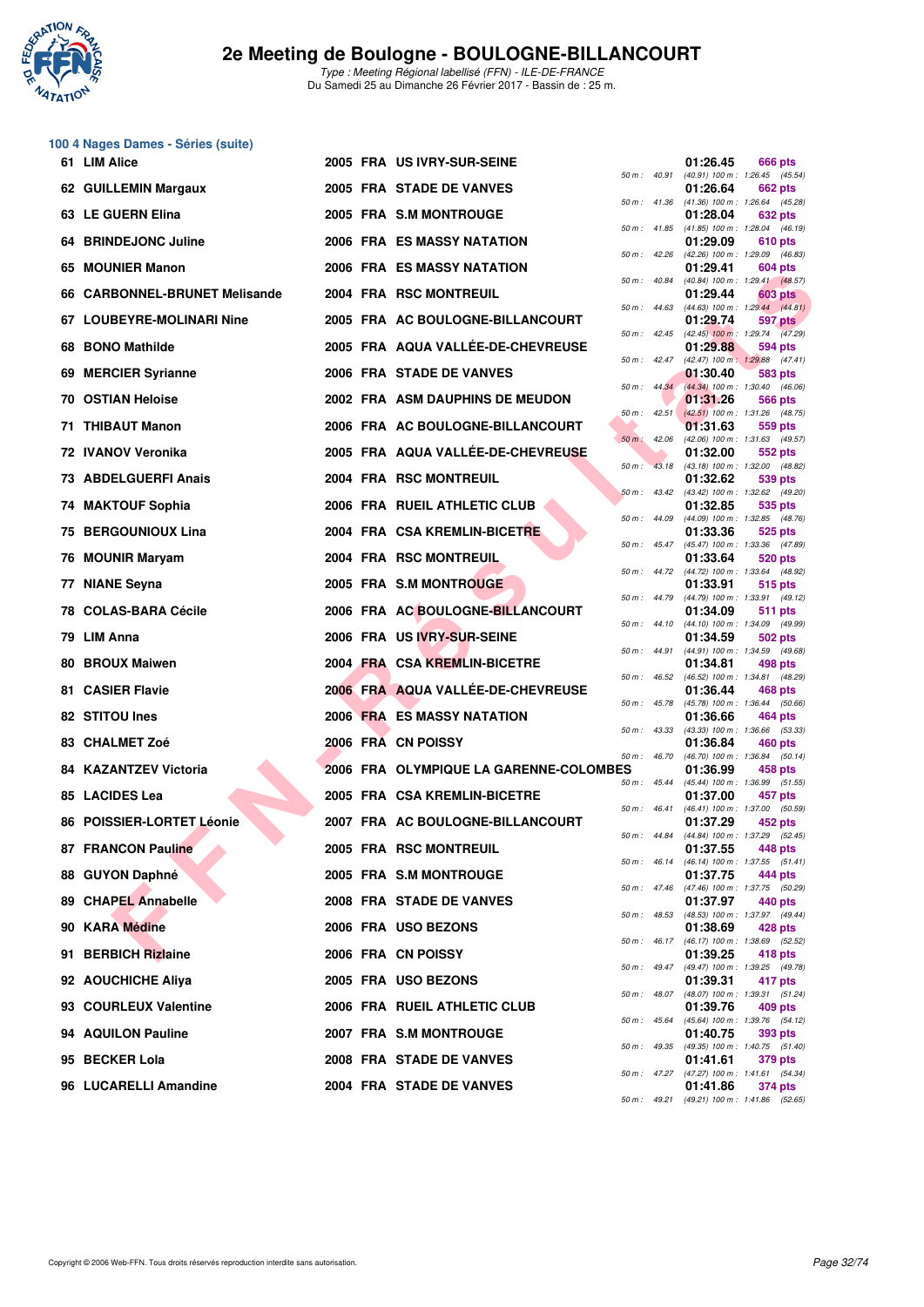# 2e Meeting de Boulogne - BOULOGNE-BILLANCOURT

*Type : Meeting Régional labellisé (FFN) - ILE-DE-FRANCE*
Du Samedi 25 au Dimanche 26 Février 2017 - Bassin de : 25 m.

## 100 4 Nages Dames - Séries (suite)

| Rang | Nom | Année | Nat. | Club | Temps | Points | Splits |
|---|---|---|---|---|---|---|---|
| 61 | LIM Alice | 2005 | FRA | US IVRY-SUR-SEINE | 01:26.45 | 666 pts | 50 m : 40.91 (40.91) 100 m : 1:26.45 (45.54) |
| 62 | GUILLEMIN Margaux | 2005 | FRA | STADE DE VANVES | 01:26.64 | 662 pts | 50 m : 41.36 (41.36) 100 m : 1:26.64 (45.28) |
| 63 | LE GUERN Elina | 2005 | FRA | S.M MONTROUGE | 01:28.04 | 632 pts | 50 m : 41.85 (41.85) 100 m : 1:28.04 (46.19) |
| 64 | BRINDEJONC Juline | 2006 | FRA | ES MASSY NATATION | 01:29.09 | 610 pts | 50 m : 42.26 (42.26) 100 m : 1:29.09 (46.83) |
| 65 | MOUNIER Manon | 2006 | FRA | ES MASSY NATATION | 01:29.41 | 604 pts | 50 m : 40.84 (40.84) 100 m : 1:29.41 (48.57) |
| 66 | CARBONNEL-BRUNET Melisande | 2004 | FRA | RSC MONTREUIL | 01:29.44 | 603 pts | 50 m : 44.63 (44.63) 100 m : 1:29.44 (44.81) |
| 67 | LOUBEYRE-MOLINARI Nine | 2005 | FRA | AC BOULOGNE-BILLANCOURT | 01:29.74 | 597 pts | 50 m : 42.45 (42.45) 100 m : 1:29.74 (47.29) |
| 68 | BONO Mathilde | 2005 | FRA | AQUA VALLÉE-DE-CHEVREUSE | 01:29.88 | 594 pts | 50 m : 42.47 (42.47) 100 m : 1:29.88 (47.41) |
| 69 | MERCIER Syrianne | 2006 | FRA | STADE DE VANVES | 01:30.40 | 583 pts | 50 m : 44.34 (44.34) 100 m : 1:30.40 (46.06) |
| 70 | OSTIAN Heloise | 2002 | FRA | ASM DAUPHINS DE MEUDON | 01:31.26 | 566 pts | 50 m : 42.51 (42.51) 100 m : 1:31.26 (48.75) |
| 71 | THIBAUT Manon | 2006 | FRA | AC BOULOGNE-BILLANCOURT | 01:31.63 | 559 pts | 50 m : 42.06 (42.06) 100 m : 1:31.63 (49.57) |
| 72 | IVANOV Veronika | 2005 | FRA | AQUA VALLÉE-DE-CHEVREUSE | 01:32.00 | 552 pts | 50 m : 43.18 (43.18) 100 m : 1:32.00 (48.82) |
| 73 | ABDELGUERFI Anais | 2004 | FRA | RSC MONTREUIL | 01:32.62 | 539 pts | 50 m : 43.42 (43.42) 100 m : 1:32.62 (49.20) |
| 74 | MAKTOUF Sophia | 2006 | FRA | RUEIL ATHLETIC CLUB | 01:32.85 | 535 pts | 50 m : 44.09 (44.09) 100 m : 1:32.85 (48.76) |
| 75 | BERGOUNIOUX Lina | 2004 | FRA | CSA KREMLIN-BICETRE | 01:33.36 | 525 pts | 50 m : 45.47 (45.47) 100 m : 1:33.36 (47.89) |
| 76 | MOUNIR Maryam | 2004 | FRA | RSC MONTREUIL | 01:33.64 | 520 pts | 50 m : 44.72 (44.72) 100 m : 1:33.64 (48.92) |
| 77 | NIANE Seyna | 2005 | FRA | S.M MONTROUGE | 01:33.91 | 515 pts | 50 m : 44.79 (44.79) 100 m : 1:33.91 (49.12) |
| 78 | COLAS-BARA Cécile | 2006 | FRA | AC BOULOGNE-BILLANCOURT | 01:34.09 | 511 pts | 50 m : 44.10 (44.10) 100 m : 1:34.09 (49.99) |
| 79 | LIM Anna | 2006 | FRA | US IVRY-SUR-SEINE | 01:34.59 | 502 pts | 50 m : 44.91 (44.91) 100 m : 1:34.59 (49.68) |
| 80 | BROUX Maiwen | 2004 | FRA | CSA KREMLIN-BICETRE | 01:34.81 | 498 pts | 50 m : 46.52 (46.52) 100 m : 1:34.81 (48.29) |
| 81 | CASIER Flavie | 2006 | FRA | AQUA VALLÉE-DE-CHEVREUSE | 01:36.44 | 468 pts | 50 m : 45.78 (45.78) 100 m : 1:36.44 (50.66) |
| 82 | STITOU Ines | 2006 | FRA | ES MASSY NATATION | 01:36.66 | 464 pts | 50 m : 43.33 (43.33) 100 m : 1:36.66 (53.33) |
| 83 | CHALMET Zoé | 2006 | FRA | CN POISSY | 01:36.84 | 460 pts | 50 m : 46.70 (46.70) 100 m : 1:36.84 (50.14) |
| 84 | KAZANTZEV Victoria | 2006 | FRA | OLYMPIQUE LA GARENNE-COLOMBES | 01:36.99 | 458 pts | 50 m : 45.44 (45.44) 100 m : 1:36.99 (51.55) |
| 85 | LACIDES Lea | 2005 | FRA | CSA KREMLIN-BICETRE | 01:37.00 | 457 pts | 50 m : 46.41 (46.41) 100 m : 1:37.00 (50.59) |
| 86 | POISSIER-LORTET Léonie | 2007 | FRA | AC BOULOGNE-BILLANCOURT | 01:37.29 | 452 pts | 50 m : 44.84 (44.84) 100 m : 1:37.29 (52.45) |
| 87 | FRANCON Pauline | 2005 | FRA | RSC MONTREUIL | 01:37.55 | 448 pts | 50 m : 46.14 (46.14) 100 m : 1:37.55 (51.41) |
| 88 | GUYON Daphné | 2005 | FRA | S.M MONTROUGE | 01:37.75 | 444 pts | 50 m : 47.46 (47.46) 100 m : 1:37.75 (50.29) |
| 89 | CHAPEL Annabelle | 2008 | FRA | STADE DE VANVES | 01:37.97 | 440 pts | 50 m : 48.53 (48.53) 100 m : 1:37.97 (49.44) |
| 90 | KARA Médine | 2006 | FRA | USO BEZONS | 01:38.69 | 428 pts | 50 m : 46.17 (46.17) 100 m : 1:38.69 (52.52) |
| 91 | BERBICH Rizlaine | 2006 | FRA | CN POISSY | 01:39.25 | 418 pts | 50 m : 49.47 (49.47) 100 m : 1:39.25 (49.78) |
| 92 | AOUCHICHE Aliya | 2005 | FRA | USO BEZONS | 01:39.31 | 417 pts | 50 m : 48.07 (48.07) 100 m : 1:39.31 (51.24) |
| 93 | COURLEUX Valentine | 2006 | FRA | RUEIL ATHLETIC CLUB | 01:39.76 | 409 pts | 50 m : 45.64 (45.64) 100 m : 1:39.76 (54.12) |
| 94 | AQUILON Pauline | 2007 | FRA | S.M MONTROUGE | 01:40.75 | 393 pts | 50 m : 49.35 (49.35) 100 m : 1:40.75 (51.40) |
| 95 | BECKER Lola | 2008 | FRA | STADE DE VANVES | 01:41.61 | 379 pts | 50 m : 47.27 (47.27) 100 m : 1:41.61 (54.34) |
| 96 | LUCARELLI Amandine | 2004 | FRA | STADE DE VANVES | 01:41.86 | 374 pts | 50 m : 49.21 (49.21) 100 m : 1:41.86 (52.65) |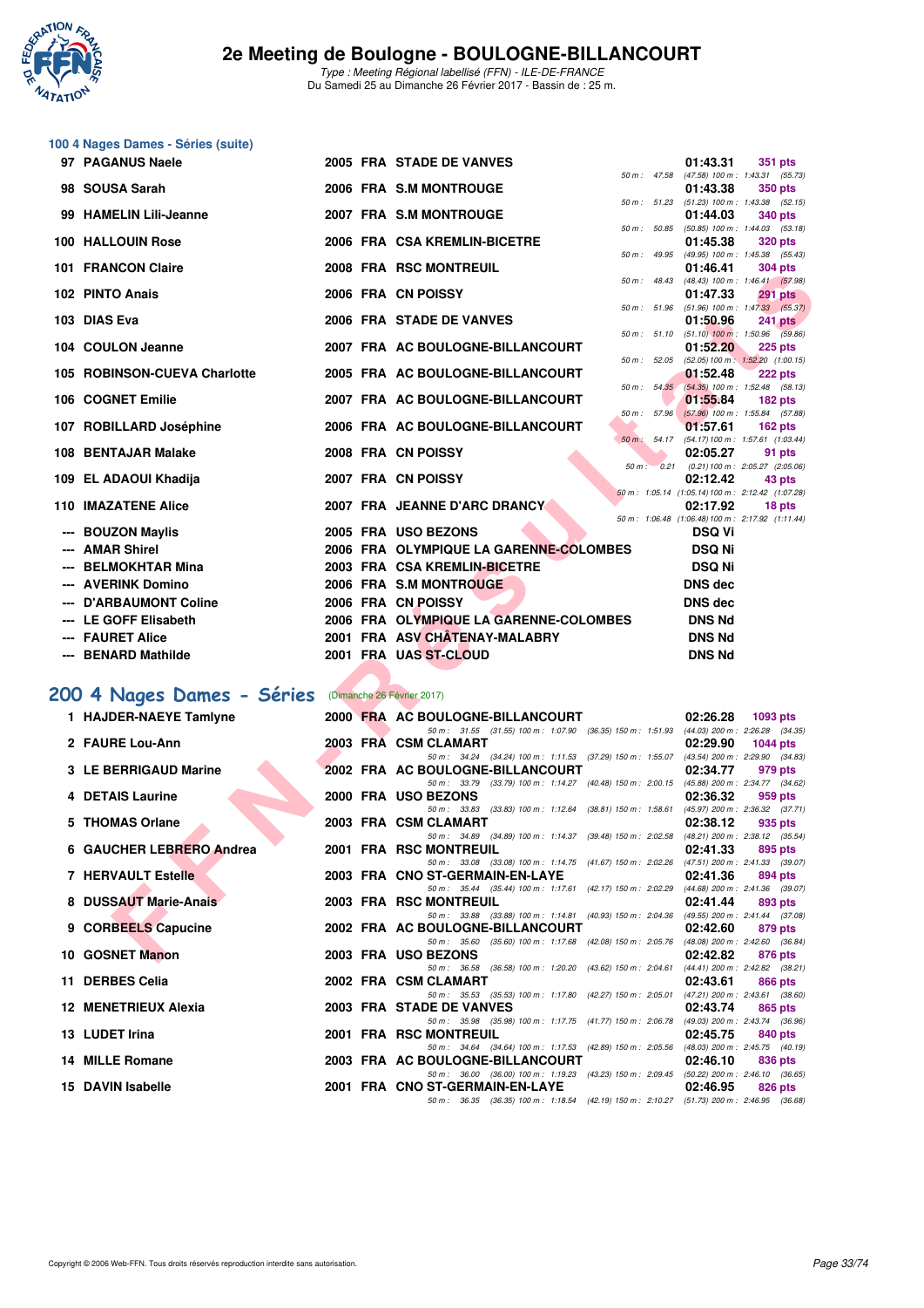### 100 4 Nages Dames - Séries (suite)

| Place | Nom | Année | Nat | Club | Temps | Points | Splits |
|---|---|---|---|---|---|---|---|
| 97 | PAGANUS Naele | 2005 | FRA | STADE DE VANVES | 01:43.31 | 351 pts | 50 m : 47.58 (47.58) 100 m : 1:43.31 (55.73) |
| 98 | SOUSA Sarah | 2006 | FRA | S.M MONTROUGE | 01:43.38 | 350 pts | 50 m : 51.23 (51.23) 100 m : 1:43.38 (52.15) |
| 99 | HAMELIN Lili-Jeanne | 2007 | FRA | S.M MONTROUGE | 01:44.03 | 340 pts | 50 m : 50.85 (50.85) 100 m : 1:44.03 (53.18) |
| 100 | HALLOUIN Rose | 2006 | FRA | CSA KREMLIN-BICETRE | 01:45.38 | 320 pts | 50 m : 49.95 (49.95) 100 m : 1:45.38 (55.43) |
| 101 | FRANCON Claire | 2008 | FRA | RSC MONTREUIL | 01:46.41 | 304 pts | 50 m : 48.43 (48.43) 100 m : 1:46.41 (57.98) |
| 102 | PINTO Anais | 2006 | FRA | CN POISSY | 01:47.33 | 291 pts | 50 m : 51.96 (51.96) 100 m : 1:47.33 (55.37) |
| 103 | DIAS Eva | 2006 | FRA | STADE DE VANVES | 01:50.96 | 241 pts | 50 m : 51.10 (51.10) 100 m : 1:50.96 (59.86) |
| 104 | COULON Jeanne | 2007 | FRA | AC BOULOGNE-BILLANCOURT | 01:52.20 | 225 pts | 50 m : 52.05 (52.05) 100 m : 1:52.20 (1:00.15) |
| 105 | ROBINSON-CUEVA Charlotte | 2005 | FRA | AC BOULOGNE-BILLANCOURT | 01:52.48 | 222 pts | 50 m : 54.35 (54.35) 100 m : 1:52.48 (58.13) |
| 106 | COGNET Emilie | 2007 | FRA | AC BOULOGNE-BILLANCOURT | 01:55.84 | 182 pts | 50 m : 57.96 (57.96) 100 m : 1:55.84 (57.88) |
| 107 | ROBILLARD Joséphine | 2006 | FRA | AC BOULOGNE-BILLANCOURT | 01:57.61 | 162 pts | 50 m : 54.17 (54.17) 100 m : 1:57.61 (1:03.44) |
| 108 | BENTAJAR Malake | 2008 | FRA | CN POISSY | 02:05.27 | 91 pts | 50 m : 0.21 (0.21) 100 m : 2:05.27 (2:05.06) |
| 109 | EL ADAOUI Khadija | 2007 | FRA | CN POISSY | 02:12.42 | 43 pts | 50 m : 1:05.14 (1:05.14) 100 m : 2:12.42 (1:07.28) |
| 110 | IMAZATENE Alice | 2007 | FRA | JEANNE D'ARC DRANCY | 02:17.92 | 18 pts | 50 m : 1:06.48 (1:06.48) 100 m : 2:17.92 (1:11.44) |
| --- | BOUZON Maylis | 2005 | FRA | USO BEZONS | DSQ Vi | | |
| --- | AMAR Shirel | 2006 | FRA | OLYMPIQUE LA GARENNE-COLOMBES | DSQ Ni | | |
| --- | BELMOKHTAR Mina | 2003 | FRA | CSA KREMLIN-BICETRE | DSQ Ni | | |
| --- | AVERINK Domino | 2006 | FRA | S.M MONTROUGE | DNS dec | | |
| --- | D'ARBAUMONT Coline | 2006 | FRA | CN POISSY | DNS dec | | |
| --- | LE GOFF Elisabeth | 2006 | FRA | OLYMPIQUE LA GARENNE-COLOMBES | DNS Nd | | |
| --- | FAURET Alice | 2001 | FRA | ASV CHÂTENAY-MALABRY | DNS Nd | | |
| --- | BENARD Mathilde | 2001 | FRA | UAS ST-CLOUD | DNS Nd | | |

## 200 4 Nages Dames - Séries (Dimanche 26 Février 2017)

| Place | Nom | Année | Nat | Club | Temps | Points | Splits |
|---|---|---|---|---|---|---|---|
| 1 | HAJDER-NAEYE Tamlyne | 2000 | FRA | AC BOULOGNE-BILLANCOURT | 02:26.28 | 1093 pts | 50 m : 31.55 (31.55) 100 m : 1:07.90 (36.35) 150 m : 1:51.93 (44.03) 200 m : 2:26.28 (34.35) |
| 2 | FAURE Lou-Ann | 2003 | FRA | CSM CLAMART | 02:29.90 | 1044 pts | 50 m : 34.24 (34.24) 100 m : 1:11.53 (37.29) 150 m : 1:55.07 (43.54) 200 m : 2:29.90 (34.83) |
| 3 | LE BERRIGAUD Marine | 2002 | FRA | AC BOULOGNE-BILLANCOURT | 02:34.77 | 979 pts | 50 m : 33.79 (33.79) 100 m : 1:14.27 (40.48) 150 m : 2:00.15 (45.88) 200 m : 2:34.77 (34.62) |
| 4 | DETAIS Laurine | 2000 | FRA | USO BEZONS | 02:36.32 | 959 pts | 50 m : 33.83 (33.83) 100 m : 1:12.64 (38.81) 150 m : 1:58.61 (45.97) 200 m : 2:36.32 (37.71) |
| 5 | THOMAS Orlane | 2003 | FRA | CSM CLAMART | 02:38.12 | 935 pts | 50 m : 34.89 (34.89) 100 m : 1:14.37 (39.48) 150 m : 2:02.58 (48.21) 200 m : 2:38.12 (35.54) |
| 6 | GAUCHER LEBRERO Andrea | 2001 | FRA | RSC MONTREUIL | 02:41.33 | 895 pts | 50 m : 33.08 (33.08) 100 m : 1:14.75 (41.67) 150 m : 2:02.26 (47.51) 200 m : 2:41.33 (39.07) |
| 7 | HERVAULT Estelle | 2003 | FRA | CNO ST-GERMAIN-EN-LAYE | 02:41.36 | 894 pts | 50 m : 35.44 (35.44) 100 m : 1:17.61 (42.17) 150 m : 2:02.29 (44.68) 200 m : 2:41.36 (39.07) |
| 8 | DUSSAUT Marie-Anais | 2003 | FRA | RSC MONTREUIL | 02:41.44 | 893 pts | 50 m : 33.88 (33.88) 100 m : 1:14.81 (40.93) 150 m : 2:04.36 (49.55) 200 m : 2:41.44 (37.08) |
| 9 | CORBEELS Capucine | 2002 | FRA | AC BOULOGNE-BILLANCOURT | 02:42.60 | 879 pts | 50 m : 35.60 (35.60) 100 m : 1:17.68 (42.08) 150 m : 2:05.76 (48.08) 200 m : 2:42.60 (36.84) |
| 10 | GOSNET Manon | 2003 | FRA | USO BEZONS | 02:42.82 | 876 pts | 50 m : 36.58 (36.58) 100 m : 1:20.20 (43.62) 150 m : 2:04.61 (44.41) 200 m : 2:42.82 (38.21) |
| 11 | DERBES Celia | 2002 | FRA | CSM CLAMART | 02:43.61 | 866 pts | 50 m : 35.53 (35.53) 100 m : 1:17.80 (42.27) 150 m : 2:05.01 (47.21) 200 m : 2:43.61 (38.60) |
| 12 | MENETRIEUX Alexia | 2003 | FRA | STADE DE VANVES | 02:43.74 | 865 pts | 50 m : 35.98 (35.98) 100 m : 1:17.75 (41.77) 150 m : 2:06.78 (49.03) 200 m : 2:43.74 (36.96) |
| 13 | LUDET Irina | 2001 | FRA | RSC MONTREUIL | 02:45.75 | 840 pts | 50 m : 34.64 (34.64) 100 m : 1:17.53 (42.89) 150 m : 2:05.56 (48.03) 200 m : 2:45.75 (40.19) |
| 14 | MILLE Romane | 2003 | FRA | AC BOULOGNE-BILLANCOURT | 02:46.10 | 836 pts | 50 m : 36.00 (36.00) 100 m : 1:19.23 (43.23) 150 m : 2:09.45 (50.22) 200 m : 2:46.10 (36.65) |
| 15 | DAVIN Isabelle | 2001 | FRA | CNO ST-GERMAIN-EN-LAYE | 02:46.95 | 826 pts | 50 m : 36.35 (36.35) 100 m : 1:18.54 (42.19) 150 m : 2:10.27 (51.73) 200 m : 2:46.95 (36.68) |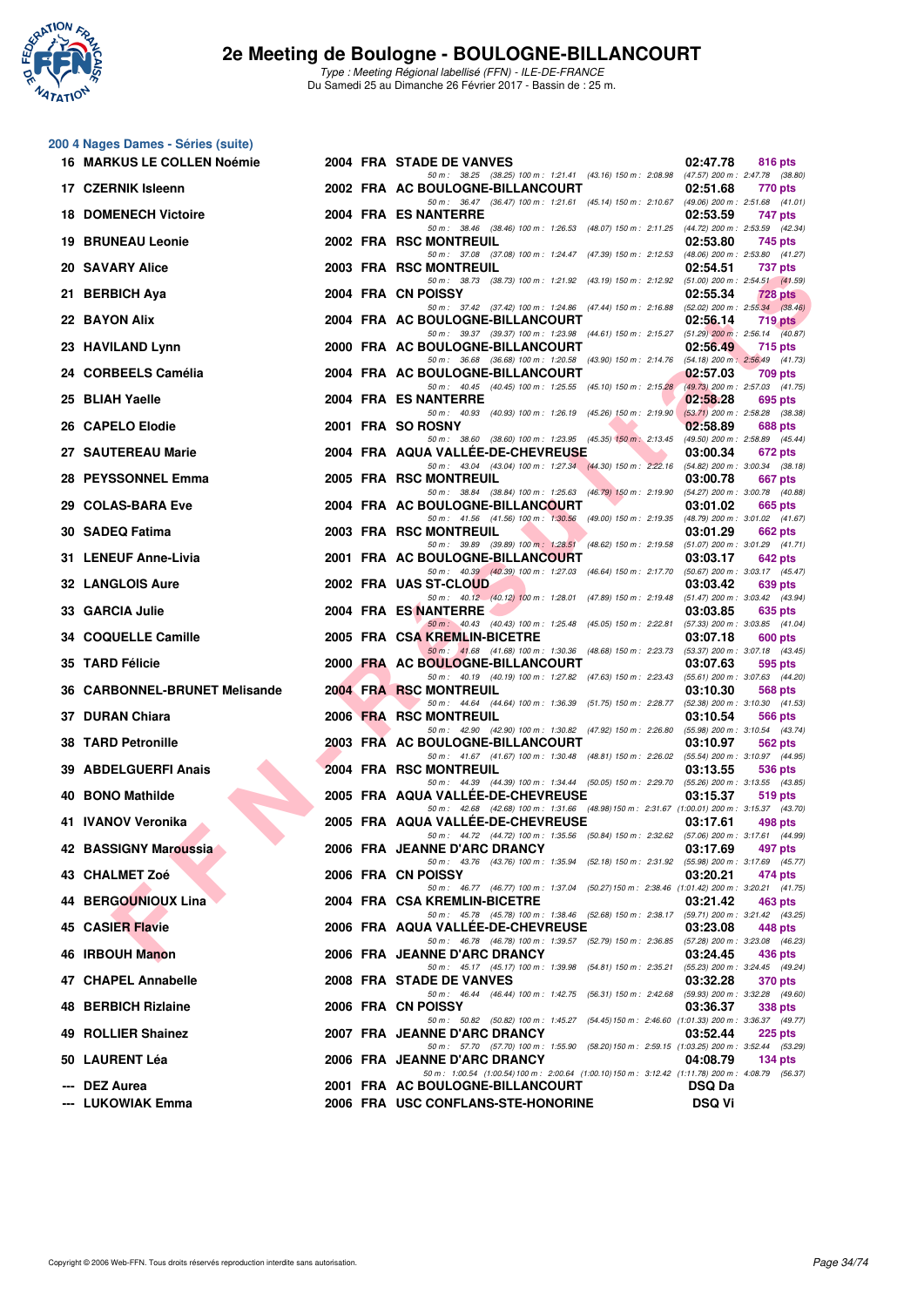# 2e Meeting de Boulogne - BOULOGNE-BILLANCOURT

*Type : Meeting Régional labellisé (FFN) - ILE-DE-FRANCE*
Du Samedi 25 au Dimanche 26 Février 2017 - Bassin de : 25 m.

## 200 4 Nages Dames - Séries (suite)

| Rang | Nom | Année | Nat. | Club | Temps | Points |
|---|---|---|---|---|---|---|
| 16 | MARKUS LE COLLEN Noémie | 2004 | FRA | STADE DE VANVES | 02:47.78 | 816 pts |
| | 50 m : 38.25 (38.25) 100 m : 1:21.41 (43.16) 150 m : 2:08.98 (47.57) 200 m : 2:47.78 (38.80) | | | | | |
| 17 | CZERNIK Isleenn | 2002 | FRA | AC BOULOGNE-BILLANCOURT | 02:51.68 | 770 pts |
| | 50 m : 36.47 (36.47) 100 m : 1:21.61 (45.14) 150 m : 2:10.67 (49.06) 200 m : 2:51.68 (41.01) | | | | | |
| 18 | DOMENECH Victoire | 2004 | FRA | ES NANTERRE | 02:53.59 | 747 pts |
| | 50 m : 38.46 (38.46) 100 m : 1:26.53 (48.07) 150 m : 2:11.25 (44.72) 200 m : 2:53.59 (42.34) | | | | | |
| 19 | BRUNEAU Leonie | 2002 | FRA | RSC MONTREUIL | 02:53.80 | 745 pts |
| | 50 m : 37.08 (37.08) 100 m : 1:24.47 (47.39) 150 m : 2:12.53 (48.06) 200 m : 2:53.80 (41.27) | | | | | |
| 20 | SAVARY Alice | 2003 | FRA | RSC MONTREUIL | 02:54.51 | 737 pts |
| | 50 m : 38.73 (38.73) 100 m : 1:21.92 (43.19) 150 m : 2:12.92 (51.00) 200 m : 2:54.51 (41.59) | | | | | |
| 21 | BERBICH Aya | 2004 | FRA | CN POISSY | 02:55.34 | 728 pts |
| | 50 m : 37.42 (37.42) 100 m : 1:24.86 (47.44) 150 m : 2:16.88 (52.02) 200 m : 2:55.34 (38.46) | | | | | |
| 22 | BAYON Alix | 2004 | FRA | AC BOULOGNE-BILLANCOURT | 02:56.14 | 719 pts |
| | 50 m : 39.37 (39.37) 100 m : 1:23.98 (44.61) 150 m : 2:15.27 (51.29) 200 m : 2:56.14 (40.87) | | | | | |
| 23 | HAVILAND Lynn | 2000 | FRA | AC BOULOGNE-BILLANCOURT | 02:56.49 | 715 pts |
| | 50 m : 36.68 (36.68) 100 m : 1:20.58 (43.90) 150 m : 2:14.76 (54.18) 200 m : 2:56.49 (41.73) | | | | | |
| 24 | CORBEELS Camélia | 2004 | FRA | AC BOULOGNE-BILLANCOURT | 02:57.03 | 709 pts |
| | 50 m : 40.45 (40.45) 100 m : 1:25.55 (45.10) 150 m : 2:15.28 (49.73) 200 m : 2:57.03 (41.75) | | | | | |
| 25 | BLIAH Yaelle | 2004 | FRA | ES NANTERRE | 02:58.28 | 695 pts |
| | 50 m : 40.93 (40.93) 100 m : 1:26.19 (45.26) 150 m : 2:19.90 (53.71) 200 m : 2:58.28 (38.38) | | | | | |
| 26 | CAPELO Elodie | 2001 | FRA | SO ROSNY | 02:58.89 | 688 pts |
| | 50 m : 38.60 (38.60) 100 m : 1:23.95 (45.35) 150 m : 2:13.45 (49.50) 200 m : 2:58.89 (45.44) | | | | | |
| 27 | SAUTEREAU Marie | 2004 | FRA | AQUA VALLÉE-DE-CHEVREUSE | 03:00.34 | 672 pts |
| | 50 m : 43.04 (43.04) 100 m : 1:27.34 (44.30) 150 m : 2:22.16 (54.82) 200 m : 3:00.34 (38.18) | | | | | |
| 28 | PEYSSONNEL Emma | 2005 | FRA | RSC MONTREUIL | 03:00.78 | 667 pts |
| | 50 m : 38.84 (38.84) 100 m : 1:25.63 (46.79) 150 m : 2:19.90 (54.27) 200 m : 3:00.78 (40.88) | | | | | |
| 29 | COLAS-BARA Eve | 2004 | FRA | AC BOULOGNE-BILLANCOURT | 03:01.02 | 665 pts |
| | 50 m : 41.56 (41.56) 100 m : 1:30.56 (49.00) 150 m : 2:19.35 (48.79) 200 m : 3:01.02 (41.67) | | | | | |
| 30 | SADEQ Fatima | 2003 | FRA | RSC MONTREUIL | 03:01.29 | 662 pts |
| | 50 m : 39.89 (39.89) 100 m : 1:28.51 (48.62) 150 m : 2:19.58 (51.07) 200 m : 3:01.29 (41.71) | | | | | |
| 31 | LENEUF Anne-Livia | 2001 | FRA | AC BOULOGNE-BILLANCOURT | 03:03.17 | 642 pts |
| | 50 m : 40.39 (40.39) 100 m : 1:27.03 (46.64) 150 m : 2:17.70 (50.67) 200 m : 3:03.17 (45.47) | | | | | |
| 32 | LANGLOIS Aure | 2002 | FRA | UAS ST-CLOUD | 03:03.42 | 639 pts |
| | 50 m : 40.12 (40.12) 100 m : 1:28.01 (47.89) 150 m : 2:19.48 (51.47) 200 m : 3:03.42 (43.94) | | | | | |
| 33 | GARCIA Julie | 2004 | FRA | ES NANTERRE | 03:03.85 | 635 pts |
| | 50 m : 40.43 (40.43) 100 m : 1:25.48 (45.05) 150 m : 2:22.81 (57.33) 200 m : 3:03.85 (41.04) | | | | | |
| 34 | COQUELLE Camille | 2005 | FRA | CSA KREMLIN-BICETRE | 03:07.18 | 600 pts |
| | 50 m : 41.68 (41.68) 100 m : 1:30.36 (48.68) 150 m : 2:23.73 (53.37) 200 m : 3:07.18 (43.45) | | | | | |
| 35 | TARD Félicie | 2000 | FRA | AC BOULOGNE-BILLANCOURT | 03:07.63 | 595 pts |
| | 50 m : 40.19 (40.19) 100 m : 1:27.82 (47.63) 150 m : 2:23.43 (55.61) 200 m : 3:07.63 (44.20) | | | | | |
| 36 | CARBONNEL-BRUNET Melisande | 2004 | FRA | RSC MONTREUIL | 03:10.30 | 568 pts |
| | 50 m : 44.64 (44.64) 100 m : 1:36.39 (51.75) 150 m : 2:28.77 (52.38) 200 m : 3:10.30 (41.53) | | | | | |
| 37 | DURAN Chiara | 2006 | FRA | RSC MONTREUIL | 03:10.54 | 566 pts |
| | 50 m : 42.90 (42.90) 100 m : 1:30.82 (47.92) 150 m : 2:26.80 (55.98) 200 m : 3:10.54 (43.74) | | | | | |
| 38 | TARD Petronille | 2003 | FRA | AC BOULOGNE-BILLANCOURT | 03:10.97 | 562 pts |
| | 50 m : 41.67 (41.67) 100 m : 1:30.48 (48.81) 150 m : 2:26.02 (55.54) 200 m : 3:10.97 (44.95) | | | | | |
| 39 | ABDELGUERFI Anais | 2004 | FRA | RSC MONTREUIL | 03:13.55 | 536 pts |
| | 50 m : 44.39 (44.39) 100 m : 1:34.44 (50.05) 150 m : 2:29.70 (55.26) 200 m : 3:13.55 (43.85) | | | | | |
| 40 | BONO Mathilde | 2005 | FRA | AQUA VALLÉE-DE-CHEVREUSE | 03:15.37 | 519 pts |
| | 50 m : 42.68 (42.68) 100 m : 1:31.66 (48.98) 150 m : 2:31.67 (1:00.01) 200 m : 3:15.37 (43.70) | | | | | |
| 41 | IVANOV Veronika | 2005 | FRA | AQUA VALLÉE-DE-CHEVREUSE | 03:17.61 | 498 pts |
| | 50 m : 44.72 (44.72) 100 m : 1:35.56 (50.84) 150 m : 2:32.62 (57.06) 200 m : 3:17.61 (44.99) | | | | | |
| 42 | BASSIGNY Maroussia | 2006 | FRA | JEANNE D'ARC DRANCY | 03:17.69 | 497 pts |
| | 50 m : 43.76 (43.76) 100 m : 1:35.94 (52.18) 150 m : 2:31.92 (55.98) 200 m : 3:17.69 (45.77) | | | | | |
| 43 | CHALMET Zoé | 2006 | FRA | CN POISSY | 03:20.21 | 474 pts |
| | 50 m : 46.77 (46.77) 100 m : 1:37.04 (50.27) 150 m : 2:38.46 (1:01.42) 200 m : 3:20.21 (41.75) | | | | | |
| 44 | BERGOUNIOUX Lina | 2004 | FRA | CSA KREMLIN-BICETRE | 03:21.42 | 463 pts |
| | 50 m : 45.78 (45.78) 100 m : 1:38.46 (52.68) 150 m : 2:38.17 (59.71) 200 m : 3:21.42 (43.25) | | | | | |
| 45 | CASIER Flavie | 2006 | FRA | AQUA VALLÉE-DE-CHEVREUSE | 03:23.08 | 448 pts |
| | 50 m : 46.78 (46.78) 100 m : 1:39.57 (52.79) 150 m : 2:36.85 (57.28) 200 m : 3:23.08 (46.23) | | | | | |
| 46 | IRBOUH Manon | 2006 | FRA | JEANNE D'ARC DRANCY | 03:24.45 | 436 pts |
| | 50 m : 45.17 (45.17) 100 m : 1:39.98 (54.81) 150 m : 2:35.21 (55.23) 200 m : 3:24.45 (49.24) | | | | | |
| 47 | CHAPEL Annabelle | 2008 | FRA | STADE DE VANVES | 03:32.28 | 370 pts |
| | 50 m : 46.44 (46.44) 100 m : 1:42.75 (56.31) 150 m : 2:42.68 (59.93) 200 m : 3:32.28 (49.60) | | | | | |
| 48 | BERBICH Rizlaine | 2006 | FRA | CN POISSY | 03:36.37 | 338 pts |
| | 50 m : 50.82 (50.82) 100 m : 1:45.27 (54.45) 150 m : 2:46.60 (1:01.33) 200 m : 3:36.37 (49.77) | | | | | |
| 49 | ROLLIER Shainez | 2007 | FRA | JEANNE D'ARC DRANCY | 03:52.44 | 225 pts |
| | 50 m : 57.70 (57.70) 100 m : 1:55.90 (58.20) 150 m : 2:59.15 (1:03.25) 200 m : 3:52.44 (53.29) | | | | | |
| 50 | LAURENT Léa | 2006 | FRA | JEANNE D'ARC DRANCY | 04:08.79 | 134 pts |
| | 50 m : 1:00.54 (1:00.54) 100 m : 2:00.64 (1:00.10) 150 m : 3:12.42 (1:11.78) 200 m : 4:08.79 (56.37) | | | | | |
| --- | DEZ Aurea | 2001 | FRA | AC BOULOGNE-BILLANCOURT | DSQ Da | |
| --- | LUKOWIAK Emma | 2006 | FRA | USC CONFLANS-STE-HONORINE | DSQ Vi | |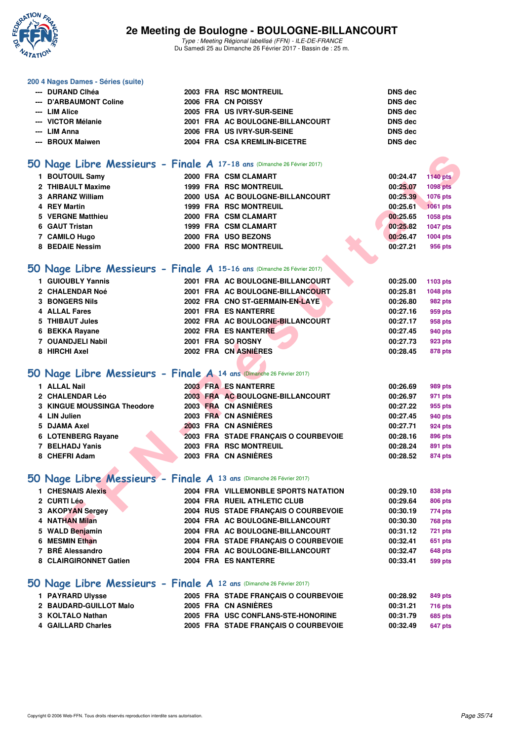### 200 4 Nages Dames - Séries (suite)

| | | | | | |
|---|---|---|---|---|---|
| --- | DURAND Clhéa | 2003 | FRA | RSC MONTREUIL | DNS dec |
| --- | D'ARBAUMONT Coline | 2006 | FRA | CN POISSY | DNS dec |
| --- | LIM Alice | 2005 | FRA | US IVRY-SUR-SEINE | DNS dec |
| --- | VICTOR Mélanie | 2001 | FRA | AC BOULOGNE-BILLANCOURT | DNS dec |
| --- | LIM Anna | 2006 | FRA | US IVRY-SUR-SEINE | DNS dec |
| --- | BROUX Maiwen | 2004 | FRA | CSA KREMLIN-BICETRE | DNS dec |

## 50 Nage Libre Messieurs - Finale A 17-18 ans (Dimanche 26 Février 2017)

| | | | | | | |
|---|---|---|---|---|---|---|
| 1 | BOUTOUIL Samy | 2000 | FRA | CSM CLAMART | 00:24.47 | 1140 pts |
| 2 | THIBAULT Maxime | 1999 | FRA | RSC MONTREUIL | 00:25.07 | 1098 pts |
| 3 | ARRANZ William | 2000 | USA | AC BOULOGNE-BILLANCOURT | 00:25.39 | 1076 pts |
| 4 | REY Martin | 1999 | FRA | RSC MONTREUIL | 00:25.61 | 1061 pts |
| 5 | VERGNE Matthieu | 2000 | FRA | CSM CLAMART | 00:25.65 | 1058 pts |
| 6 | GAUT Tristan | 1999 | FRA | CSM CLAMART | 00:25.82 | 1047 pts |
| 7 | CAMILO Hugo | 2000 | FRA | USO BEZONS | 00:26.47 | 1004 pts |
| 8 | BEDAIE Nessim | 2000 | FRA | RSC MONTREUIL | 00:27.21 | 956 pts |

## 50 Nage Libre Messieurs - Finale A 15-16 ans (Dimanche 26 Février 2017)

| | | | | | | |
|---|---|---|---|---|---|---|
| 1 | GUIOUBLY Yannis | 2001 | FRA | AC BOULOGNE-BILLANCOURT | 00:25.00 | 1103 pts |
| 2 | CHALENDAR Noé | 2001 | FRA | AC BOULOGNE-BILLANCOURT | 00:25.81 | 1048 pts |
| 3 | BONGERS Nils | 2002 | FRA | CNO ST-GERMAIN-EN-LAYE | 00:26.80 | 982 pts |
| 4 | ALLAL Fares | 2001 | FRA | ES NANTERRE | 00:27.16 | 959 pts |
| 5 | THIBAUT Jules | 2002 | FRA | AC BOULOGNE-BILLANCOURT | 00:27.17 | 958 pts |
| 6 | BEKKA Rayane | 2002 | FRA | ES NANTERRE | 00:27.45 | 940 pts |
| 7 | OUANDJELI Nabil | 2001 | FRA | SO ROSNY | 00:27.73 | 923 pts |
| 8 | HIRCHI Axel | 2002 | FRA | CN ASNIÈRES | 00:28.45 | 878 pts |

## 50 Nage Libre Messieurs - Finale A 14 ans (Dimanche 26 Février 2017)

| | | | | | | |
|---|---|---|---|---|---|---|
| 1 | ALLAL Nail | 2003 | FRA | ES NANTERRE | 00:26.69 | 989 pts |
| 2 | CHALENDAR Léo | 2003 | FRA | AC BOULOGNE-BILLANCOURT | 00:26.97 | 971 pts |
| 3 | KINGUE MOUSSINGA Theodore | 2003 | FRA | CN ASNIÈRES | 00:27.22 | 955 pts |
| 4 | LIN Julien | 2003 | FRA | CN ASNIÈRES | 00:27.45 | 940 pts |
| 5 | DJAMA Axel | 2003 | FRA | CN ASNIÈRES | 00:27.71 | 924 pts |
| 6 | LOTENBERG Rayane | 2003 | FRA | STADE FRANÇAIS O COURBEVOIE | 00:28.16 | 896 pts |
| 7 | BELHADJ Yanis | 2003 | FRA | RSC MONTREUIL | 00:28.24 | 891 pts |
| 8 | CHEFRI Adam | 2003 | FRA | CN ASNIÈRES | 00:28.52 | 874 pts |

## 50 Nage Libre Messieurs - Finale A 13 ans (Dimanche 26 Février 2017)

| | | | | | | |
|---|---|---|---|---|---|---|
| 1 | CHESNAIS Alexis | 2004 | FRA | VILLEMONBLE SPORTS NATATION | 00:29.10 | 838 pts |
| 2 | CURTI Léo | 2004 | FRA | RUEIL ATHLETIC CLUB | 00:29.64 | 806 pts |
| 3 | AKOPYAN Sergey | 2004 | RUS | STADE FRANÇAIS O COURBEVOIE | 00:30.19 | 774 pts |
| 4 | NATHAN Milan | 2004 | FRA | AC BOULOGNE-BILLANCOURT | 00:30.30 | 768 pts |
| 5 | WALD Benjamin | 2004 | FRA | AC BOULOGNE-BILLANCOURT | 00:31.12 | 721 pts |
| 6 | MESMIN Ethan | 2004 | FRA | STADE FRANÇAIS O COURBEVOIE | 00:32.41 | 651 pts |
| 7 | BRÉ Alessandro | 2004 | FRA | AC BOULOGNE-BILLANCOURT | 00:32.47 | 648 pts |
| 8 | CLAIRGIRONNET Gatien | 2004 | FRA | ES NANTERRE | 00:33.41 | 599 pts |

## 50 Nage Libre Messieurs - Finale A 12 ans (Dimanche 26 Février 2017)

| | | | | | | |
|---|---|---|---|---|---|---|
| 1 | PAYRARD Ulysse | 2005 | FRA | STADE FRANÇAIS O COURBEVOIE | 00:28.92 | 849 pts |
| 2 | BAUDARD-GUILLOT Malo | 2005 | FRA | CN ASNIÈRES | 00:31.21 | 716 pts |
| 3 | KOLTALO Nathan | 2005 | FRA | USC CONFLANS-STE-HONORINE | 00:31.79 | 685 pts |
| 4 | GAILLARD Charles | 2005 | FRA | STADE FRANÇAIS O COURBEVOIE | 00:32.49 | 647 pts |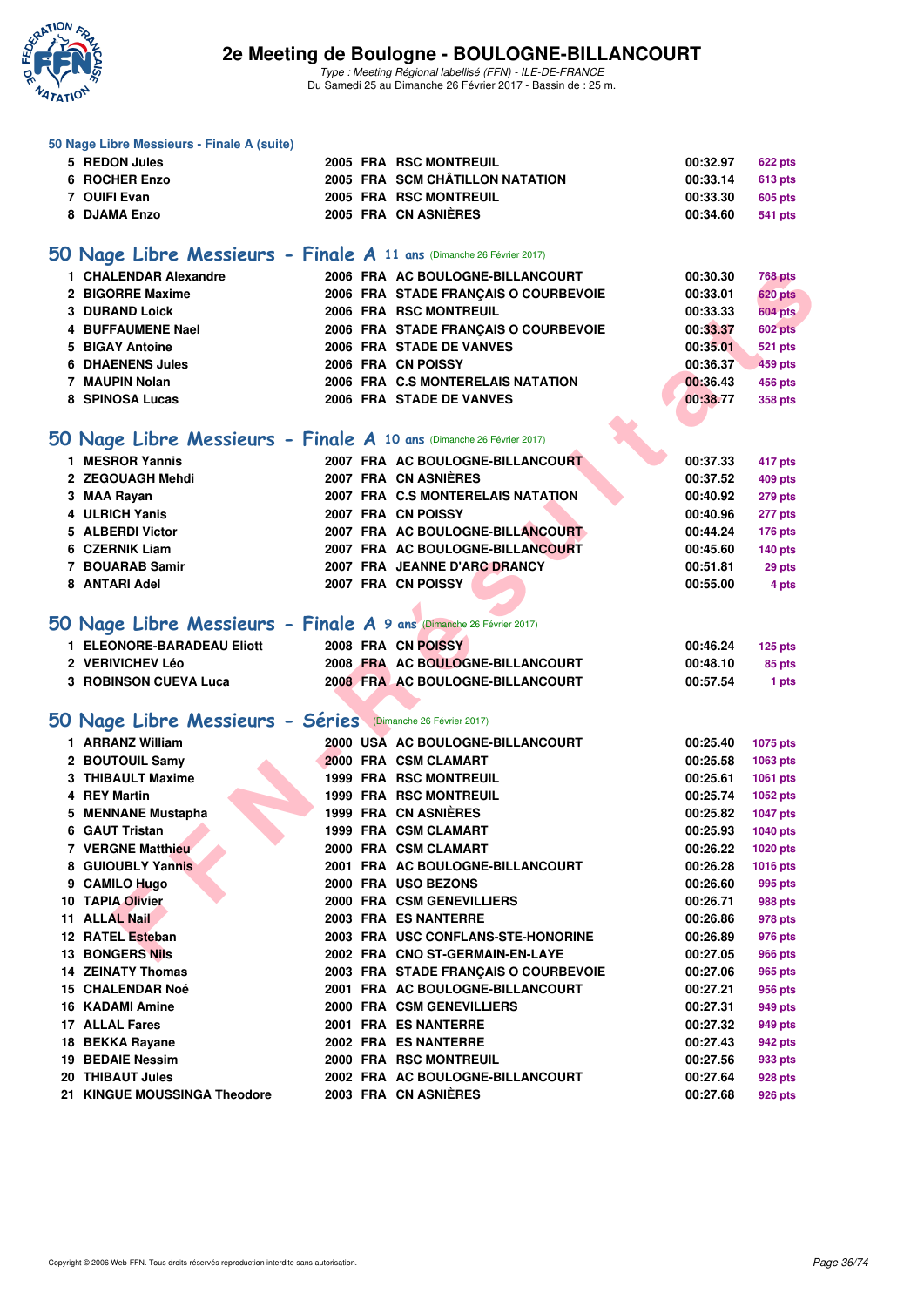### 50 Nage Libre Messieurs - Finale A (suite)

| | | | | | | |
|---|---|---|---|---|---|---|
| 5 | REDON Jules | 2005 | FRA | RSC MONTREUIL | 00:32.97 | 622 pts |
| 6 | ROCHER Enzo | 2005 | FRA | SCM CHÂTILLON NATATION | 00:33.14 | 613 pts |
| 7 | OUIFI Evan | 2005 | FRA | RSC MONTREUIL | 00:33.30 | 605 pts |
| 8 | DJAMA Enzo | 2005 | FRA | CN ASNIÈRES | 00:34.60 | 541 pts |

## 50 Nage Libre Messieurs - Finale A 11 ans (Dimanche 26 Février 2017)

| | | | | | | |
|---|---|---|---|---|---|---|
| 1 | CHALENDAR Alexandre | 2006 | FRA | AC BOULOGNE-BILLANCOURT | 00:30.30 | 768 pts |
| 2 | BIGORRE Maxime | 2006 | FRA | STADE FRANÇAIS O COURBEVOIE | 00:33.01 | 620 pts |
| 3 | DURAND Loick | 2006 | FRA | RSC MONTREUIL | 00:33.33 | 604 pts |
| 4 | BUFFAUMENE Nael | 2006 | FRA | STADE FRANÇAIS O COURBEVOIE | 00:33.37 | 602 pts |
| 5 | BIGAY Antoine | 2006 | FRA | STADE DE VANVES | 00:35.01 | 521 pts |
| 6 | DHAENENS Jules | 2006 | FRA | CN POISSY | 00:36.37 | 459 pts |
| 7 | MAUPIN Nolan | 2006 | FRA | C.S MONTERELAIS NATATION | 00:36.43 | 456 pts |
| 8 | SPINOSA Lucas | 2006 | FRA | STADE DE VANVES | 00:38.77 | 358 pts |

## 50 Nage Libre Messieurs - Finale A 10 ans (Dimanche 26 Février 2017)

| | | | | | | |
|---|---|---|---|---|---|---|
| 1 | MESROR Yannis | 2007 | FRA | AC BOULOGNE-BILLANCOURT | 00:37.33 | 417 pts |
| 2 | ZEGOUAGH Mehdi | 2007 | FRA | CN ASNIÈRES | 00:37.52 | 409 pts |
| 3 | MAA Rayan | 2007 | FRA | C.S MONTERELAIS NATATION | 00:40.92 | 279 pts |
| 4 | ULRICH Yanis | 2007 | FRA | CN POISSY | 00:40.96 | 277 pts |
| 5 | ALBERDI Victor | 2007 | FRA | AC BOULOGNE-BILLANCOURT | 00:44.24 | 176 pts |
| 6 | CZERNIK Liam | 2007 | FRA | AC BOULOGNE-BILLANCOURT | 00:45.60 | 140 pts |
| 7 | BOUARAB Samir | 2007 | FRA | JEANNE D'ARC DRANCY | 00:51.81 | 29 pts |
| 8 | ANTARI Adel | 2007 | FRA | CN POISSY | 00:55.00 | 4 pts |

## 50 Nage Libre Messieurs - Finale A 9 ans (Dimanche 26 Février 2017)

| | | | | | | |
|---|---|---|---|---|---|---|
| 1 | ELEONORE-BARADEAU Eliott | 2008 | FRA | CN POISSY | 00:46.24 | 125 pts |
| 2 | VERIVICHEV Léo | 2008 | FRA | AC BOULOGNE-BILLANCOURT | 00:48.10 | 85 pts |
| 3 | ROBINSON CUEVA Luca | 2008 | FRA | AC BOULOGNE-BILLANCOURT | 00:57.54 | 1 pts |

## 50 Nage Libre Messieurs - Séries (Dimanche 26 Février 2017)

| | | | | | | |
|---|---|---|---|---|---|---|
| 1 | ARRANZ William | 2000 | USA | AC BOULOGNE-BILLANCOURT | 00:25.40 | 1075 pts |
| 2 | BOUTOUIL Samy | 2000 | FRA | CSM CLAMART | 00:25.58 | 1063 pts |
| 3 | THIBAULT Maxime | 1999 | FRA | RSC MONTREUIL | 00:25.61 | 1061 pts |
| 4 | REY Martin | 1999 | FRA | RSC MONTREUIL | 00:25.74 | 1052 pts |
| 5 | MENNANE Mustapha | 1999 | FRA | CN ASNIÈRES | 00:25.82 | 1047 pts |
| 6 | GAUT Tristan | 1999 | FRA | CSM CLAMART | 00:25.93 | 1040 pts |
| 7 | VERGNE Matthieu | 2000 | FRA | CSM CLAMART | 00:26.22 | 1020 pts |
| 8 | GUIOUBLY Yannis | 2001 | FRA | AC BOULOGNE-BILLANCOURT | 00:26.28 | 1016 pts |
| 9 | CAMILO Hugo | 2000 | FRA | USO BEZONS | 00:26.60 | 995 pts |
| 10 | TAPIA Olivier | 2000 | FRA | CSM GENEVILLIERS | 00:26.71 | 988 pts |
| 11 | ALLAL Nail | 2003 | FRA | ES NANTERRE | 00:26.86 | 978 pts |
| 12 | RATEL Esteban | 2003 | FRA | USC CONFLANS-STE-HONORINE | 00:26.89 | 976 pts |
| 13 | BONGERS Nils | 2002 | FRA | CNO ST-GERMAIN-EN-LAYE | 00:27.05 | 966 pts |
| 14 | ZEINATY Thomas | 2003 | FRA | STADE FRANÇAIS O COURBEVOIE | 00:27.06 | 965 pts |
| 15 | CHALENDAR Noé | 2001 | FRA | AC BOULOGNE-BILLANCOURT | 00:27.21 | 956 pts |
| 16 | KADAMI Amine | 2000 | FRA | CSM GENEVILLIERS | 00:27.31 | 949 pts |
| 17 | ALLAL Fares | 2001 | FRA | ES NANTERRE | 00:27.32 | 949 pts |
| 18 | BEKKA Rayane | 2002 | FRA | ES NANTERRE | 00:27.43 | 942 pts |
| 19 | BEDAIE Nessim | 2000 | FRA | RSC MONTREUIL | 00:27.56 | 933 pts |
| 20 | THIBAUT Jules | 2002 | FRA | AC BOULOGNE-BILLANCOURT | 00:27.64 | 928 pts |
| 21 | KINGUE MOUSSINGA Theodore | 2003 | FRA | CN ASNIÈRES | 00:27.68 | 926 pts |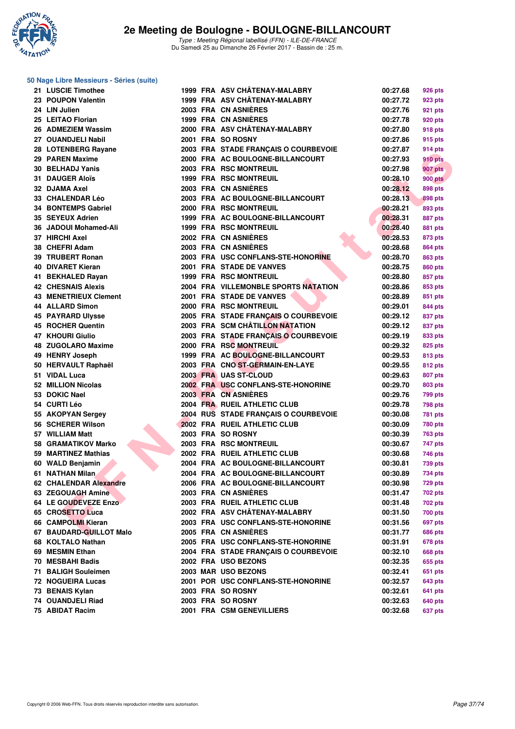# 2e Meeting de Boulogne - BOULOGNE-BILLANCOURT

*Type : Meeting Régional labellisé (FFN) - ILE-DE-FRANCE*
Du Samedi 25 au Dimanche 26 Février 2017 - Bassin de : 25 m.

## 50 Nage Libre Messieurs - Séries (suite)

| Rang | Nom | Année | Nat. | Club | Temps | Points |
|---|---|---|---|---|---|---|
| 21 | LUSCIE Timothee | 1999 | FRA | ASV CHÂTENAY-MALABRY | 00:27.68 | 926 pts |
| 23 | POUPON Valentin | 1999 | FRA | ASV CHÂTENAY-MALABRY | 00:27.72 | 923 pts |
| 24 | LIN Julien | 2003 | FRA | CN ASNIÈRES | 00:27.76 | 921 pts |
| 25 | LEITAO Florian | 1999 | FRA | CN ASNIÈRES | 00:27.78 | 920 pts |
| 26 | ADMEZIEM Wassim | 2000 | FRA | ASV CHÂTENAY-MALABRY | 00:27.80 | 918 pts |
| 27 | OUANDJELI Nabil | 2001 | FRA | SO ROSNY | 00:27.86 | 915 pts |
| 28 | LOTENBERG Rayane | 2003 | FRA | STADE FRANÇAIS O COURBEVOIE | 00:27.87 | 914 pts |
| 29 | PAREN Maxime | 2000 | FRA | AC BOULOGNE-BILLANCOURT | 00:27.93 | 910 pts |
| 30 | BELHADJ Yanis | 2003 | FRA | RSC MONTREUIL | 00:27.98 | 907 pts |
| 31 | DAUGER Aloïs | 1999 | FRA | RSC MONTREUIL | 00:28.10 | 900 pts |
| 32 | DJAMA Axel | 2003 | FRA | CN ASNIÈRES | 00:28.12 | 898 pts |
| 33 | CHALENDAR Léo | 2003 | FRA | AC BOULOGNE-BILLANCOURT | 00:28.13 | 898 pts |
| 34 | BONTEMPS Gabriel | 2000 | FRA | RSC MONTREUIL | 00:28.21 | 893 pts |
| 35 | SEYEUX Adrien | 1999 | FRA | AC BOULOGNE-BILLANCOURT | 00:28.31 | 887 pts |
| 36 | JADOUI Mohamed-Ali | 1999 | FRA | RSC MONTREUIL | 00:28.40 | 881 pts |
| 37 | HIRCHI Axel | 2002 | FRA | CN ASNIÈRES | 00:28.53 | 873 pts |
| 38 | CHEFRI Adam | 2003 | FRA | CN ASNIÈRES | 00:28.68 | 864 pts |
| 39 | TRUBERT Ronan | 2003 | FRA | USC CONFLANS-STE-HONORINE | 00:28.70 | 863 pts |
| 40 | DIVARET Kieran | 2001 | FRA | STADE DE VANVES | 00:28.75 | 860 pts |
| 41 | BEKHALED Rayan | 1999 | FRA | RSC MONTREUIL | 00:28.80 | 857 pts |
| 42 | CHESNAIS Alexis | 2004 | FRA | VILLEMONBLE SPORTS NATATION | 00:28.86 | 853 pts |
| 43 | MENETRIEUX Clement | 2001 | FRA | STADE DE VANVES | 00:28.89 | 851 pts |
| 44 | ALLARD Simon | 2000 | FRA | RSC MONTREUIL | 00:29.01 | 844 pts |
| 45 | PAYRARD Ulysse | 2005 | FRA | STADE FRANÇAIS O COURBEVOIE | 00:29.12 | 837 pts |
| 45 | ROCHER Quentin | 2003 | FRA | SCM CHÂTILLON NATATION | 00:29.12 | 837 pts |
| 47 | KHOURI Giulio | 2003 | FRA | STADE FRANÇAIS O COURBEVOIE | 00:29.19 | 833 pts |
| 48 | ZUGOLARO Maxime | 2000 | FRA | RSC MONTREUIL | 00:29.32 | 825 pts |
| 49 | HENRY Joseph | 1999 | FRA | AC BOULOGNE-BILLANCOURT | 00:29.53 | 813 pts |
| 50 | HERVAULT Raphaël | 2003 | FRA | CNO ST-GERMAIN-EN-LAYE | 00:29.55 | 812 pts |
| 51 | VIDAL Luca | 2003 | FRA | UAS ST-CLOUD | 00:29.63 | 807 pts |
| 52 | MILLION Nicolas | 2002 | FRA | USC CONFLANS-STE-HONORINE | 00:29.70 | 803 pts |
| 53 | DOKIC Nael | 2003 | FRA | CN ASNIÈRES | 00:29.76 | 799 pts |
| 54 | CURTI Léo | 2004 | FRA | RUEIL ATHLETIC CLUB | 00:29.78 | 798 pts |
| 55 | AKOPYAN Sergey | 2004 | RUS | STADE FRANÇAIS O COURBEVOIE | 00:30.08 | 781 pts |
| 56 | SCHERER Wilson | 2002 | FRA | RUEIL ATHLETIC CLUB | 00:30.09 | 780 pts |
| 57 | WILLIAM Matt | 2003 | FRA | SO ROSNY | 00:30.39 | 763 pts |
| 58 | GRAMATIKOV Marko | 2003 | FRA | RSC MONTREUIL | 00:30.67 | 747 pts |
| 59 | MARTINEZ Mathias | 2002 | FRA | RUEIL ATHLETIC CLUB | 00:30.68 | 746 pts |
| 60 | WALD Benjamin | 2004 | FRA | AC BOULOGNE-BILLANCOURT | 00:30.81 | 739 pts |
| 61 | NATHAN Milan | 2004 | FRA | AC BOULOGNE-BILLANCOURT | 00:30.89 | 734 pts |
| 62 | CHALENDAR Alexandre | 2006 | FRA | AC BOULOGNE-BILLANCOURT | 00:30.98 | 729 pts |
| 63 | ZEGOUAGH Amine | 2003 | FRA | CN ASNIÈRES | 00:31.47 | 702 pts |
| 64 | LE GOUDEVEZE Enzo | 2003 | FRA | RUEIL ATHLETIC CLUB | 00:31.48 | 702 pts |
| 65 | CROSETTO Luca | 2002 | FRA | ASV CHÂTENAY-MALABRY | 00:31.50 | 700 pts |
| 66 | CAMPOLMI Kieran | 2003 | FRA | USC CONFLANS-STE-HONORINE | 00:31.56 | 697 pts |
| 67 | BAUDARD-GUILLOT Malo | 2005 | FRA | CN ASNIÈRES | 00:31.77 | 686 pts |
| 68 | KOLTALO Nathan | 2005 | FRA | USC CONFLANS-STE-HONORINE | 00:31.91 | 678 pts |
| 69 | MESMIN Ethan | 2004 | FRA | STADE FRANÇAIS O COURBEVOIE | 00:32.10 | 668 pts |
| 70 | MESBAHI Badis | 2002 | FRA | USO BEZONS | 00:32.35 | 655 pts |
| 71 | BALIGH Souleimen | 2003 | MAR | USO BEZONS | 00:32.41 | 651 pts |
| 72 | NOGUEIRA Lucas | 2001 | POR | USC CONFLANS-STE-HONORINE | 00:32.57 | 643 pts |
| 73 | BENAIS Kylan | 2003 | FRA | SO ROSNY | 00:32.61 | 641 pts |
| 74 | OUANDJELI Riad | 2003 | FRA | SO ROSNY | 00:32.63 | 640 pts |
| 75 | ABIDAT Racim | 2001 | FRA | CSM GENEVILLIERS | 00:32.68 | 637 pts |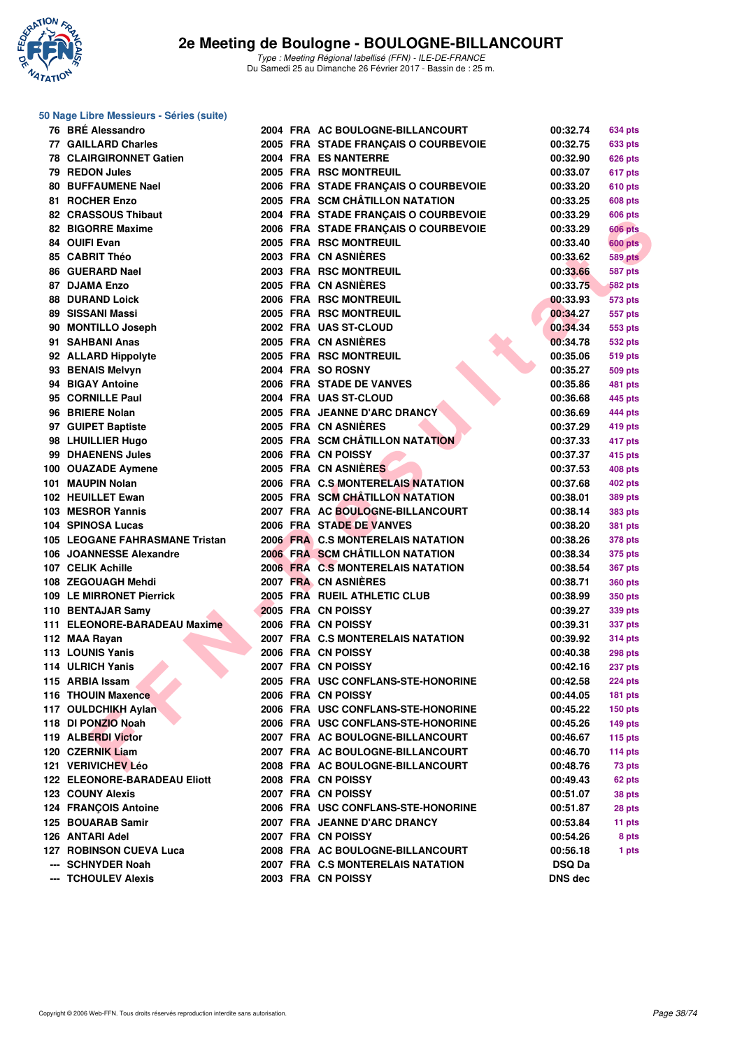# 2e Meeting de Boulogne - BOULOGNE-BILLANCOURT

*Type : Meeting Régional labellisé (FFN) - ILE-DE-FRANCE*
Du Samedi 25 au Dimanche 26 Février 2017 - Bassin de : 25 m.

## 50 Nage Libre Messieurs - Séries (suite)

| | | | | | | |
|---|---|---|---|---|---|---|
| 76 | BRÉ Alessandro | 2004 | FRA | AC BOULOGNE-BILLANCOURT | 00:32.74 | 634 pts |
| 77 | GAILLARD Charles | 2005 | FRA | STADE FRANÇAIS O COURBEVOIE | 00:32.75 | 633 pts |
| 78 | CLAIRGIRONNET Gatien | 2004 | FRA | ES NANTERRE | 00:32.90 | 626 pts |
| 79 | REDON Jules | 2005 | FRA | RSC MONTREUIL | 00:33.07 | 617 pts |
| 80 | BUFFAUMENE Nael | 2006 | FRA | STADE FRANÇAIS O COURBEVOIE | 00:33.20 | 610 pts |
| 81 | ROCHER Enzo | 2005 | FRA | SCM CHÂTILLON NATATION | 00:33.25 | 608 pts |
| 82 | CRASSOUS Thibaut | 2004 | FRA | STADE FRANÇAIS O COURBEVOIE | 00:33.29 | 606 pts |
| 82 | BIGORRE Maxime | 2006 | FRA | STADE FRANÇAIS O COURBEVOIE | 00:33.29 | 606 pts |
| 84 | OUIFI Evan | 2005 | FRA | RSC MONTREUIL | 00:33.40 | 600 pts |
| 85 | CABRIT Théo | 2003 | FRA | CN ASNIÈRES | 00:33.62 | 589 pts |
| 86 | GUERARD Nael | 2003 | FRA | RSC MONTREUIL | 00:33.66 | 587 pts |
| 87 | DJAMA Enzo | 2005 | FRA | CN ASNIÈRES | 00:33.75 | 582 pts |
| 88 | DURAND Loick | 2006 | FRA | RSC MONTREUIL | 00:33.93 | 573 pts |
| 89 | SISSANI Massi | 2005 | FRA | RSC MONTREUIL | 00:34.27 | 557 pts |
| 90 | MONTILLO Joseph | 2002 | FRA | UAS ST-CLOUD | 00:34.34 | 553 pts |
| 91 | SAHBANI Anas | 2005 | FRA | CN ASNIÈRES | 00:34.78 | 532 pts |
| 92 | ALLARD Hippolyte | 2005 | FRA | RSC MONTREUIL | 00:35.06 | 519 pts |
| 93 | BENAIS Melvyn | 2004 | FRA | SO ROSNY | 00:35.27 | 509 pts |
| 94 | BIGAY Antoine | 2006 | FRA | STADE DE VANVES | 00:35.86 | 481 pts |
| 95 | CORNILLE Paul | 2004 | FRA | UAS ST-CLOUD | 00:36.68 | 445 pts |
| 96 | BRIERE Nolan | 2005 | FRA | JEANNE D'ARC DRANCY | 00:36.69 | 444 pts |
| 97 | GUIPET Baptiste | 2005 | FRA | CN ASNIÈRES | 00:37.29 | 419 pts |
| 98 | LHUILLIER Hugo | 2005 | FRA | SCM CHÂTILLON NATATION | 00:37.33 | 417 pts |
| 99 | DHAENENS Jules | 2006 | FRA | CN POISSY | 00:37.37 | 415 pts |
| 100 | OUAZADE Aymene | 2005 | FRA | CN ASNIÈRES | 00:37.53 | 408 pts |
| 101 | MAUPIN Nolan | 2006 | FRA | C.S MONTERELAIS NATATION | 00:37.68 | 402 pts |
| 102 | HEUILLET Ewan | 2005 | FRA | SCM CHÂTILLON NATATION | 00:38.01 | 389 pts |
| 103 | MESROR Yannis | 2007 | FRA | AC BOULOGNE-BILLANCOURT | 00:38.14 | 383 pts |
| 104 | SPINOSA Lucas | 2006 | FRA | STADE DE VANVES | 00:38.20 | 381 pts |
| 105 | LEOGANE FAHRASMANE Tristan | 2006 | FRA | C.S MONTERELAIS NATATION | 00:38.26 | 378 pts |
| 106 | JOANNESSE Alexandre | 2006 | FRA | SCM CHÂTILLON NATATION | 00:38.34 | 375 pts |
| 107 | CELIK Achille | 2006 | FRA | C.S MONTERELAIS NATATION | 00:38.54 | 367 pts |
| 108 | ZEGOUAGH Mehdi | 2007 | FRA | CN ASNIÈRES | 00:38.71 | 360 pts |
| 109 | LE MIRRONET Pierrick | 2005 | FRA | RUEIL ATHLETIC CLUB | 00:38.99 | 350 pts |
| 110 | BENTAJAR Samy | 2005 | FRA | CN POISSY | 00:39.27 | 339 pts |
| 111 | ELEONORE-BARADEAU Maxime | 2006 | FRA | CN POISSY | 00:39.31 | 337 pts |
| 112 | MAA Rayan | 2007 | FRA | C.S MONTERELAIS NATATION | 00:39.92 | 314 pts |
| 113 | LOUNIS Yanis | 2006 | FRA | CN POISSY | 00:40.38 | 298 pts |
| 114 | ULRICH Yanis | 2007 | FRA | CN POISSY | 00:42.16 | 237 pts |
| 115 | ARBIA Issam | 2005 | FRA | USC CONFLANS-STE-HONORINE | 00:42.58 | 224 pts |
| 116 | THOUIN Maxence | 2006 | FRA | CN POISSY | 00:44.05 | 181 pts |
| 117 | OULDCHIKH Aylan | 2006 | FRA | USC CONFLANS-STE-HONORINE | 00:45.22 | 150 pts |
| 118 | DI PONZIO Noah | 2006 | FRA | USC CONFLANS-STE-HONORINE | 00:45.26 | 149 pts |
| 119 | ALBERDI Victor | 2007 | FRA | AC BOULOGNE-BILLANCOURT | 00:46.67 | 115 pts |
| 120 | CZERNIK Liam | 2007 | FRA | AC BOULOGNE-BILLANCOURT | 00:46.70 | 114 pts |
| 121 | VERIVICHEV Léo | 2008 | FRA | AC BOULOGNE-BILLANCOURT | 00:48.76 | 73 pts |
| 122 | ELEONORE-BARADEAU Eliott | 2008 | FRA | CN POISSY | 00:49.43 | 62 pts |
| 123 | COUNY Alexis | 2007 | FRA | CN POISSY | 00:51.07 | 38 pts |
| 124 | FRANÇOIS Antoine | 2006 | FRA | USC CONFLANS-STE-HONORINE | 00:51.87 | 28 pts |
| 125 | BOUARAB Samir | 2007 | FRA | JEANNE D'ARC DRANCY | 00:53.84 | 11 pts |
| 126 | ANTARI Adel | 2007 | FRA | CN POISSY | 00:54.26 | 8 pts |
| 127 | ROBINSON CUEVA Luca | 2008 | FRA | AC BOULOGNE-BILLANCOURT | 00:56.18 | 1 pts |
| --- | SCHNYDER Noah | 2007 | FRA | C.S MONTERELAIS NATATION | DSQ Da | |
| --- | TCHOULEV Alexis | 2003 | FRA | CN POISSY | DNS dec | |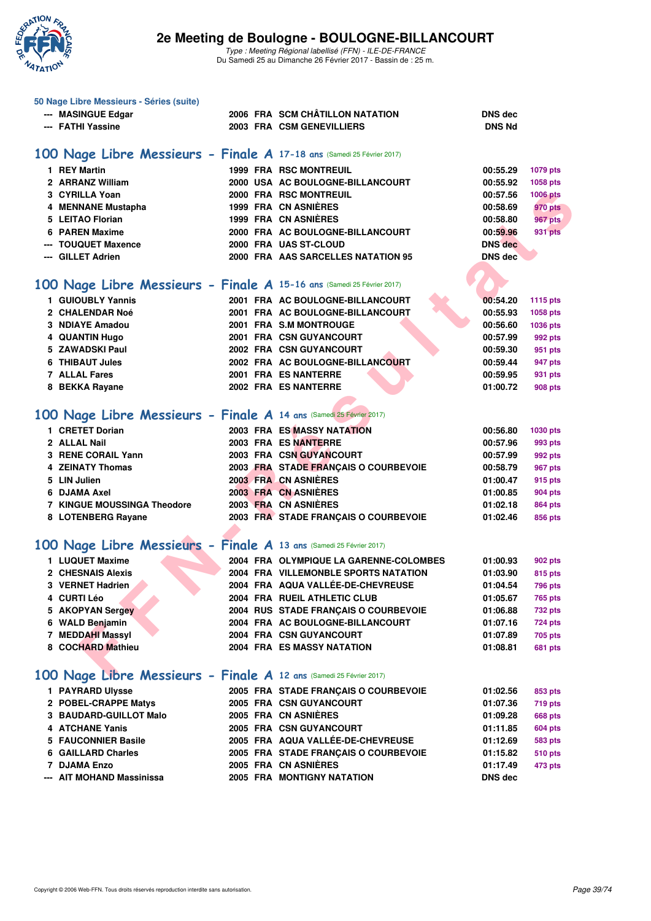# 2e Meeting de Boulogne - BOULOGNE-BILLANCOURT

*Type : Meeting Régional labellisé (FFN) - ILE-DE-FRANCE*
Du Samedi 25 au Dimanche 26 Février 2017 - Bassin de : 25 m.

### 50 Nage Libre Messieurs - Séries (suite)

| | | | | | | |
|---|---|---|---|---|---|---|
| --- | MASINGUE Edgar | 2006 | FRA | SCM CHÂTILLON NATATION | DNS dec | |
| --- | FATHI Yassine | 2003 | FRA | CSM GENEVILLIERS | DNS Nd | |

## 100 Nage Libre Messieurs - Finale A 17-18 ans (Samedi 25 Février 2017)

| | | | | | | |
|---|---|---|---|---|---|---|
| 1 | REY Martin | 1999 | FRA | RSC MONTREUIL | 00:55.29 | 1079 pts |
| 2 | ARRANZ William | 2000 | USA | AC BOULOGNE-BILLANCOURT | 00:55.92 | 1058 pts |
| 3 | CYRILLA Yoan | 2000 | FRA | RSC MONTREUIL | 00:57.56 | 1006 pts |
| 4 | MENNANE Mustapha | 1999 | FRA | CN ASNIÈRES | 00:58.69 | 970 pts |
| 5 | LEITAO Florian | 1999 | FRA | CN ASNIÈRES | 00:58.80 | 967 pts |
| 6 | PAREN Maxime | 2000 | FRA | AC BOULOGNE-BILLANCOURT | 00:59.96 | 931 pts |
| --- | TOUQUET Maxence | 2000 | FRA | UAS ST-CLOUD | DNS dec | |
| --- | GILLET Adrien | 2000 | FRA | AAS SARCELLES NATATION 95 | DNS dec | |

## 100 Nage Libre Messieurs - Finale A 15-16 ans (Samedi 25 Février 2017)

| | | | | | | |
|---|---|---|---|---|---|---|
| 1 | GUIOUBLY Yannis | 2001 | FRA | AC BOULOGNE-BILLANCOURT | 00:54.20 | 1115 pts |
| 2 | CHALENDAR Noé | 2001 | FRA | AC BOULOGNE-BILLANCOURT | 00:55.93 | 1058 pts |
| 3 | NDIAYE Amadou | 2001 | FRA | S.M MONTROUGE | 00:56.60 | 1036 pts |
| 4 | QUANTIN Hugo | 2001 | FRA | CSN GUYANCOURT | 00:57.99 | 992 pts |
| 5 | ZAWADSKI Paul | 2002 | FRA | CSN GUYANCOURT | 00:59.30 | 951 pts |
| 6 | THIBAUT Jules | 2002 | FRA | AC BOULOGNE-BILLANCOURT | 00:59.44 | 947 pts |
| 7 | ALLAL Fares | 2001 | FRA | ES NANTERRE | 00:59.95 | 931 pts |
| 8 | BEKKA Rayane | 2002 | FRA | ES NANTERRE | 01:00.72 | 908 pts |

## 100 Nage Libre Messieurs - Finale A 14 ans (Samedi 25 Février 2017)

| | | | | | | |
|---|---|---|---|---|---|---|
| 1 | CRETET Dorian | 2003 | FRA | ES MASSY NATATION | 00:56.80 | 1030 pts |
| 2 | ALLAL Nail | 2003 | FRA | ES NANTERRE | 00:57.96 | 993 pts |
| 3 | RENE CORAIL Yann | 2003 | FRA | CSN GUYANCOURT | 00:57.99 | 992 pts |
| 4 | ZEINATY Thomas | 2003 | FRA | STADE FRANÇAIS O COURBEVOIE | 00:58.79 | 967 pts |
| 5 | LIN Julien | 2003 | FRA | CN ASNIÈRES | 01:00.47 | 915 pts |
| 6 | DJAMA Axel | 2003 | FRA | CN ASNIÈRES | 01:00.85 | 904 pts |
| 7 | KINGUE MOUSSINGA Theodore | 2003 | FRA | CN ASNIÈRES | 01:02.18 | 864 pts |
| 8 | LOTENBERG Rayane | 2003 | FRA | STADE FRANÇAIS O COURBEVOIE | 01:02.46 | 856 pts |

## 100 Nage Libre Messieurs - Finale A 13 ans (Samedi 25 Février 2017)

| | | | | | | |
|---|---|---|---|---|---|---|
| 1 | LUQUET Maxime | 2004 | FRA | OLYMPIQUE LA GARENNE-COLOMBES | 01:00.93 | 902 pts |
| 2 | CHESNAIS Alexis | 2004 | FRA | VILLEMONBLE SPORTS NATATION | 01:03.90 | 815 pts |
| 3 | VERNET Hadrien | 2004 | FRA | AQUA VALLÉE-DE-CHEVREUSE | 01:04.54 | 796 pts |
| 4 | CURTI Léo | 2004 | FRA | RUEIL ATHLETIC CLUB | 01:05.67 | 765 pts |
| 5 | AKOPYAN Sergey | 2004 | RUS | STADE FRANÇAIS O COURBEVOIE | 01:06.88 | 732 pts |
| 6 | WALD Benjamin | 2004 | FRA | AC BOULOGNE-BILLANCOURT | 01:07.16 | 724 pts |
| 7 | MEDDAHI Massyl | 2004 | FRA | CSN GUYANCOURT | 01:07.89 | 705 pts |
| 8 | COCHARD Mathieu | 2004 | FRA | ES MASSY NATATION | 01:08.81 | 681 pts |

## 100 Nage Libre Messieurs - Finale A 12 ans (Samedi 25 Février 2017)

| | | | | | | |
|---|---|---|---|---|---|---|
| 1 | PAYRARD Ulysse | 2005 | FRA | STADE FRANÇAIS O COURBEVOIE | 01:02.56 | 853 pts |
| 2 | POBEL-CRAPPE Matys | 2005 | FRA | CSN GUYANCOURT | 01:07.36 | 719 pts |
| 3 | BAUDARD-GUILLOT Malo | 2005 | FRA | CN ASNIÈRES | 01:09.28 | 668 pts |
| 4 | ATCHANE Yanis | 2005 | FRA | CSN GUYANCOURT | 01:11.85 | 604 pts |
| 5 | FAUCONNIER Basile | 2005 | FRA | AQUA VALLÉE-DE-CHEVREUSE | 01:12.69 | 583 pts |
| 6 | GAILLARD Charles | 2005 | FRA | STADE FRANÇAIS O COURBEVOIE | 01:15.82 | 510 pts |
| 7 | DJAMA Enzo | 2005 | FRA | CN ASNIÈRES | 01:17.49 | 473 pts |
| --- | AIT MOHAND Massinissa | 2005 | FRA | MONTIGNY NATATION | DNS dec | |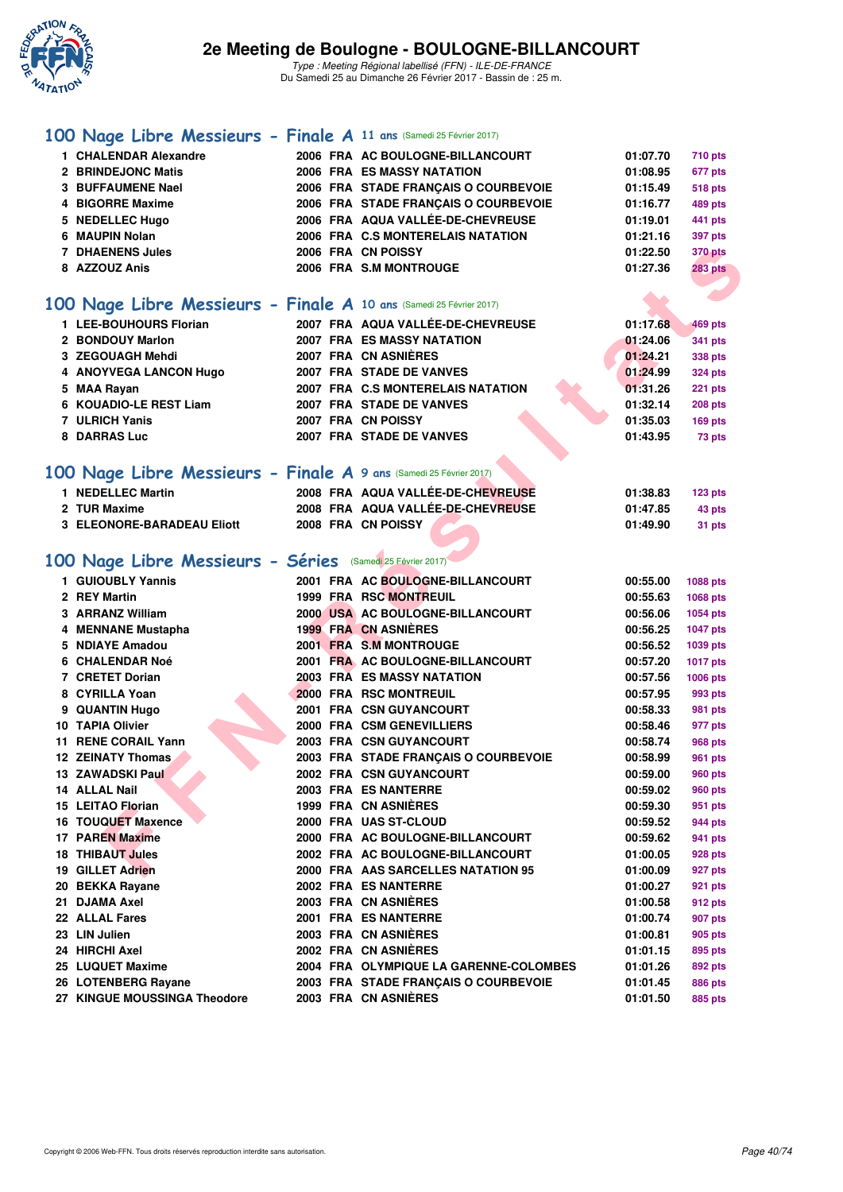# 2e Meeting de Boulogne - BOULOGNE-BILLANCOURT

*Type : Meeting Régional labellisé (FFN) - ILE-DE-FRANCE*
Du Samedi 25 au Dimanche 26 Février 2017 - Bassin de : 25 m.

## 100 Nage Libre Messieurs - Finale A 11 ans (Samedi 25 Février 2017)

| | Nom | Année | Nat | Club | Temps | Points |
|---|---|---|---|---|---|---|
| 1 | CHALENDAR Alexandre | 2006 | FRA | AC BOULOGNE-BILLANCOURT | 01:07.70 | 710 pts |
| 2 | BRINDEJONC Matis | 2006 | FRA | ES MASSY NATATION | 01:08.95 | 677 pts |
| 3 | BUFFAUMENE Nael | 2006 | FRA | STADE FRANÇAIS O COURBEVOIE | 01:15.49 | 518 pts |
| 4 | BIGORRE Maxime | 2006 | FRA | STADE FRANÇAIS O COURBEVOIE | 01:16.77 | 489 pts |
| 5 | NEDELLEC Hugo | 2006 | FRA | AQUA VALLÉE-DE-CHEVREUSE | 01:19.01 | 441 pts |
| 6 | MAUPIN Nolan | 2006 | FRA | C.S MONTERELAIS NATATION | 01:21.16 | 397 pts |
| 7 | DHAENENS Jules | 2006 | FRA | CN POISSY | 01:22.50 | 370 pts |
| 8 | AZZOUZ Anis | 2006 | FRA | S.M MONTROUGE | 01:27.36 | 283 pts |

## 100 Nage Libre Messieurs - Finale A 10 ans (Samedi 25 Février 2017)

| | Nom | Année | Nat | Club | Temps | Points |
|---|---|---|---|---|---|---|
| 1 | LEE-BOUHOURS Florian | 2007 | FRA | AQUA VALLÉE-DE-CHEVREUSE | 01:17.68 | 469 pts |
| 2 | BONDOUY Marlon | 2007 | FRA | ES MASSY NATATION | 01:24.06 | 341 pts |
| 3 | ZEGOUAGH Mehdi | 2007 | FRA | CN ASNIÈRES | 01:24.21 | 338 pts |
| 4 | ANOYVEGA LANCON Hugo | 2007 | FRA | STADE DE VANVES | 01:24.99 | 324 pts |
| 5 | MAA Rayan | 2007 | FRA | C.S MONTERELAIS NATATION | 01:31.26 | 221 pts |
| 6 | KOUADIO-LE REST Liam | 2007 | FRA | STADE DE VANVES | 01:32.14 | 208 pts |
| 7 | ULRICH Yanis | 2007 | FRA | CN POISSY | 01:35.03 | 169 pts |
| 8 | DARRAS Luc | 2007 | FRA | STADE DE VANVES | 01:43.95 | 73 pts |

## 100 Nage Libre Messieurs - Finale A 9 ans (Samedi 25 Février 2017)

| | Nom | Année | Nat | Club | Temps | Points |
|---|---|---|---|---|---|---|
| 1 | NEDELLEC Martin | 2008 | FRA | AQUA VALLÉE-DE-CHEVREUSE | 01:38.83 | 123 pts |
| 2 | TUR Maxime | 2008 | FRA | AQUA VALLÉE-DE-CHEVREUSE | 01:47.85 | 43 pts |
| 3 | ELEONORE-BARADEAU Eliott | 2008 | FRA | CN POISSY | 01:49.90 | 31 pts |

## 100 Nage Libre Messieurs - Séries (Samedi 25 Février 2017)

| | Nom | Année | Nat | Club | Temps | Points |
|---|---|---|---|---|---|---|
| 1 | GUIOUBLY Yannis | 2001 | FRA | AC BOULOGNE-BILLANCOURT | 00:55.00 | 1088 pts |
| 2 | REY Martin | 1999 | FRA | RSC MONTREUIL | 00:55.63 | 1068 pts |
| 3 | ARRANZ William | 2000 | USA | AC BOULOGNE-BILLANCOURT | 00:56.06 | 1054 pts |
| 4 | MENNANE Mustapha | 1999 | FRA | CN ASNIÈRES | 00:56.25 | 1047 pts |
| 5 | NDIAYE Amadou | 2001 | FRA | S.M MONTROUGE | 00:56.52 | 1039 pts |
| 6 | CHALENDAR Noé | 2001 | FRA | AC BOULOGNE-BILLANCOURT | 00:57.20 | 1017 pts |
| 7 | CRETET Dorian | 2003 | FRA | ES MASSY NATATION | 00:57.56 | 1006 pts |
| 8 | CYRILLA Yoan | 2000 | FRA | RSC MONTREUIL | 00:57.95 | 993 pts |
| 9 | QUANTIN Hugo | 2001 | FRA | CSN GUYANCOURT | 00:58.33 | 981 pts |
| 10 | TAPIA Olivier | 2000 | FRA | CSM GENEVILLIERS | 00:58.46 | 977 pts |
| 11 | RENE CORAIL Yann | 2003 | FRA | CSN GUYANCOURT | 00:58.74 | 968 pts |
| 12 | ZEINATY Thomas | 2003 | FRA | STADE FRANÇAIS O COURBEVOIE | 00:58.99 | 961 pts |
| 13 | ZAWADSKI Paul | 2002 | FRA | CSN GUYANCOURT | 00:59.00 | 960 pts |
| 14 | ALLAL Nail | 2003 | FRA | ES NANTERRE | 00:59.02 | 960 pts |
| 15 | LEITAO Florian | 1999 | FRA | CN ASNIÈRES | 00:59.30 | 951 pts |
| 16 | TOUQUET Maxence | 2000 | FRA | UAS ST-CLOUD | 00:59.52 | 944 pts |
| 17 | PAREN Maxime | 2000 | FRA | AC BOULOGNE-BILLANCOURT | 00:59.62 | 941 pts |
| 18 | THIBAUT Jules | 2002 | FRA | AC BOULOGNE-BILLANCOURT | 01:00.05 | 928 pts |
| 19 | GILLET Adrien | 2000 | FRA | AAS SARCELLES NATATION 95 | 01:00.09 | 927 pts |
| 20 | BEKKA Rayane | 2002 | FRA | ES NANTERRE | 01:00.27 | 921 pts |
| 21 | DJAMA Axel | 2003 | FRA | CN ASNIÈRES | 01:00.58 | 912 pts |
| 22 | ALLAL Fares | 2001 | FRA | ES NANTERRE | 01:00.74 | 907 pts |
| 23 | LIN Julien | 2003 | FRA | CN ASNIÈRES | 01:00.81 | 905 pts |
| 24 | HIRCHI Axel | 2002 | FRA | CN ASNIÈRES | 01:01.15 | 895 pts |
| 25 | LUQUET Maxime | 2004 | FRA | OLYMPIQUE LA GARENNE-COLOMBES | 01:01.26 | 892 pts |
| 26 | LOTENBERG Rayane | 2003 | FRA | STADE FRANÇAIS O COURBEVOIE | 01:01.45 | 886 pts |
| 27 | KINGUE MOUSSINGA Theodore | 2003 | FRA | CN ASNIÈRES | 01:01.50 | 885 pts |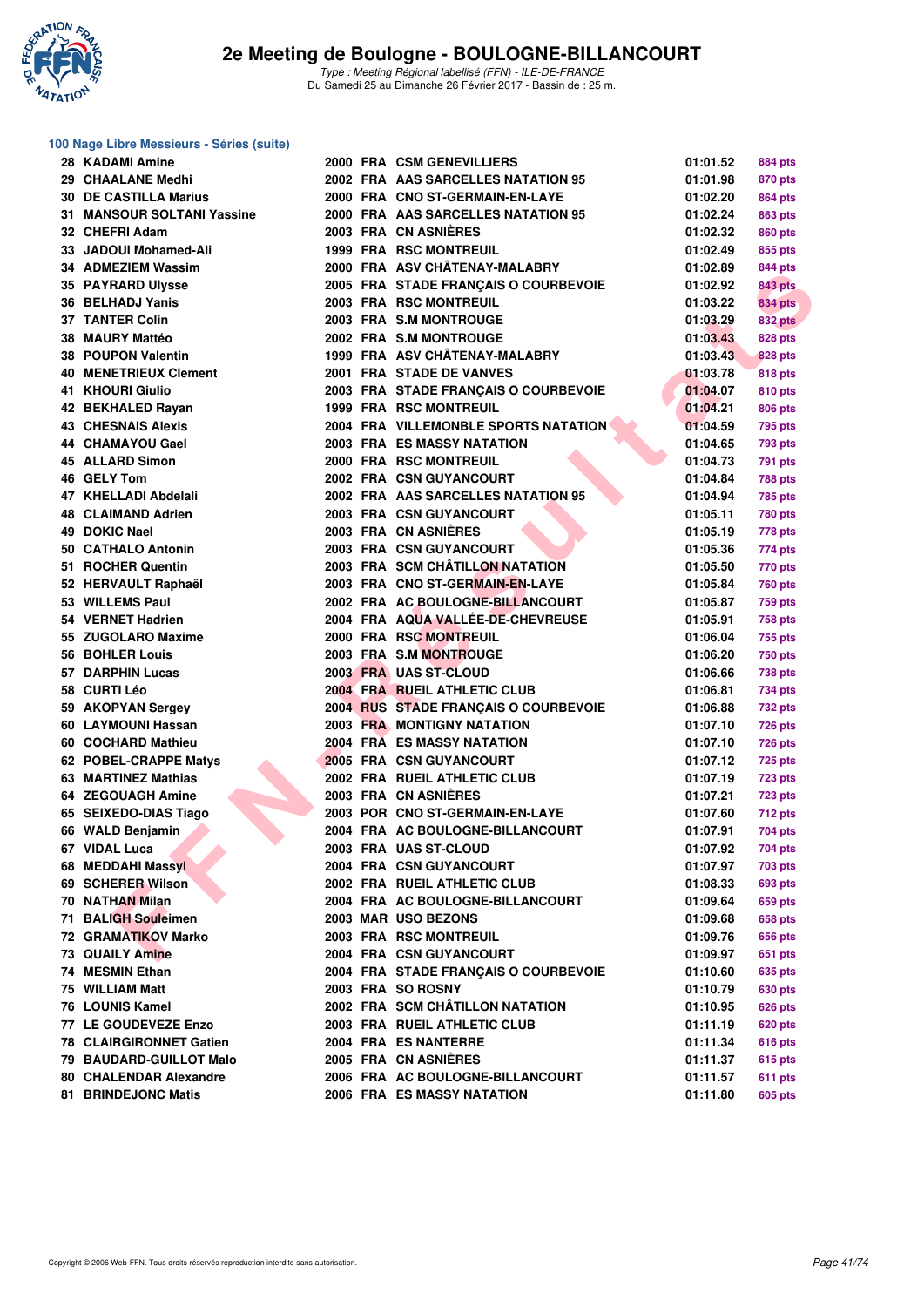### 100 Nage Libre Messieurs - Séries (suite)

| Rang | Nom | Année | Nat. | Club | Temps | Points |
|---|---|---|---|---|---|---|
| 28 | KADAMI Amine | 2000 | FRA | CSM GENEVILLIERS | 01:01.52 | 884 pts |
| 29 | CHAALANE Medhi | 2002 | FRA | AAS SARCELLES NATATION 95 | 01:01.98 | 870 pts |
| 30 | DE CASTILLA Marius | 2000 | FRA | CNO ST-GERMAIN-EN-LAYE | 01:02.20 | 864 pts |
| 31 | MANSOUR SOLTANI Yassine | 2000 | FRA | AAS SARCELLES NATATION 95 | 01:02.24 | 863 pts |
| 32 | CHEFRI Adam | 2003 | FRA | CN ASNIÈRES | 01:02.32 | 860 pts |
| 33 | JADOUI Mohamed-Ali | 1999 | FRA | RSC MONTREUIL | 01:02.49 | 855 pts |
| 34 | ADMEZIEM Wassim | 2000 | FRA | ASV CHÂTENAY-MALABRY | 01:02.89 | 844 pts |
| 35 | PAYRARD Ulysse | 2005 | FRA | STADE FRANÇAIS O COURBEVOIE | 01:02.92 | 843 pts |
| 36 | BELHADJ Yanis | 2003 | FRA | RSC MONTREUIL | 01:03.22 | 834 pts |
| 37 | TANTER Colin | 2003 | FRA | S.M MONTROUGE | 01:03.29 | 832 pts |
| 38 | MAURY Mattéo | 2002 | FRA | S.M MONTROUGE | 01:03.43 | 828 pts |
| 38 | POUPON Valentin | 1999 | FRA | ASV CHÂTENAY-MALABRY | 01:03.43 | 828 pts |
| 40 | MENETRIEUX Clement | 2001 | FRA | STADE DE VANVES | 01:03.78 | 818 pts |
| 41 | KHOURI Giulio | 2003 | FRA | STADE FRANÇAIS O COURBEVOIE | 01:04.07 | 810 pts |
| 42 | BEKHALED Rayan | 1999 | FRA | RSC MONTREUIL | 01:04.21 | 806 pts |
| 43 | CHESNAIS Alexis | 2004 | FRA | VILLEMONBLE SPORTS NATATION | 01:04.59 | 795 pts |
| 44 | CHAMAYOU Gael | 2003 | FRA | ES MASSY NATATION | 01:04.65 | 793 pts |
| 45 | ALLARD Simon | 2000 | FRA | RSC MONTREUIL | 01:04.73 | 791 pts |
| 46 | GELY Tom | 2002 | FRA | CSN GUYANCOURT | 01:04.84 | 788 pts |
| 47 | KHELLADI Abdelali | 2002 | FRA | AAS SARCELLES NATATION 95 | 01:04.94 | 785 pts |
| 48 | CLAIMAND Adrien | 2003 | FRA | CSN GUYANCOURT | 01:05.11 | 780 pts |
| 49 | DOKIC Nael | 2003 | FRA | CN ASNIÈRES | 01:05.19 | 778 pts |
| 50 | CATHALO Antonin | 2003 | FRA | CSN GUYANCOURT | 01:05.36 | 774 pts |
| 51 | ROCHER Quentin | 2003 | FRA | SCM CHÂTILLON NATATION | 01:05.50 | 770 pts |
| 52 | HERVAULT Raphaël | 2003 | FRA | CNO ST-GERMAIN-EN-LAYE | 01:05.84 | 760 pts |
| 53 | WILLEMS Paul | 2002 | FRA | AC BOULOGNE-BILLANCOURT | 01:05.87 | 759 pts |
| 54 | VERNET Hadrien | 2004 | FRA | AQUA VALLÉE-DE-CHEVREUSE | 01:05.91 | 758 pts |
| 55 | ZUGOLARO Maxime | 2000 | FRA | RSC MONTREUIL | 01:06.04 | 755 pts |
| 56 | BOHLER Louis | 2003 | FRA | S.M MONTROUGE | 01:06.20 | 750 pts |
| 57 | DARPHIN Lucas | 2003 | FRA | UAS ST-CLOUD | 01:06.66 | 738 pts |
| 58 | CURTI Léo | 2004 | FRA | RUEIL ATHLETIC CLUB | 01:06.81 | 734 pts |
| 59 | AKOPYAN Sergey | 2004 | RUS | STADE FRANÇAIS O COURBEVOIE | 01:06.88 | 732 pts |
| 60 | LAYMOUNI Hassan | 2003 | FRA | MONTIGNY NATATION | 01:07.10 | 726 pts |
| 60 | COCHARD Mathieu | 2004 | FRA | ES MASSY NATATION | 01:07.10 | 726 pts |
| 62 | POBEL-CRAPPE Matys | 2005 | FRA | CSN GUYANCOURT | 01:07.12 | 725 pts |
| 63 | MARTINEZ Mathias | 2002 | FRA | RUEIL ATHLETIC CLUB | 01:07.19 | 723 pts |
| 64 | ZEGOUAGH Amine | 2003 | FRA | CN ASNIÈRES | 01:07.21 | 723 pts |
| 65 | SEIXEDO-DIAS Tiago | 2003 | POR | CNO ST-GERMAIN-EN-LAYE | 01:07.60 | 712 pts |
| 66 | WALD Benjamin | 2004 | FRA | AC BOULOGNE-BILLANCOURT | 01:07.91 | 704 pts |
| 67 | VIDAL Luca | 2003 | FRA | UAS ST-CLOUD | 01:07.92 | 704 pts |
| 68 | MEDDAHI Massyl | 2004 | FRA | CSN GUYANCOURT | 01:07.97 | 703 pts |
| 69 | SCHERER Wilson | 2002 | FRA | RUEIL ATHLETIC CLUB | 01:08.33 | 693 pts |
| 70 | NATHAN Milan | 2004 | FRA | AC BOULOGNE-BILLANCOURT | 01:09.64 | 659 pts |
| 71 | BALIGH Souleimen | 2003 | MAR | USO BEZONS | 01:09.68 | 658 pts |
| 72 | GRAMATIKOV Marko | 2003 | FRA | RSC MONTREUIL | 01:09.76 | 656 pts |
| 73 | QUAILY Amine | 2004 | FRA | CSN GUYANCOURT | 01:09.97 | 651 pts |
| 74 | MESMIN Ethan | 2004 | FRA | STADE FRANÇAIS O COURBEVOIE | 01:10.60 | 635 pts |
| 75 | WILLIAM Matt | 2003 | FRA | SO ROSNY | 01:10.79 | 630 pts |
| 76 | LOUNIS Kamel | 2002 | FRA | SCM CHÂTILLON NATATION | 01:10.95 | 626 pts |
| 77 | LE GOUDEVEZE Enzo | 2003 | FRA | RUEIL ATHLETIC CLUB | 01:11.19 | 620 pts |
| 78 | CLAIRGIRONNET Gatien | 2004 | FRA | ES NANTERRE | 01:11.34 | 616 pts |
| 79 | BAUDARD-GUILLOT Malo | 2005 | FRA | CN ASNIÈRES | 01:11.37 | 615 pts |
| 80 | CHALENDAR Alexandre | 2006 | FRA | AC BOULOGNE-BILLANCOURT | 01:11.57 | 611 pts |
| 81 | BRINDEJONC Matis | 2006 | FRA | ES MASSY NATATION | 01:11.80 | 605 pts |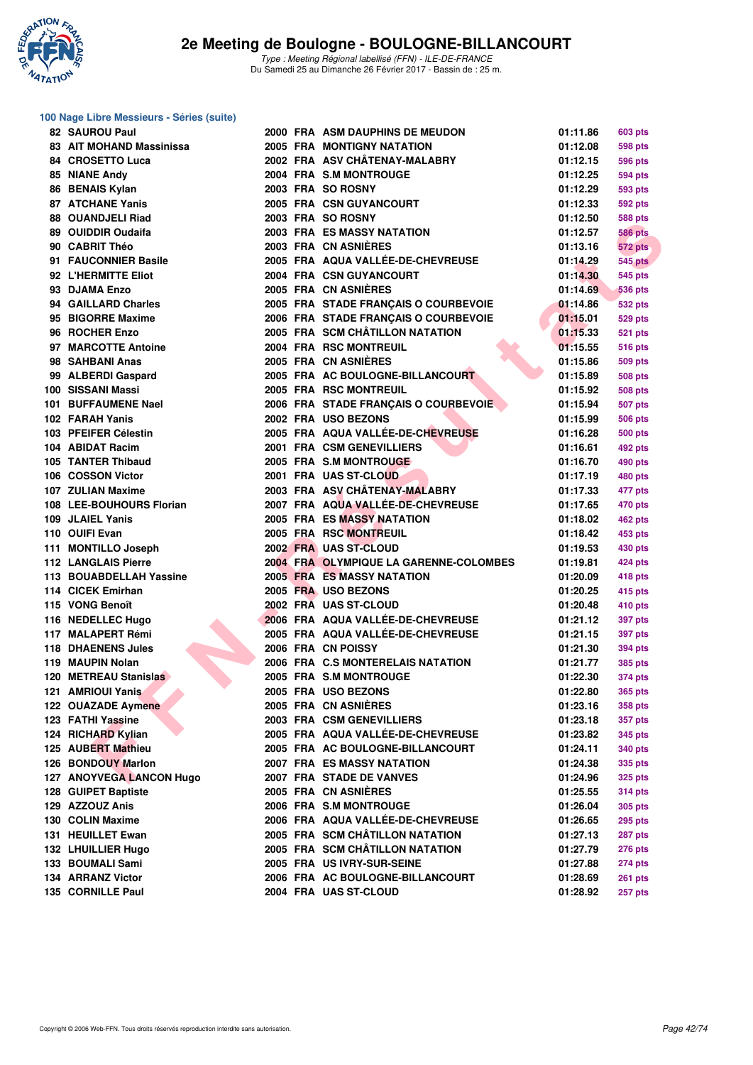### 100 Nage Libre Messieurs - Séries (suite)

| Rang | Nom | Année | Nat | Club | Temps | Points |
|---|---|---|---|---|---|---|
| 82 | SAUROU Paul | 2000 | FRA | ASM DAUPHINS DE MEUDON | 01:11.86 | 603 pts |
| 83 | AIT MOHAND Massinissa | 2005 | FRA | MONTIGNY NATATION | 01:12.08 | 598 pts |
| 84 | CROSETTO Luca | 2002 | FRA | ASV CHÂTENAY-MALABRY | 01:12.15 | 596 pts |
| 85 | NIANE Andy | 2004 | FRA | S.M MONTROUGE | 01:12.25 | 594 pts |
| 86 | BENAIS Kylan | 2003 | FRA | SO ROSNY | 01:12.29 | 593 pts |
| 87 | ATCHANE Yanis | 2005 | FRA | CSN GUYANCOURT | 01:12.33 | 592 pts |
| 88 | OUANDJELI Riad | 2003 | FRA | SO ROSNY | 01:12.50 | 588 pts |
| 89 | OUIDDIR Oudaifa | 2003 | FRA | ES MASSY NATATION | 01:12.57 | 586 pts |
| 90 | CABRIT Théo | 2003 | FRA | CN ASNIÈRES | 01:13.16 | 572 pts |
| 91 | FAUCONNIER Basile | 2005 | FRA | AQUA VALLÉE-DE-CHEVREUSE | 01:14.29 | 545 pts |
| 92 | L'HERMITTE Eliot | 2004 | FRA | CSN GUYANCOURT | 01:14.30 | 545 pts |
| 93 | DJAMA Enzo | 2005 | FRA | CN ASNIÈRES | 01:14.69 | 536 pts |
| 94 | GAILLARD Charles | 2005 | FRA | STADE FRANÇAIS O COURBEVOIE | 01:14.86 | 532 pts |
| 95 | BIGORRE Maxime | 2006 | FRA | STADE FRANÇAIS O COURBEVOIE | 01:15.01 | 529 pts |
| 96 | ROCHER Enzo | 2005 | FRA | SCM CHÂTILLON NATATION | 01:15.33 | 521 pts |
| 97 | MARCOTTE Antoine | 2004 | FRA | RSC MONTREUIL | 01:15.55 | 516 pts |
| 98 | SAHBANI Anas | 2005 | FRA | CN ASNIÈRES | 01:15.86 | 509 pts |
| 99 | ALBERDI Gaspard | 2005 | FRA | AC BOULOGNE-BILLANCOURT | 01:15.89 | 508 pts |
| 100 | SISSANI Massi | 2005 | FRA | RSC MONTREUIL | 01:15.92 | 508 pts |
| 101 | BUFFAUMENE Nael | 2006 | FRA | STADE FRANÇAIS O COURBEVOIE | 01:15.94 | 507 pts |
| 102 | FARAH Yanis | 2002 | FRA | USO BEZONS | 01:15.99 | 506 pts |
| 103 | PFEIFER Célestin | 2005 | FRA | AQUA VALLÉE-DE-CHEVREUSE | 01:16.28 | 500 pts |
| 104 | ABIDAT Racim | 2001 | FRA | CSM GENEVILLIERS | 01:16.61 | 492 pts |
| 105 | TANTER Thibaud | 2005 | FRA | S.M MONTROUGE | 01:16.70 | 490 pts |
| 106 | COSSON Victor | 2001 | FRA | UAS ST-CLOUD | 01:17.19 | 480 pts |
| 107 | ZULIAN Maxime | 2003 | FRA | ASV CHÂTENAY-MALABRY | 01:17.33 | 477 pts |
| 108 | LEE-BOUHOURS Florian | 2007 | FRA | AQUA VALLÉE-DE-CHEVREUSE | 01:17.65 | 470 pts |
| 109 | JLAIEL Yanis | 2005 | FRA | ES MASSY NATATION | 01:18.02 | 462 pts |
| 110 | OUIFI Evan | 2005 | FRA | RSC MONTREUIL | 01:18.42 | 453 pts |
| 111 | MONTILLO Joseph | 2002 | FRA | UAS ST-CLOUD | 01:19.53 | 430 pts |
| 112 | LANGLAIS Pierre | 2004 | FRA | OLYMPIQUE LA GARENNE-COLOMBES | 01:19.81 | 424 pts |
| 113 | BOUABDELLAH Yassine | 2005 | FRA | ES MASSY NATATION | 01:20.09 | 418 pts |
| 114 | CICEK Emirhan | 2005 | FRA | USO BEZONS | 01:20.25 | 415 pts |
| 115 | VONG Benoît | 2002 | FRA | UAS ST-CLOUD | 01:20.48 | 410 pts |
| 116 | NEDELLEC Hugo | 2006 | FRA | AQUA VALLÉE-DE-CHEVREUSE | 01:21.12 | 397 pts |
| 117 | MALAPERT Rémi | 2005 | FRA | AQUA VALLÉE-DE-CHEVREUSE | 01:21.15 | 397 pts |
| 118 | DHAENENS Jules | 2006 | FRA | CN POISSY | 01:21.30 | 394 pts |
| 119 | MAUPIN Nolan | 2006 | FRA | C.S MONTERELAIS NATATION | 01:21.77 | 385 pts |
| 120 | METREAU Stanislas | 2005 | FRA | S.M MONTROUGE | 01:22.30 | 374 pts |
| 121 | AMRIOUI Yanis | 2005 | FRA | USO BEZONS | 01:22.80 | 365 pts |
| 122 | OUAZADE Aymene | 2005 | FRA | CN ASNIÈRES | 01:23.16 | 358 pts |
| 123 | FATHI Yassine | 2003 | FRA | CSM GENEVILLIERS | 01:23.18 | 357 pts |
| 124 | RICHARD Kylian | 2005 | FRA | AQUA VALLÉE-DE-CHEVREUSE | 01:23.82 | 345 pts |
| 125 | AUBERT Mathieu | 2005 | FRA | AC BOULOGNE-BILLANCOURT | 01:24.11 | 340 pts |
| 126 | BONDOUY Marlon | 2007 | FRA | ES MASSY NATATION | 01:24.38 | 335 pts |
| 127 | ANOYVEGA LANCON Hugo | 2007 | FRA | STADE DE VANVES | 01:24.96 | 325 pts |
| 128 | GUIPET Baptiste | 2005 | FRA | CN ASNIÈRES | 01:25.55 | 314 pts |
| 129 | AZZOUZ Anis | 2006 | FRA | S.M MONTROUGE | 01:26.04 | 305 pts |
| 130 | COLIN Maxime | 2006 | FRA | AQUA VALLÉE-DE-CHEVREUSE | 01:26.65 | 295 pts |
| 131 | HEUILLET Ewan | 2005 | FRA | SCM CHÂTILLON NATATION | 01:27.13 | 287 pts |
| 132 | LHUILLIER Hugo | 2005 | FRA | SCM CHÂTILLON NATATION | 01:27.79 | 276 pts |
| 133 | BOUMALI Sami | 2005 | FRA | US IVRY-SUR-SEINE | 01:27.88 | 274 pts |
| 134 | ARRANZ Victor | 2006 | FRA | AC BOULOGNE-BILLANCOURT | 01:28.69 | 261 pts |
| 135 | CORNILLE Paul | 2004 | FRA | UAS ST-CLOUD | 01:28.92 | 257 pts |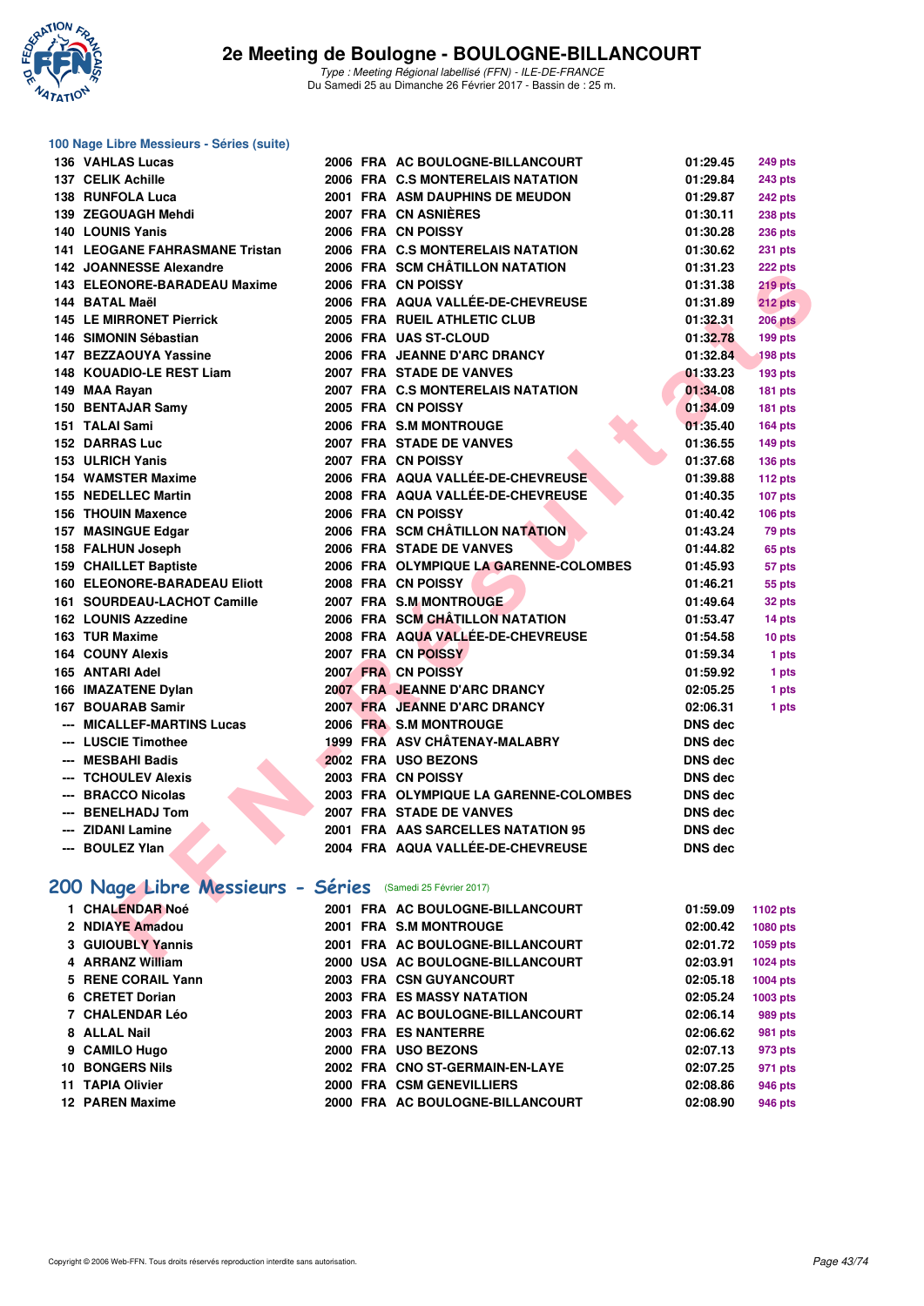# 2e Meeting de Boulogne - BOULOGNE-BILLANCOURT

*Type : Meeting Régional labellisé (FFN) - ILE-DE-FRANCE*
Du Samedi 25 au Dimanche 26 Février 2017 - Bassin de : 25 m.

## 100 Nage Libre Messieurs - Séries (suite)

| | | | | | | |
|---|---|---|---|---|---|---|
| 136 | VAHLAS Lucas | 2006 | FRA | AC BOULOGNE-BILLANCOURT | 01:29.45 | 249 pts |
| 137 | CELIK Achille | 2006 | FRA | C.S MONTERELAIS NATATION | 01:29.84 | 243 pts |
| 138 | RUNFOLA Luca | 2001 | FRA | ASM DAUPHINS DE MEUDON | 01:29.87 | 242 pts |
| 139 | ZEGOUAGH Mehdi | 2007 | FRA | CN ASNIÈRES | 01:30.11 | 238 pts |
| 140 | LOUNIS Yanis | 2006 | FRA | CN POISSY | 01:30.28 | 236 pts |
| 141 | LEOGANE FAHRASMANE Tristan | 2006 | FRA | C.S MONTERELAIS NATATION | 01:30.62 | 231 pts |
| 142 | JOANNESSE Alexandre | 2006 | FRA | SCM CHÂTILLON NATATION | 01:31.23 | 222 pts |
| 143 | ELEONORE-BARADEAU Maxime | 2006 | FRA | CN POISSY | 01:31.38 | 219 pts |
| 144 | BATAL Maël | 2006 | FRA | AQUA VALLÉE-DE-CHEVREUSE | 01:31.89 | 212 pts |
| 145 | LE MIRRONET Pierrick | 2005 | FRA | RUEIL ATHLETIC CLUB | 01:32.31 | 206 pts |
| 146 | SIMONIN Sébastian | 2006 | FRA | UAS ST-CLOUD | 01:32.78 | 199 pts |
| 147 | BEZZAOUYA Yassine | 2006 | FRA | JEANNE D'ARC DRANCY | 01:32.84 | 198 pts |
| 148 | KOUADIO-LE REST Liam | 2007 | FRA | STADE DE VANVES | 01:33.23 | 193 pts |
| 149 | MAA Rayan | 2007 | FRA | C.S MONTERELAIS NATATION | 01:34.08 | 181 pts |
| 150 | BENTAJAR Samy | 2005 | FRA | CN POISSY | 01:34.09 | 181 pts |
| 151 | TALAI Sami | 2006 | FRA | S.M MONTROUGE | 01:35.40 | 164 pts |
| 152 | DARRAS Luc | 2007 | FRA | STADE DE VANVES | 01:36.55 | 149 pts |
| 153 | ULRICH Yanis | 2007 | FRA | CN POISSY | 01:37.68 | 136 pts |
| 154 | WAMSTER Maxime | 2006 | FRA | AQUA VALLÉE-DE-CHEVREUSE | 01:39.88 | 112 pts |
| 155 | NEDELLEC Martin | 2008 | FRA | AQUA VALLÉE-DE-CHEVREUSE | 01:40.35 | 107 pts |
| 156 | THOUIN Maxence | 2006 | FRA | CN POISSY | 01:40.42 | 106 pts |
| 157 | MASINGUE Edgar | 2006 | FRA | SCM CHÂTILLON NATATION | 01:43.24 | 79 pts |
| 158 | FALHUN Joseph | 2006 | FRA | STADE DE VANVES | 01:44.82 | 65 pts |
| 159 | CHAILLET Baptiste | 2006 | FRA | OLYMPIQUE LA GARENNE-COLOMBES | 01:45.93 | 57 pts |
| 160 | ELEONORE-BARADEAU Eliott | 2008 | FRA | CN POISSY | 01:46.21 | 55 pts |
| 161 | SOURDEAU-LACHOT Camille | 2007 | FRA | S.M MONTROUGE | 01:49.64 | 32 pts |
| 162 | LOUNIS Azzedine | 2006 | FRA | SCM CHÂTILLON NATATION | 01:53.47 | 14 pts |
| 163 | TUR Maxime | 2008 | FRA | AQUA VALLÉE-DE-CHEVREUSE | 01:54.58 | 10 pts |
| 164 | COUNY Alexis | 2007 | FRA | CN POISSY | 01:59.34 | 1 pts |
| 165 | ANTARI Adel | 2007 | FRA | CN POISSY | 01:59.92 | 1 pts |
| 166 | IMAZATENE Dylan | 2007 | FRA | JEANNE D'ARC DRANCY | 02:05.25 | 1 pts |
| 167 | BOUARAB Samir | 2007 | FRA | JEANNE D'ARC DRANCY | 02:06.31 | 1 pts |
| --- | MICALLEF-MARTINS Lucas | 2006 | FRA | S.M MONTROUGE | DNS dec | |
| --- | LUSCIE Timothee | 1999 | FRA | ASV CHÂTENAY-MALABRY | DNS dec | |
| --- | MESBAHI Badis | 2002 | FRA | USO BEZONS | DNS dec | |
| --- | TCHOULEV Alexis | 2003 | FRA | CN POISSY | DNS dec | |
| --- | BRACCO Nicolas | 2003 | FRA | OLYMPIQUE LA GARENNE-COLOMBES | DNS dec | |
| --- | BENELHADJ Tom | 2007 | FRA | STADE DE VANVES | DNS dec | |
| --- | ZIDANI Lamine | 2001 | FRA | AAS SARCELLES NATATION 95 | DNS dec | |
| --- | BOULEZ Ylan | 2004 | FRA | AQUA VALLÉE-DE-CHEVREUSE | DNS dec | |

## 200 Nage Libre Messieurs - Séries (Samedi 25 Février 2017)

| | | | | | | |
|---|---|---|---|---|---|---|
| 1 | CHALENDAR Noé | 2001 | FRA | AC BOULOGNE-BILLANCOURT | 01:59.09 | 1102 pts |
| 2 | NDIAYE Amadou | 2001 | FRA | S.M MONTROUGE | 02:00.42 | 1080 pts |
| 3 | GUIOUBLY Yannis | 2001 | FRA | AC BOULOGNE-BILLANCOURT | 02:01.72 | 1059 pts |
| 4 | ARRANZ William | 2000 | USA | AC BOULOGNE-BILLANCOURT | 02:03.91 | 1024 pts |
| 5 | RENE CORAIL Yann | 2003 | FRA | CSN GUYANCOURT | 02:05.18 | 1004 pts |
| 6 | CRETET Dorian | 2003 | FRA | ES MASSY NATATION | 02:05.24 | 1003 pts |
| 7 | CHALENDAR Léo | 2003 | FRA | AC BOULOGNE-BILLANCOURT | 02:06.14 | 989 pts |
| 8 | ALLAL Nail | 2003 | FRA | ES NANTERRE | 02:06.62 | 981 pts |
| 9 | CAMILO Hugo | 2000 | FRA | USO BEZONS | 02:07.13 | 973 pts |
| 10 | BONGERS Nils | 2002 | FRA | CNO ST-GERMAIN-EN-LAYE | 02:07.25 | 971 pts |
| 11 | TAPIA Olivier | 2000 | FRA | CSM GENEVILLIERS | 02:08.86 | 946 pts |
| 12 | PAREN Maxime | 2000 | FRA | AC BOULOGNE-BILLANCOURT | 02:08.90 | 946 pts |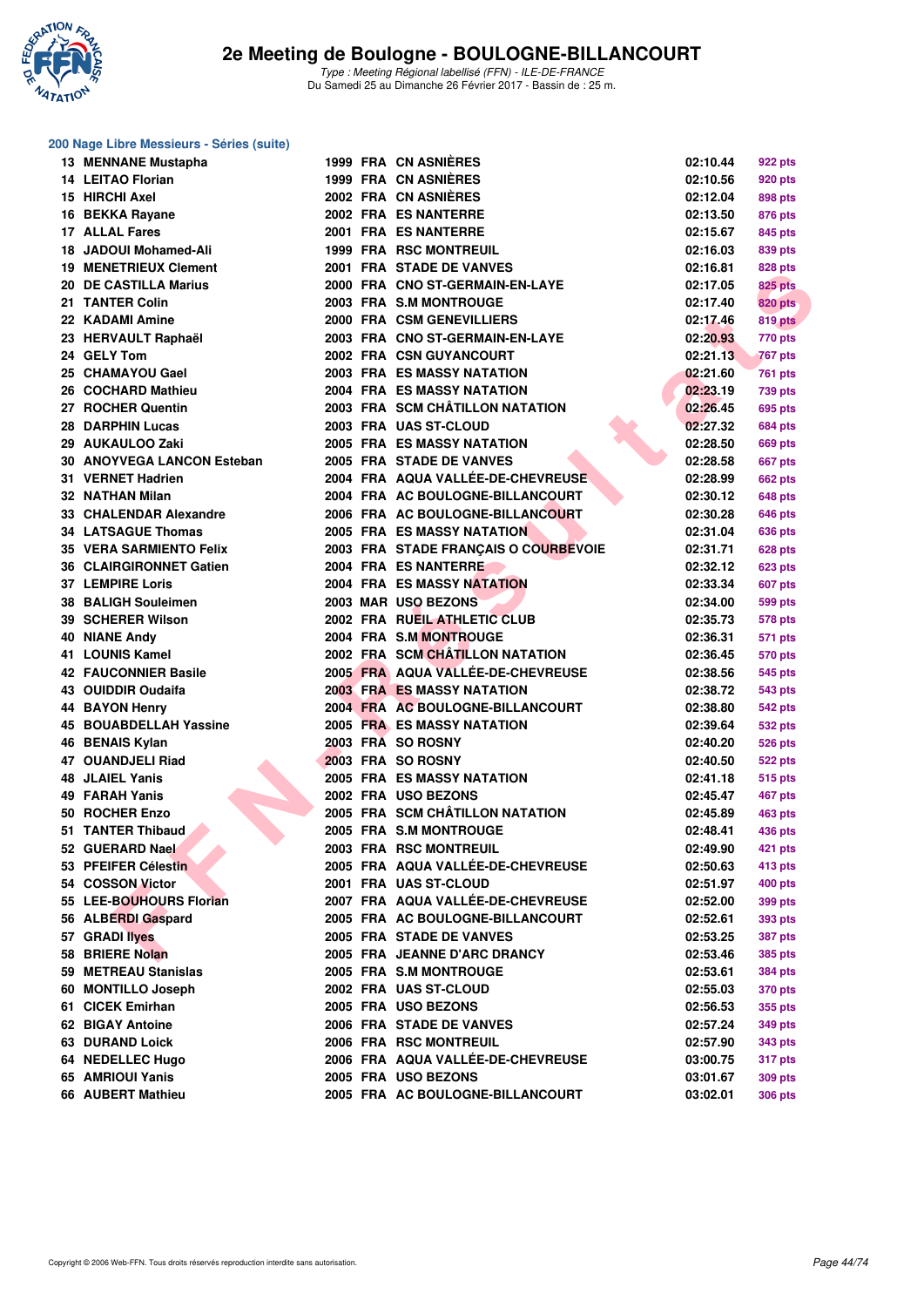# 2e Meeting de Boulogne - BOULOGNE-BILLANCOURT

*Type : Meeting Régional labellisé (FFN) - ILE-DE-FRANCE*
Du Samedi 25 au Dimanche 26 Février 2017 - Bassin de : 25 m.

## 200 Nage Libre Messieurs - Séries (suite)

| Rang | Nom | Année | Nat. | Club | Temps | Points |
|---|---|---|---|---|---|---|
| 13 | MENNANE Mustapha | 1999 | FRA | CN ASNIÈRES | 02:10.44 | 922 pts |
| 14 | LEITAO Florian | 1999 | FRA | CN ASNIÈRES | 02:10.56 | 920 pts |
| 15 | HIRCHI Axel | 2002 | FRA | CN ASNIÈRES | 02:12.04 | 898 pts |
| 16 | BEKKA Rayane | 2002 | FRA | ES NANTERRE | 02:13.50 | 876 pts |
| 17 | ALLAL Fares | 2001 | FRA | ES NANTERRE | 02:15.67 | 845 pts |
| 18 | JADOUI Mohamed-Ali | 1999 | FRA | RSC MONTREUIL | 02:16.03 | 839 pts |
| 19 | MENETRIEUX Clement | 2001 | FRA | STADE DE VANVES | 02:16.81 | 828 pts |
| 20 | DE CASTILLA Marius | 2000 | FRA | CNO ST-GERMAIN-EN-LAYE | 02:17.05 | 825 pts |
| 21 | TANTER Colin | 2003 | FRA | S.M MONTROUGE | 02:17.40 | 820 pts |
| 22 | KADAMI Amine | 2000 | FRA | CSM GENEVILLIERS | 02:17.46 | 819 pts |
| 23 | HERVAULT Raphaël | 2003 | FRA | CNO ST-GERMAIN-EN-LAYE | 02:20.93 | 770 pts |
| 24 | GELY Tom | 2002 | FRA | CSN GUYANCOURT | 02:21.13 | 767 pts |
| 25 | CHAMAYOU Gael | 2003 | FRA | ES MASSY NATATION | 02:21.60 | 761 pts |
| 26 | COCHARD Mathieu | 2004 | FRA | ES MASSY NATATION | 02:23.19 | 739 pts |
| 27 | ROCHER Quentin | 2003 | FRA | SCM CHÂTILLON NATATION | 02:26.45 | 695 pts |
| 28 | DARPHIN Lucas | 2003 | FRA | UAS ST-CLOUD | 02:27.32 | 684 pts |
| 29 | AUKAULOO Zaki | 2005 | FRA | ES MASSY NATATION | 02:28.50 | 669 pts |
| 30 | ANOYVEGA LANCON Esteban | 2005 | FRA | STADE DE VANVES | 02:28.58 | 667 pts |
| 31 | VERNET Hadrien | 2004 | FRA | AQUA VALLÉE-DE-CHEVREUSE | 02:28.99 | 662 pts |
| 32 | NATHAN Milan | 2004 | FRA | AC BOULOGNE-BILLANCOURT | 02:30.12 | 648 pts |
| 33 | CHALENDAR Alexandre | 2006 | FRA | AC BOULOGNE-BILLANCOURT | 02:30.28 | 646 pts |
| 34 | LATSAGUE Thomas | 2005 | FRA | ES MASSY NATATION | 02:31.04 | 636 pts |
| 35 | VERA SARMIENTO Felix | 2003 | FRA | STADE FRANÇAIS O COURBEVOIE | 02:31.71 | 628 pts |
| 36 | CLAIRGIRONNET Gatien | 2004 | FRA | ES NANTERRE | 02:32.12 | 623 pts |
| 37 | LEMPIRE Loris | 2004 | FRA | ES MASSY NATATION | 02:33.34 | 607 pts |
| 38 | BALIGH Souleimen | 2003 | MAR | USO BEZONS | 02:34.00 | 599 pts |
| 39 | SCHERER Wilson | 2002 | FRA | RUEIL ATHLETIC CLUB | 02:35.73 | 578 pts |
| 40 | NIANE Andy | 2004 | FRA | S.M MONTROUGE | 02:36.31 | 571 pts |
| 41 | LOUNIS Kamel | 2002 | FRA | SCM CHÂTILLON NATATION | 02:36.45 | 570 pts |
| 42 | FAUCONNIER Basile | 2005 | FRA | AQUA VALLÉE-DE-CHEVREUSE | 02:38.56 | 545 pts |
| 43 | OUIDDIR Oudaifa | 2003 | FRA | ES MASSY NATATION | 02:38.72 | 543 pts |
| 44 | BAYON Henry | 2004 | FRA | AC BOULOGNE-BILLANCOURT | 02:38.80 | 542 pts |
| 45 | BOUABDELLAH Yassine | 2005 | FRA | ES MASSY NATATION | 02:39.64 | 532 pts |
| 46 | BENAIS Kylan | 2003 | FRA | SO ROSNY | 02:40.20 | 526 pts |
| 47 | OUANDJELI Riad | 2003 | FRA | SO ROSNY | 02:40.50 | 522 pts |
| 48 | JLAIEL Yanis | 2005 | FRA | ES MASSY NATATION | 02:41.18 | 515 pts |
| 49 | FARAH Yanis | 2002 | FRA | USO BEZONS | 02:45.47 | 467 pts |
| 50 | ROCHER Enzo | 2005 | FRA | SCM CHÂTILLON NATATION | 02:45.89 | 463 pts |
| 51 | TANTER Thibaud | 2005 | FRA | S.M MONTROUGE | 02:48.41 | 436 pts |
| 52 | GUERARD Nael | 2003 | FRA | RSC MONTREUIL | 02:49.90 | 421 pts |
| 53 | PFEIFER Célestin | 2005 | FRA | AQUA VALLÉE-DE-CHEVREUSE | 02:50.63 | 413 pts |
| 54 | COSSON Victor | 2001 | FRA | UAS ST-CLOUD | 02:51.97 | 400 pts |
| 55 | LEE-BOUHOURS Florian | 2007 | FRA | AQUA VALLÉE-DE-CHEVREUSE | 02:52.00 | 399 pts |
| 56 | ALBERDI Gaspard | 2005 | FRA | AC BOULOGNE-BILLANCOURT | 02:52.61 | 393 pts |
| 57 | GRADI Ilyes | 2005 | FRA | STADE DE VANVES | 02:53.25 | 387 pts |
| 58 | BRIERE Nolan | 2005 | FRA | JEANNE D'ARC DRANCY | 02:53.46 | 385 pts |
| 59 | METREAU Stanislas | 2005 | FRA | S.M MONTROUGE | 02:53.61 | 384 pts |
| 60 | MONTILLO Joseph | 2002 | FRA | UAS ST-CLOUD | 02:55.03 | 370 pts |
| 61 | CICEK Emirhan | 2005 | FRA | USO BEZONS | 02:56.53 | 355 pts |
| 62 | BIGAY Antoine | 2006 | FRA | STADE DE VANVES | 02:57.24 | 349 pts |
| 63 | DURAND Loick | 2006 | FRA | RSC MONTREUIL | 02:57.90 | 343 pts |
| 64 | NEDELLEC Hugo | 2006 | FRA | AQUA VALLÉE-DE-CHEVREUSE | 03:00.75 | 317 pts |
| 65 | AMRIOUI Yanis | 2005 | FRA | USO BEZONS | 03:01.67 | 309 pts |
| 66 | AUBERT Mathieu | 2005 | FRA | AC BOULOGNE-BILLANCOURT | 03:02.01 | 306 pts |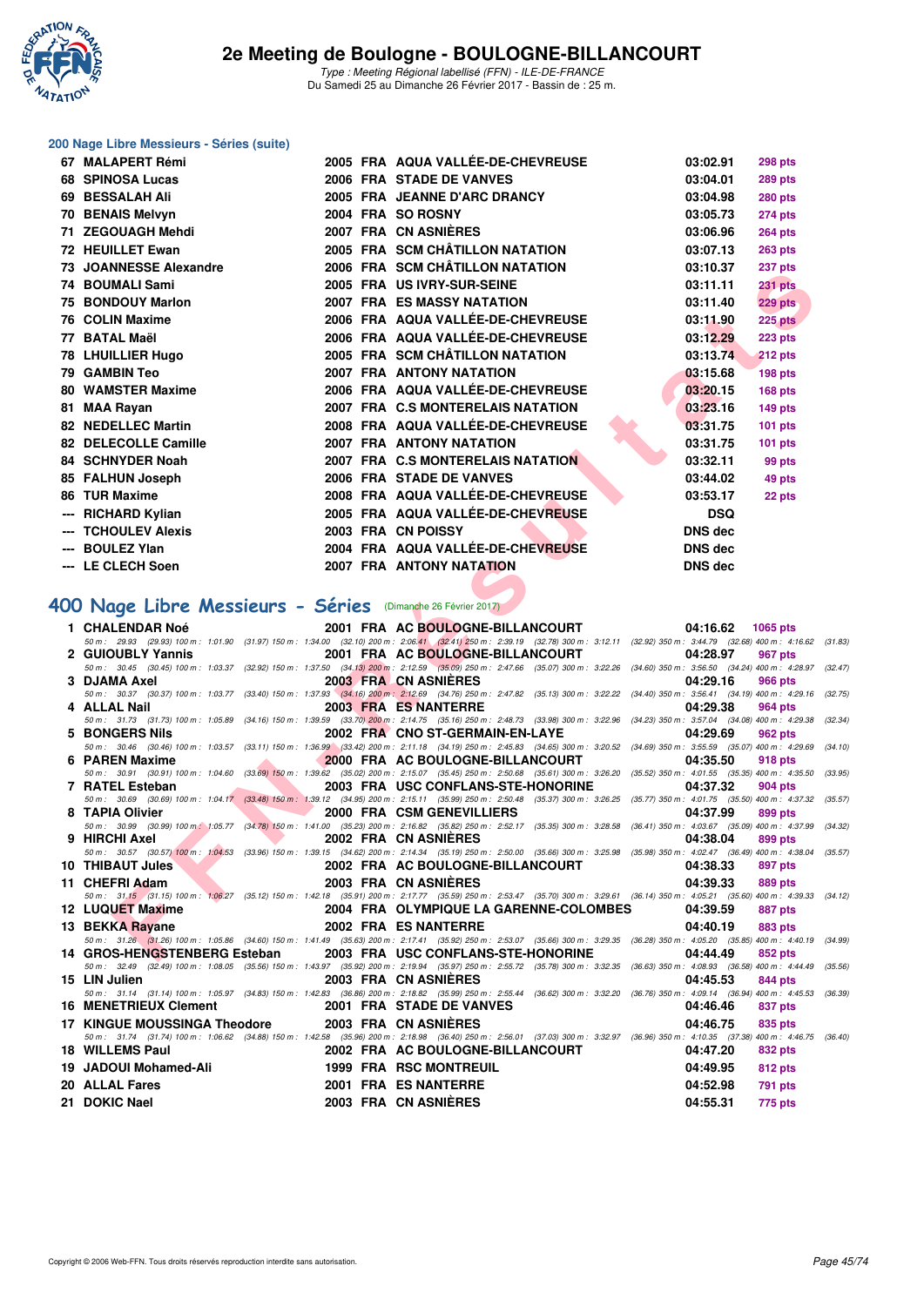## 200 Nage Libre Messieurs - Séries (suite)

| Place | Nom | Année | Nat | Club | Temps | Points |
|---|---|---|---|---|---|---|
| 67 | MALAPERT Rémi | 2005 | FRA | AQUA VALLÉE-DE-CHEVREUSE | 03:02.91 | 298 pts |
| 68 | SPINOSA Lucas | 2006 | FRA | STADE DE VANVES | 03:04.01 | 289 pts |
| 69 | BESSALAH Ali | 2005 | FRA | JEANNE D'ARC DRANCY | 03:04.98 | 280 pts |
| 70 | BENAIS Melvyn | 2004 | FRA | SO ROSNY | 03:05.73 | 274 pts |
| 71 | ZEGOUAGH Mehdi | 2007 | FRA | CN ASNIÈRES | 03:06.96 | 264 pts |
| 72 | HEUILLET Ewan | 2005 | FRA | SCM CHÂTILLON NATATION | 03:07.13 | 263 pts |
| 73 | JOANNESSE Alexandre | 2006 | FRA | SCM CHÂTILLON NATATION | 03:10.37 | 237 pts |
| 74 | BOUMALI Sami | 2005 | FRA | US IVRY-SUR-SEINE | 03:11.11 | 231 pts |
| 75 | BONDOUY Marlon | 2007 | FRA | ES MASSY NATATION | 03:11.40 | 229 pts |
| 76 | COLIN Maxime | 2006 | FRA | AQUA VALLÉE-DE-CHEVREUSE | 03:11.90 | 225 pts |
| 77 | BATAL Maël | 2006 | FRA | AQUA VALLÉE-DE-CHEVREUSE | 03:12.29 | 223 pts |
| 78 | LHUILLIER Hugo | 2005 | FRA | SCM CHÂTILLON NATATION | 03:13.74 | 212 pts |
| 79 | GAMBIN Teo | 2007 | FRA | ANTONY NATATION | 03:15.68 | 198 pts |
| 80 | WAMSTER Maxime | 2006 | FRA | AQUA VALLÉE-DE-CHEVREUSE | 03:20.15 | 168 pts |
| 81 | MAA Rayan | 2007 | FRA | C.S MONTERELAIS NATATION | 03:23.16 | 149 pts |
| 82 | NEDELLEC Martin | 2008 | FRA | AQUA VALLÉE-DE-CHEVREUSE | 03:31.75 | 101 pts |
| 82 | DELECOLLE Camille | 2007 | FRA | ANTONY NATATION | 03:31.75 | 101 pts |
| 84 | SCHNYDER Noah | 2007 | FRA | C.S MONTERELAIS NATATION | 03:32.11 | 99 pts |
| 85 | FALHUN Joseph | 2006 | FRA | STADE DE VANVES | 03:44.02 | 49 pts |
| 86 | TUR Maxime | 2008 | FRA | AQUA VALLÉE-DE-CHEVREUSE | 03:53.17 | 22 pts |
| --- | RICHARD Kylian | 2005 | FRA | AQUA VALLÉE-DE-CHEVREUSE | DSQ | |
| --- | TCHOULEV Alexis | 2003 | FRA | CN POISSY | DNS dec | |
| --- | BOULEZ Ylan | 2004 | FRA | AQUA VALLÉE-DE-CHEVREUSE | DNS dec | |
| --- | LE CLECH Soen | 2007 | FRA | ANTONY NATATION | DNS dec | |

## 400 Nage Libre Messieurs - Séries (Dimanche 26 Février 2017)

| Place | Nom | Année | Nat | Club | Temps | Points |
|---|---|---|---|---|---|---|
| 1 | CHALENDAR Noé | 2001 | FRA | AC BOULOGNE-BILLANCOURT | 04:16.62 | 1065 pts |
| | 50 m : 29.93 (29.93) 100 m : 1:01.90 (31.97) 150 m : 1:34.00 (32.10) 200 m : 2:06.41 (32.41) 250 m : 2:39.19 (32.78) 300 m : 3:12.11 (32.92) 350 m : 3:44.79 (32.68) 400 m : 4:16.62 (31.83) | | | | | |
| 2 | GUIOUBLY Yannis | 2001 | FRA | AC BOULOGNE-BILLANCOURT | 04:28.97 | 967 pts |
| | 50 m : 30.45 (30.45) 100 m : 1:03.37 (32.92) 150 m : 1:37.50 (34.13) 200 m : 2:12.59 (35.09) 250 m : 2:47.66 (35.07) 300 m : 3:22.26 (34.60) 350 m : 3:56.50 (34.24) 400 m : 4:28.97 (32.47) | | | | | |
| 3 | DJAMA Axel | 2003 | FRA | CN ASNIÈRES | 04:29.16 | 966 pts |
| | 50 m : 30.37 (30.37) 100 m : 1:03.77 (33.40) 150 m : 1:37.93 (34.16) 200 m : 2:12.69 (34.76) 250 m : 2:47.82 (35.13) 300 m : 3:22.22 (34.40) 350 m : 3:56.41 (34.19) 400 m : 4:29.16 (32.75) | | | | | |
| 4 | ALLAL Nail | 2003 | FRA | ES NANTERRE | 04:29.38 | 964 pts |
| | 50 m : 31.73 (31.73) 100 m : 1:05.89 (34.16) 150 m : 1:39.59 (33.70) 200 m : 2:14.75 (35.16) 250 m : 2:48.73 (33.98) 300 m : 3:22.96 (34.23) 350 m : 3:57.04 (34.08) 400 m : 4:29.38 (32.34) | | | | | |
| 5 | BONGERS Nils | 2002 | FRA | CNO ST-GERMAIN-EN-LAYE | 04:29.69 | 962 pts |
| | 50 m : 30.46 (30.46) 100 m : 1:03.57 (33.11) 150 m : 1:36.99 (33.42) 200 m : 2:11.18 (34.19) 250 m : 2:45.83 (34.65) 300 m : 3:20.52 (34.69) 350 m : 3:55.59 (35.07) 400 m : 4:29.69 (34.10) | | | | | |
| 6 | PAREN Maxime | 2000 | FRA | AC BOULOGNE-BILLANCOURT | 04:35.50 | 918 pts |
| | 50 m : 30.91 (30.91) 100 m : 1:04.60 (33.69) 150 m : 1:39.62 (35.02) 200 m : 2:15.07 (35.45) 250 m : 2:50.68 (35.61) 300 m : 3:26.20 (35.52) 350 m : 4:01.55 (35.35) 400 m : 4:35.50 (33.95) | | | | | |
| 7 | RATEL Esteban | 2003 | FRA | USC CONFLANS-STE-HONORINE | 04:37.32 | 904 pts |
| | 50 m : 30.69 (30.69) 100 m : 1:04.17 (33.48) 150 m : 1:39.12 (34.95) 200 m : 2:15.11 (35.99) 250 m : 2:50.48 (35.37) 300 m : 3:26.25 (35.77) 350 m : 4:01.75 (35.50) 400 m : 4:37.32 (35.57) | | | | | |
| 8 | TAPIA Olivier | 2000 | FRA | CSM GENEVILLIERS | 04:37.99 | 899 pts |
| | 50 m : 30.99 (30.99) 100 m : 1:05.77 (34.78) 150 m : 1:41.00 (35.23) 200 m : 2:16.82 (35.82) 250 m : 2:52.17 (35.35) 300 m : 3:28.58 (36.41) 350 m : 4:03.67 (35.09) 400 m : 4:37.99 (34.32) | | | | | |
| 9 | HIRCHI Axel | 2002 | FRA | CN ASNIÈRES | 04:38.04 | 899 pts |
| | 50 m : 30.57 (30.57) 100 m : 1:04.53 (33.96) 150 m : 1:39.15 (34.62) 200 m : 2:14.34 (35.19) 250 m : 2:50.00 (35.66) 300 m : 3:25.98 (35.98) 350 m : 4:02.47 (36.49) 400 m : 4:38.04 (35.57) | | | | | |
| 10 | THIBAUT Jules | 2002 | FRA | AC BOULOGNE-BILLANCOURT | 04:38.33 | 897 pts |
| 11 | CHEFRI Adam | 2003 | FRA | CN ASNIÈRES | 04:39.33 | 889 pts |
| | 50 m : 31.15 (31.15) 100 m : 1:06.27 (35.12) 150 m : 1:42.18 (35.91) 200 m : 2:17.77 (35.59) 250 m : 2:53.47 (35.70) 300 m : 3:29.61 (36.14) 350 m : 4:05.21 (35.60) 400 m : 4:39.33 (34.12) | | | | | |
| 12 | LUQUET Maxime | 2004 | FRA | OLYMPIQUE LA GARENNE-COLOMBES | 04:39.59 | 887 pts |
| 13 | BEKKA Rayane | 2002 | FRA | ES NANTERRE | 04:40.19 | 883 pts |
| | 50 m : 31.26 (31.26) 100 m : 1:05.86 (34.60) 150 m : 1:41.49 (35.63) 200 m : 2:17.41 (35.92) 250 m : 2:53.07 (35.66) 300 m : 3:29.35 (36.28) 350 m : 4:05.20 (35.85) 400 m : 4:40.19 (34.99) | | | | | |
| 14 | GROS-HENGSTENBERG Esteban | 2003 | FRA | USC CONFLANS-STE-HONORINE | 04:44.49 | 852 pts |
| | 50 m : 32.49 (32.49) 100 m : 1:08.05 (35.56) 150 m : 1:43.97 (35.92) 200 m : 2:19.94 (35.97) 250 m : 2:55.72 (35.78) 300 m : 3:32.35 (36.63) 350 m : 4:08.93 (36.58) 400 m : 4:44.49 (35.56) | | | | | |
| 15 | LIN Julien | 2003 | FRA | CN ASNIÈRES | 04:45.53 | 844 pts |
| | 50 m : 31.14 (31.14) 100 m : 1:05.97 (34.83) 150 m : 1:42.83 (36.86) 200 m : 2:18.82 (35.99) 250 m : 2:55.44 (36.62) 300 m : 3:32.20 (36.76) 350 m : 4:09.14 (36.94) 400 m : 4:45.53 (36.39) | | | | | |
| 16 | MENETRIEUX Clement | 2001 | FRA | STADE DE VANVES | 04:46.46 | 837 pts |
| 17 | KINGUE MOUSSINGA Theodore | 2003 | FRA | CN ASNIÈRES | 04:46.75 | 835 pts |
| | 50 m : 31.74 (31.74) 100 m : 1:06.62 (34.88) 150 m : 1:42.58 (35.96) 200 m : 2:18.98 (36.40) 250 m : 2:56.01 (37.03) 300 m : 3:32.97 (36.96) 350 m : 4:10.35 (37.38) 400 m : 4:46.75 (36.40) | | | | | |
| 18 | WILLEMS Paul | 2002 | FRA | AC BOULOGNE-BILLANCOURT | 04:47.20 | 832 pts |
| 19 | JADOUI Mohamed-Ali | 1999 | FRA | RSC MONTREUIL | 04:49.95 | 812 pts |
| 20 | ALLAL Fares | 2001 | FRA | ES NANTERRE | 04:52.98 | 791 pts |
| 21 | DOKIC Nael | 2003 | FRA | CN ASNIÈRES | 04:55.31 | 775 pts |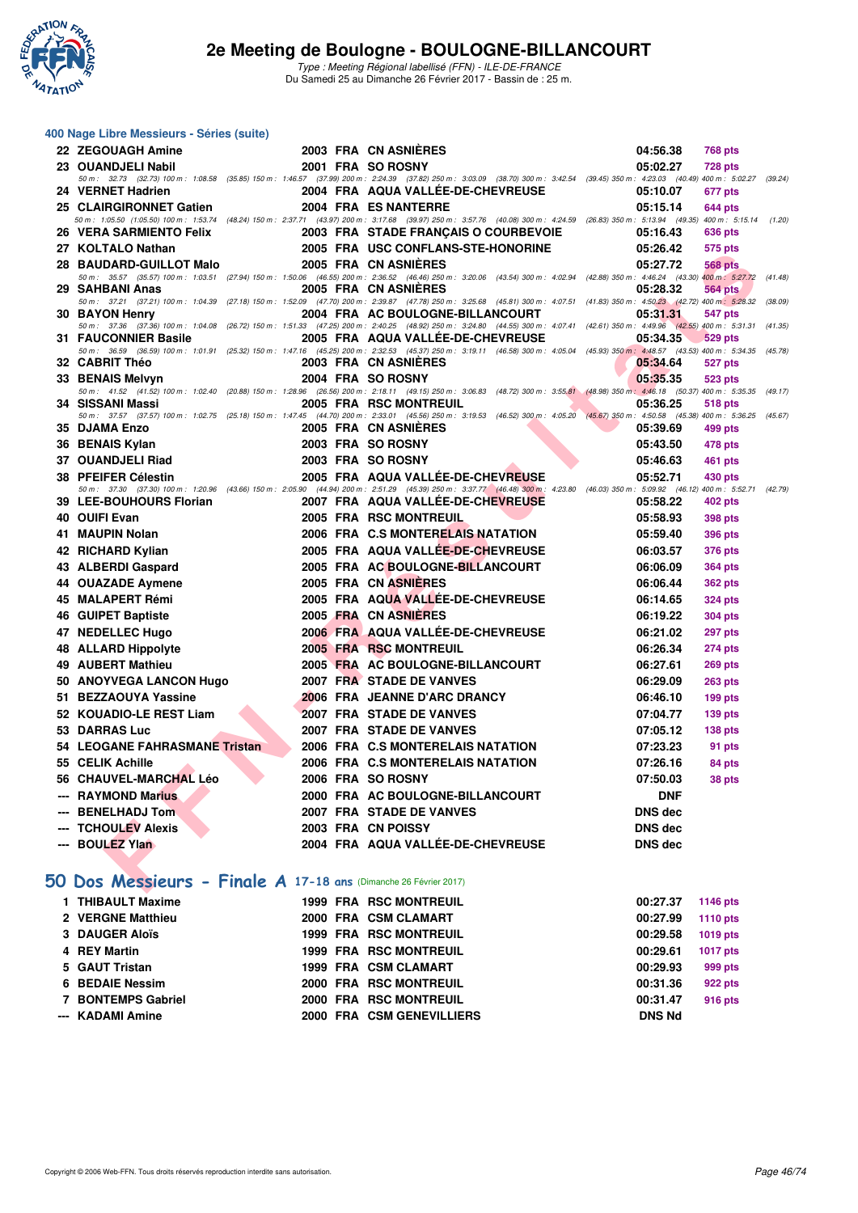# 2e Meeting de Boulogne - BOULOGNE-BILLANCOURT

*Type : Meeting Régional labellisé (FFN) - ILE-DE-FRANCE*
Du Samedi 25 au Dimanche 26 Février 2017 - Bassin de : 25 m.

## 400 Nage Libre Messieurs - Séries (suite)

| Rang | Nom | Année | Nat | Club | Temps | Points |
|---|---|---|---|---|---|---|
| 22 | ZEGOUAGH Amine | 2003 | FRA | CN ASNIÈRES | 04:56.38 | 768 pts |
| 23 | OUANDJELI Nabil | 2001 | FRA | SO ROSNY | 05:02.27 | 728 pts |
| | 50 m : 32.73 (32.73) 100 m : 1:08.58 (35.85) 150 m : 1:46.57 (37.99) 200 m : 2:24.39 (37.82) 250 m : 3:03.09 (38.70) 300 m : 3:42.54 (39.45) 350 m : 4:23.03 (40.49) 400 m : 5:02.27 (39.24) | | | | | |
| 24 | VERNET Hadrien | 2004 | FRA | AQUA VALLÉE-DE-CHEVREUSE | 05:10.07 | 677 pts |
| 25 | CLAIRGIRONNET Gatien | 2004 | FRA | ES NANTERRE | 05:15.14 | 644 pts |
| | 50 m : 1:05.50 (1:05.50) 100 m : 1:53.74 (48.24) 150 m : 2:37.71 (43.97) 200 m : 3:17.68 (39.97) 250 m : 3:57.76 (40.08) 300 m : 4:24.59 (26.83) 350 m : 5:13.94 (49.35) 400 m : 5:15.14 (1.20) | | | | | |
| 26 | VERA SARMIENTO Felix | 2003 | FRA | STADE FRANÇAIS O COURBEVOIE | 05:16.43 | 636 pts |
| 27 | KOLTALO Nathan | 2005 | FRA | USC CONFLANS-STE-HONORINE | 05:26.42 | 575 pts |
| 28 | BAUDARD-GUILLOT Malo | 2005 | FRA | CN ASNIÈRES | 05:27.72 | 568 pts |
| | 50 m : 35.57 (35.57) 100 m : 1:03.51 (27.94) 150 m : 1:50.06 (46.55) 200 m : 2:36.52 (46.46) 250 m : 3:20.06 (43.54) 300 m : 4:02.94 (42.88) 350 m : 4:46.24 (43.30) 400 m : 5:27.72 (41.48) | | | | | |
| 29 | SAHBANI Anas | 2005 | FRA | CN ASNIÈRES | 05:28.32 | 564 pts |
| | 50 m : 37.21 (37.21) 100 m : 1:04.39 (27.18) 150 m : 1:52.09 (47.70) 200 m : 2:39.87 (47.78) 250 m : 3:25.68 (45.81) 300 m : 4:07.51 (41.83) 350 m : 4:50.23 (42.72) 400 m : 5:28.32 (38.09) | | | | | |
| 30 | BAYON Henry | 2004 | FRA | AC BOULOGNE-BILLANCOURT | 05:31.31 | 547 pts |
| | 50 m : 37.36 (37.36) 100 m : 1:04.08 (26.72) 150 m : 1:51.33 (47.25) 200 m : 2:40.25 (48.92) 250 m : 3:24.80 (44.55) 300 m : 4:07.41 (42.61) 350 m : 4:49.96 (42.55) 400 m : 5:31.31 (41.35) | | | | | |
| 31 | FAUCONNIER Basile | 2005 | FRA | AQUA VALLÉE-DE-CHEVREUSE | 05:34.35 | 529 pts |
| | 50 m : 36.59 (36.59) 100 m : 1:01.91 (25.32) 150 m : 1:47.16 (45.25) 200 m : 2:32.53 (45.37) 250 m : 3:19.11 (46.58) 300 m : 4:05.04 (45.93) 350 m : 4:48.57 (43.53) 400 m : 5:34.35 (45.78) | | | | | |
| 32 | CABRIT Théo | 2003 | FRA | CN ASNIÈRES | 05:34.64 | 527 pts |
| 33 | BENAIS Melvyn | 2004 | FRA | SO ROSNY | 05:35.35 | 523 pts |
| | 50 m : 41.52 (41.52) 100 m : 1:02.40 (20.88) 150 m : 1:28.96 (26.56) 200 m : 2:18.11 (49.15) 250 m : 3:06.83 (48.72) 300 m : 3:55.81 (48.98) 350 m : 4:46.18 (50.37) 400 m : 5:35.35 (49.17) | | | | | |
| 34 | SISSANI Massi | 2005 | FRA | RSC MONTREUIL | 05:36.25 | 518 pts |
| | 50 m : 37.57 (37.57) 100 m : 1:02.75 (25.18) 150 m : 1:47.45 (44.70) 200 m : 2:33.01 (45.56) 250 m : 3:19.53 (46.52) 300 m : 4:05.20 (45.67) 350 m : 4:50.58 (45.38) 400 m : 5:36.25 (45.67) | | | | | |
| 35 | DJAMA Enzo | 2005 | FRA | CN ASNIÈRES | 05:39.69 | 499 pts |
| 36 | BENAIS Kylan | 2003 | FRA | SO ROSNY | 05:43.50 | 478 pts |
| 37 | OUANDJELI Riad | 2003 | FRA | SO ROSNY | 05:46.63 | 461 pts |
| 38 | PFEIFER Célestin | 2005 | FRA | AQUA VALLÉE-DE-CHEVREUSE | 05:52.71 | 430 pts |
| | 50 m : 37.30 (37.30) 100 m : 1:20.96 (43.66) 150 m : 2:05.90 (44.94) 200 m : 2:51.29 (45.39) 250 m : 3:37.77 (46.48) 300 m : 4:23.80 (46.03) 350 m : 5:09.92 (46.12) 400 m : 5:52.71 (42.79) | | | | | |
| 39 | LEE-BOUHOURS Florian | 2007 | FRA | AQUA VALLÉE-DE-CHEVREUSE | 05:58.22 | 402 pts |
| 40 | OUIFI Evan | 2005 | FRA | RSC MONTREUIL | 05:58.93 | 398 pts |
| 41 | MAUPIN Nolan | 2006 | FRA | C.S MONTERELAIS NATATION | 05:59.40 | 396 pts |
| 42 | RICHARD Kylian | 2005 | FRA | AQUA VALLÉE-DE-CHEVREUSE | 06:03.57 | 376 pts |
| 43 | ALBERDI Gaspard | 2005 | FRA | AC BOULOGNE-BILLANCOURT | 06:06.09 | 364 pts |
| 44 | OUAZADE Aymene | 2005 | FRA | CN ASNIÈRES | 06:06.44 | 362 pts |
| 45 | MALAPERT Rémi | 2005 | FRA | AQUA VALLÉE-DE-CHEVREUSE | 06:14.65 | 324 pts |
| 46 | GUIPET Baptiste | 2005 | FRA | CN ASNIÈRES | 06:19.22 | 304 pts |
| 47 | NEDELLEC Hugo | 2006 | FRA | AQUA VALLÉE-DE-CHEVREUSE | 06:21.02 | 297 pts |
| 48 | ALLARD Hippolyte | 2005 | FRA | RSC MONTREUIL | 06:26.34 | 274 pts |
| 49 | AUBERT Mathieu | 2005 | FRA | AC BOULOGNE-BILLANCOURT | 06:27.61 | 269 pts |
| 50 | ANOYVEGA LANCON Hugo | 2007 | FRA | STADE DE VANVES | 06:29.09 | 263 pts |
| 51 | BEZZAOUYA Yassine | 2006 | FRA | JEANNE D'ARC DRANCY | 06:46.10 | 199 pts |
| 52 | KOUADIO-LE REST Liam | 2007 | FRA | STADE DE VANVES | 07:04.77 | 139 pts |
| 53 | DARRAS Luc | 2007 | FRA | STADE DE VANVES | 07:05.12 | 138 pts |
| 54 | LEOGANE FAHRASMANE Tristan | 2006 | FRA | C.S MONTERELAIS NATATION | 07:23.23 | 91 pts |
| 55 | CELIK Achille | 2006 | FRA | C.S MONTERELAIS NATATION | 07:26.16 | 84 pts |
| 56 | CHAUVEL-MARCHAL Léo | 2006 | FRA | SO ROSNY | 07:50.03 | 38 pts |
| --- | RAYMOND Marius | 2000 | FRA | AC BOULOGNE-BILLANCOURT | DNF | |
| --- | BENELHADJ Tom | 2007 | FRA | STADE DE VANVES | DNS dec | |
| --- | TCHOULEV Alexis | 2003 | FRA | CN POISSY | DNS dec | |
| --- | BOULEZ Ylan | 2004 | FRA | AQUA VALLÉE-DE-CHEVREUSE | DNS dec | |

## 50 Dos Messieurs - Finale A 17-18 ans (Dimanche 26 Février 2017)

| Rang | Nom | Année | Nat | Club | Temps | Points |
|---|---|---|---|---|---|---|
| 1 | THIBAULT Maxime | 1999 | FRA | RSC MONTREUIL | 00:27.37 | 1146 pts |
| 2 | VERGNE Matthieu | 2000 | FRA | CSM CLAMART | 00:27.99 | 1110 pts |
| 3 | DAUGER Aloïs | 1999 | FRA | RSC MONTREUIL | 00:29.58 | 1019 pts |
| 4 | REY Martin | 1999 | FRA | RSC MONTREUIL | 00:29.61 | 1017 pts |
| 5 | GAUT Tristan | 1999 | FRA | CSM CLAMART | 00:29.93 | 999 pts |
| 6 | BEDAIE Nessim | 2000 | FRA | RSC MONTREUIL | 00:31.36 | 922 pts |
| 7 | BONTEMPS Gabriel | 2000 | FRA | RSC MONTREUIL | 00:31.47 | 916 pts |
| --- | KADAMI Amine | 2000 | FRA | CSM GENEVILLIERS | DNS Nd | |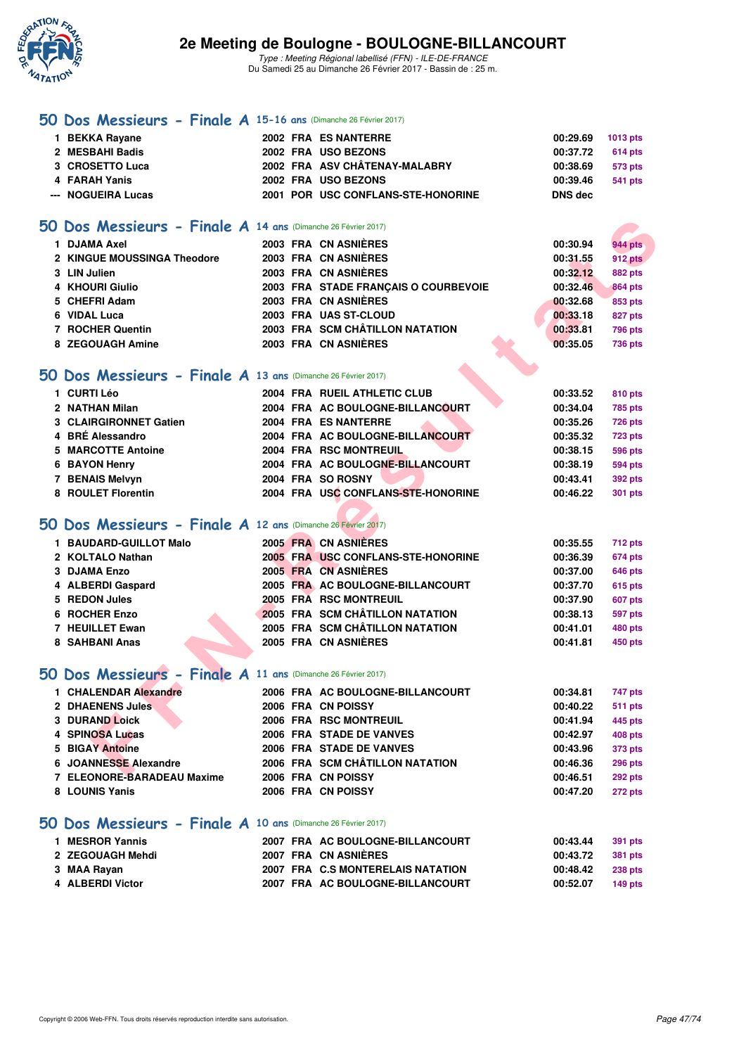## 50 Dos Messieurs - Finale A 15-16 ans (Dimanche 26 Février 2017)

| | Nom | Année | Nat | Club | Temps | Points |
|---|---|---|---|---|---|---|
| 1 | BEKKA Rayane | 2002 | FRA | ES NANTERRE | 00:29.69 | 1013 pts |
| 2 | MESBAHI Badis | 2002 | FRA | USO BEZONS | 00:37.72 | 614 pts |
| 3 | CROSETTO Luca | 2002 | FRA | ASV CHÂTENAY-MALABRY | 00:38.69 | 573 pts |
| 4 | FARAH Yanis | 2002 | FRA | USO BEZONS | 00:39.46 | 541 pts |
| --- | NOGUEIRA Lucas | 2001 | POR | USC CONFLANS-STE-HONORINE | DNS dec | |

## 50 Dos Messieurs - Finale A 14 ans (Dimanche 26 Février 2017)

| | Nom | Année | Nat | Club | Temps | Points |
|---|---|---|---|---|---|---|
| 1 | DJAMA Axel | 2003 | FRA | CN ASNIÈRES | 00:30.94 | 944 pts |
| 2 | KINGUE MOUSSINGA Theodore | 2003 | FRA | CN ASNIÈRES | 00:31.55 | 912 pts |
| 3 | LIN Julien | 2003 | FRA | CN ASNIÈRES | 00:32.12 | 882 pts |
| 4 | KHOURI Giulio | 2003 | FRA | STADE FRANÇAIS O COURBEVOIE | 00:32.46 | 864 pts |
| 5 | CHEFRI Adam | 2003 | FRA | CN ASNIÈRES | 00:32.68 | 853 pts |
| 6 | VIDAL Luca | 2003 | FRA | UAS ST-CLOUD | 00:33.18 | 827 pts |
| 7 | ROCHER Quentin | 2003 | FRA | SCM CHÂTILLON NATATION | 00:33.81 | 796 pts |
| 8 | ZEGOUAGH Amine | 2003 | FRA | CN ASNIÈRES | 00:35.05 | 736 pts |

## 50 Dos Messieurs - Finale A 13 ans (Dimanche 26 Février 2017)

| | Nom | Année | Nat | Club | Temps | Points |
|---|---|---|---|---|---|---|
| 1 | CURTI Léo | 2004 | FRA | RUEIL ATHLETIC CLUB | 00:33.52 | 810 pts |
| 2 | NATHAN Milan | 2004 | FRA | AC BOULOGNE-BILLANCOURT | 00:34.04 | 785 pts |
| 3 | CLAIRGIRONNET Gatien | 2004 | FRA | ES NANTERRE | 00:35.26 | 726 pts |
| 4 | BRÉ Alessandro | 2004 | FRA | AC BOULOGNE-BILLANCOURT | 00:35.32 | 723 pts |
| 5 | MARCOTTE Antoine | 2004 | FRA | RSC MONTREUIL | 00:38.15 | 596 pts |
| 6 | BAYON Henry | 2004 | FRA | AC BOULOGNE-BILLANCOURT | 00:38.19 | 594 pts |
| 7 | BENAIS Melvyn | 2004 | FRA | SO ROSNY | 00:43.41 | 392 pts |
| 8 | ROULET Florentin | 2004 | FRA | USC CONFLANS-STE-HONORINE | 00:46.22 | 301 pts |

## 50 Dos Messieurs - Finale A 12 ans (Dimanche 26 Février 2017)

| | Nom | Année | Nat | Club | Temps | Points |
|---|---|---|---|---|---|---|
| 1 | BAUDARD-GUILLOT Malo | 2005 | FRA | CN ASNIÈRES | 00:35.55 | 712 pts |
| 2 | KOLTALO Nathan | 2005 | FRA | USC CONFLANS-STE-HONORINE | 00:36.39 | 674 pts |
| 3 | DJAMA Enzo | 2005 | FRA | CN ASNIÈRES | 00:37.00 | 646 pts |
| 4 | ALBERDI Gaspard | 2005 | FRA | AC BOULOGNE-BILLANCOURT | 00:37.70 | 615 pts |
| 5 | REDON Jules | 2005 | FRA | RSC MONTREUIL | 00:37.90 | 607 pts |
| 6 | ROCHER Enzo | 2005 | FRA | SCM CHÂTILLON NATATION | 00:38.13 | 597 pts |
| 7 | HEUILLET Ewan | 2005 | FRA | SCM CHÂTILLON NATATION | 00:41.01 | 480 pts |
| 8 | SAHBANI Anas | 2005 | FRA | CN ASNIÈRES | 00:41.81 | 450 pts |

## 50 Dos Messieurs - Finale A 11 ans (Dimanche 26 Février 2017)

| | Nom | Année | Nat | Club | Temps | Points |
|---|---|---|---|---|---|---|
| 1 | CHALENDAR Alexandre | 2006 | FRA | AC BOULOGNE-BILLANCOURT | 00:34.81 | 747 pts |
| 2 | DHAENENS Jules | 2006 | FRA | CN POISSY | 00:40.22 | 511 pts |
| 3 | DURAND Loick | 2006 | FRA | RSC MONTREUIL | 00:41.94 | 445 pts |
| 4 | SPINOSA Lucas | 2006 | FRA | STADE DE VANVES | 00:42.97 | 408 pts |
| 5 | BIGAY Antoine | 2006 | FRA | STADE DE VANVES | 00:43.96 | 373 pts |
| 6 | JOANNESSE Alexandre | 2006 | FRA | SCM CHÂTILLON NATATION | 00:46.36 | 296 pts |
| 7 | ELEONORE-BARADEAU Maxime | 2006 | FRA | CN POISSY | 00:46.51 | 292 pts |
| 8 | LOUNIS Yanis | 2006 | FRA | CN POISSY | 00:47.20 | 272 pts |

## 50 Dos Messieurs - Finale A 10 ans (Dimanche 26 Février 2017)

| | Nom | Année | Nat | Club | Temps | Points |
|---|---|---|---|---|---|---|
| 1 | MESROR Yannis | 2007 | FRA | AC BOULOGNE-BILLANCOURT | 00:43.44 | 391 pts |
| 2 | ZEGOUAGH Mehdi | 2007 | FRA | CN ASNIÈRES | 00:43.72 | 381 pts |
| 3 | MAA Rayan | 2007 | FRA | C.S MONTERELAIS NATATION | 00:48.42 | 238 pts |
| 4 | ALBERDI Victor | 2007 | FRA | AC BOULOGNE-BILLANCOURT | 00:52.07 | 149 pts |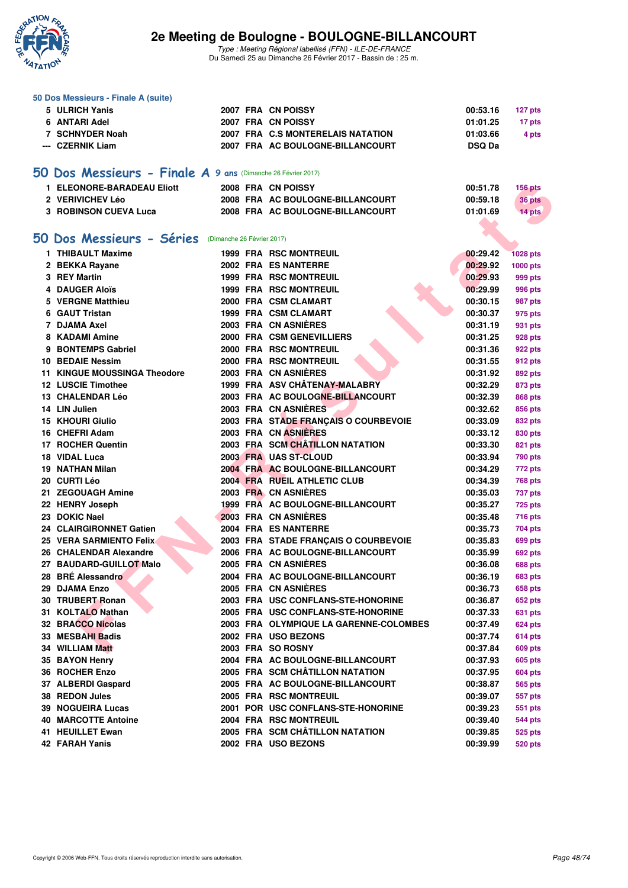### 50 Dos Messieurs - Finale A (suite)

| | | | | | | |
|---|---|---|---|---|---|---|
| 5 | ULRICH Yanis | 2007 | FRA | CN POISSY | 00:53.16 | 127 pts |
| 6 | ANTARI Adel | 2007 | FRA | CN POISSY | 01:01.25 | 17 pts |
| 7 | SCHNYDER Noah | 2007 | FRA | C.S MONTERELAIS NATATION | 01:03.66 | 4 pts |
| --- | CZERNIK Liam | 2007 | FRA | AC BOULOGNE-BILLANCOURT | DSQ Da | |

## 50 Dos Messieurs - Finale A 9 ans (Dimanche 26 Février 2017)

| | | | | | | |
|---|---|---|---|---|---|---|
| 1 | ELEONORE-BARADEAU Eliott | 2008 | FRA | CN POISSY | 00:51.78 | 156 pts |
| 2 | VERIVICHEV Léo | 2008 | FRA | AC BOULOGNE-BILLANCOURT | 00:59.18 | 36 pts |
| 3 | ROBINSON CUEVA Luca | 2008 | FRA | AC BOULOGNE-BILLANCOURT | 01:01.69 | 14 pts |

## 50 Dos Messieurs - Séries (Dimanche 26 Février 2017)

| | | | | | | |
|---|---|---|---|---|---|---|
| 1 | THIBAULT Maxime | 1999 | FRA | RSC MONTREUIL | 00:29.42 | 1028 pts |
| 2 | BEKKA Rayane | 2002 | FRA | ES NANTERRE | 00:29.92 | 1000 pts |
| 3 | REY Martin | 1999 | FRA | RSC MONTREUIL | 00:29.93 | 999 pts |
| 4 | DAUGER Aloïs | 1999 | FRA | RSC MONTREUIL | 00:29.99 | 996 pts |
| 5 | VERGNE Matthieu | 2000 | FRA | CSM CLAMART | 00:30.15 | 987 pts |
| 6 | GAUT Tristan | 1999 | FRA | CSM CLAMART | 00:30.37 | 975 pts |
| 7 | DJAMA Axel | 2003 | FRA | CN ASNIÈRES | 00:31.19 | 931 pts |
| 8 | KADAMI Amine | 2000 | FRA | CSM GENEVILLIERS | 00:31.25 | 928 pts |
| 9 | BONTEMPS Gabriel | 2000 | FRA | RSC MONTREUIL | 00:31.36 | 922 pts |
| 10 | BEDAIE Nessim | 2000 | FRA | RSC MONTREUIL | 00:31.55 | 912 pts |
| 11 | KINGUE MOUSSINGA Theodore | 2003 | FRA | CN ASNIÈRES | 00:31.92 | 892 pts |
| 12 | LUSCIE Timothee | 1999 | FRA | ASV CHÂTENAY-MALABRY | 00:32.29 | 873 pts |
| 13 | CHALENDAR Léo | 2003 | FRA | AC BOULOGNE-BILLANCOURT | 00:32.39 | 868 pts |
| 14 | LIN Julien | 2003 | FRA | CN ASNIÈRES | 00:32.62 | 856 pts |
| 15 | KHOURI Giulio | 2003 | FRA | STADE FRANÇAIS O COURBEVOIE | 00:33.09 | 832 pts |
| 16 | CHEFRI Adam | 2003 | FRA | CN ASNIÈRES | 00:33.12 | 830 pts |
| 17 | ROCHER Quentin | 2003 | FRA | SCM CHÂTILLON NATATION | 00:33.30 | 821 pts |
| 18 | VIDAL Luca | 2003 | FRA | UAS ST-CLOUD | 00:33.94 | 790 pts |
| 19 | NATHAN Milan | 2004 | FRA | AC BOULOGNE-BILLANCOURT | 00:34.29 | 772 pts |
| 20 | CURTI Léo | 2004 | FRA | RUEIL ATHLETIC CLUB | 00:34.39 | 768 pts |
| 21 | ZEGOUAGH Amine | 2003 | FRA | CN ASNIÈRES | 00:35.03 | 737 pts |
| 22 | HENRY Joseph | 1999 | FRA | AC BOULOGNE-BILLANCOURT | 00:35.27 | 725 pts |
| 23 | DOKIC Nael | 2003 | FRA | CN ASNIÈRES | 00:35.48 | 716 pts |
| 24 | CLAIRGIRONNET Gatien | 2004 | FRA | ES NANTERRE | 00:35.73 | 704 pts |
| 25 | VERA SARMIENTO Felix | 2003 | FRA | STADE FRANÇAIS O COURBEVOIE | 00:35.83 | 699 pts |
| 26 | CHALENDAR Alexandre | 2006 | FRA | AC BOULOGNE-BILLANCOURT | 00:35.99 | 692 pts |
| 27 | BAUDARD-GUILLOT Malo | 2005 | FRA | CN ASNIÈRES | 00:36.08 | 688 pts |
| 28 | BRÉ Alessandro | 2004 | FRA | AC BOULOGNE-BILLANCOURT | 00:36.19 | 683 pts |
| 29 | DJAMA Enzo | 2005 | FRA | CN ASNIÈRES | 00:36.73 | 658 pts |
| 30 | TRUBERT Ronan | 2003 | FRA | USC CONFLANS-STE-HONORINE | 00:36.87 | 652 pts |
| 31 | KOLTALO Nathan | 2005 | FRA | USC CONFLANS-STE-HONORINE | 00:37.33 | 631 pts |
| 32 | BRACCO Nicolas | 2003 | FRA | OLYMPIQUE LA GARENNE-COLOMBES | 00:37.49 | 624 pts |
| 33 | MESBAHI Badis | 2002 | FRA | USO BEZONS | 00:37.74 | 614 pts |
| 34 | WILLIAM Matt | 2003 | FRA | SO ROSNY | 00:37.84 | 609 pts |
| 35 | BAYON Henry | 2004 | FRA | AC BOULOGNE-BILLANCOURT | 00:37.93 | 605 pts |
| 36 | ROCHER Enzo | 2005 | FRA | SCM CHÂTILLON NATATION | 00:37.95 | 604 pts |
| 37 | ALBERDI Gaspard | 2005 | FRA | AC BOULOGNE-BILLANCOURT | 00:38.87 | 565 pts |
| 38 | REDON Jules | 2005 | FRA | RSC MONTREUIL | 00:39.07 | 557 pts |
| 39 | NOGUEIRA Lucas | 2001 | POR | USC CONFLANS-STE-HONORINE | 00:39.23 | 551 pts |
| 40 | MARCOTTE Antoine | 2004 | FRA | RSC MONTREUIL | 00:39.40 | 544 pts |
| 41 | HEUILLET Ewan | 2005 | FRA | SCM CHÂTILLON NATATION | 00:39.85 | 525 pts |
| 42 | FARAH Yanis | 2002 | FRA | USO BEZONS | 00:39.99 | 520 pts |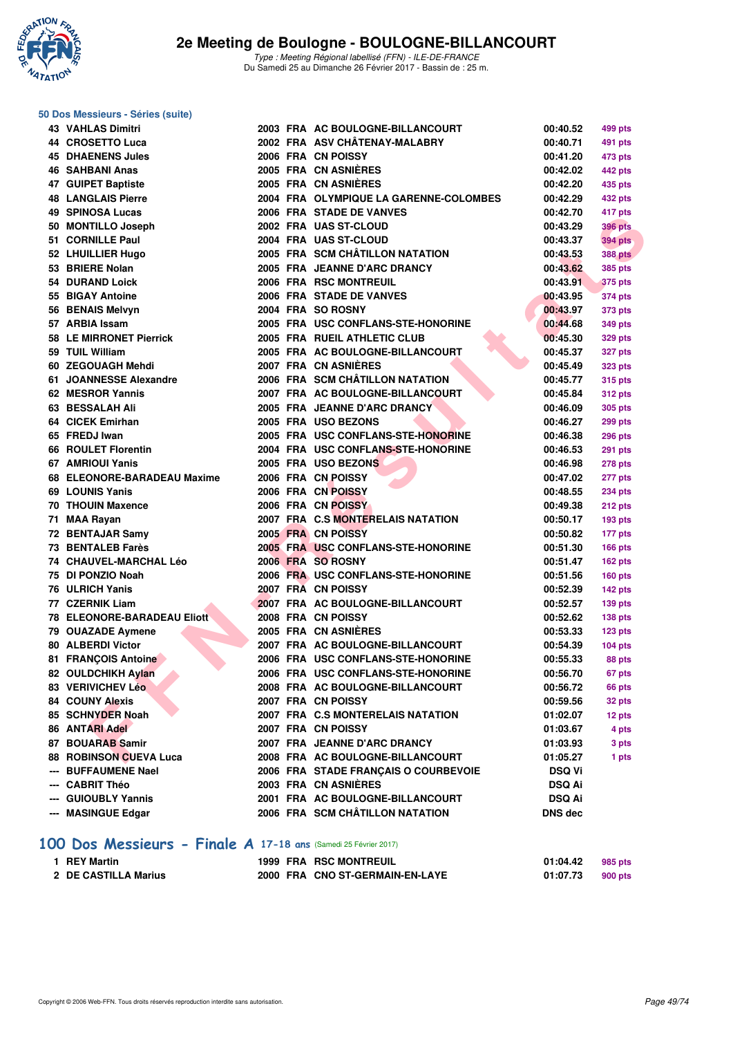### 50 Dos Messieurs - Séries (suite)

| | | | | | | |
|---|---|---|---|---|---|---|
| 43 | VAHLAS Dimitri | 2003 | FRA | AC BOULOGNE-BILLANCOURT | 00:40.52 | 499 pts |
| 44 | CROSETTO Luca | 2002 | FRA | ASV CHÂTENAY-MALABRY | 00:40.71 | 491 pts |
| 45 | DHAENENS Jules | 2006 | FRA | CN POISSY | 00:41.20 | 473 pts |
| 46 | SAHBANI Anas | 2005 | FRA | CN ASNIÈRES | 00:42.02 | 442 pts |
| 47 | GUIPET Baptiste | 2005 | FRA | CN ASNIÈRES | 00:42.20 | 435 pts |
| 48 | LANGLAIS Pierre | 2004 | FRA | OLYMPIQUE LA GARENNE-COLOMBES | 00:42.29 | 432 pts |
| 49 | SPINOSA Lucas | 2006 | FRA | STADE DE VANVES | 00:42.70 | 417 pts |
| 50 | MONTILLO Joseph | 2002 | FRA | UAS ST-CLOUD | 00:43.29 | 396 pts |
| 51 | CORNILLE Paul | 2004 | FRA | UAS ST-CLOUD | 00:43.37 | 394 pts |
| 52 | LHUILLIER Hugo | 2005 | FRA | SCM CHÂTILLON NATATION | 00:43.53 | 388 pts |
| 53 | BRIERE Nolan | 2005 | FRA | JEANNE D'ARC DRANCY | 00:43.62 | 385 pts |
| 54 | DURAND Loick | 2006 | FRA | RSC MONTREUIL | 00:43.91 | 375 pts |
| 55 | BIGAY Antoine | 2006 | FRA | STADE DE VANVES | 00:43.95 | 374 pts |
| 56 | BENAIS Melvyn | 2004 | FRA | SO ROSNY | 00:43.97 | 373 pts |
| 57 | ARBIA Issam | 2005 | FRA | USC CONFLANS-STE-HONORINE | 00:44.68 | 349 pts |
| 58 | LE MIRRONET Pierrick | 2005 | FRA | RUEIL ATHLETIC CLUB | 00:45.30 | 329 pts |
| 59 | TUIL William | 2005 | FRA | AC BOULOGNE-BILLANCOURT | 00:45.37 | 327 pts |
| 60 | ZEGOUAGH Mehdi | 2007 | FRA | CN ASNIÈRES | 00:45.49 | 323 pts |
| 61 | JOANNESSE Alexandre | 2006 | FRA | SCM CHÂTILLON NATATION | 00:45.77 | 315 pts |
| 62 | MESROR Yannis | 2007 | FRA | AC BOULOGNE-BILLANCOURT | 00:45.84 | 312 pts |
| 63 | BESSALAH Ali | 2005 | FRA | JEANNE D'ARC DRANCY | 00:46.09 | 305 pts |
| 64 | CICEK Emirhan | 2005 | FRA | USO BEZONS | 00:46.27 | 299 pts |
| 65 | FREDJ Iwan | 2005 | FRA | USC CONFLANS-STE-HONORINE | 00:46.38 | 296 pts |
| 66 | ROULET Florentin | 2004 | FRA | USC CONFLANS-STE-HONORINE | 00:46.53 | 291 pts |
| 67 | AMRIOUI Yanis | 2005 | FRA | USO BEZONS | 00:46.98 | 278 pts |
| 68 | ELEONORE-BARADEAU Maxime | 2006 | FRA | CN POISSY | 00:47.02 | 277 pts |
| 69 | LOUNIS Yanis | 2006 | FRA | CN POISSY | 00:48.55 | 234 pts |
| 70 | THOUIN Maxence | 2006 | FRA | CN POISSY | 00:49.38 | 212 pts |
| 71 | MAA Rayan | 2007 | FRA | C.S MONTERELAIS NATATION | 00:50.17 | 193 pts |
| 72 | BENTAJAR Samy | 2005 | FRA | CN POISSY | 00:50.82 | 177 pts |
| 73 | BENTALEB Farès | 2005 | FRA | USC CONFLANS-STE-HONORINE | 00:51.30 | 166 pts |
| 74 | CHAUVEL-MARCHAL Léo | 2006 | FRA | SO ROSNY | 00:51.47 | 162 pts |
| 75 | DI PONZIO Noah | 2006 | FRA | USC CONFLANS-STE-HONORINE | 00:51.56 | 160 pts |
| 76 | ULRICH Yanis | 2007 | FRA | CN POISSY | 00:52.39 | 142 pts |
| 77 | CZERNIK Liam | 2007 | FRA | AC BOULOGNE-BILLANCOURT | 00:52.57 | 139 pts |
| 78 | ELEONORE-BARADEAU Eliott | 2008 | FRA | CN POISSY | 00:52.62 | 138 pts |
| 79 | OUAZADE Aymene | 2005 | FRA | CN ASNIÈRES | 00:53.33 | 123 pts |
| 80 | ALBERDI Victor | 2007 | FRA | AC BOULOGNE-BILLANCOURT | 00:54.39 | 104 pts |
| 81 | FRANÇOIS Antoine | 2006 | FRA | USC CONFLANS-STE-HONORINE | 00:55.33 | 88 pts |
| 82 | OULDCHIKH Aylan | 2006 | FRA | USC CONFLANS-STE-HONORINE | 00:56.70 | 67 pts |
| 83 | VERIVICHEV Léo | 2008 | FRA | AC BOULOGNE-BILLANCOURT | 00:56.72 | 66 pts |
| 84 | COUNY Alexis | 2007 | FRA | CN POISSY | 00:59.56 | 32 pts |
| 85 | SCHNYDER Noah | 2007 | FRA | C.S MONTERELAIS NATATION | 01:02.07 | 12 pts |
| 86 | ANTARI Adel | 2007 | FRA | CN POISSY | 01:03.67 | 4 pts |
| 87 | BOUARAB Samir | 2007 | FRA | JEANNE D'ARC DRANCY | 01:03.93 | 3 pts |
| 88 | ROBINSON CUEVA Luca | 2008 | FRA | AC BOULOGNE-BILLANCOURT | 01:05.27 | 1 pts |
| --- | BUFFAUMENE Nael | 2006 | FRA | STADE FRANÇAIS O COURBEVOIE | DSQ Vi | |
| --- | CABRIT Théo | 2003 | FRA | CN ASNIÈRES | DSQ Ai | |
| --- | GUIOUBLY Yannis | 2001 | FRA | AC BOULOGNE-BILLANCOURT | DSQ Ai | |
| --- | MASINGUE Edgar | 2006 | FRA | SCM CHÂTILLON NATATION | DNS dec | |

## 100 Dos Messieurs - Finale A 17-18 ans (Samedi 25 Février 2017)

| | | | | | | |
|---|---|---|---|---|---|---|
| 1 | REY Martin | 1999 | FRA | RSC MONTREUIL | 01:04.42 | 985 pts |
| 2 | DE CASTILLA Marius | 2000 | FRA | CNO ST-GERMAIN-EN-LAYE | 01:07.73 | 900 pts |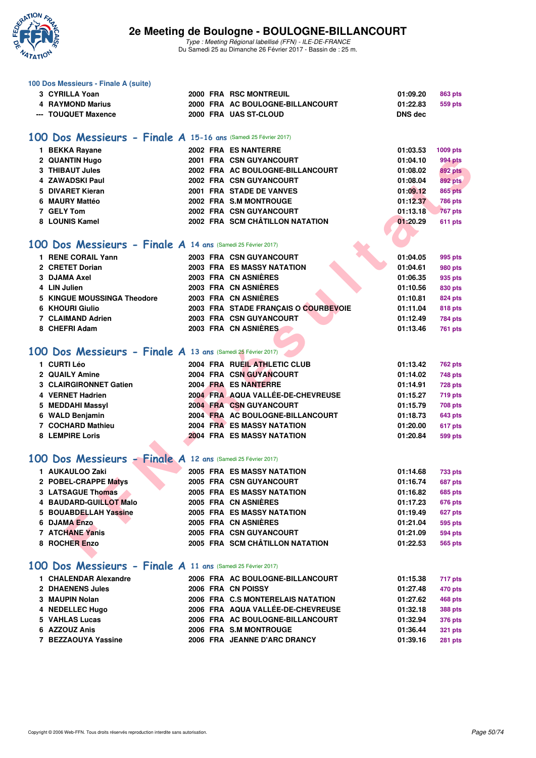### 100 Dos Messieurs - Finale A (suite)

| | | | | | | |
|---|---|---|---|---|---|---|
| 3 | CYRILLA Yoan | 2000 | FRA | RSC MONTREUIL | 01:09.20 | 863 pts |
| 4 | RAYMOND Marius | 2000 | FRA | AC BOULOGNE-BILLANCOURT | 01:22.83 | 559 pts |
| --- | TOUQUET Maxence | 2000 | FRA | UAS ST-CLOUD | DNS dec | |

## 100 Dos Messieurs - Finale A 15-16 ans (Samedi 25 Février 2017)

| | | | | | | |
|---|---|---|---|---|---|---|
| 1 | BEKKA Rayane | 2002 | FRA | ES NANTERRE | 01:03.53 | 1009 pts |
| 2 | QUANTIN Hugo | 2001 | FRA | CSN GUYANCOURT | 01:04.10 | 994 pts |
| 3 | THIBAUT Jules | 2002 | FRA | AC BOULOGNE-BILLANCOURT | 01:08.02 | 892 pts |
| 4 | ZAWADSKI Paul | 2002 | FRA | CSN GUYANCOURT | 01:08.04 | 892 pts |
| 5 | DIVARET Kieran | 2001 | FRA | STADE DE VANVES | 01:09.12 | 865 pts |
| 6 | MAURY Mattéo | 2002 | FRA | S.M MONTROUGE | 01:12.37 | 786 pts |
| 7 | GELY Tom | 2002 | FRA | CSN GUYANCOURT | 01:13.18 | 767 pts |
| 8 | LOUNIS Kamel | 2002 | FRA | SCM CHÂTILLON NATATION | 01:20.29 | 611 pts |

## 100 Dos Messieurs - Finale A 14 ans (Samedi 25 Février 2017)

| | | | | | | |
|---|---|---|---|---|---|---|
| 1 | RENE CORAIL Yann | 2003 | FRA | CSN GUYANCOURT | 01:04.05 | 995 pts |
| 2 | CRETET Dorian | 2003 | FRA | ES MASSY NATATION | 01:04.61 | 980 pts |
| 3 | DJAMA Axel | 2003 | FRA | CN ASNIÈRES | 01:06.35 | 935 pts |
| 4 | LIN Julien | 2003 | FRA | CN ASNIÈRES | 01:10.56 | 830 pts |
| 5 | KINGUE MOUSSINGA Theodore | 2003 | FRA | CN ASNIÈRES | 01:10.81 | 824 pts |
| 6 | KHOURI Giulio | 2003 | FRA | STADE FRANÇAIS O COURBEVOIE | 01:11.04 | 818 pts |
| 7 | CLAIMAND Adrien | 2003 | FRA | CSN GUYANCOURT | 01:12.49 | 784 pts |
| 8 | CHEFRI Adam | 2003 | FRA | CN ASNIÈRES | 01:13.46 | 761 pts |

## 100 Dos Messieurs - Finale A 13 ans (Samedi 25 Février 2017)

| | | | | | | |
|---|---|---|---|---|---|---|
| 1 | CURTI Léo | 2004 | FRA | RUEIL ATHLETIC CLUB | 01:13.42 | 762 pts |
| 2 | QUAILY Amine | 2004 | FRA | CSN GUYANCOURT | 01:14.02 | 748 pts |
| 3 | CLAIRGIRONNET Gatien | 2004 | FRA | ES NANTERRE | 01:14.91 | 728 pts |
| 4 | VERNET Hadrien | 2004 | FRA | AQUA VALLÉE-DE-CHEVREUSE | 01:15.27 | 719 pts |
| 5 | MEDDAHI Massyl | 2004 | FRA | CSN GUYANCOURT | 01:15.79 | 708 pts |
| 6 | WALD Benjamin | 2004 | FRA | AC BOULOGNE-BILLANCOURT | 01:18.73 | 643 pts |
| 7 | COCHARD Mathieu | 2004 | FRA | ES MASSY NATATION | 01:20.00 | 617 pts |
| 8 | LEMPIRE Loris | 2004 | FRA | ES MASSY NATATION | 01:20.84 | 599 pts |

## 100 Dos Messieurs - Finale A 12 ans (Samedi 25 Février 2017)

| | | | | | | |
|---|---|---|---|---|---|---|
| 1 | AUKAULOO Zaki | 2005 | FRA | ES MASSY NATATION | 01:14.68 | 733 pts |
| 2 | POBEL-CRAPPE Matys | 2005 | FRA | CSN GUYANCOURT | 01:16.74 | 687 pts |
| 3 | LATSAGUE Thomas | 2005 | FRA | ES MASSY NATATION | 01:16.82 | 685 pts |
| 4 | BAUDARD-GUILLOT Malo | 2005 | FRA | CN ASNIÈRES | 01:17.23 | 676 pts |
| 5 | BOUABDELLAH Yassine | 2005 | FRA | ES MASSY NATATION | 01:19.49 | 627 pts |
| 6 | DJAMA Enzo | 2005 | FRA | CN ASNIÈRES | 01:21.04 | 595 pts |
| 7 | ATCHANE Yanis | 2005 | FRA | CSN GUYANCOURT | 01:21.09 | 594 pts |
| 8 | ROCHER Enzo | 2005 | FRA | SCM CHÂTILLON NATATION | 01:22.53 | 565 pts |

## 100 Dos Messieurs - Finale A 11 ans (Samedi 25 Février 2017)

| | | | | | | |
|---|---|---|---|---|---|---|
| 1 | CHALENDAR Alexandre | 2006 | FRA | AC BOULOGNE-BILLANCOURT | 01:15.38 | 717 pts |
| 2 | DHAENENS Jules | 2006 | FRA | CN POISSY | 01:27.48 | 470 pts |
| 3 | MAUPIN Nolan | 2006 | FRA | C.S MONTERELAIS NATATION | 01:27.62 | 468 pts |
| 4 | NEDELLEC Hugo | 2006 | FRA | AQUA VALLÉE-DE-CHEVREUSE | 01:32.18 | 388 pts |
| 5 | VAHLAS Lucas | 2006 | FRA | AC BOULOGNE-BILLANCOURT | 01:32.94 | 376 pts |
| 6 | AZZOUZ Anis | 2006 | FRA | S.M MONTROUGE | 01:36.44 | 321 pts |
| 7 | BEZZAOUYA Yassine | 2006 | FRA | JEANNE D'ARC DRANCY | 01:39.16 | 281 pts |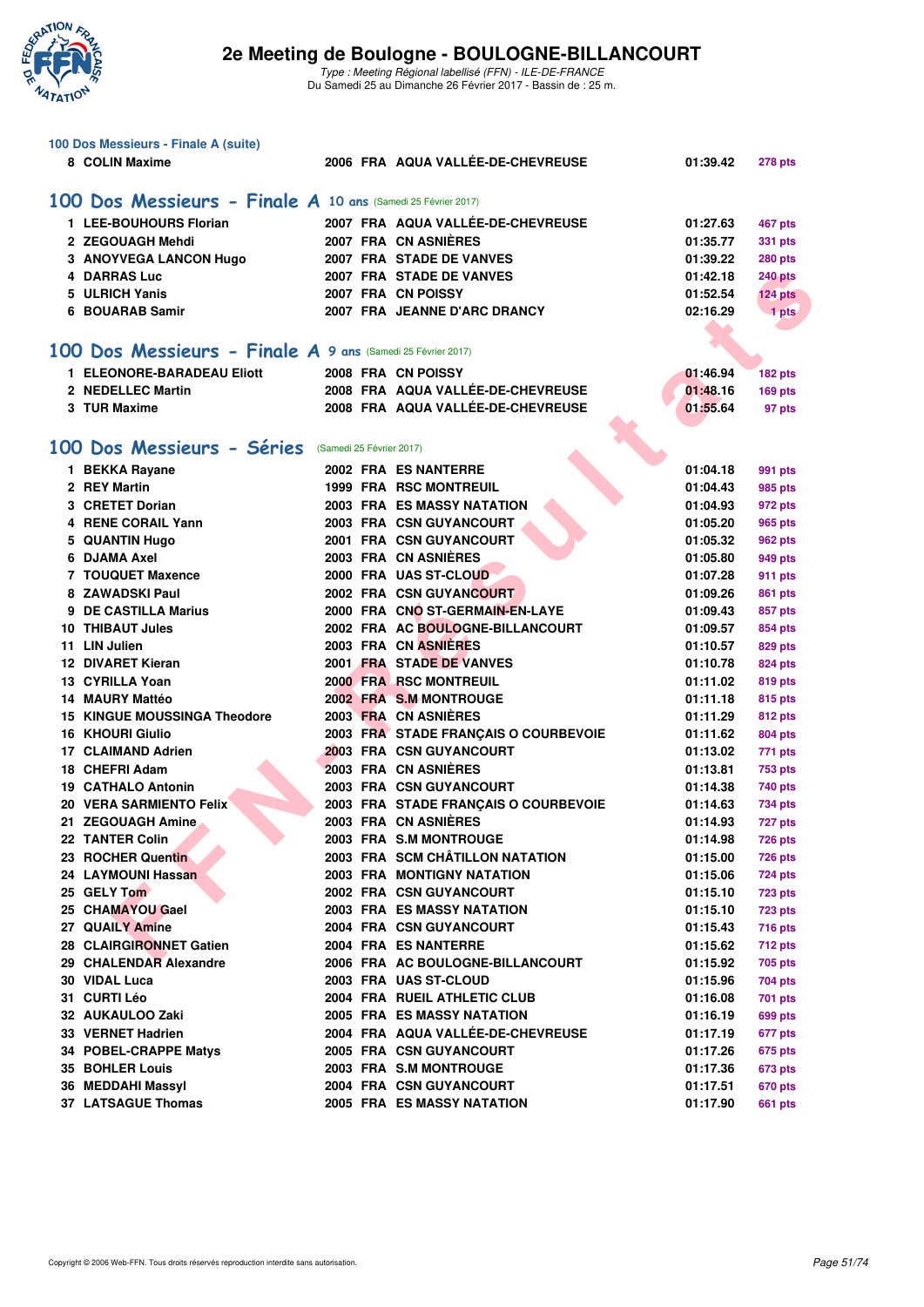### 100 Dos Messieurs - Finale A (suite)

| | | | | | | |
|---|---|---|---|---|---|---|
| 8 | COLIN Maxime | 2006 | FRA | AQUA VALLÉE-DE-CHEVREUSE | 01:39.42 | 278 pts |

## 100 Dos Messieurs - Finale A 10 ans (Samedi 25 Février 2017)

| | | | | | | |
|---|---|---|---|---|---|---|
| 1 | LEE-BOUHOURS Florian | 2007 | FRA | AQUA VALLÉE-DE-CHEVREUSE | 01:27.63 | 467 pts |
| 2 | ZEGOUAGH Mehdi | 2007 | FRA | CN ASNIÈRES | 01:35.77 | 331 pts |
| 3 | ANOYVEGA LANCON Hugo | 2007 | FRA | STADE DE VANVES | 01:39.22 | 280 pts |
| 4 | DARRAS Luc | 2007 | FRA | STADE DE VANVES | 01:42.18 | 240 pts |
| 5 | ULRICH Yanis | 2007 | FRA | CN POISSY | 01:52.54 | 124 pts |
| 6 | BOUARAB Samir | 2007 | FRA | JEANNE D'ARC DRANCY | 02:16.29 | 1 pts |

## 100 Dos Messieurs - Finale A 9 ans (Samedi 25 Février 2017)

| | | | | | | |
|---|---|---|---|---|---|---|
| 1 | ELEONORE-BARADEAU Eliott | 2008 | FRA | CN POISSY | 01:46.94 | 182 pts |
| 2 | NEDELLEC Martin | 2008 | FRA | AQUA VALLÉE-DE-CHEVREUSE | 01:48.16 | 169 pts |
| 3 | TUR Maxime | 2008 | FRA | AQUA VALLÉE-DE-CHEVREUSE | 01:55.64 | 97 pts |

## 100 Dos Messieurs - Séries (Samedi 25 Février 2017)

| | | | | | | |
|---|---|---|---|---|---|---|
| 1 | BEKKA Rayane | 2002 | FRA | ES NANTERRE | 01:04.18 | 991 pts |
| 2 | REY Martin | 1999 | FRA | RSC MONTREUIL | 01:04.43 | 985 pts |
| 3 | CRETET Dorian | 2003 | FRA | ES MASSY NATATION | 01:04.93 | 972 pts |
| 4 | RENE CORAIL Yann | 2003 | FRA | CSN GUYANCOURT | 01:05.20 | 965 pts |
| 5 | QUANTIN Hugo | 2001 | FRA | CSN GUYANCOURT | 01:05.32 | 962 pts |
| 6 | DJAMA Axel | 2003 | FRA | CN ASNIÈRES | 01:05.80 | 949 pts |
| 7 | TOUQUET Maxence | 2000 | FRA | UAS ST-CLOUD | 01:07.28 | 911 pts |
| 8 | ZAWADSKI Paul | 2002 | FRA | CSN GUYANCOURT | 01:09.26 | 861 pts |
| 9 | DE CASTILLA Marius | 2000 | FRA | CNO ST-GERMAIN-EN-LAYE | 01:09.43 | 857 pts |
| 10 | THIBAUT Jules | 2002 | FRA | AC BOULOGNE-BILLANCOURT | 01:09.57 | 854 pts |
| 11 | LIN Julien | 2003 | FRA | CN ASNIÈRES | 01:10.57 | 829 pts |
| 12 | DIVARET Kieran | 2001 | FRA | STADE DE VANVES | 01:10.78 | 824 pts |
| 13 | CYRILLA Yoan | 2000 | FRA | RSC MONTREUIL | 01:11.02 | 819 pts |
| 14 | MAURY Mattéo | 2002 | FRA | S.M MONTROUGE | 01:11.18 | 815 pts |
| 15 | KINGUE MOUSSINGA Theodore | 2003 | FRA | CN ASNIÈRES | 01:11.29 | 812 pts |
| 16 | KHOURI Giulio | 2003 | FRA | STADE FRANÇAIS O COURBEVOIE | 01:11.62 | 804 pts |
| 17 | CLAIMAND Adrien | 2003 | FRA | CSN GUYANCOURT | 01:13.02 | 771 pts |
| 18 | CHEFRI Adam | 2003 | FRA | CN ASNIÈRES | 01:13.81 | 753 pts |
| 19 | CATHALO Antonin | 2003 | FRA | CSN GUYANCOURT | 01:14.38 | 740 pts |
| 20 | VERA SARMIENTO Felix | 2003 | FRA | STADE FRANÇAIS O COURBEVOIE | 01:14.63 | 734 pts |
| 21 | ZEGOUAGH Amine | 2003 | FRA | CN ASNIÈRES | 01:14.93 | 727 pts |
| 22 | TANTER Colin | 2003 | FRA | S.M MONTROUGE | 01:14.98 | 726 pts |
| 23 | ROCHER Quentin | 2003 | FRA | SCM CHÂTILLON NATATION | 01:15.00 | 726 pts |
| 24 | LAYMOUNI Hassan | 2003 | FRA | MONTIGNY NATATION | 01:15.06 | 724 pts |
| 25 | GELY Tom | 2002 | FRA | CSN GUYANCOURT | 01:15.10 | 723 pts |
| 25 | CHAMAYOU Gael | 2003 | FRA | ES MASSY NATATION | 01:15.10 | 723 pts |
| 27 | QUAILY Amine | 2004 | FRA | CSN GUYANCOURT | 01:15.43 | 716 pts |
| 28 | CLAIRGIRONNET Gatien | 2004 | FRA | ES NANTERRE | 01:15.62 | 712 pts |
| 29 | CHALENDAR Alexandre | 2006 | FRA | AC BOULOGNE-BILLANCOURT | 01:15.92 | 705 pts |
| 30 | VIDAL Luca | 2003 | FRA | UAS ST-CLOUD | 01:15.96 | 704 pts |
| 31 | CURTI Léo | 2004 | FRA | RUEIL ATHLETIC CLUB | 01:16.08 | 701 pts |
| 32 | AUKAULOO Zaki | 2005 | FRA | ES MASSY NATATION | 01:16.19 | 699 pts |
| 33 | VERNET Hadrien | 2004 | FRA | AQUA VALLÉE-DE-CHEVREUSE | 01:17.19 | 677 pts |
| 34 | POBEL-CRAPPE Matys | 2005 | FRA | CSN GUYANCOURT | 01:17.26 | 675 pts |
| 35 | BOHLER Louis | 2003 | FRA | S.M MONTROUGE | 01:17.36 | 673 pts |
| 36 | MEDDAHI Massyl | 2004 | FRA | CSN GUYANCOURT | 01:17.51 | 670 pts |
| 37 | LATSAGUE Thomas | 2005 | FRA | ES MASSY NATATION | 01:17.90 | 661 pts |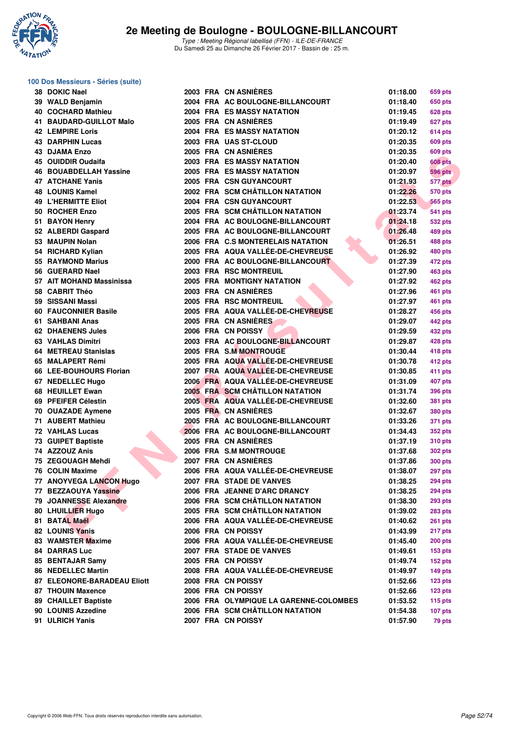## 2e Meeting de Boulogne - BOULOGNE-BILLANCOURT

*Type : Meeting Régional labellisé (FFN) - ILE-DE-FRANCE*
Du Samedi 25 au Dimanche 26 Février 2017 - Bassin de : 25 m.

### 100 Dos Messieurs - Séries (suite)

| Rang | Nom | Année | Nation | Club | Temps | Points |
|---|---|---|---|---|---|---|
| 38 | DOKIC Nael | 2003 | FRA | CN ASNIÈRES | 01:18.00 | 659 pts |
| 39 | WALD Benjamin | 2004 | FRA | AC BOULOGNE-BILLANCOURT | 01:18.40 | 650 pts |
| 40 | COCHARD Mathieu | 2004 | FRA | ES MASSY NATATION | 01:19.45 | 628 pts |
| 41 | BAUDARD-GUILLOT Malo | 2005 | FRA | CN ASNIÈRES | 01:19.49 | 627 pts |
| 42 | LEMPIRE Loris | 2004 | FRA | ES MASSY NATATION | 01:20.12 | 614 pts |
| 43 | DARPHIN Lucas | 2003 | FRA | UAS ST-CLOUD | 01:20.35 | 609 pts |
| 43 | DJAMA Enzo | 2005 | FRA | CN ASNIÈRES | 01:20.35 | 609 pts |
| 45 | OUIDDIR Oudaifa | 2003 | FRA | ES MASSY NATATION | 01:20.40 | 608 pts |
| 46 | BOUABDELLAH Yassine | 2005 | FRA | ES MASSY NATATION | 01:20.97 | 596 pts |
| 47 | ATCHANE Yanis | 2005 | FRA | CSN GUYANCOURT | 01:21.93 | 577 pts |
| 48 | LOUNIS Kamel | 2002 | FRA | SCM CHÂTILLON NATATION | 01:22.26 | 570 pts |
| 49 | L'HERMITTE Eliot | 2004 | FRA | CSN GUYANCOURT | 01:22.53 | 565 pts |
| 50 | ROCHER Enzo | 2005 | FRA | SCM CHÂTILLON NATATION | 01:23.74 | 541 pts |
| 51 | BAYON Henry | 2004 | FRA | AC BOULOGNE-BILLANCOURT | 01:24.18 | 532 pts |
| 52 | ALBERDI Gaspard | 2005 | FRA | AC BOULOGNE-BILLANCOURT | 01:26.48 | 489 pts |
| 53 | MAUPIN Nolan | 2006 | FRA | C.S MONTERELAIS NATATION | 01:26.51 | 488 pts |
| 54 | RICHARD Kylian | 2005 | FRA | AQUA VALLÉE-DE-CHEVREUSE | 01:26.92 | 480 pts |
| 55 | RAYMOND Marius | 2000 | FRA | AC BOULOGNE-BILLANCOURT | 01:27.39 | 472 pts |
| 56 | GUERARD Nael | 2003 | FRA | RSC MONTREUIL | 01:27.90 | 463 pts |
| 57 | AIT MOHAND Massinissa | 2005 | FRA | MONTIGNY NATATION | 01:27.92 | 462 pts |
| 58 | CABRIT Théo | 2003 | FRA | CN ASNIÈRES | 01:27.96 | 461 pts |
| 59 | SISSANI Massi | 2005 | FRA | RSC MONTREUIL | 01:27.97 | 461 pts |
| 60 | FAUCONNIER Basile | 2005 | FRA | AQUA VALLÉE-DE-CHEVREUSE | 01:28.27 | 456 pts |
| 61 | SAHBANI Anas | 2005 | FRA | CN ASNIÈRES | 01:29.07 | 442 pts |
| 62 | DHAENENS Jules | 2006 | FRA | CN POISSY | 01:29.59 | 432 pts |
| 63 | VAHLAS Dimitri | 2003 | FRA | AC BOULOGNE-BILLANCOURT | 01:29.87 | 428 pts |
| 64 | METREAU Stanislas | 2005 | FRA | S.M MONTROUGE | 01:30.44 | 418 pts |
| 65 | MALAPERT Rémi | 2005 | FRA | AQUA VALLÉE-DE-CHEVREUSE | 01:30.78 | 412 pts |
| 66 | LEE-BOUHOURS Florian | 2007 | FRA | AQUA VALLÉE-DE-CHEVREUSE | 01:30.85 | 411 pts |
| 67 | NEDELLEC Hugo | 2006 | FRA | AQUA VALLÉE-DE-CHEVREUSE | 01:31.09 | 407 pts |
| 68 | HEUILLET Ewan | 2005 | FRA | SCM CHÂTILLON NATATION | 01:31.74 | 396 pts |
| 69 | PFEIFER Célestin | 2005 | FRA | AQUA VALLÉE-DE-CHEVREUSE | 01:32.60 | 381 pts |
| 70 | OUAZADE Aymene | 2005 | FRA | CN ASNIÈRES | 01:32.67 | 380 pts |
| 71 | AUBERT Mathieu | 2005 | FRA | AC BOULOGNE-BILLANCOURT | 01:33.26 | 371 pts |
| 72 | VAHLAS Lucas | 2006 | FRA | AC BOULOGNE-BILLANCOURT | 01:34.43 | 352 pts |
| 73 | GUIPET Baptiste | 2005 | FRA | CN ASNIÈRES | 01:37.19 | 310 pts |
| 74 | AZZOUZ Anis | 2006 | FRA | S.M MONTROUGE | 01:37.68 | 302 pts |
| 75 | ZEGOUAGH Mehdi | 2007 | FRA | CN ASNIÈRES | 01:37.86 | 300 pts |
| 76 | COLIN Maxime | 2006 | FRA | AQUA VALLÉE-DE-CHEVREUSE | 01:38.07 | 297 pts |
| 77 | ANOYVEGA LANCON Hugo | 2007 | FRA | STADE DE VANVES | 01:38.25 | 294 pts |
| 77 | BEZZAOUYA Yassine | 2006 | FRA | JEANNE D'ARC DRANCY | 01:38.25 | 294 pts |
| 79 | JOANNESSE Alexandre | 2006 | FRA | SCM CHÂTILLON NATATION | 01:38.30 | 293 pts |
| 80 | LHUILLIER Hugo | 2005 | FRA | SCM CHÂTILLON NATATION | 01:39.02 | 283 pts |
| 81 | BATAL Maël | 2006 | FRA | AQUA VALLÉE-DE-CHEVREUSE | 01:40.62 | 261 pts |
| 82 | LOUNIS Yanis | 2006 | FRA | CN POISSY | 01:43.99 | 217 pts |
| 83 | WAMSTER Maxime | 2006 | FRA | AQUA VALLÉE-DE-CHEVREUSE | 01:45.40 | 200 pts |
| 84 | DARRAS Luc | 2007 | FRA | STADE DE VANVES | 01:49.61 | 153 pts |
| 85 | BENTAJAR Samy | 2005 | FRA | CN POISSY | 01:49.74 | 152 pts |
| 86 | NEDELLEC Martin | 2008 | FRA | AQUA VALLÉE-DE-CHEVREUSE | 01:49.97 | 149 pts |
| 87 | ELEONORE-BARADEAU Eliott | 2008 | FRA | CN POISSY | 01:52.66 | 123 pts |
| 87 | THOUIN Maxence | 2006 | FRA | CN POISSY | 01:52.66 | 123 pts |
| 89 | CHAILLET Baptiste | 2006 | FRA | OLYMPIQUE LA GARENNE-COLOMBES | 01:53.52 | 115 pts |
| 90 | LOUNIS Azzedine | 2006 | FRA | SCM CHÂTILLON NATATION | 01:54.38 | 107 pts |
| 91 | ULRICH Yanis | 2007 | FRA | CN POISSY | 01:57.90 | 79 pts |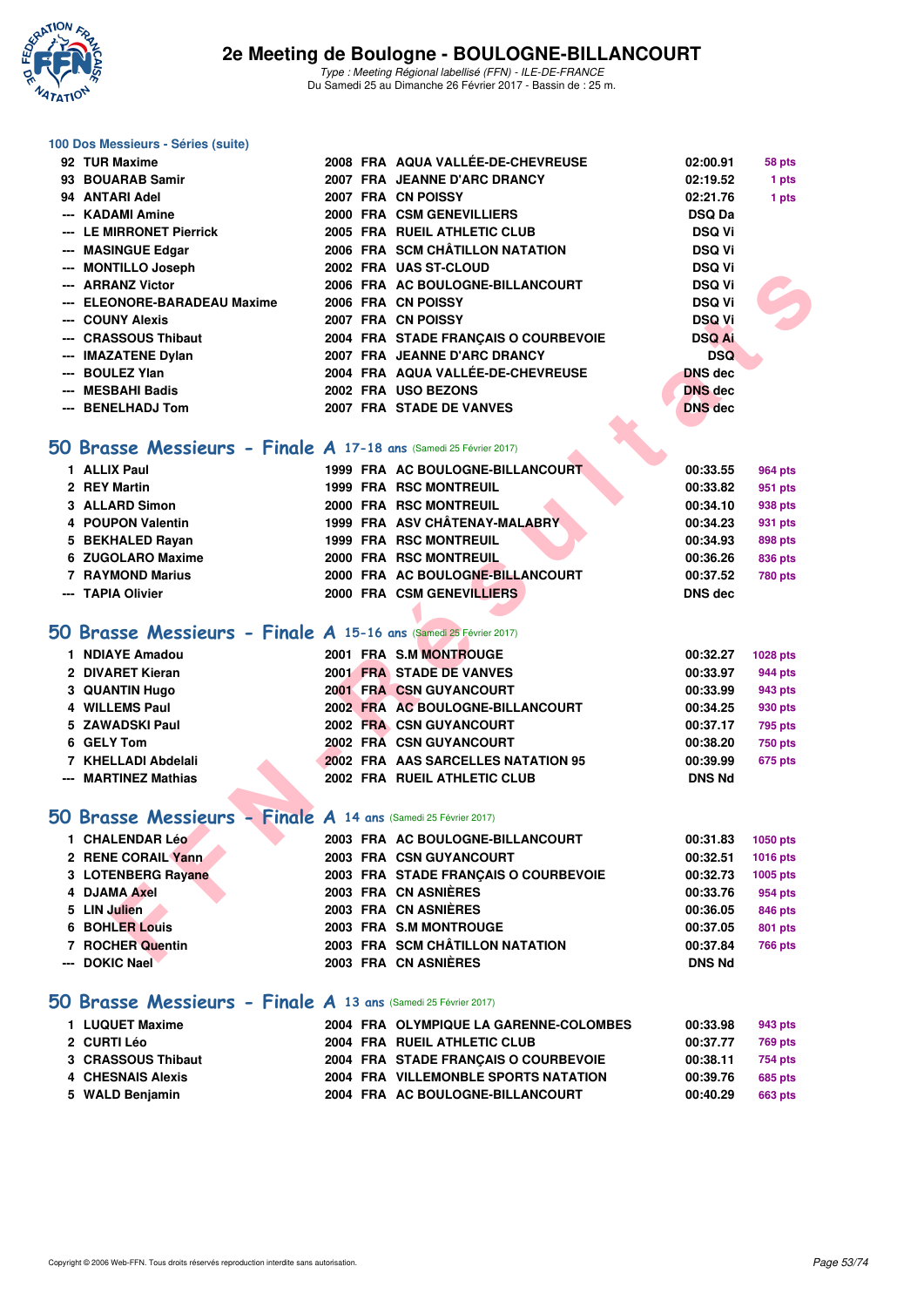## 100 Dos Messieurs - Séries (suite)

| | | | | | | |
|---|---|---|---|---|---|---|
| 92 | TUR Maxime | 2008 | FRA | AQUA VALLÉE-DE-CHEVREUSE | 02:00.91 | 58 pts |
| 93 | BOUARAB Samir | 2007 | FRA | JEANNE D'ARC DRANCY | 02:19.52 | 1 pts |
| 94 | ANTARI Adel | 2007 | FRA | CN POISSY | 02:21.76 | 1 pts |
| --- | KADAMI Amine | 2000 | FRA | CSM GENEVILLIERS | DSQ Da | |
| --- | LE MIRRONET Pierrick | 2005 | FRA | RUEIL ATHLETIC CLUB | DSQ Vi | |
| --- | MASINGUE Edgar | 2006 | FRA | SCM CHÂTILLON NATATION | DSQ Vi | |
| --- | MONTILLO Joseph | 2002 | FRA | UAS ST-CLOUD | DSQ Vi | |
| --- | ARRANZ Victor | 2006 | FRA | AC BOULOGNE-BILLANCOURT | DSQ Vi | |
| --- | ELEONORE-BARADEAU Maxime | 2006 | FRA | CN POISSY | DSQ Vi | |
| --- | COUNY Alexis | 2007 | FRA | CN POISSY | DSQ Vi | |
| --- | CRASSOUS Thibaut | 2004 | FRA | STADE FRANÇAIS O COURBEVOIE | DSQ Ai | |
| --- | IMAZATENE Dylan | 2007 | FRA | JEANNE D'ARC DRANCY | DSQ | |
| --- | BOULEZ Ylan | 2004 | FRA | AQUA VALLÉE-DE-CHEVREUSE | DNS dec | |
| --- | MESBAHI Badis | 2002 | FRA | USO BEZONS | DNS dec | |
| --- | BENELHADJ Tom | 2007 | FRA | STADE DE VANVES | DNS dec | |

## 50 Brasse Messieurs - Finale A 17-18 ans (Samedi 25 Février 2017)

| | | | | | | |
|---|---|---|---|---|---|---|
| 1 | ALLIX Paul | 1999 | FRA | AC BOULOGNE-BILLANCOURT | 00:33.55 | 964 pts |
| 2 | REY Martin | 1999 | FRA | RSC MONTREUIL | 00:33.82 | 951 pts |
| 3 | ALLARD Simon | 2000 | FRA | RSC MONTREUIL | 00:34.10 | 938 pts |
| 4 | POUPON Valentin | 1999 | FRA | ASV CHÂTENAY-MALABRY | 00:34.23 | 931 pts |
| 5 | BEKHALED Rayan | 1999 | FRA | RSC MONTREUIL | 00:34.93 | 898 pts |
| 6 | ZUGOLARO Maxime | 2000 | FRA | RSC MONTREUIL | 00:36.26 | 836 pts |
| 7 | RAYMOND Marius | 2000 | FRA | AC BOULOGNE-BILLANCOURT | 00:37.52 | 780 pts |
| --- | TAPIA Olivier | 2000 | FRA | CSM GENEVILLIERS | DNS dec | |

## 50 Brasse Messieurs - Finale A 15-16 ans (Samedi 25 Février 2017)

| | | | | | | |
|---|---|---|---|---|---|---|
| 1 | NDIAYE Amadou | 2001 | FRA | S.M MONTROUGE | 00:32.27 | 1028 pts |
| 2 | DIVARET Kieran | 2001 | FRA | STADE DE VANVES | 00:33.97 | 944 pts |
| 3 | QUANTIN Hugo | 2001 | FRA | CSN GUYANCOURT | 00:33.99 | 943 pts |
| 4 | WILLEMS Paul | 2002 | FRA | AC BOULOGNE-BILLANCOURT | 00:34.25 | 930 pts |
| 5 | ZAWADSKI Paul | 2002 | FRA | CSN GUYANCOURT | 00:37.17 | 795 pts |
| 6 | GELY Tom | 2002 | FRA | CSN GUYANCOURT | 00:38.20 | 750 pts |
| 7 | KHELLADI Abdelali | 2002 | FRA | AAS SARCELLES NATATION 95 | 00:39.99 | 675 pts |
| --- | MARTINEZ Mathias | 2002 | FRA | RUEIL ATHLETIC CLUB | DNS Nd | |

## 50 Brasse Messieurs - Finale A 14 ans (Samedi 25 Février 2017)

| | | | | | | |
|---|---|---|---|---|---|---|
| 1 | CHALENDAR Léo | 2003 | FRA | AC BOULOGNE-BILLANCOURT | 00:31.83 | 1050 pts |
| 2 | RENE CORAIL Yann | 2003 | FRA | CSN GUYANCOURT | 00:32.51 | 1016 pts |
| 3 | LOTENBERG Rayane | 2003 | FRA | STADE FRANÇAIS O COURBEVOIE | 00:32.73 | 1005 pts |
| 4 | DJAMA Axel | 2003 | FRA | CN ASNIÈRES | 00:33.76 | 954 pts |
| 5 | LIN Julien | 2003 | FRA | CN ASNIÈRES | 00:36.05 | 846 pts |
| 6 | BOHLER Louis | 2003 | FRA | S.M MONTROUGE | 00:37.05 | 801 pts |
| 7 | ROCHER Quentin | 2003 | FRA | SCM CHÂTILLON NATATION | 00:37.84 | 766 pts |
| --- | DOKIC Nael | 2003 | FRA | CN ASNIÈRES | DNS Nd | |

## 50 Brasse Messieurs - Finale A 13 ans (Samedi 25 Février 2017)

| | | | | | | |
|---|---|---|---|---|---|---|
| 1 | LUQUET Maxime | 2004 | FRA | OLYMPIQUE LA GARENNE-COLOMBES | 00:33.98 | 943 pts |
| 2 | CURTI Léo | 2004 | FRA | RUEIL ATHLETIC CLUB | 00:37.77 | 769 pts |
| 3 | CRASSOUS Thibaut | 2004 | FRA | STADE FRANÇAIS O COURBEVOIE | 00:38.11 | 754 pts |
| 4 | CHESNAIS Alexis | 2004 | FRA | VILLEMONBLE SPORTS NATATION | 00:39.76 | 685 pts |
| 5 | WALD Benjamin | 2004 | FRA | AC BOULOGNE-BILLANCOURT | 00:40.29 | 663 pts |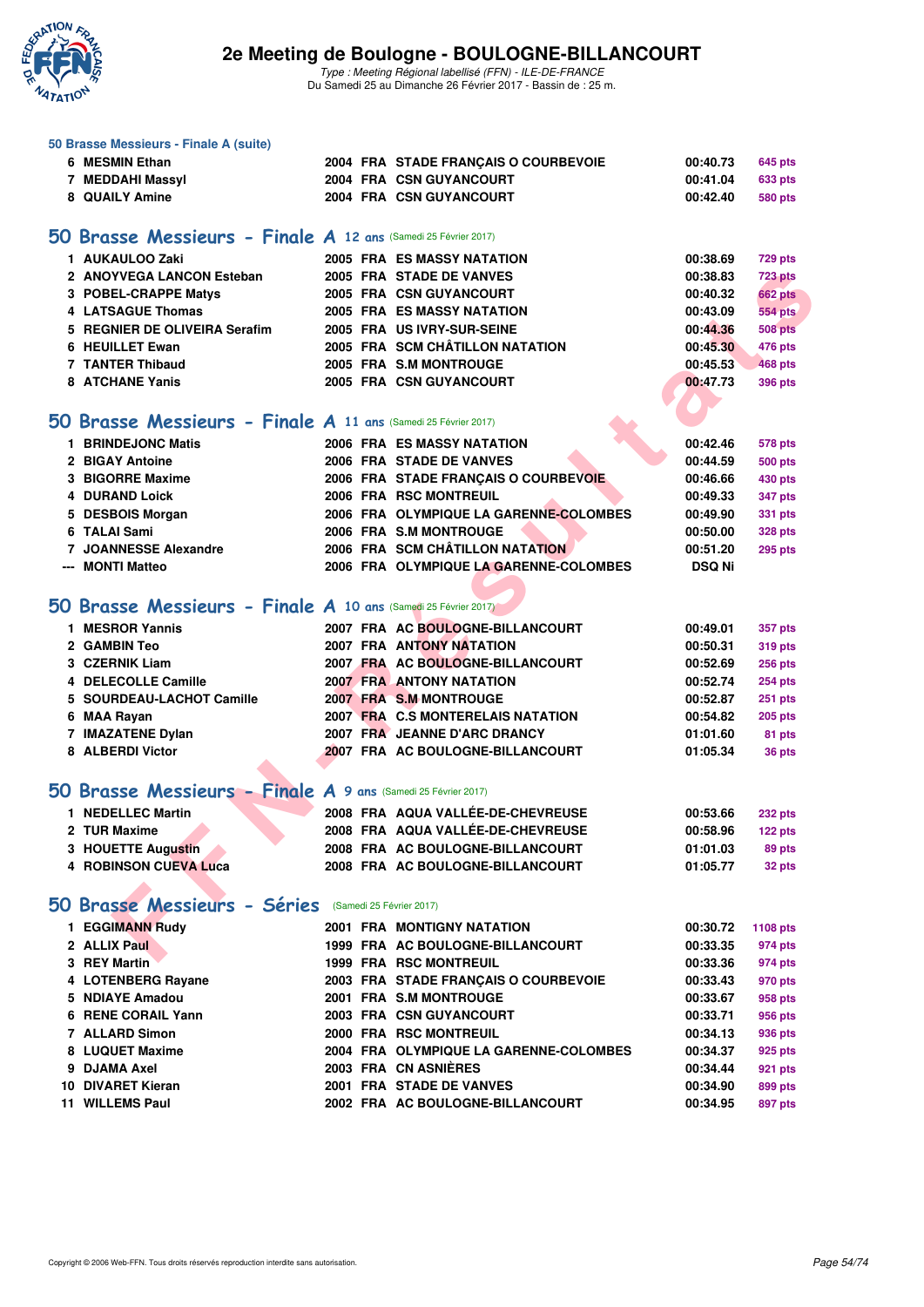### 50 Brasse Messieurs - Finale A (suite)

| | | | | | | |
|---|---|---|---|---|---|---|
| 6 | MESMIN Ethan | 2004 | FRA | STADE FRANÇAIS O COURBEVOIE | 00:40.73 | 645 pts |
| 7 | MEDDAHI Massyl | 2004 | FRA | CSN GUYANCOURT | 00:41.04 | 633 pts |
| 8 | QUAILY Amine | 2004 | FRA | CSN GUYANCOURT | 00:42.40 | 580 pts |

## 50 Brasse Messieurs - Finale A 12 ans (Samedi 25 Février 2017)

| | | | | | | |
|---|---|---|---|---|---|---|
| 1 | AUKAULOO Zaki | 2005 | FRA | ES MASSY NATATION | 00:38.69 | 729 pts |
| 2 | ANOVYEGA LANCON Esteban | 2005 | FRA | STADE DE VANVES | 00:38.83 | 723 pts |
| 3 | POBEL-CRAPPE Matys | 2005 | FRA | CSN GUYANCOURT | 00:40.32 | 662 pts |
| 4 | LATSAGUE Thomas | 2005 | FRA | ES MASSY NATATION | 00:43.09 | 554 pts |
| 5 | REGNIER DE OLIVEIRA Serafim | 2005 | FRA | US IVRY-SUR-SEINE | 00:44.36 | 508 pts |
| 6 | HEUILLET Ewan | 2005 | FRA | SCM CHÂTILLON NATATION | 00:45.30 | 476 pts |
| 7 | TANTER Thibaud | 2005 | FRA | S.M MONTROUGE | 00:45.53 | 468 pts |
| 8 | ATCHANE Yanis | 2005 | FRA | CSN GUYANCOURT | 00:47.73 | 396 pts |

## 50 Brasse Messieurs - Finale A 11 ans (Samedi 25 Février 2017)

| | | | | | | |
|---|---|---|---|---|---|---|
| 1 | BRINDEJONC Matis | 2006 | FRA | ES MASSY NATATION | 00:42.46 | 578 pts |
| 2 | BIGAY Antoine | 2006 | FRA | STADE DE VANVES | 00:44.59 | 500 pts |
| 3 | BIGORRE Maxime | 2006 | FRA | STADE FRANÇAIS O COURBEVOIE | 00:46.66 | 430 pts |
| 4 | DURAND Loick | 2006 | FRA | RSC MONTREUIL | 00:49.33 | 347 pts |
| 5 | DESBOIS Morgan | 2006 | FRA | OLYMPIQUE LA GARENNE-COLOMBES | 00:49.90 | 331 pts |
| 6 | TALAI Sami | 2006 | FRA | S.M MONTROUGE | 00:50.00 | 328 pts |
| 7 | JOANNESSE Alexandre | 2006 | FRA | SCM CHÂTILLON NATATION | 00:51.20 | 295 pts |
| --- | MONTI Matteo | 2006 | FRA | OLYMPIQUE LA GARENNE-COLOMBES | DSQ Ni | |

## 50 Brasse Messieurs - Finale A 10 ans (Samedi 25 Février 2017)

| | | | | | | |
|---|---|---|---|---|---|---|
| 1 | MESROR Yannis | 2007 | FRA | AC BOULOGNE-BILLANCOURT | 00:49.01 | 357 pts |
| 2 | GAMBIN Teo | 2007 | FRA | ANTONY NATATION | 00:50.31 | 319 pts |
| 3 | CZERNIK Liam | 2007 | FRA | AC BOULOGNE-BILLANCOURT | 00:52.69 | 256 pts |
| 4 | DELECOLLE Camille | 2007 | FRA | ANTONY NATATION | 00:52.74 | 254 pts |
| 5 | SOURDEAU-LACHOT Camille | 2007 | FRA | S.M MONTROUGE | 00:52.87 | 251 pts |
| 6 | MAA Rayan | 2007 | FRA | C.S MONTERELAIS NATATION | 00:54.82 | 205 pts |
| 7 | IMAZATENE Dylan | 2007 | FRA | JEANNE D'ARC DRANCY | 01:01.60 | 81 pts |
| 8 | ALBERDI Victor | 2007 | FRA | AC BOULOGNE-BILLANCOURT | 01:05.34 | 36 pts |

## 50 Brasse Messieurs - Finale A 9 ans (Samedi 25 Février 2017)

| | | | | | | |
|---|---|---|---|---|---|---|
| 1 | NEDELLEC Martin | 2008 | FRA | AQUA VALLÉE-DE-CHEVREUSE | 00:53.66 | 232 pts |
| 2 | TUR Maxime | 2008 | FRA | AQUA VALLÉE-DE-CHEVREUSE | 00:58.96 | 122 pts |
| 3 | HOUETTE Augustin | 2008 | FRA | AC BOULOGNE-BILLANCOURT | 01:01.03 | 89 pts |
| 4 | ROBINSON CUEVA Luca | 2008 | FRA | AC BOULOGNE-BILLANCOURT | 01:05.77 | 32 pts |

## 50 Brasse Messieurs - Séries (Samedi 25 Février 2017)

| | | | | | | |
|---|---|---|---|---|---|---|
| 1 | EGGIMANN Rudy | 2001 | FRA | MONTIGNY NATATION | 00:30.72 | 1108 pts |
| 2 | ALLIX Paul | 1999 | FRA | AC BOULOGNE-BILLANCOURT | 00:33.35 | 974 pts |
| 3 | REY Martin | 1999 | FRA | RSC MONTREUIL | 00:33.36 | 974 pts |
| 4 | LOTENBERG Rayane | 2003 | FRA | STADE FRANÇAIS O COURBEVOIE | 00:33.43 | 970 pts |
| 5 | NDIAYE Amadou | 2001 | FRA | S.M MONTROUGE | 00:33.67 | 958 pts |
| 6 | RENE CORAIL Yann | 2003 | FRA | CSN GUYANCOURT | 00:33.71 | 956 pts |
| 7 | ALLARD Simon | 2000 | FRA | RSC MONTREUIL | 00:34.13 | 936 pts |
| 8 | LUQUET Maxime | 2004 | FRA | OLYMPIQUE LA GARENNE-COLOMBES | 00:34.37 | 925 pts |
| 9 | DJAMA Axel | 2003 | FRA | CN ASNIÈRES | 00:34.44 | 921 pts |
| 10 | DIVARET Kieran | 2001 | FRA | STADE DE VANVES | 00:34.90 | 899 pts |
| 11 | WILLEMS Paul | 2002 | FRA | AC BOULOGNE-BILLANCOURT | 00:34.95 | 897 pts |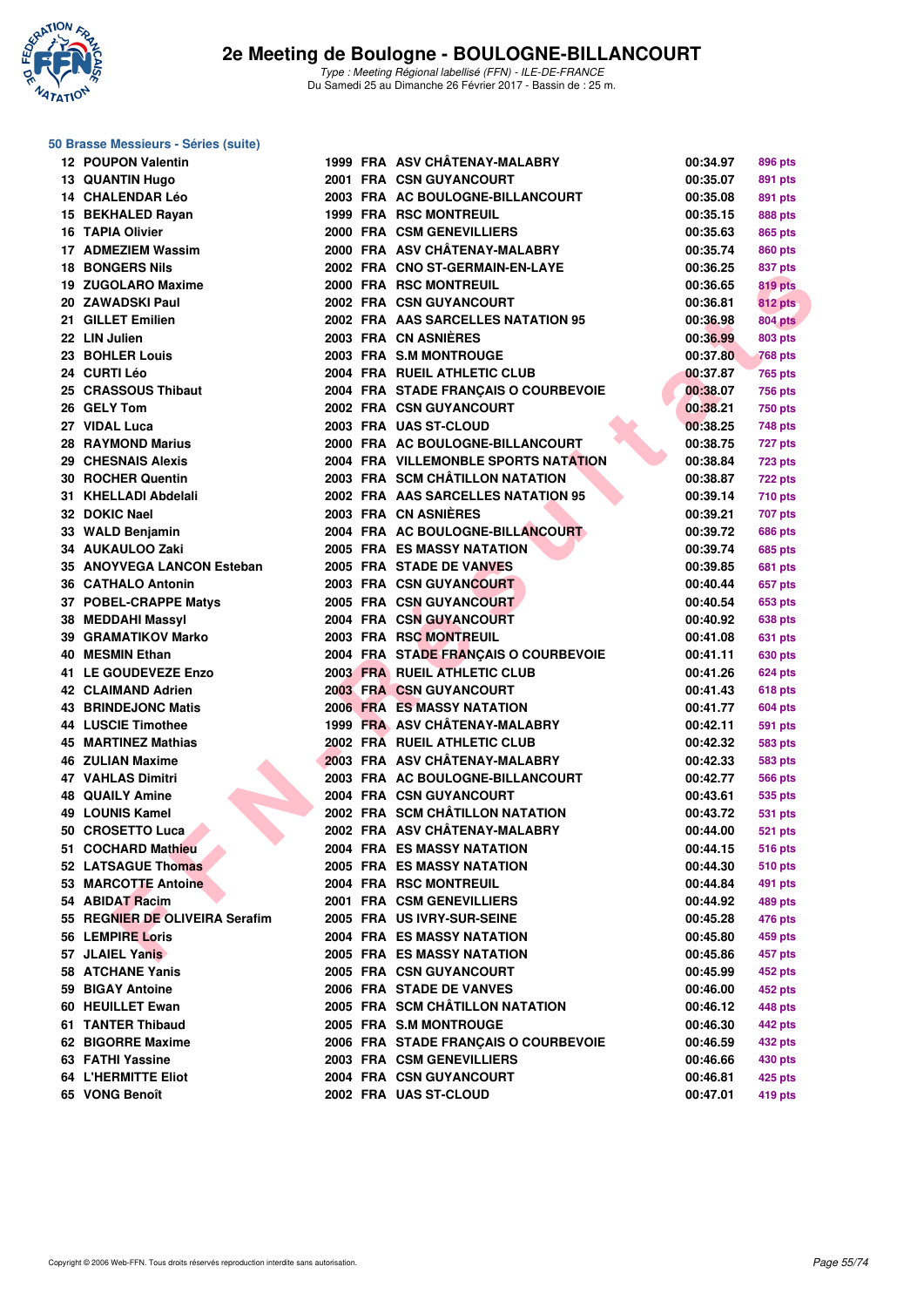# 2e Meeting de Boulogne - BOULOGNE-BILLANCOURT

*Type : Meeting Régional labellisé (FFN) - ILE-DE-FRANCE*
Du Samedi 25 au Dimanche 26 Février 2017 - Bassin de : 25 m.

### 50 Brasse Messieurs - Séries (suite)

| | | | | | | |
|---|---|---|---|---|---|---|
| 12 | POUPON Valentin | 1999 | FRA | ASV CHÂTENAY-MALABRY | 00:34.97 | 896 pts |
| 13 | QUANTIN Hugo | 2001 | FRA | CSN GUYANCOURT | 00:35.07 | 891 pts |
| 14 | CHALENDAR Léo | 2003 | FRA | AC BOULOGNE-BILLANCOURT | 00:35.08 | 891 pts |
| 15 | BEKHALED Rayan | 1999 | FRA | RSC MONTREUIL | 00:35.15 | 888 pts |
| 16 | TAPIA Olivier | 2000 | FRA | CSM GENEVILLIERS | 00:35.63 | 865 pts |
| 17 | ADMEZIEM Wassim | 2000 | FRA | ASV CHÂTENAY-MALABRY | 00:35.74 | 860 pts |
| 18 | BONGERS Nils | 2002 | FRA | CNO ST-GERMAIN-EN-LAYE | 00:36.25 | 837 pts |
| 19 | ZUGOLARO Maxime | 2000 | FRA | RSC MONTREUIL | 00:36.65 | 819 pts |
| 20 | ZAWADSKI Paul | 2002 | FRA | CSN GUYANCOURT | 00:36.81 | 812 pts |
| 21 | GILLET Emilien | 2002 | FRA | AAS SARCELLES NATATION 95 | 00:36.98 | 804 pts |
| 22 | LIN Julien | 2003 | FRA | CN ASNIÈRES | 00:36.99 | 803 pts |
| 23 | BOHLER Louis | 2003 | FRA | S.M MONTROUGE | 00:37.80 | 768 pts |
| 24 | CURTI Léo | 2004 | FRA | RUEIL ATHLETIC CLUB | 00:37.87 | 765 pts |
| 25 | CRASSOUS Thibaut | 2004 | FRA | STADE FRANÇAIS O COURBEVOIE | 00:38.07 | 756 pts |
| 26 | GELY Tom | 2002 | FRA | CSN GUYANCOURT | 00:38.21 | 750 pts |
| 27 | VIDAL Luca | 2003 | FRA | UAS ST-CLOUD | 00:38.25 | 748 pts |
| 28 | RAYMOND Marius | 2000 | FRA | AC BOULOGNE-BILLANCOURT | 00:38.75 | 727 pts |
| 29 | CHESNAIS Alexis | 2004 | FRA | VILLEMONBLE SPORTS NATATION | 00:38.84 | 723 pts |
| 30 | ROCHER Quentin | 2003 | FRA | SCM CHÂTILLON NATATION | 00:38.87 | 722 pts |
| 31 | KHELLADI Abdelali | 2002 | FRA | AAS SARCELLES NATATION 95 | 00:39.14 | 710 pts |
| 32 | DOKIC Nael | 2003 | FRA | CN ASNIÈRES | 00:39.21 | 707 pts |
| 33 | WALD Benjamin | 2004 | FRA | AC BOULOGNE-BILLANCOURT | 00:39.72 | 686 pts |
| 34 | AUKAULOO Zaki | 2005 | FRA | ES MASSY NATATION | 00:39.74 | 685 pts |
| 35 | ANOYVEGA LANCON Esteban | 2005 | FRA | STADE DE VANVES | 00:39.85 | 681 pts |
| 36 | CATHALO Antonin | 2003 | FRA | CSN GUYANCOURT | 00:40.44 | 657 pts |
| 37 | POBEL-CRAPPE Matys | 2005 | FRA | CSN GUYANCOURT | 00:40.54 | 653 pts |
| 38 | MEDDAHI Massyl | 2004 | FRA | CSN GUYANCOURT | 00:40.92 | 638 pts |
| 39 | GRAMATIKOV Marko | 2003 | FRA | RSC MONTREUIL | 00:41.08 | 631 pts |
| 40 | MESMIN Ethan | 2004 | FRA | STADE FRANÇAIS O COURBEVOIE | 00:41.11 | 630 pts |
| 41 | LE GOUDEVEZE Enzo | 2003 | FRA | RUEIL ATHLETIC CLUB | 00:41.26 | 624 pts |
| 42 | CLAIMAND Adrien | 2003 | FRA | CSN GUYANCOURT | 00:41.43 | 618 pts |
| 43 | BRINDEJONC Matis | 2006 | FRA | ES MASSY NATATION | 00:41.77 | 604 pts |
| 44 | LUSCIE Timothee | 1999 | FRA | ASV CHÂTENAY-MALABRY | 00:42.11 | 591 pts |
| 45 | MARTINEZ Mathias | 2002 | FRA | RUEIL ATHLETIC CLUB | 00:42.32 | 583 pts |
| 46 | ZULIAN Maxime | 2003 | FRA | ASV CHÂTENAY-MALABRY | 00:42.33 | 583 pts |
| 47 | VAHLAS Dimitri | 2003 | FRA | AC BOULOGNE-BILLANCOURT | 00:42.77 | 566 pts |
| 48 | QUAILY Amine | 2004 | FRA | CSN GUYANCOURT | 00:43.61 | 535 pts |
| 49 | LOUNIS Kamel | 2002 | FRA | SCM CHÂTILLON NATATION | 00:43.72 | 531 pts |
| 50 | CROSETTO Luca | 2002 | FRA | ASV CHÂTENAY-MALABRY | 00:44.00 | 521 pts |
| 51 | COCHARD Mathieu | 2004 | FRA | ES MASSY NATATION | 00:44.15 | 516 pts |
| 52 | LATSAGUE Thomas | 2005 | FRA | ES MASSY NATATION | 00:44.30 | 510 pts |
| 53 | MARCOTTE Antoine | 2004 | FRA | RSC MONTREUIL | 00:44.84 | 491 pts |
| 54 | ABIDAT Racim | 2001 | FRA | CSM GENEVILLIERS | 00:44.92 | 489 pts |
| 55 | REGNIER DE OLIVEIRA Serafim | 2005 | FRA | US IVRY-SUR-SEINE | 00:45.28 | 476 pts |
| 56 | LEMPIRE Loris | 2004 | FRA | ES MASSY NATATION | 00:45.80 | 459 pts |
| 57 | JLAIEL Yanis | 2005 | FRA | ES MASSY NATATION | 00:45.86 | 457 pts |
| 58 | ATCHANE Yanis | 2005 | FRA | CSN GUYANCOURT | 00:45.99 | 452 pts |
| 59 | BIGAY Antoine | 2006 | FRA | STADE DE VANVES | 00:46.00 | 452 pts |
| 60 | HEUILLET Ewan | 2005 | FRA | SCM CHÂTILLON NATATION | 00:46.12 | 448 pts |
| 61 | TANTER Thibaud | 2005 | FRA | S.M MONTROUGE | 00:46.30 | 442 pts |
| 62 | BIGORRE Maxime | 2006 | FRA | STADE FRANÇAIS O COURBEVOIE | 00:46.59 | 432 pts |
| 63 | FATHI Yassine | 2003 | FRA | CSM GENEVILLIERS | 00:46.66 | 430 pts |
| 64 | L'HERMITTE Eliot | 2004 | FRA | CSN GUYANCOURT | 00:46.81 | 425 pts |
| 65 | VONG Benoît | 2002 | FRA | UAS ST-CLOUD | 00:47.01 | 419 pts |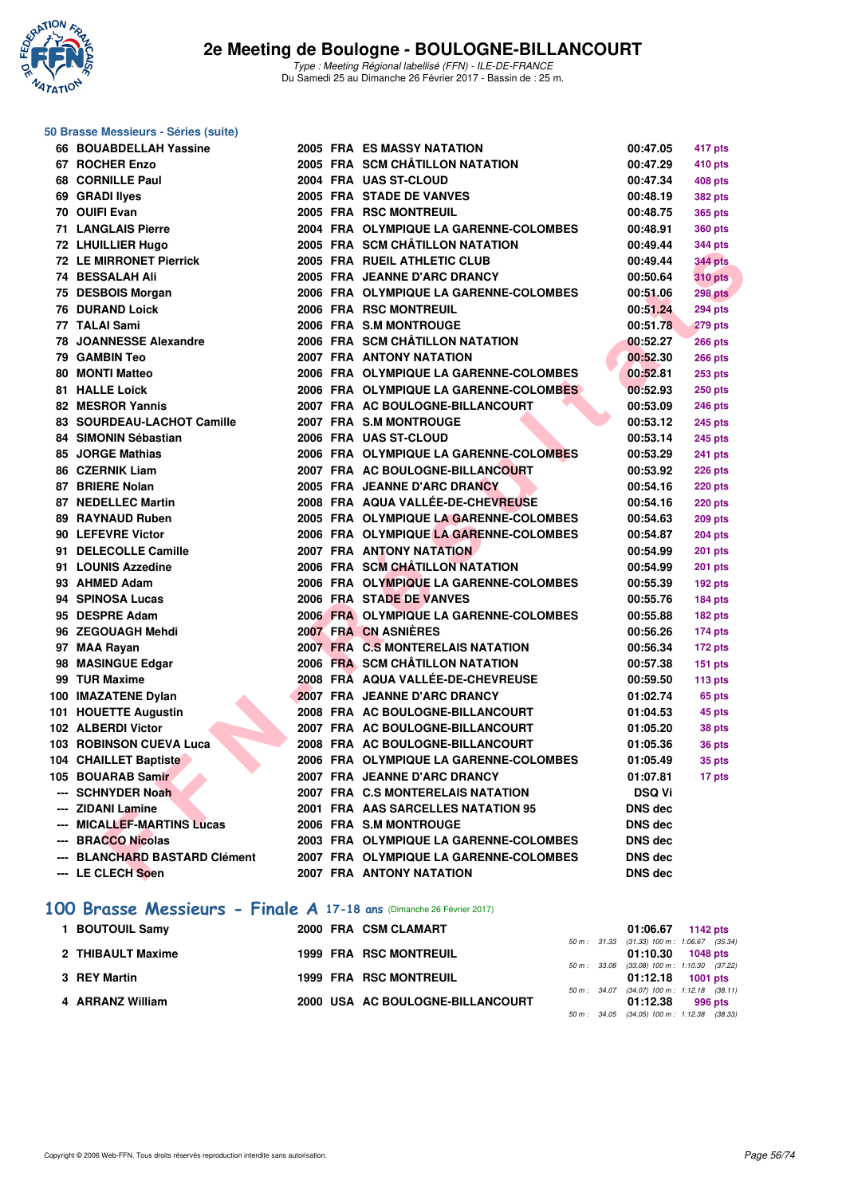## 50 Brasse Messieurs - Séries (suite)

| Rang | Nom | Année | Nat. | Club | Temps | Points |
|---|---|---|---|---|---|---|
| 66 | BOUABDELLAH Yassine | 2005 | FRA | ES MASSY NATATION | 00:47.05 | 417 pts |
| 67 | ROCHER Enzo | 2005 | FRA | SCM CHÂTILLON NATATION | 00:47.29 | 410 pts |
| 68 | CORNILLE Paul | 2004 | FRA | UAS ST-CLOUD | 00:47.34 | 408 pts |
| 69 | GRADI Ilyes | 2005 | FRA | STADE DE VANVES | 00:48.19 | 382 pts |
| 70 | OUIFI Evan | 2005 | FRA | RSC MONTREUIL | 00:48.75 | 365 pts |
| 71 | LANGLAIS Pierre | 2004 | FRA | OLYMPIQUE LA GARENNE-COLOMBES | 00:48.91 | 360 pts |
| 72 | LHUILLIER Hugo | 2005 | FRA | SCM CHÂTILLON NATATION | 00:49.44 | 344 pts |
| 72 | LE MIRRONET Pierrick | 2005 | FRA | RUEIL ATHLETIC CLUB | 00:49.44 | 344 pts |
| 74 | BESSALAH Ali | 2005 | FRA | JEANNE D'ARC DRANCY | 00:50.64 | 310 pts |
| 75 | DESBOIS Morgan | 2006 | FRA | OLYMPIQUE LA GARENNE-COLOMBES | 00:51.06 | 298 pts |
| 76 | DURAND Loick | 2006 | FRA | RSC MONTREUIL | 00:51.24 | 294 pts |
| 77 | TALAI Sami | 2006 | FRA | S.M MONTROUGE | 00:51.78 | 279 pts |
| 78 | JOANNESSE Alexandre | 2006 | FRA | SCM CHÂTILLON NATATION | 00:52.27 | 266 pts |
| 79 | GAMBIN Teo | 2007 | FRA | ANTONY NATATION | 00:52.30 | 266 pts |
| 80 | MONTI Matteo | 2006 | FRA | OLYMPIQUE LA GARENNE-COLOMBES | 00:52.81 | 253 pts |
| 81 | HALLE Loick | 2006 | FRA | OLYMPIQUE LA GARENNE-COLOMBES | 00:52.93 | 250 pts |
| 82 | MESROR Yannis | 2007 | FRA | AC BOULOGNE-BILLANCOURT | 00:53.09 | 246 pts |
| 83 | SOURDEAU-LACHOT Camille | 2007 | FRA | S.M MONTROUGE | 00:53.12 | 245 pts |
| 84 | SIMONIN Sébastian | 2006 | FRA | UAS ST-CLOUD | 00:53.14 | 245 pts |
| 85 | JORGE Mathias | 2006 | FRA | OLYMPIQUE LA GARENNE-COLOMBES | 00:53.29 | 241 pts |
| 86 | CZERNIK Liam | 2007 | FRA | AC BOULOGNE-BILLANCOURT | 00:53.92 | 226 pts |
| 87 | BRIERE Nolan | 2005 | FRA | JEANNE D'ARC DRANCY | 00:54.16 | 220 pts |
| 87 | NEDELLEC Martin | 2008 | FRA | AQUA VALLÉE-DE-CHEVREUSE | 00:54.16 | 220 pts |
| 89 | RAYNAUD Ruben | 2005 | FRA | OLYMPIQUE LA GARENNE-COLOMBES | 00:54.63 | 209 pts |
| 90 | LEFEVRE Victor | 2006 | FRA | OLYMPIQUE LA GARENNE-COLOMBES | 00:54.87 | 204 pts |
| 91 | DELECOLLE Camille | 2007 | FRA | ANTONY NATATION | 00:54.99 | 201 pts |
| 91 | LOUNIS Azzedine | 2006 | FRA | SCM CHÂTILLON NATATION | 00:54.99 | 201 pts |
| 93 | AHMED Adam | 2006 | FRA | OLYMPIQUE LA GARENNE-COLOMBES | 00:55.39 | 192 pts |
| 94 | SPINOSA Lucas | 2006 | FRA | STADE DE VANVES | 00:55.76 | 184 pts |
| 95 | DESPRE Adam | 2006 | FRA | OLYMPIQUE LA GARENNE-COLOMBES | 00:55.88 | 182 pts |
| 96 | ZEGOUAGH Mehdi | 2007 | FRA | CN ASNIÈRES | 00:56.26 | 174 pts |
| 97 | MAA Rayan | 2007 | FRA | C.S MONTERELAIS NATATION | 00:56.34 | 172 pts |
| 98 | MASINGUE Edgar | 2006 | FRA | SCM CHÂTILLON NATATION | 00:57.38 | 151 pts |
| 99 | TUR Maxime | 2008 | FRA | AQUA VALLÉE-DE-CHEVREUSE | 00:59.50 | 113 pts |
| 100 | IMAZATENE Dylan | 2007 | FRA | JEANNE D'ARC DRANCY | 01:02.74 | 65 pts |
| 101 | HOUETTE Augustin | 2008 | FRA | AC BOULOGNE-BILLANCOURT | 01:04.53 | 45 pts |
| 102 | ALBERDI Victor | 2007 | FRA | AC BOULOGNE-BILLANCOURT | 01:05.20 | 38 pts |
| 103 | ROBINSON CUEVA Luca | 2008 | FRA | AC BOULOGNE-BILLANCOURT | 01:05.36 | 36 pts |
| 104 | CHAILLET Baptiste | 2006 | FRA | OLYMPIQUE LA GARENNE-COLOMBES | 01:05.49 | 35 pts |
| 105 | BOUARAB Samir | 2007 | FRA | JEANNE D'ARC DRANCY | 01:07.81 | 17 pts |
| --- | SCHNYDER Noah | 2007 | FRA | C.S MONTERELAIS NATATION | DSQ Vi | |
| --- | ZIDANI Lamine | 2001 | FRA | AAS SARCELLES NATATION 95 | DNS dec | |
| --- | MICALLEF-MARTINS Lucas | 2006 | FRA | S.M MONTROUGE | DNS dec | |
| --- | BRACCO Nicolas | 2003 | FRA | OLYMPIQUE LA GARENNE-COLOMBES | DNS dec | |
| --- | BLANCHARD BASTARD Clément | 2007 | FRA | OLYMPIQUE LA GARENNE-COLOMBES | DNS dec | |
| --- | LE CLECH Soen | 2007 | FRA | ANTONY NATATION | DNS dec | |

## 100 Brasse Messieurs - Finale A 17-18 ans (Dimanche 26 Février 2017)

| Rang | Nom | Année | Nat. | Club | Temps | Points |
|---|---|---|---|---|---|---|
| 1 | BOUTOUIL Samy | 2000 | FRA | CSM CLAMART | 01:06.67 | 1142 pts |
| | | | | | 50 m : 31.33 (31.33) 100 m : 1:06.67 (35.34) | |
| 2 | THIBAULT Maxime | 1999 | FRA | RSC MONTREUIL | 01:10.30 | 1048 pts |
| | | | | | 50 m : 33.08 (33.08) 100 m : 1:10.30 (37.22) | |
| 3 | REY Martin | 1999 | FRA | RSC MONTREUIL | 01:12.18 | 1001 pts |
| | | | | | 50 m : 34.07 (34.07) 100 m : 1:12.18 (38.11) | |
| 4 | ARRANZ William | 2000 | USA | AC BOULOGNE-BILLANCOURT | 01:12.38 | 996 pts |
| | | | | | 50 m : 34.05 (34.05) 100 m : 1:12.38 (38.33) | |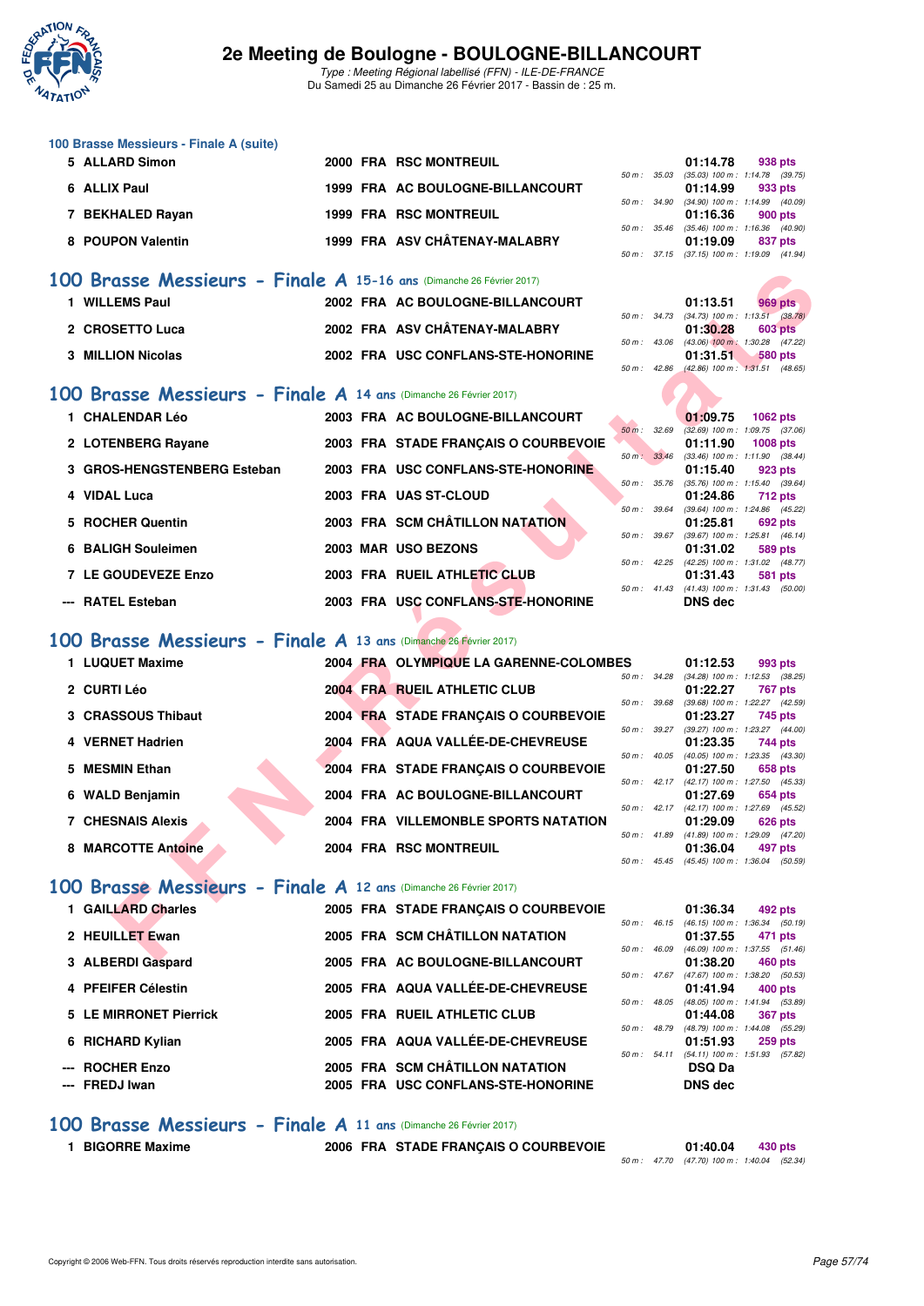# 2e Meeting de Boulogne - BOULOGNE-BILLANCOURT

*Type : Meeting Régional labellisé (FFN) - ILE-DE-FRANCE*
Du Samedi 25 au Dimanche 26 Février 2017 - Bassin de : 25 m.

### 100 Brasse Messieurs - Finale A (suite)

| Rang | Nom | Année | Nat. | Club | Temps | Points | Splits |
|---|---|---|---|---|---|---|---|
| 5 | ALLARD Simon | 2000 | FRA | RSC MONTREUIL | 01:14.78 | 938 pts | 50 m : 35.03 (35.03) 100 m : 1:14.78 (39.75) |
| 6 | ALLIX Paul | 1999 | FRA | AC BOULOGNE-BILLANCOURT | 01:14.99 | 933 pts | 50 m : 34.90 (34.90) 100 m : 1:14.99 (40.09) |
| 7 | BEKHALED Rayan | 1999 | FRA | RSC MONTREUIL | 01:16.36 | 900 pts | 50 m : 35.46 (35.46) 100 m : 1:16.36 (40.90) |
| 8 | POUPON Valentin | 1999 | FRA | ASV CHÂTENAY-MALABRY | 01:19.09 | 837 pts | 50 m : 37.15 (37.15) 100 m : 1:19.09 (41.94) |

## 100 Brasse Messieurs - Finale A 15-16 ans (Dimanche 26 Février 2017)

| Rang | Nom | Année | Nat. | Club | Temps | Points | Splits |
|---|---|---|---|---|---|---|---|
| 1 | WILLEMS Paul | 2002 | FRA | AC BOULOGNE-BILLANCOURT | 01:13.51 | 969 pts | 50 m : 34.73 (34.73) 100 m : 1:13.51 (38.78) |
| 2 | CROSETTO Luca | 2002 | FRA | ASV CHÂTENAY-MALABRY | 01:30.28 | 603 pts | 50 m : 43.06 (43.06) 100 m : 1:30.28 (47.22) |
| 3 | MILLION Nicolas | 2002 | FRA | USC CONFLANS-STE-HONORINE | 01:31.51 | 580 pts | 50 m : 42.86 (42.86) 100 m : 1:31.51 (48.65) |

## 100 Brasse Messieurs - Finale A 14 ans (Dimanche 26 Février 2017)

| Rang | Nom | Année | Nat. | Club | Temps | Points | Splits |
|---|---|---|---|---|---|---|---|
| 1 | CHALENDAR Léo | 2003 | FRA | AC BOULOGNE-BILLANCOURT | 01:09.75 | 1062 pts | 50 m : 32.69 (32.69) 100 m : 1:09.75 (37.06) |
| 2 | LOTENBERG Rayane | 2003 | FRA | STADE FRANÇAIS O COURBEVOIE | 01:11.90 | 1008 pts | 50 m : 33.46 (33.46) 100 m : 1:11.90 (38.44) |
| 3 | GROS-HENGSTENBERG Esteban | 2003 | FRA | USC CONFLANS-STE-HONORINE | 01:15.40 | 923 pts | 50 m : 35.76 (35.76) 100 m : 1:15.40 (39.64) |
| 4 | VIDAL Luca | 2003 | FRA | UAS ST-CLOUD | 01:24.86 | 712 pts | 50 m : 39.64 (39.64) 100 m : 1:24.86 (45.22) |
| 5 | ROCHER Quentin | 2003 | FRA | SCM CHÂTILLON NATATION | 01:25.81 | 692 pts | 50 m : 39.67 (39.67) 100 m : 1:25.81 (46.14) |
| 6 | BALIGH Souleimen | 2003 | MAR | USO BEZONS | 01:31.02 | 589 pts | 50 m : 42.25 (42.25) 100 m : 1:31.02 (48.77) |
| 7 | LE GOUDEVEZE Enzo | 2003 | FRA | RUEIL ATHLETIC CLUB | 01:31.43 | 581 pts | 50 m : 41.43 (41.43) 100 m : 1:31.43 (50.00) |
| --- | RATEL Esteban | 2003 | FRA | USC CONFLANS-STE-HONORINE | DNS dec | | |

## 100 Brasse Messieurs - Finale A 13 ans (Dimanche 26 Février 2017)

| Rang | Nom | Année | Nat. | Club | Temps | Points | Splits |
|---|---|---|---|---|---|---|---|
| 1 | LUQUET Maxime | 2004 | FRA | OLYMPIQUE LA GARENNE-COLOMBES | 01:12.53 | 993 pts | 50 m : 34.28 (34.28) 100 m : 1:12.53 (38.25) |
| 2 | CURTI Léo | 2004 | FRA | RUEIL ATHLETIC CLUB | 01:22.27 | 767 pts | 50 m : 39.68 (39.68) 100 m : 1:22.27 (42.59) |
| 3 | CRASSOUS Thibaut | 2004 | FRA | STADE FRANÇAIS O COURBEVOIE | 01:23.27 | 745 pts | 50 m : 39.27 (39.27) 100 m : 1:23.27 (44.00) |
| 4 | VERNET Hadrien | 2004 | FRA | AQUA VALLÉE-DE-CHEVREUSE | 01:23.35 | 744 pts | 50 m : 40.05 (40.05) 100 m : 1:23.35 (43.30) |
| 5 | MESMIN Ethan | 2004 | FRA | STADE FRANÇAIS O COURBEVOIE | 01:27.50 | 658 pts | 50 m : 42.17 (42.17) 100 m : 1:27.50 (45.33) |
| 6 | WALD Benjamin | 2004 | FRA | AC BOULOGNE-BILLANCOURT | 01:27.69 | 654 pts | 50 m : 42.17 (42.17) 100 m : 1:27.69 (45.52) |
| 7 | CHESNAIS Alexis | 2004 | FRA | VILLEMONBLE SPORTS NATATION | 01:29.09 | 626 pts | 50 m : 41.89 (41.89) 100 m : 1:29.09 (47.20) |
| 8 | MARCOTTE Antoine | 2004 | FRA | RSC MONTREUIL | 01:36.04 | 497 pts | 50 m : 45.45 (45.45) 100 m : 1:36.04 (50.59) |

## 100 Brasse Messieurs - Finale A 12 ans (Dimanche 26 Février 2017)

| Rang | Nom | Année | Nat. | Club | Temps | Points | Splits |
|---|---|---|---|---|---|---|---|
| 1 | GAILLARD Charles | 2005 | FRA | STADE FRANÇAIS O COURBEVOIE | 01:36.34 | 492 pts | 50 m : 46.15 (46.15) 100 m : 1:36.34 (50.19) |
| 2 | HEUILLET Ewan | 2005 | FRA | SCM CHÂTILLON NATATION | 01:37.55 | 471 pts | 50 m : 46.09 (46.09) 100 m : 1:37.55 (51.46) |
| 3 | ALBERDI Gaspard | 2005 | FRA | AC BOULOGNE-BILLANCOURT | 01:38.20 | 460 pts | 50 m : 47.67 (47.67) 100 m : 1:38.20 (50.53) |
| 4 | PFEIFER Célestin | 2005 | FRA | AQUA VALLÉE-DE-CHEVREUSE | 01:41.94 | 400 pts | 50 m : 48.05 (48.05) 100 m : 1:41.94 (53.89) |
| 5 | LE MIRRONET Pierrick | 2005 | FRA | RUEIL ATHLETIC CLUB | 01:44.08 | 367 pts | 50 m : 48.79 (48.79) 100 m : 1:44.08 (55.29) |
| 6 | RICHARD Kylian | 2005 | FRA | AQUA VALLÉE-DE-CHEVREUSE | 01:51.93 | 259 pts | 50 m : 54.11 (54.11) 100 m : 1:51.93 (57.82) |
| --- | ROCHER Enzo | 2005 | FRA | SCM CHÂTILLON NATATION | DSQ Da | | |
| --- | FREDJ Iwan | 2005 | FRA | USC CONFLANS-STE-HONORINE | DNS dec | | |

## 100 Brasse Messieurs - Finale A 11 ans (Dimanche 26 Février 2017)

| Rang | Nom | Année | Nat. | Club | Temps | Points | Splits |
|---|---|---|---|---|---|---|---|
| 1 | BIGORRE Maxime | 2006 | FRA | STADE FRANÇAIS O COURBEVOIE | 01:40.04 | 430 pts | 50 m : 47.70 (47.70) 100 m : 1:40.04 (52.34) |

Copyright © 2006 Web-FFN. Tous droits réservés reproduction interdite sans autorisation.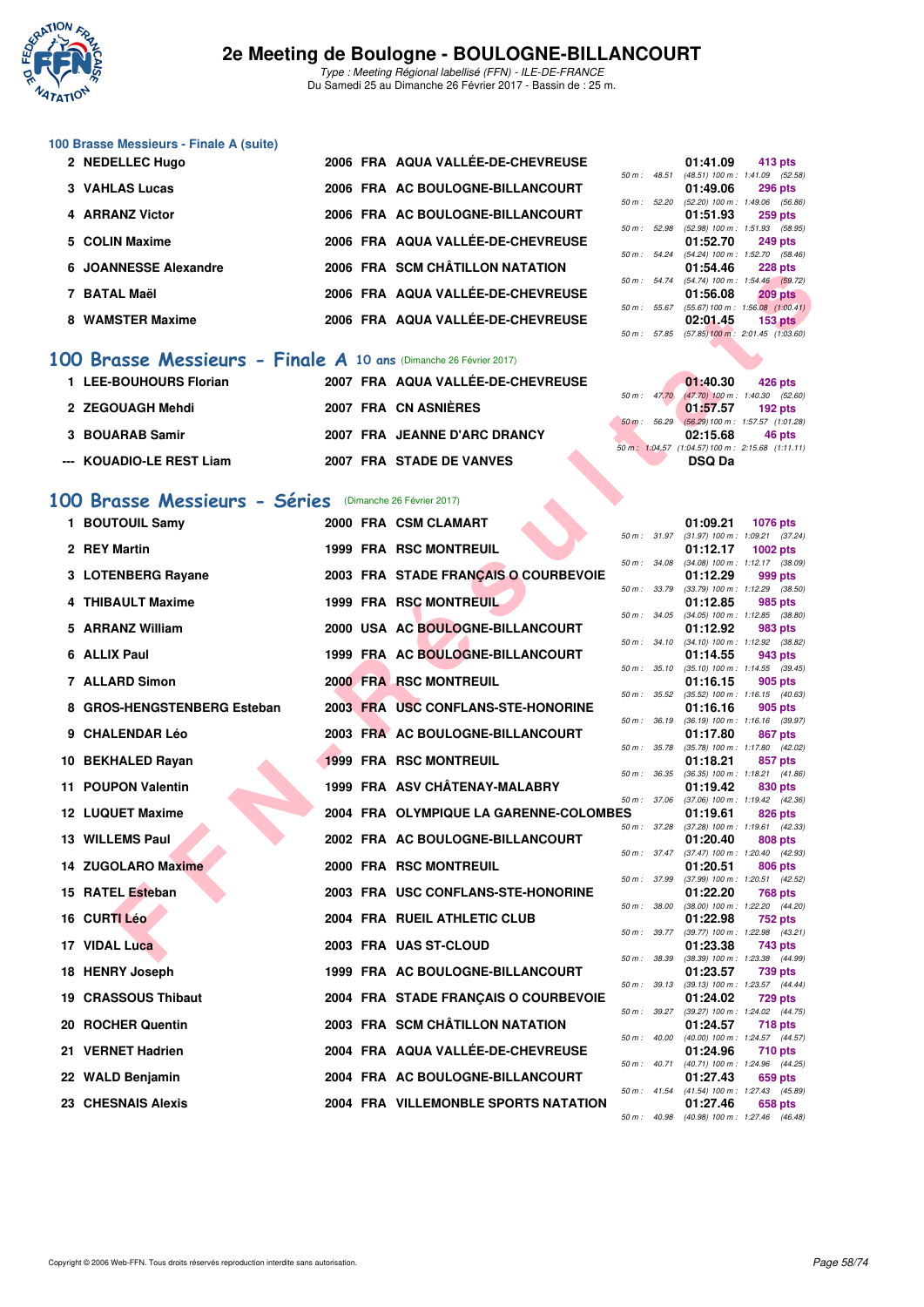# 2e Meeting de Boulogne - BOULOGNE-BILLANCOURT

*Type : Meeting Régional labellisé (FFN) - ILE-DE-FRANCE*
Du Samedi 25 au Dimanche 26 Février 2017 - Bassin de : 25 m.

### 100 Brasse Messieurs - Finale A (suite)

| Rang | Nom | Année | Nat. | Club | Temps | Points | Splits |
|---|---|---|---|---|---|---|---|
| 2 | NEDELLEC Hugo | 2006 | FRA | AQUA VALLÉE-DE-CHEVREUSE | 01:41.09 | 413 pts | 50 m : 48.51 (48.51) 100 m : 1:41.09 (52.58) |
| 3 | VAHLAS Lucas | 2006 | FRA | AC BOULOGNE-BILLANCOURT | 01:49.06 | 296 pts | 50 m : 52.20 (52.20) 100 m : 1:49.06 (56.86) |
| 4 | ARRANZ Victor | 2006 | FRA | AC BOULOGNE-BILLANCOURT | 01:51.93 | 259 pts | 50 m : 52.98 (52.98) 100 m : 1:51.93 (58.95) |
| 5 | COLIN Maxime | 2006 | FRA | AQUA VALLÉE-DE-CHEVREUSE | 01:52.70 | 249 pts | 50 m : 54.24 (54.24) 100 m : 1:52.70 (58.46) |
| 6 | JOANNESSE Alexandre | 2006 | FRA | SCM CHÂTILLON NATATION | 01:54.46 | 228 pts | 50 m : 54.74 (54.74) 100 m : 1:54.46 (59.72) |
| 7 | BATAL Maël | 2006 | FRA | AQUA VALLÉE-DE-CHEVREUSE | 01:56.08 | 209 pts | 50 m : 55.67 (55.67) 100 m : 1:56.08 (1:00.41) |
| 8 | WAMSTER Maxime | 2006 | FRA | AQUA VALLÉE-DE-CHEVREUSE | 02:01.45 | 153 pts | 50 m : 57.85 (57.85) 100 m : 2:01.45 (1:03.60) |

## 100 Brasse Messieurs - Finale A 10 ans (Dimanche 26 Février 2017)

| Rang | Nom | Année | Nat. | Club | Temps | Points | Splits |
|---|---|---|---|---|---|---|---|
| 1 | LEE-BOUHOURS Florian | 2007 | FRA | AQUA VALLÉE-DE-CHEVREUSE | 01:40.30 | 426 pts | 50 m : 47.70 (47.70) 100 m : 1:40.30 (52.60) |
| 2 | ZEGOUAGH Mehdi | 2007 | FRA | CN ASNIÈRES | 01:57.57 | 192 pts | 50 m : 56.29 (56.29) 100 m : 1:57.57 (1:01.28) |
| 3 | BOUARAB Samir | 2007 | FRA | JEANNE D'ARC DRANCY | 02:15.68 | 46 pts | 50 m : 1:04.57 (1:04.57) 100 m : 2:15.68 (1:11.11) |
| --- | KOUADIO-LE REST Liam | 2007 | FRA | STADE DE VANVES | DSQ Da | | |

## 100 Brasse Messieurs - Séries (Dimanche 26 Février 2017)

| Rang | Nom | Année | Nat. | Club | Temps | Points | Splits |
|---|---|---|---|---|---|---|---|
| 1 | BOUTOUIL Samy | 2000 | FRA | CSM CLAMART | 01:09.21 | 1076 pts | 50 m : 31.97 (31.97) 100 m : 1:09.21 (37.24) |
| 2 | REY Martin | 1999 | FRA | RSC MONTREUIL | 01:12.17 | 1002 pts | 50 m : 34.08 (34.08) 100 m : 1:12.17 (38.09) |
| 3 | LOTENBERG Rayane | 2003 | FRA | STADE FRANÇAIS O COURBEVOIE | 01:12.29 | 999 pts | 50 m : 33.79 (33.79) 100 m : 1:12.29 (38.50) |
| 4 | THIBAULT Maxime | 1999 | FRA | RSC MONTREUIL | 01:12.85 | 985 pts | 50 m : 34.05 (34.05) 100 m : 1:12.85 (38.80) |
| 5 | ARRANZ William | 2000 | USA | AC BOULOGNE-BILLANCOURT | 01:12.92 | 983 pts | 50 m : 34.10 (34.10) 100 m : 1:12.92 (38.82) |
| 6 | ALLIX Paul | 1999 | FRA | AC BOULOGNE-BILLANCOURT | 01:14.55 | 943 pts | 50 m : 35.10 (35.10) 100 m : 1:14.55 (39.45) |
| 7 | ALLARD Simon | 2000 | FRA | RSC MONTREUIL | 01:16.15 | 905 pts | 50 m : 35.52 (35.52) 100 m : 1:16.15 (40.63) |
| 8 | GROS-HENGSTENBERG Esteban | 2003 | FRA | USC CONFLANS-STE-HONORINE | 01:16.16 | 905 pts | 50 m : 36.19 (36.19) 100 m : 1:16.16 (39.97) |
| 9 | CHALENDAR Léo | 2003 | FRA | AC BOULOGNE-BILLANCOURT | 01:17.80 | 867 pts | 50 m : 35.78 (35.78) 100 m : 1:17.80 (42.02) |
| 10 | BEKHALED Rayan | 1999 | FRA | RSC MONTREUIL | 01:18.21 | 857 pts | 50 m : 36.35 (36.35) 100 m : 1:18.21 (41.86) |
| 11 | POUPON Valentin | 1999 | FRA | ASV CHÂTENAY-MALABRY | 01:19.42 | 830 pts | 50 m : 37.06 (37.06) 100 m : 1:19.42 (42.36) |
| 12 | LUQUET Maxime | 2004 | FRA | OLYMPIQUE LA GARENNE-COLOMBES | 01:19.61 | 826 pts | 50 m : 37.28 (37.28) 100 m : 1:19.61 (42.33) |
| 13 | WILLEMS Paul | 2002 | FRA | AC BOULOGNE-BILLANCOURT | 01:20.40 | 808 pts | 50 m : 37.47 (37.47) 100 m : 1:20.40 (42.93) |
| 14 | ZUGOLARO Maxime | 2000 | FRA | RSC MONTREUIL | 01:20.51 | 806 pts | 50 m : 37.99 (37.99) 100 m : 1:20.51 (42.52) |
| 15 | RATEL Esteban | 2003 | FRA | USC CONFLANS-STE-HONORINE | 01:22.20 | 768 pts | 50 m : 38.00 (38.00) 100 m : 1:22.20 (44.20) |
| 16 | CURTI Léo | 2004 | FRA | RUEIL ATHLETIC CLUB | 01:22.98 | 752 pts | 50 m : 39.77 (39.77) 100 m : 1:22.98 (43.21) |
| 17 | VIDAL Luca | 2003 | FRA | UAS ST-CLOUD | 01:23.38 | 743 pts | 50 m : 38.39 (38.39) 100 m : 1:23.38 (44.99) |
| 18 | HENRY Joseph | 1999 | FRA | AC BOULOGNE-BILLANCOURT | 01:23.57 | 739 pts | 50 m : 39.13 (39.13) 100 m : 1:23.57 (44.44) |
| 19 | CRASSOUS Thibaut | 2004 | FRA | STADE FRANÇAIS O COURBEVOIE | 01:24.02 | 729 pts | 50 m : 39.27 (39.27) 100 m : 1:24.02 (44.75) |
| 20 | ROCHER Quentin | 2003 | FRA | SCM CHÂTILLON NATATION | 01:24.57 | 718 pts | 50 m : 40.00 (40.00) 100 m : 1:24.57 (44.57) |
| 21 | VERNET Hadrien | 2004 | FRA | AQUA VALLÉE-DE-CHEVREUSE | 01:24.96 | 710 pts | 50 m : 40.71 (40.71) 100 m : 1:24.96 (44.25) |
| 22 | WALD Benjamin | 2004 | FRA | AC BOULOGNE-BILLANCOURT | 01:27.43 | 659 pts | 50 m : 41.54 (41.54) 100 m : 1:27.43 (45.89) |
| 23 | CHESNAIS Alexis | 2004 | FRA | VILLEMONBLE SPORTS NATATION | 01:27.46 | 658 pts | 50 m : 40.98 (40.98) 100 m : 1:27.46 (46.48) |

Copyright © 2006 Web-FFN. Tous droits réservés reproduction interdite sans autorisation.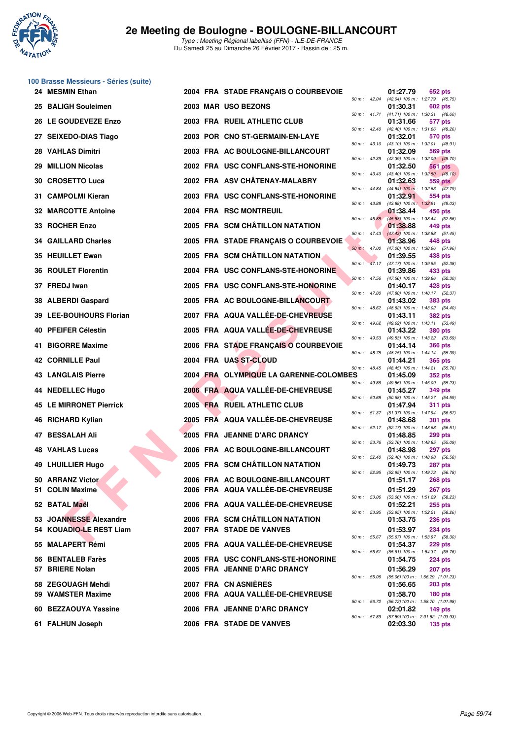# 2e Meeting de Boulogne - BOULOGNE-BILLANCOURT

*Type : Meeting Régional labellisé (FFN) - ILE-DE-FRANCE*
Du Samedi 25 au Dimanche 26 Février 2017 - Bassin de : 25 m.

## 100 Brasse Messieurs - Séries (suite)

| Rang | Nom | Année | Nat. | Club | Temps | Points | Splits |
|---|---|---|---|---|---|---|---|
| 24 | MESMIN Ethan | 2004 | FRA | STADE FRANÇAIS O COURBEVOIE | 01:27.79 | 652 pts | 50 m : 42.04 (42.04) 100 m : 1:27.79 (45.75) |
| 25 | BALIGH Souleimen | 2003 | MAR | USO BEZONS | 01:30.31 | 602 pts | 50 m : 41.71 (41.71) 100 m : 1:30.31 (48.60) |
| 26 | LE GOUDEVEZE Enzo | 2003 | FRA | RUEIL ATHLETIC CLUB | 01:31.66 | 577 pts | 50 m : 42.40 (42.40) 100 m : 1:31.66 (49.26) |
| 27 | SEIXEDO-DIAS Tiago | 2003 | POR | CNO ST-GERMAIN-EN-LAYE | 01:32.01 | 570 pts | 50 m : 43.10 (43.10) 100 m : 1:32.01 (48.91) |
| 28 | VAHLAS Dimitri | 2003 | FRA | AC BOULOGNE-BILLANCOURT | 01:32.09 | 569 pts | 50 m : 42.39 (42.39) 100 m : 1:32.09 (49.70) |
| 29 | MILLION Nicolas | 2002 | FRA | USC CONFLANS-STE-HONORINE | 01:32.50 | 561 pts | 50 m : 43.40 (43.40) 100 m : 1:32.50 (49.10) |
| 30 | CROSETTO Luca | 2002 | FRA | ASV CHÂTENAY-MALABRY | 01:32.63 | 559 pts | 50 m : 44.84 (44.84) 100 m : 1:32.63 (47.79) |
| 31 | CAMPOLMI Kieran | 2003 | FRA | USC CONFLANS-STE-HONORINE | 01:32.91 | 554 pts | 50 m : 43.88 (43.88) 100 m : 1:32.91 (49.03) |
| 32 | MARCOTTE Antoine | 2004 | FRA | RSC MONTREUIL | 01:38.44 | 456 pts | 50 m : 45.88 (45.88) 100 m : 1:38.44 (52.56) |
| 33 | ROCHER Enzo | 2005 | FRA | SCM CHÂTILLON NATATION | 01:38.88 | 449 pts | 50 m : 47.43 (47.43) 100 m : 1:38.88 (51.45) |
| 34 | GAILLARD Charles | 2005 | FRA | STADE FRANÇAIS O COURBEVOIE | 01:38.96 | 448 pts | 50 m : 47.00 (47.00) 100 m : 1:38.96 (51.96) |
| 35 | HEUILLET Ewan | 2005 | FRA | SCM CHÂTILLON NATATION | 01:39.55 | 438 pts | 50 m : 47.17 (47.17) 100 m : 1:39.55 (52.38) |
| 36 | ROULET Florentin | 2004 | FRA | USC CONFLANS-STE-HONORINE | 01:39.86 | 433 pts | 50 m : 47.56 (47.56) 100 m : 1:39.86 (52.30) |
| 37 | FREDJ Iwan | 2005 | FRA | USC CONFLANS-STE-HONORINE | 01:40.17 | 428 pts | 50 m : 47.80 (47.80) 100 m : 1:40.17 (52.37) |
| 38 | ALBERDI Gaspard | 2005 | FRA | AC BOULOGNE-BILLANCOURT | 01:43.02 | 383 pts | 50 m : 48.62 (48.62) 100 m : 1:43.02 (54.40) |
| 39 | LEE-BOUHOURS Florian | 2007 | FRA | AQUA VALLÉE-DE-CHEVREUSE | 01:43.11 | 382 pts | 50 m : 49.62 (49.62) 100 m : 1:43.11 (53.49) |
| 40 | PFEIFER Célestin | 2005 | FRA | AQUA VALLÉE-DE-CHEVREUSE | 01:43.22 | 380 pts | 50 m : 49.53 (49.53) 100 m : 1:43.22 (53.69) |
| 41 | BIGORRE Maxime | 2006 | FRA | STADE FRANÇAIS O COURBEVOIE | 01:44.14 | 366 pts | 50 m : 48.75 (48.75) 100 m : 1:44.14 (55.39) |
| 42 | CORNILLE Paul | 2004 | FRA | UAS ST-CLOUD | 01:44.21 | 365 pts | 50 m : 48.45 (48.45) 100 m : 1:44.21 (55.76) |
| 43 | LANGLAIS Pierre | 2004 | FRA | OLYMPIQUE LA GARENNE-COLOMBES | 01:45.09 | 352 pts | 50 m : 49.86 (49.86) 100 m : 1:45.09 (55.23) |
| 44 | NEDELLEC Hugo | 2006 | FRA | AQUA VALLÉE-DE-CHEVREUSE | 01:45.27 | 349 pts | 50 m : 50.68 (50.68) 100 m : 1:45.27 (54.59) |
| 45 | LE MIRRONET Pierrick | 2005 | FRA | RUEIL ATHLETIC CLUB | 01:47.94 | 311 pts | 50 m : 51.37 (51.37) 100 m : 1:47.94 (56.57) |
| 46 | RICHARD Kylian | 2005 | FRA | AQUA VALLÉE-DE-CHEVREUSE | 01:48.68 | 301 pts | 50 m : 52.17 (52.17) 100 m : 1:48.68 (56.51) |
| 47 | BESSALAH Ali | 2005 | FRA | JEANNE D'ARC DRANCY | 01:48.85 | 299 pts | 50 m : 53.76 (53.76) 100 m : 1:48.85 (55.09) |
| 48 | VAHLAS Lucas | 2006 | FRA | AC BOULOGNE-BILLANCOURT | 01:48.98 | 297 pts | 50 m : 52.40 (52.40) 100 m : 1:48.98 (56.58) |
| 49 | LHUILLIER Hugo | 2005 | FRA | SCM CHÂTILLON NATATION | 01:49.73 | 287 pts | 50 m : 52.95 (52.95) 100 m : 1:49.73 (56.78) |
| 50 | ARRANZ Victor | 2006 | FRA | AC BOULOGNE-BILLANCOURT | 01:51.17 | 268 pts | |
| 51 | COLIN Maxime | 2006 | FRA | AQUA VALLÉE-DE-CHEVREUSE | 01:51.29 | 267 pts | 50 m : 53.06 (53.06) 100 m : 1:51.29 (58.23) |
| 52 | BATAL Maël | 2006 | FRA | AQUA VALLÉE-DE-CHEVREUSE | 01:52.21 | 255 pts | 50 m : 53.95 (53.95) 100 m : 1:52.21 (58.26) |
| 53 | JOANNESSE Alexandre | 2006 | FRA | SCM CHÂTILLON NATATION | 01:53.75 | 236 pts | |
| 54 | KOUADIO-LE REST Liam | 2007 | FRA | STADE DE VANVES | 01:53.97 | 234 pts | 50 m : 55.67 (55.67) 100 m : 1:53.97 (58.30) |
| 55 | MALAPERT Rémi | 2005 | FRA | AQUA VALLÉE-DE-CHEVREUSE | 01:54.37 | 229 pts | 50 m : 55.61 (55.61) 100 m : 1:54.37 (58.76) |
| 56 | BENTALEB Farès | 2005 | FRA | USC CONFLANS-STE-HONORINE | 01:54.75 | 224 pts | |
| 57 | BRIERE Nolan | 2005 | FRA | JEANNE D'ARC DRANCY | 01:56.29 | 207 pts | 50 m : 55.06 (55.06) 100 m : 1:56.29 (1:01.23) |
| 58 | ZEGOUAGH Mehdi | 2007 | FRA | CN ASNIÈRES | 01:56.65 | 203 pts | |
| 59 | WAMSTER Maxime | 2006 | FRA | AQUA VALLÉE-DE-CHEVREUSE | 01:58.70 | 180 pts | 50 m : 56.72 (56.72) 100 m : 1:58.70 (1:01.98) |
| 60 | BEZZAOUYA Yassine | 2006 | FRA | JEANNE D'ARC DRANCY | 02:01.82 | 149 pts | 50 m : 57.89 (57.89) 100 m : 2:01.82 (1:03.93) |
| 61 | FALHUN Joseph | 2006 | FRA | STADE DE VANVES | 02:03.30 | 135 pts | |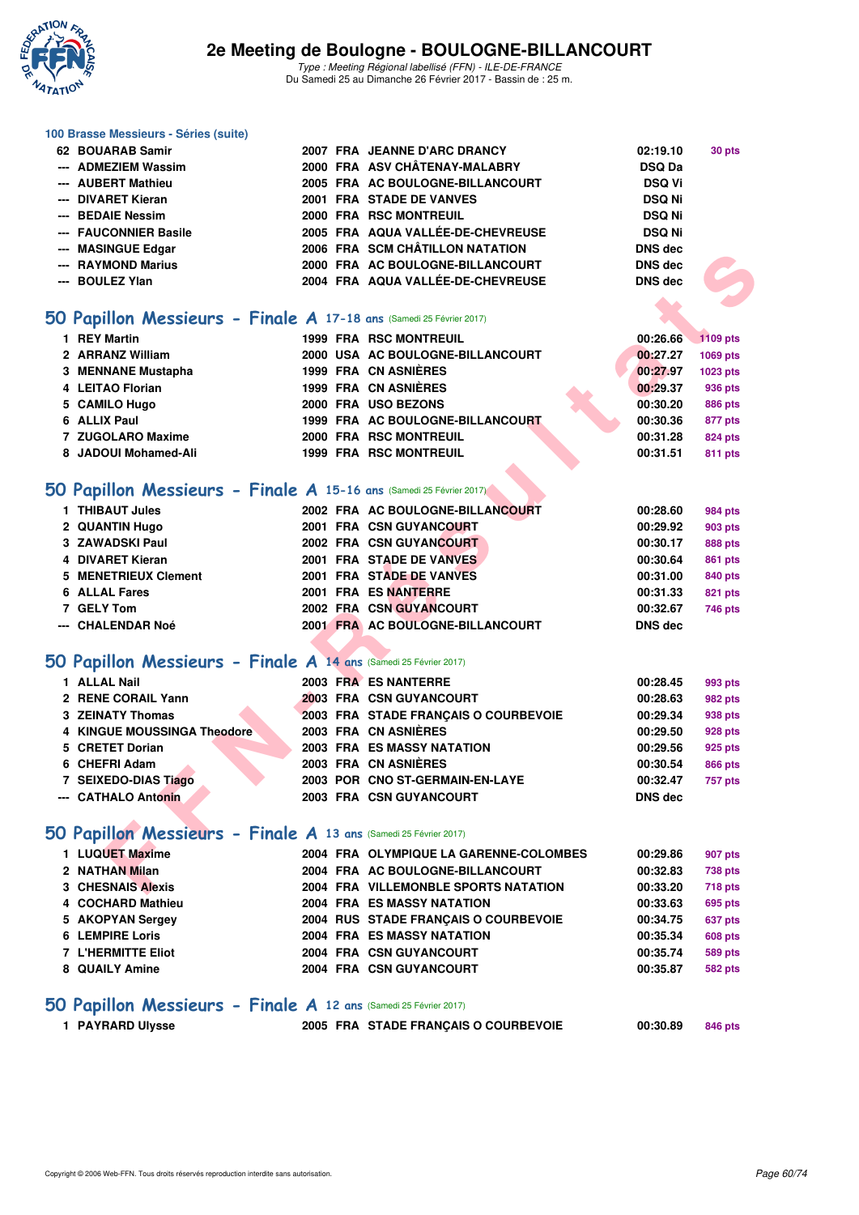# 2e Meeting de Boulogne - BOULOGNE-BILLANCOURT

*Type : Meeting Régional labellisé (FFN) - ILE-DE-FRANCE*
Du Samedi 25 au Dimanche 26 Février 2017 - Bassin de : 25 m.

### 100 Brasse Messieurs - Séries (suite)

| | | | | | | |
|---|---|---|---|---|---|---|
| 62 | BOUARAB Samir | 2007 | FRA | JEANNE D'ARC DRANCY | 02:19.10 | 30 pts |
| --- | ADMEZIEM Wassim | 2000 | FRA | ASV CHÂTENAY-MALABRY | DSQ Da | |
| --- | AUBERT Mathieu | 2005 | FRA | AC BOULOGNE-BILLANCOURT | DSQ Vi | |
| --- | DIVARET Kieran | 2001 | FRA | STADE DE VANVES | DSQ Ni | |
| --- | BEDAIE Nessim | 2000 | FRA | RSC MONTREUIL | DSQ Ni | |
| --- | FAUCONNIER Basile | 2005 | FRA | AQUA VALLÉE-DE-CHEVREUSE | DSQ Ni | |
| --- | MASINGUE Edgar | 2006 | FRA | SCM CHÂTILLON NATATION | DNS dec | |
| --- | RAYMOND Marius | 2000 | FRA | AC BOULOGNE-BILLANCOURT | DNS dec | |
| --- | BOULEZ Ylan | 2004 | FRA | AQUA VALLÉE-DE-CHEVREUSE | DNS dec | |

## 50 Papillon Messieurs - Finale A 17-18 ans (Samedi 25 Février 2017)

| | | | | | | |
|---|---|---|---|---|---|---|
| 1 | REY Martin | 1999 | FRA | RSC MONTREUIL | 00:26.66 | 1109 pts |
| 2 | ARRANZ William | 2000 | USA | AC BOULOGNE-BILLANCOURT | 00:27.27 | 1069 pts |
| 3 | MENNANE Mustapha | 1999 | FRA | CN ASNIÈRES | 00:27.97 | 1023 pts |
| 4 | LEITAO Florian | 1999 | FRA | CN ASNIÈRES | 00:29.37 | 936 pts |
| 5 | CAMILO Hugo | 2000 | FRA | USO BEZONS | 00:30.20 | 886 pts |
| 6 | ALLIX Paul | 1999 | FRA | AC BOULOGNE-BILLANCOURT | 00:30.36 | 877 pts |
| 7 | ZUGOLARO Maxime | 2000 | FRA | RSC MONTREUIL | 00:31.28 | 824 pts |
| 8 | JADOUI Mohamed-Ali | 1999 | FRA | RSC MONTREUIL | 00:31.51 | 811 pts |

## 50 Papillon Messieurs - Finale A 15-16 ans (Samedi 25 Février 2017)

| | | | | | | |
|---|---|---|---|---|---|---|
| 1 | THIBAUT Jules | 2002 | FRA | AC BOULOGNE-BILLANCOURT | 00:28.60 | 984 pts |
| 2 | QUANTIN Hugo | 2001 | FRA | CSN GUYANCOURT | 00:29.92 | 903 pts |
| 3 | ZAWADSKI Paul | 2002 | FRA | CSN GUYANCOURT | 00:30.17 | 888 pts |
| 4 | DIVARET Kieran | 2001 | FRA | STADE DE VANVES | 00:30.64 | 861 pts |
| 5 | MENETRIEUX Clement | 2001 | FRA | STADE DE VANVES | 00:31.00 | 840 pts |
| 6 | ALLAL Fares | 2001 | FRA | ES NANTERRE | 00:31.33 | 821 pts |
| 7 | GELY Tom | 2002 | FRA | CSN GUYANCOURT | 00:32.67 | 746 pts |
| --- | CHALENDAR Noé | 2001 | FRA | AC BOULOGNE-BILLANCOURT | DNS dec | |

## 50 Papillon Messieurs - Finale A 14 ans (Samedi 25 Février 2017)

| | | | | | | |
|---|---|---|---|---|---|---|
| 1 | ALLAL Nail | 2003 | FRA | ES NANTERRE | 00:28.45 | 993 pts |
| 2 | RENE CORAIL Yann | 2003 | FRA | CSN GUYANCOURT | 00:28.63 | 982 pts |
| 3 | ZEINATY Thomas | 2003 | FRA | STADE FRANÇAIS O COURBEVOIE | 00:29.34 | 938 pts |
| 4 | KINGUE MOUSSINGA Theodore | 2003 | FRA | CN ASNIÈRES | 00:29.50 | 928 pts |
| 5 | CRETET Dorian | 2003 | FRA | ES MASSY NATATION | 00:29.56 | 925 pts |
| 6 | CHEFRI Adam | 2003 | FRA | CN ASNIÈRES | 00:30.54 | 866 pts |
| 7 | SEIXEDO-DIAS Tiago | 2003 | POR | CNO ST-GERMAIN-EN-LAYE | 00:32.47 | 757 pts |
| --- | CATHALO Antonin | 2003 | FRA | CSN GUYANCOURT | DNS dec | |

## 50 Papillon Messieurs - Finale A 13 ans (Samedi 25 Février 2017)

| | | | | | | |
|---|---|---|---|---|---|---|
| 1 | LUQUET Maxime | 2004 | FRA | OLYMPIQUE LA GARENNE-COLOMBES | 00:29.86 | 907 pts |
| 2 | NATHAN Milan | 2004 | FRA | AC BOULOGNE-BILLANCOURT | 00:32.83 | 738 pts |
| 3 | CHESNAIS Alexis | 2004 | FRA | VILLEMONBLE SPORTS NATATION | 00:33.20 | 718 pts |
| 4 | COCHARD Mathieu | 2004 | FRA | ES MASSY NATATION | 00:33.63 | 695 pts |
| 5 | AKOPYAN Sergey | 2004 | RUS | STADE FRANÇAIS O COURBEVOIE | 00:34.75 | 637 pts |
| 6 | LEMPIRE Loris | 2004 | FRA | ES MASSY NATATION | 00:35.34 | 608 pts |
| 7 | L'HERMITTE Eliot | 2004 | FRA | CSN GUYANCOURT | 00:35.74 | 589 pts |
| 8 | QUAILY Amine | 2004 | FRA | CSN GUYANCOURT | 00:35.87 | 582 pts |

## 50 Papillon Messieurs - Finale A 12 ans (Samedi 25 Février 2017)

| | | | | | | |
|---|---|---|---|---|---|---|
| 1 | PAYRARD Ulysse | 2005 | FRA | STADE FRANÇAIS O COURBEVOIE | 00:30.89 | 846 pts |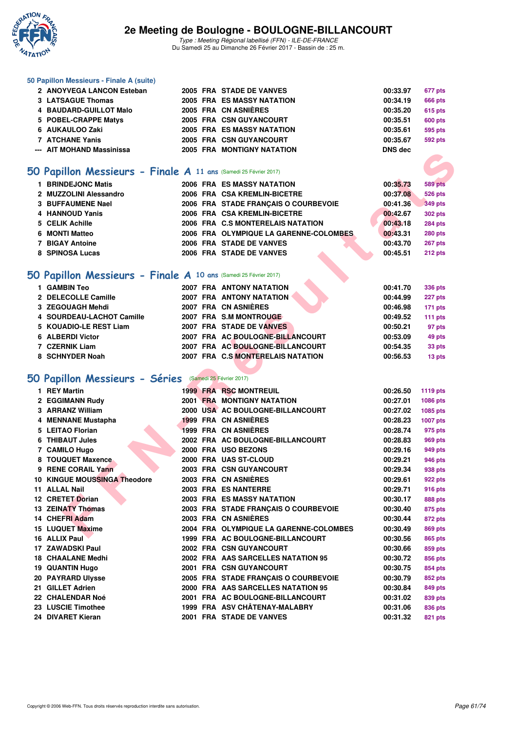### 50 Papillon Messieurs - Finale A (suite)

| | | | | | | |
|---|---|---|---|---|---|---|
| 2 | ANOYVEGA LANCON Esteban | 2005 | FRA | STADE DE VANVES | 00:33.97 | 677 pts |
| 3 | LATSAGUE Thomas | 2005 | FRA | ES MASSY NATATION | 00:34.19 | 666 pts |
| 4 | BAUDARD-GUILLOT Malo | 2005 | FRA | CN ASNIÈRES | 00:35.20 | 615 pts |
| 5 | POBEL-CRAPPE Matys | 2005 | FRA | CSN GUYANCOURT | 00:35.51 | 600 pts |
| 6 | AUKAULOO Zaki | 2005 | FRA | ES MASSY NATATION | 00:35.61 | 595 pts |
| 7 | ATCHANE Yanis | 2005 | FRA | CSN GUYANCOURT | 00:35.67 | 592 pts |
| --- | AIT MOHAND Massinissa | 2005 | FRA | MONTIGNY NATATION | DNS dec | |

## 50 Papillon Messieurs - Finale A 11 ans (Samedi 25 Février 2017)

| | | | | | | |
|---|---|---|---|---|---|---|
| 1 | BRINDEJONC Matis | 2006 | FRA | ES MASSY NATATION | 00:35.73 | 589 pts |
| 2 | MUZZOLINI Alessandro | 2006 | FRA | CSA KREMLIN-BICETRE | 00:37.08 | 526 pts |
| 3 | BUFFAUMENE Nael | 2006 | FRA | STADE FRANÇAIS O COURBEVOIE | 00:41.36 | 349 pts |
| 4 | HANNOUD Yanis | 2006 | FRA | CSA KREMLIN-BICETRE | 00:42.67 | 302 pts |
| 5 | CELIK Achille | 2006 | FRA | C.S MONTERELAIS NATATION | 00:43.18 | 284 pts |
| 6 | MONTI Matteo | 2006 | FRA | OLYMPIQUE LA GARENNE-COLOMBES | 00:43.31 | 280 pts |
| 7 | BIGAY Antoine | 2006 | FRA | STADE DE VANVES | 00:43.70 | 267 pts |
| 8 | SPINOSA Lucas | 2006 | FRA | STADE DE VANVES | 00:45.51 | 212 pts |

## 50 Papillon Messieurs - Finale A 10 ans (Samedi 25 Février 2017)

| | | | | | | |
|---|---|---|---|---|---|---|
| 1 | GAMBIN Teo | 2007 | FRA | ANTONY NATATION | 00:41.70 | 336 pts |
| 2 | DELECOLLE Camille | 2007 | FRA | ANTONY NATATION | 00:44.99 | 227 pts |
| 3 | ZEGOUAGH Mehdi | 2007 | FRA | CN ASNIÈRES | 00:46.98 | 171 pts |
| 4 | SOURDEAU-LACHOT Camille | 2007 | FRA | S.M MONTROUGE | 00:49.52 | 111 pts |
| 5 | KOUADIO-LE REST Liam | 2007 | FRA | STADE DE VANVES | 00:50.21 | 97 pts |
| 6 | ALBERDI Victor | 2007 | FRA | AC BOULOGNE-BILLANCOURT | 00:53.09 | 49 pts |
| 7 | CZERNIK Liam | 2007 | FRA | AC BOULOGNE-BILLANCOURT | 00:54.35 | 33 pts |
| 8 | SCHNYDER Noah | 2007 | FRA | C.S MONTERELAIS NATATION | 00:56.53 | 13 pts |

## 50 Papillon Messieurs - Séries (Samedi 25 Février 2017)

| | | | | | | |
|---|---|---|---|---|---|---|
| 1 | REY Martin | 1999 | FRA | RSC MONTREUIL | 00:26.50 | 1119 pts |
| 2 | EGGIMANN Rudy | 2001 | FRA | MONTIGNY NATATION | 00:27.01 | 1086 pts |
| 3 | ARRANZ William | 2000 | USA | AC BOULOGNE-BILLANCOURT | 00:27.02 | 1085 pts |
| 4 | MENNANE Mustapha | 1999 | FRA | CN ASNIÈRES | 00:28.23 | 1007 pts |
| 5 | LEITAO Florian | 1999 | FRA | CN ASNIÈRES | 00:28.74 | 975 pts |
| 6 | THIBAUT Jules | 2002 | FRA | AC BOULOGNE-BILLANCOURT | 00:28.83 | 969 pts |
| 7 | CAMILO Hugo | 2000 | FRA | USO BEZONS | 00:29.16 | 949 pts |
| 8 | TOUQUET Maxence | 2000 | FRA | UAS ST-CLOUD | 00:29.21 | 946 pts |
| 9 | RENE CORAIL Yann | 2003 | FRA | CSN GUYANCOURT | 00:29.34 | 938 pts |
| 10 | KINGUE MOUSSINGA Theodore | 2003 | FRA | CN ASNIÈRES | 00:29.61 | 922 pts |
| 11 | ALLAL Nail | 2003 | FRA | ES NANTERRE | 00:29.71 | 916 pts |
| 12 | CRETET Dorian | 2003 | FRA | ES MASSY NATATION | 00:30.17 | 888 pts |
| 13 | ZEINATY Thomas | 2003 | FRA | STADE FRANÇAIS O COURBEVOIE | 00:30.40 | 875 pts |
| 14 | CHEFRI Adam | 2003 | FRA | CN ASNIÈRES | 00:30.44 | 872 pts |
| 15 | LUQUET Maxime | 2004 | FRA | OLYMPIQUE LA GARENNE-COLOMBES | 00:30.49 | 869 pts |
| 16 | ALLIX Paul | 1999 | FRA | AC BOULOGNE-BILLANCOURT | 00:30.56 | 865 pts |
| 17 | ZAWADSKI Paul | 2002 | FRA | CSN GUYANCOURT | 00:30.66 | 859 pts |
| 18 | CHAALANE Medhi | 2002 | FRA | AAS SARCELLES NATATION 95 | 00:30.72 | 856 pts |
| 19 | QUANTIN Hugo | 2001 | FRA | CSN GUYANCOURT | 00:30.75 | 854 pts |
| 20 | PAYRARD Ulysse | 2005 | FRA | STADE FRANÇAIS O COURBEVOIE | 00:30.79 | 852 pts |
| 21 | GILLET Adrien | 2000 | FRA | AAS SARCELLES NATATION 95 | 00:30.84 | 849 pts |
| 22 | CHALENDAR Noé | 2001 | FRA | AC BOULOGNE-BILLANCOURT | 00:31.02 | 839 pts |
| 23 | LUSCIE Timothee | 1999 | FRA | ASV CHÂTENAY-MALABRY | 00:31.06 | 836 pts |
| 24 | DIVARET Kieran | 2001 | FRA | STADE DE VANVES | 00:31.32 | 821 pts |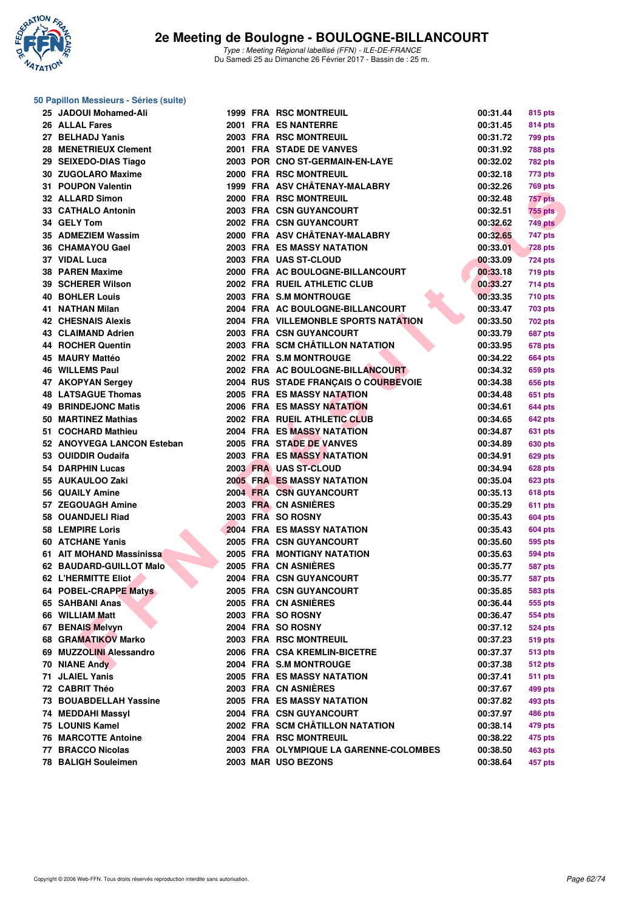# 2e Meeting de Boulogne - BOULOGNE-BILLANCOURT

*Type : Meeting Régional labellisé (FFN) - ILE-DE-FRANCE*
Du Samedi 25 au Dimanche 26 Février 2017 - Bassin de : 25 m.

## 50 Papillon Messieurs - Séries (suite)

| Rang | Nom | Année | Nat. | Club | Temps | Points |
|---|---|---|---|---|---|---|
| 25 | JADOUI Mohamed-Ali | 1999 | FRA | RSC MONTREUIL | 00:31.44 | 815 pts |
| 26 | ALLAL Fares | 2001 | FRA | ES NANTERRE | 00:31.45 | 814 pts |
| 27 | BELHADJ Yanis | 2003 | FRA | RSC MONTREUIL | 00:31.72 | 799 pts |
| 28 | MENETRIEUX Clement | 2001 | FRA | STADE DE VANVES | 00:31.92 | 788 pts |
| 29 | SEIXEDO-DIAS Tiago | 2003 | POR | CNO ST-GERMAIN-EN-LAYE | 00:32.02 | 782 pts |
| 30 | ZUGOLARO Maxime | 2000 | FRA | RSC MONTREUIL | 00:32.18 | 773 pts |
| 31 | POUPON Valentin | 1999 | FRA | ASV CHÂTENAY-MALABRY | 00:32.26 | 769 pts |
| 32 | ALLARD Simon | 2000 | FRA | RSC MONTREUIL | 00:32.48 | 757 pts |
| 33 | CATHALO Antonin | 2003 | FRA | CSN GUYANCOURT | 00:32.51 | 755 pts |
| 34 | GELY Tom | 2002 | FRA | CSN GUYANCOURT | 00:32.62 | 749 pts |
| 35 | ADMEZIEM Wassim | 2000 | FRA | ASV CHÂTENAY-MALABRY | 00:32.65 | 747 pts |
| 36 | CHAMAYOU Gael | 2003 | FRA | ES MASSY NATATION | 00:33.01 | 728 pts |
| 37 | VIDAL Luca | 2003 | FRA | UAS ST-CLOUD | 00:33.09 | 724 pts |
| 38 | PAREN Maxime | 2000 | FRA | AC BOULOGNE-BILLANCOURT | 00:33.18 | 719 pts |
| 39 | SCHERER Wilson | 2002 | FRA | RUEIL ATHLETIC CLUB | 00:33.27 | 714 pts |
| 40 | BOHLER Louis | 2003 | FRA | S.M MONTROUGE | 00:33.35 | 710 pts |
| 41 | NATHAN Milan | 2004 | FRA | AC BOULOGNE-BILLANCOURT | 00:33.47 | 703 pts |
| 42 | CHESNAIS Alexis | 2004 | FRA | VILLEMONBLE SPORTS NATATION | 00:33.50 | 702 pts |
| 43 | CLAIMAND Adrien | 2003 | FRA | CSN GUYANCOURT | 00:33.79 | 687 pts |
| 44 | ROCHER Quentin | 2003 | FRA | SCM CHÂTILLON NATATION | 00:33.95 | 678 pts |
| 45 | MAURY Mattéo | 2002 | FRA | S.M MONTROUGE | 00:34.22 | 664 pts |
| 46 | WILLEMS Paul | 2002 | FRA | AC BOULOGNE-BILLANCOURT | 00:34.32 | 659 pts |
| 47 | AKOPYAN Sergey | 2004 | RUS | STADE FRANÇAIS O COURBEVOIE | 00:34.38 | 656 pts |
| 48 | LATSAGUE Thomas | 2005 | FRA | ES MASSY NATATION | 00:34.48 | 651 pts |
| 49 | BRINDEJONC Matis | 2006 | FRA | ES MASSY NATATION | 00:34.61 | 644 pts |
| 50 | MARTINEZ Mathias | 2002 | FRA | RUEIL ATHLETIC CLUB | 00:34.65 | 642 pts |
| 51 | COCHARD Mathieu | 2004 | FRA | ES MASSY NATATION | 00:34.87 | 631 pts |
| 52 | ANOYVEGA LANCON Esteban | 2005 | FRA | STADE DE VANVES | 00:34.89 | 630 pts |
| 53 | OUIDDIR Oudaifa | 2003 | FRA | ES MASSY NATATION | 00:34.91 | 629 pts |
| 54 | DARPHIN Lucas | 2003 | FRA | UAS ST-CLOUD | 00:34.94 | 628 pts |
| 55 | AUKAULOO Zaki | 2005 | FRA | ES MASSY NATATION | 00:35.04 | 623 pts |
| 56 | QUAILY Amine | 2004 | FRA | CSN GUYANCOURT | 00:35.13 | 618 pts |
| 57 | ZEGOUAGH Amine | 2003 | FRA | CN ASNIÈRES | 00:35.29 | 611 pts |
| 58 | OUANDJELI Riad | 2003 | FRA | SO ROSNY | 00:35.43 | 604 pts |
| 58 | LEMPIRE Loris | 2004 | FRA | ES MASSY NATATION | 00:35.43 | 604 pts |
| 60 | ATCHANE Yanis | 2005 | FRA | CSN GUYANCOURT | 00:35.60 | 595 pts |
| 61 | AIT MOHAND Massinissa | 2005 | FRA | MONTIGNY NATATION | 00:35.63 | 594 pts |
| 62 | BAUDARD-GUILLOT Malo | 2005 | FRA | CN ASNIÈRES | 00:35.77 | 587 pts |
| 62 | L'HERMITTE Eliot | 2004 | FRA | CSN GUYANCOURT | 00:35.77 | 587 pts |
| 64 | POBEL-CRAPPE Matys | 2005 | FRA | CSN GUYANCOURT | 00:35.85 | 583 pts |
| 65 | SAHBANI Anas | 2005 | FRA | CN ASNIÈRES | 00:36.44 | 555 pts |
| 66 | WILLIAM Matt | 2003 | FRA | SO ROSNY | 00:36.47 | 554 pts |
| 67 | BENAIS Melvyn | 2004 | FRA | SO ROSNY | 00:37.12 | 524 pts |
| 68 | GRAMATIKOV Marko | 2003 | FRA | RSC MONTREUIL | 00:37.23 | 519 pts |
| 69 | MUZZOLINI Alessandro | 2006 | FRA | CSA KREMLIN-BICETRE | 00:37.37 | 513 pts |
| 70 | NIANE Andy | 2004 | FRA | S.M MONTROUGE | 00:37.38 | 512 pts |
| 71 | JLAIEL Yanis | 2005 | FRA | ES MASSY NATATION | 00:37.41 | 511 pts |
| 72 | CABRIT Théo | 2003 | FRA | CN ASNIÈRES | 00:37.67 | 499 pts |
| 73 | BOUABDELLAH Yassine | 2005 | FRA | ES MASSY NATATION | 00:37.82 | 493 pts |
| 74 | MEDDAHI Massyl | 2004 | FRA | CSN GUYANCOURT | 00:37.97 | 486 pts |
| 75 | LOUNIS Kamel | 2002 | FRA | SCM CHÂTILLON NATATION | 00:38.14 | 479 pts |
| 76 | MARCOTTE Antoine | 2004 | FRA | RSC MONTREUIL | 00:38.22 | 475 pts |
| 77 | BRACCO Nicolas | 2003 | FRA | OLYMPIQUE LA GARENNE-COLOMBES | 00:38.50 | 463 pts |
| 78 | BALIGH Souleimen | 2003 | MAR | USO BEZONS | 00:38.64 | 457 pts |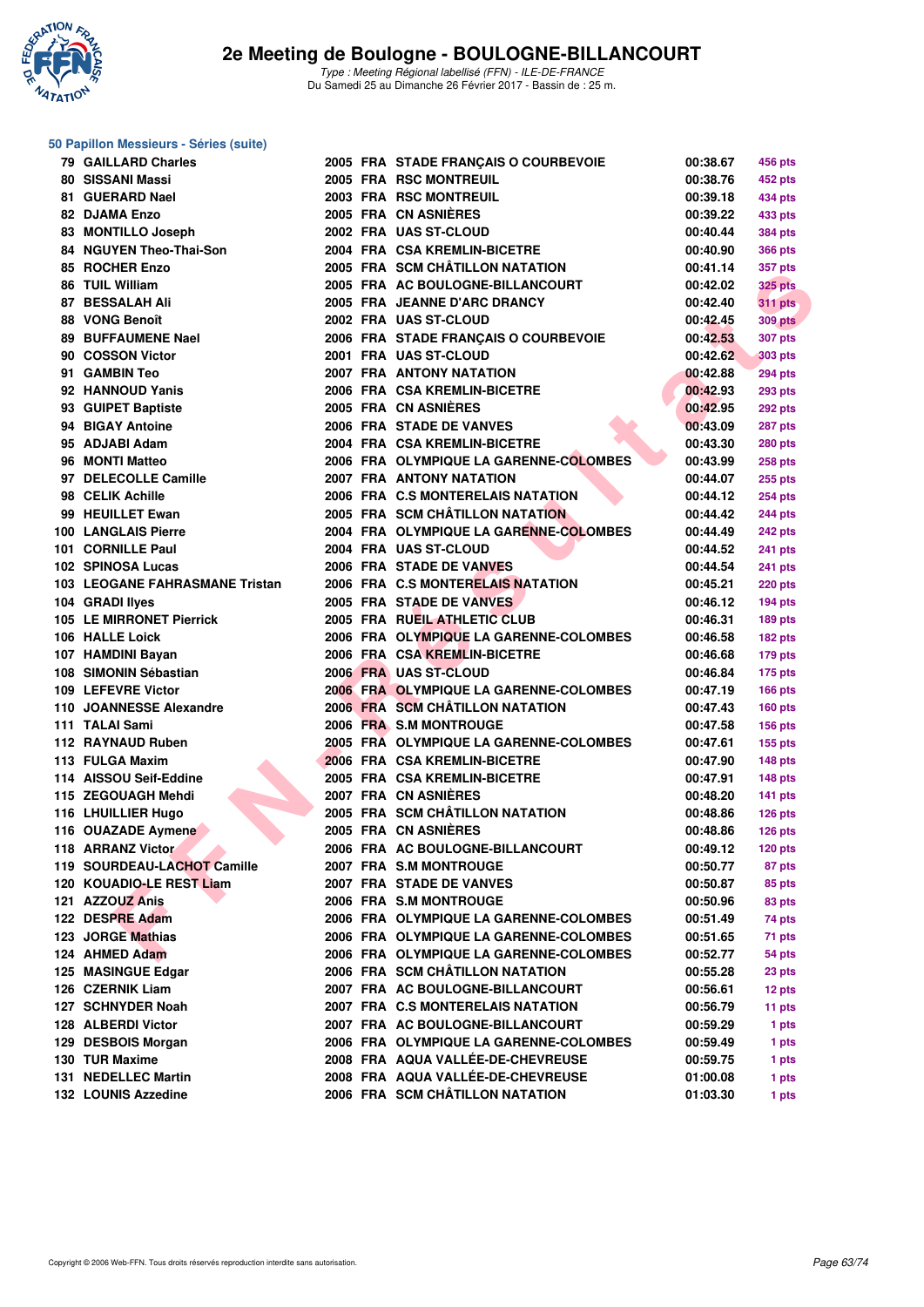### 50 Papillon Messieurs - Séries (suite)

| Rang | Nom | Année | Nat. | Club | Temps | Points |
|---|---|---|---|---|---|---|
| 79 | GAILLARD Charles | 2005 | FRA | STADE FRANÇAIS O COURBEVOIE | 00:38.67 | 456 pts |
| 80 | SISSANI Massi | 2005 | FRA | RSC MONTREUIL | 00:38.76 | 452 pts |
| 81 | GUERARD Nael | 2003 | FRA | RSC MONTREUIL | 00:39.18 | 434 pts |
| 82 | DJAMA Enzo | 2005 | FRA | CN ASNIÈRES | 00:39.22 | 433 pts |
| 83 | MONTILLO Joseph | 2002 | FRA | UAS ST-CLOUD | 00:40.44 | 384 pts |
| 84 | NGUYEN Theo-Thai-Son | 2004 | FRA | CSA KREMLIN-BICETRE | 00:40.90 | 366 pts |
| 85 | ROCHER Enzo | 2005 | FRA | SCM CHÂTILLON NATATION | 00:41.14 | 357 pts |
| 86 | TUIL William | 2005 | FRA | AC BOULOGNE-BILLANCOURT | 00:42.02 | 325 pts |
| 87 | BESSALAH Ali | 2005 | FRA | JEANNE D'ARC DRANCY | 00:42.40 | 311 pts |
| 88 | VONG Benoît | 2002 | FRA | UAS ST-CLOUD | 00:42.45 | 309 pts |
| 89 | BUFFAUMENE Nael | 2006 | FRA | STADE FRANÇAIS O COURBEVOIE | 00:42.53 | 307 pts |
| 90 | COSSON Victor | 2001 | FRA | UAS ST-CLOUD | 00:42.62 | 303 pts |
| 91 | GAMBIN Teo | 2007 | FRA | ANTONY NATATION | 00:42.88 | 294 pts |
| 92 | HANNOUD Yanis | 2006 | FRA | CSA KREMLIN-BICETRE | 00:42.93 | 293 pts |
| 93 | GUIPET Baptiste | 2005 | FRA | CN ASNIÈRES | 00:42.95 | 292 pts |
| 94 | BIGAY Antoine | 2006 | FRA | STADE DE VANVES | 00:43.09 | 287 pts |
| 95 | ADJABI Adam | 2004 | FRA | CSA KREMLIN-BICETRE | 00:43.30 | 280 pts |
| 96 | MONTI Matteo | 2006 | FRA | OLYMPIQUE LA GARENNE-COLOMBES | 00:43.99 | 258 pts |
| 97 | DELECOLLE Camille | 2007 | FRA | ANTONY NATATION | 00:44.07 | 255 pts |
| 98 | CELIK Achille | 2006 | FRA | C.S MONTERELAIS NATATION | 00:44.12 | 254 pts |
| 99 | HEUILLET Ewan | 2005 | FRA | SCM CHÂTILLON NATATION | 00:44.42 | 244 pts |
| 100 | LANGLAIS Pierre | 2004 | FRA | OLYMPIQUE LA GARENNE-COLOMBES | 00:44.49 | 242 pts |
| 101 | CORNILLE Paul | 2004 | FRA | UAS ST-CLOUD | 00:44.52 | 241 pts |
| 102 | SPINOSA Lucas | 2006 | FRA | STADE DE VANVES | 00:44.54 | 241 pts |
| 103 | LEOGANE FAHRASMANE Tristan | 2006 | FRA | C.S MONTERELAIS NATATION | 00:45.21 | 220 pts |
| 104 | GRADI Ilyes | 2005 | FRA | STADE DE VANVES | 00:46.12 | 194 pts |
| 105 | LE MIRRONET Pierrick | 2005 | FRA | RUEIL ATHLETIC CLUB | 00:46.31 | 189 pts |
| 106 | HALLE Loick | 2006 | FRA | OLYMPIQUE LA GARENNE-COLOMBES | 00:46.58 | 182 pts |
| 107 | HAMDINI Bayan | 2006 | FRA | CSA KREMLIN-BICETRE | 00:46.68 | 179 pts |
| 108 | SIMONIN Sébastian | 2006 | FRA | UAS ST-CLOUD | 00:46.84 | 175 pts |
| 109 | LEFEVRE Victor | 2006 | FRA | OLYMPIQUE LA GARENNE-COLOMBES | 00:47.19 | 166 pts |
| 110 | JOANNESSE Alexandre | 2006 | FRA | SCM CHÂTILLON NATATION | 00:47.43 | 160 pts |
| 111 | TALAI Sami | 2006 | FRA | S.M MONTROUGE | 00:47.58 | 156 pts |
| 112 | RAYNAUD Ruben | 2005 | FRA | OLYMPIQUE LA GARENNE-COLOMBES | 00:47.61 | 155 pts |
| 113 | FULGA Maxim | 2006 | FRA | CSA KREMLIN-BICETRE | 00:47.90 | 148 pts |
| 114 | AISSOU Seif-Eddine | 2005 | FRA | CSA KREMLIN-BICETRE | 00:47.91 | 148 pts |
| 115 | ZEGOUAGH Mehdi | 2007 | FRA | CN ASNIÈRES | 00:48.20 | 141 pts |
| 116 | LHUILLIER Hugo | 2005 | FRA | SCM CHÂTILLON NATATION | 00:48.86 | 126 pts |
| 116 | OUAZADE Aymene | 2005 | FRA | CN ASNIÈRES | 00:48.86 | 126 pts |
| 118 | ARRANZ Victor | 2006 | FRA | AC BOULOGNE-BILLANCOURT | 00:49.12 | 120 pts |
| 119 | SOURDEAU-LACHOT Camille | 2007 | FRA | S.M MONTROUGE | 00:50.77 | 87 pts |
| 120 | KOUADIO-LE REST Liam | 2007 | FRA | STADE DE VANVES | 00:50.87 | 85 pts |
| 121 | AZZOUZ Anis | 2006 | FRA | S.M MONTROUGE | 00:50.96 | 83 pts |
| 122 | DESPRE Adam | 2006 | FRA | OLYMPIQUE LA GARENNE-COLOMBES | 00:51.49 | 74 pts |
| 123 | JORGE Mathias | 2006 | FRA | OLYMPIQUE LA GARENNE-COLOMBES | 00:51.65 | 71 pts |
| 124 | AHMED Adam | 2006 | FRA | OLYMPIQUE LA GARENNE-COLOMBES | 00:52.77 | 54 pts |
| 125 | MASINGUE Edgar | 2006 | FRA | SCM CHÂTILLON NATATION | 00:55.28 | 23 pts |
| 126 | CZERNIK Liam | 2007 | FRA | AC BOULOGNE-BILLANCOURT | 00:56.61 | 12 pts |
| 127 | SCHNYDER Noah | 2007 | FRA | C.S MONTERELAIS NATATION | 00:56.79 | 11 pts |
| 128 | ALBERDI Victor | 2007 | FRA | AC BOULOGNE-BILLANCOURT | 00:59.29 | 1 pts |
| 129 | DESBOIS Morgan | 2006 | FRA | OLYMPIQUE LA GARENNE-COLOMBES | 00:59.49 | 1 pts |
| 130 | TUR Maxime | 2008 | FRA | AQUA VALLÉE-DE-CHEVREUSE | 00:59.75 | 1 pts |
| 131 | NEDELLEC Martin | 2008 | FRA | AQUA VALLÉE-DE-CHEVREUSE | 01:00.08 | 1 pts |
| 132 | LOUNIS Azzedine | 2006 | FRA | SCM CHÂTILLON NATATION | 01:03.30 | 1 pts |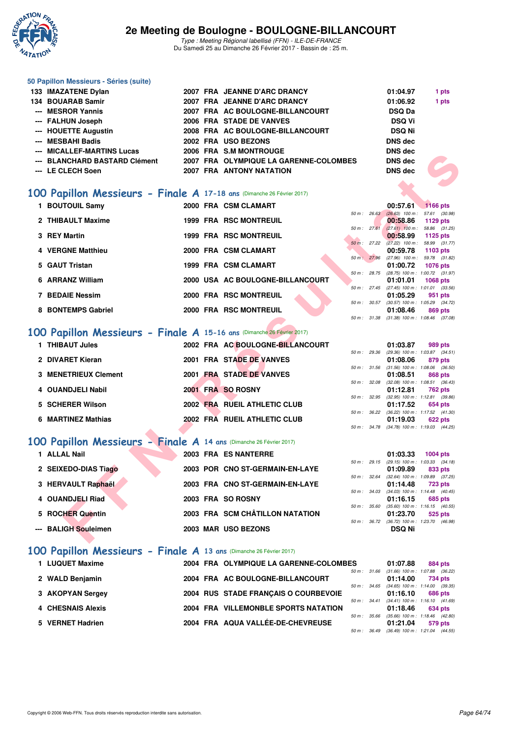## 50 Papillon Messieurs - Séries (suite)

| Rang | Nom | Année | Nat | Club | Temps | Points |
|---|---|---|---|---|---|---|
| 133 | IMAZATENE Dylan | 2007 | FRA | JEANNE D'ARC DRANCY | 01:04.97 | 1 pts |
| 134 | BOUARAB Samir | 2007 | FRA | JEANNE D'ARC DRANCY | 01:06.92 | 1 pts |
| --- | MESROR Yannis | 2007 | FRA | AC BOULOGNE-BILLANCOURT | DSQ Da | |
| --- | FALHUN Joseph | 2006 | FRA | STADE DE VANVES | DSQ Vi | |
| --- | HOUETTE Augustin | 2008 | FRA | AC BOULOGNE-BILLANCOURT | DSQ Ni | |
| --- | MESBAHI Badis | 2002 | FRA | USO BEZONS | DNS dec | |
| --- | MICALLEF-MARTINS Lucas | 2006 | FRA | S.M MONTROUGE | DNS dec | |
| --- | BLANCHARD BASTARD Clément | 2007 | FRA | OLYMPIQUE LA GARENNE-COLOMBES | DNS dec | |
| --- | LE CLECH Soen | 2007 | FRA | ANTONY NATATION | DNS dec | |

## 100 Papillon Messieurs - Finale A 17-18 ans (Dimanche 26 Février 2017)

| Rang | Nom | Année | Nat | Club | Temps | Points | Splits |
|---|---|---|---|---|---|---|---|
| 1 | BOUTOUIL Samy | 2000 | FRA | CSM CLAMART | 00:57.61 | 1166 pts | 50 m : 26.63 (26.63) 100 m : 57.61 (30.98) |
| 2 | THIBAULT Maxime | 1999 | FRA | RSC MONTREUIL | 00:58.86 | 1129 pts | 50 m : 27.61 (27.61) 100 m : 58.86 (31.25) |
| 3 | REY Martin | 1999 | FRA | RSC MONTREUIL | 00:58.99 | 1125 pts | 50 m : 27.22 (27.22) 100 m : 58.99 (31.77) |
| 4 | VERGNE Matthieu | 2000 | FRA | CSM CLAMART | 00:59.78 | 1103 pts | 50 m : 27.96 (27.96) 100 m : 59.78 (31.82) |
| 5 | GAUT Tristan | 1999 | FRA | CSM CLAMART | 01:00.72 | 1076 pts | 50 m : 28.75 (28.75) 100 m : 1:00.72 (31.97) |
| 6 | ARRANZ William | 2000 | USA | AC BOULOGNE-BILLANCOURT | 01:01.01 | 1068 pts | 50 m : 27.45 (27.45) 100 m : 1:01.01 (33.56) |
| 7 | BEDAIE Nessim | 2000 | FRA | RSC MONTREUIL | 01:05.29 | 951 pts | 50 m : 30.57 (30.57) 100 m : 1:05.29 (34.72) |
| 8 | BONTEMPS Gabriel | 2000 | FRA | RSC MONTREUIL | 01:08.46 | 869 pts | 50 m : 31.38 (31.38) 100 m : 1:08.46 (37.08) |

## 100 Papillon Messieurs - Finale A 15-16 ans (Dimanche 26 Février 2017)

| Rang | Nom | Année | Nat | Club | Temps | Points | Splits |
|---|---|---|---|---|---|---|---|
| 1 | THIBAUT Jules | 2002 | FRA | AC BOULOGNE-BILLANCOURT | 01:03.87 | 989 pts | 50 m : 29.36 (29.36) 100 m : 1:03.87 (34.51) |
| 2 | DIVARET Kieran | 2001 | FRA | STADE DE VANVES | 01:08.06 | 879 pts | 50 m : 31.56 (31.56) 100 m : 1:08.06 (36.50) |
| 3 | MENETRIEUX Clement | 2001 | FRA | STADE DE VANVES | 01:08.51 | 868 pts | 50 m : 32.08 (32.08) 100 m : 1:08.51 (36.43) |
| 4 | OUANDJELI Nabil | 2001 | FRA | SO ROSNY | 01:12.81 | 762 pts | 50 m : 32.95 (32.95) 100 m : 1:12.81 (39.86) |
| 5 | SCHERER Wilson | 2002 | FRA | RUEIL ATHLETIC CLUB | 01:17.52 | 654 pts | 50 m : 36.22 (36.22) 100 m : 1:17.52 (41.30) |
| 6 | MARTINEZ Mathias | 2002 | FRA | RUEIL ATHLETIC CLUB | 01:19.03 | 622 pts | 50 m : 34.78 (34.78) 100 m : 1:19.03 (44.25) |

## 100 Papillon Messieurs - Finale A 14 ans (Dimanche 26 Février 2017)

| Rang | Nom | Année | Nat | Club | Temps | Points | Splits |
|---|---|---|---|---|---|---|---|
| 1 | ALLAL Nail | 2003 | FRA | ES NANTERRE | 01:03.33 | 1004 pts | 50 m : 29.15 (29.15) 100 m : 1:03.33 (34.18) |
| 2 | SEIXEDO-DIAS Tiago | 2003 | POR | CNO ST-GERMAIN-EN-LAYE | 01:09.89 | 833 pts | 50 m : 32.64 (32.64) 100 m : 1:09.89 (37.25) |
| 3 | HERVAULT Raphaël | 2003 | FRA | CNO ST-GERMAIN-EN-LAYE | 01:14.48 | 723 pts | 50 m : 34.03 (34.03) 100 m : 1:14.48 (40.45) |
| 4 | OUANDJELI Riad | 2003 | FRA | SO ROSNY | 01:16.15 | 685 pts | 50 m : 35.60 (35.60) 100 m : 1:16.15 (40.55) |
| 5 | ROCHER Quentin | 2003 | FRA | SCM CHÂTILLON NATATION | 01:23.70 | 525 pts | 50 m : 36.72 (36.72) 100 m : 1:23.70 (46.98) |
| --- | BALIGH Souleimen | 2003 | MAR | USO BEZONS | DSQ Ni | | |

## 100 Papillon Messieurs - Finale A 13 ans (Dimanche 26 Février 2017)

| Rang | Nom | Année | Nat | Club | Temps | Points | Splits |
|---|---|---|---|---|---|---|---|
| 1 | LUQUET Maxime | 2004 | FRA | OLYMPIQUE LA GARENNE-COLOMBES | 01:07.88 | 884 pts | 50 m : 31.66 (31.66) 100 m : 1:07.88 (36.22) |
| 2 | WALD Benjamin | 2004 | FRA | AC BOULOGNE-BILLANCOURT | 01:14.00 | 734 pts | 50 m : 34.65 (34.65) 100 m : 1:14.00 (39.35) |
| 3 | AKOPYAN Sergey | 2004 | RUS | STADE FRANÇAIS O COURBEVOIE | 01:16.10 | 686 pts | 50 m : 34.41 (34.41) 100 m : 1:16.10 (41.69) |
| 4 | CHESNAIS Alexis | 2004 | FRA | VILLEMONBLE SPORTS NATATION | 01:18.46 | 634 pts | 50 m : 35.66 (35.66) 100 m : 1:18.46 (42.80) |
| 5 | VERNET Hadrien | 2004 | FRA | AQUA VALLÉE-DE-CHEVREUSE | 01:21.04 | 579 pts | 50 m : 36.49 (36.49) 100 m : 1:21.04 (44.55) |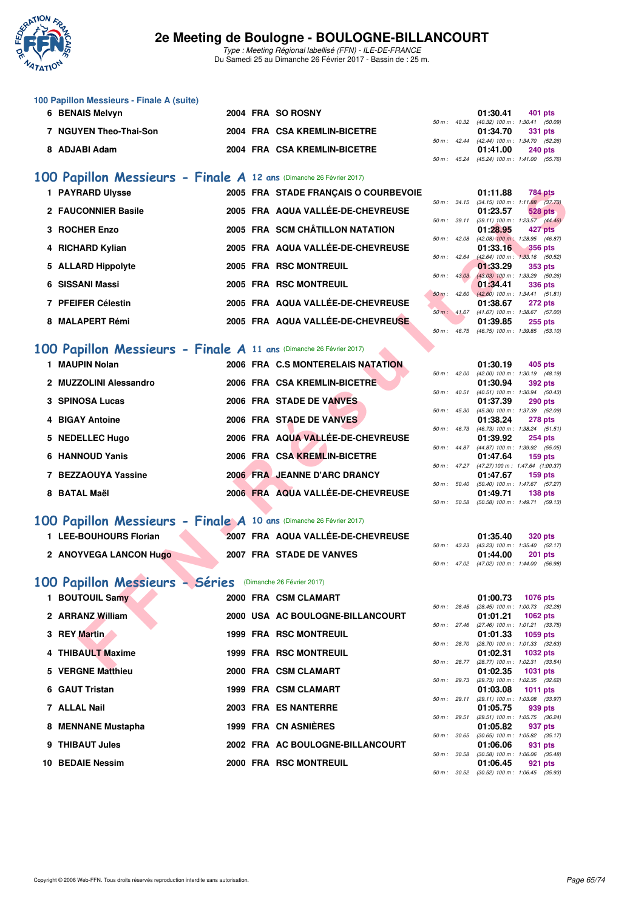### 100 Papillon Messieurs - Finale A (suite)

| Rang | Nom | Année | Nat | Club | Temps | Points | Splits |
|---|---|---|---|---|---|---|---|
| 6 | BENAIS Melvyn | 2004 | FRA | SO ROSNY | 01:30.41 | 401 pts | 50 m : 40.32 (40.32) 100 m : 1:30.41 (50.09) |
| 7 | NGUYEN Theo-Thai-Son | 2004 | FRA | CSA KREMLIN-BICETRE | 01:34.70 | 331 pts | 50 m : 42.44 (42.44) 100 m : 1:34.70 (52.26) |
| 8 | ADJABI Adam | 2004 | FRA | CSA KREMLIN-BICETRE | 01:41.00 | 240 pts | 50 m : 45.24 (45.24) 100 m : 1:41.00 (55.76) |

## 100 Papillon Messieurs - Finale A 12 ans (Dimanche 26 Février 2017)

| Rang | Nom | Année | Nat | Club | Temps | Points | Splits |
|---|---|---|---|---|---|---|---|
| 1 | PAYRARD Ulysse | 2005 | FRA | STADE FRANÇAIS O COURBEVOIE | 01:11.88 | 784 pts | 50 m : 34.15 (34.15) 100 m : 1:11.88 (37.73) |
| 2 | FAUCONNIER Basile | 2005 | FRA | AQUA VALLÉE-DE-CHEVREUSE | 01:23.57 | 528 pts | 50 m : 39.11 (39.11) 100 m : 1:23.57 (44.46) |
| 3 | ROCHER Enzo | 2005 | FRA | SCM CHÂTILLON NATATION | 01:28.95 | 427 pts | 50 m : 42.08 (42.08) 100 m : 1:28.95 (46.87) |
| 4 | RICHARD Kylian | 2005 | FRA | AQUA VALLÉE-DE-CHEVREUSE | 01:33.16 | 356 pts | 50 m : 42.64 (42.64) 100 m : 1:33.16 (50.52) |
| 5 | ALLARD Hippolyte | 2005 | FRA | RSC MONTREUIL | 01:33.29 | 353 pts | 50 m : 43.03 (43.03) 100 m : 1:33.29 (50.26) |
| 6 | SISSANI Massi | 2005 | FRA | RSC MONTREUIL | 01:34.41 | 336 pts | 50 m : 42.60 (42.60) 100 m : 1:34.41 (51.81) |
| 7 | PFEIFER Célestin | 2005 | FRA | AQUA VALLÉE-DE-CHEVREUSE | 01:38.67 | 272 pts | 50 m : 41.67 (41.67) 100 m : 1:38.67 (57.00) |
| 8 | MALAPERT Rémi | 2005 | FRA | AQUA VALLÉE-DE-CHEVREUSE | 01:39.85 | 255 pts | 50 m : 46.75 (46.75) 100 m : 1:39.85 (53.10) |

## 100 Papillon Messieurs - Finale A 11 ans (Dimanche 26 Février 2017)

| Rang | Nom | Année | Nat | Club | Temps | Points | Splits |
|---|---|---|---|---|---|---|---|
| 1 | MAUPIN Nolan | 2006 | FRA | C.S MONTERELAIS NATATION | 01:30.19 | 405 pts | 50 m : 42.00 (42.00) 100 m : 1:30.19 (48.19) |
| 2 | MUZZOLINI Alessandro | 2006 | FRA | CSA KREMLIN-BICETRE | 01:30.94 | 392 pts | 50 m : 40.51 (40.51) 100 m : 1:30.94 (50.43) |
| 3 | SPINOSA Lucas | 2006 | FRA | STADE DE VANVES | 01:37.39 | 290 pts | 50 m : 45.30 (45.30) 100 m : 1:37.39 (52.09) |
| 4 | BIGAY Antoine | 2006 | FRA | STADE DE VANVES | 01:38.24 | 278 pts | 50 m : 46.73 (46.73) 100 m : 1:38.24 (51.51) |
| 5 | NEDELLEC Hugo | 2006 | FRA | AQUA VALLÉE-DE-CHEVREUSE | 01:39.92 | 254 pts | 50 m : 44.87 (44.87) 100 m : 1:39.92 (55.05) |
| 6 | HANNOUD Yanis | 2006 | FRA | CSA KREMLIN-BICETRE | 01:47.64 | 159 pts | 50 m : 47.27 (47.27) 100 m : 1:47.64 (1:00.37) |
| 7 | BEZZAOUYA Yassine | 2006 | FRA | JEANNE D'ARC DRANCY | 01:47.67 | 159 pts | 50 m : 50.40 (50.40) 100 m : 1:47.67 (57.27) |
| 8 | BATAL Maël | 2006 | FRA | AQUA VALLÉE-DE-CHEVREUSE | 01:49.71 | 138 pts | 50 m : 50.58 (50.58) 100 m : 1:49.71 (59.13) |

## 100 Papillon Messieurs - Finale A 10 ans (Dimanche 26 Février 2017)

| Rang | Nom | Année | Nat | Club | Temps | Points | Splits |
|---|---|---|---|---|---|---|---|
| 1 | LEE-BOUHOURS Florian | 2007 | FRA | AQUA VALLÉE-DE-CHEVREUSE | 01:35.40 | 320 pts | 50 m : 43.23 (43.23) 100 m : 1:35.40 (52.17) |
| 2 | ANOYVEGA LANCON Hugo | 2007 | FRA | STADE DE VANVES | 01:44.00 | 201 pts | 50 m : 47.02 (47.02) 100 m : 1:44.00 (56.98) |

## 100 Papillon Messieurs - Séries (Dimanche 26 Février 2017)

| Rang | Nom | Année | Nat | Club | Temps | Points | Splits |
|---|---|---|---|---|---|---|---|
| 1 | BOUTOUIL Samy | 2000 | FRA | CSM CLAMART | 01:00.73 | 1076 pts | 50 m : 28.45 (28.45) 100 m : 1:00.73 (32.28) |
| 2 | ARRANZ William | 2000 | USA | AC BOULOGNE-BILLANCOURT | 01:01.21 | 1062 pts | 50 m : 27.46 (27.46) 100 m : 1:01.21 (33.75) |
| 3 | REY Martin | 1999 | FRA | RSC MONTREUIL | 01:01.33 | 1059 pts | 50 m : 28.70 (28.70) 100 m : 1:01.33 (32.63) |
| 4 | THIBAULT Maxime | 1999 | FRA | RSC MONTREUIL | 01:02.31 | 1032 pts | 50 m : 28.77 (28.77) 100 m : 1:02.31 (33.54) |
| 5 | VERGNE Matthieu | 2000 | FRA | CSM CLAMART | 01:02.35 | 1031 pts | 50 m : 29.73 (29.73) 100 m : 1:02.35 (32.62) |
| 6 | GAUT Tristan | 1999 | FRA | CSM CLAMART | 01:03.08 | 1011 pts | 50 m : 29.11 (29.11) 100 m : 1:03.08 (33.97) |
| 7 | ALLAL Nail | 2003 | FRA | ES NANTERRE | 01:05.75 | 939 pts | 50 m : 29.51 (29.51) 100 m : 1:05.75 (36.24) |
| 8 | MENNANE Mustapha | 1999 | FRA | CN ASNIÈRES | 01:05.82 | 937 pts | 50 m : 30.65 (30.65) 100 m : 1:05.82 (35.17) |
| 9 | THIBAUT Jules | 2002 | FRA | AC BOULOGNE-BILLANCOURT | 01:06.06 | 931 pts | 50 m : 30.58 (30.58) 100 m : 1:06.06 (35.48) |
| 10 | BEDAIE Nessim | 2000 | FRA | RSC MONTREUIL | 01:06.45 | 921 pts | 50 m : 30.52 (30.52) 100 m : 1:06.45 (35.93) |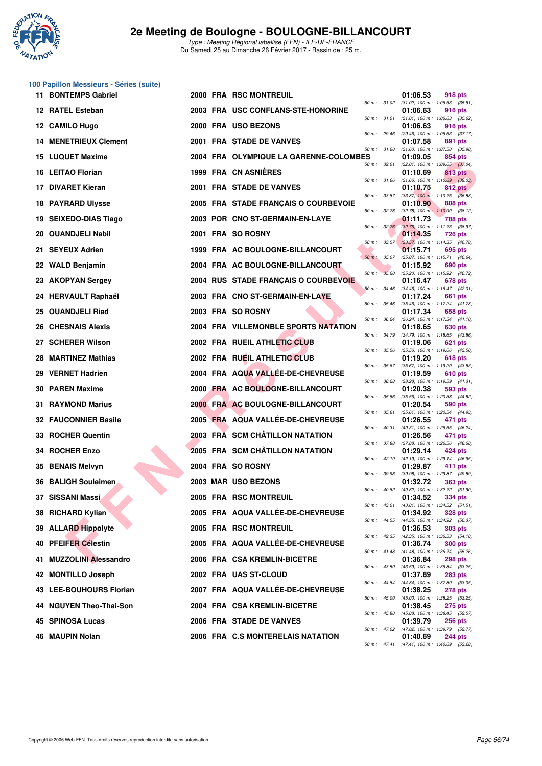# 2e Meeting de Boulogne - BOULOGNE-BILLANCOURT

*Type : Meeting Régional labellisé (FFN) - ILE-DE-FRANCE*
Du Samedi 25 au Dimanche 26 Février 2017 - Bassin de : 25 m.

## 100 Papillon Messieurs - Séries (suite)

| Rang | Nom | Année | Nat. | Club | Temps | Points | Splits |
|---|---|---|---|---|---|---|---|
| 11 | BONTEMPS Gabriel | 2000 | FRA | RSC MONTREUIL | 01:06.53 | 918 pts | 50 m : 31.02 (31.02) 100 m : 1:06.53 (35.51) |
| 12 | RATEL Esteban | 2003 | FRA | USC CONFLANS-STE-HONORINE | 01:06.63 | 916 pts | 50 m : 31.01 (31.01) 100 m : 1:06.63 (35.62) |
| 12 | CAMILO Hugo | 2000 | FRA | USO BEZONS | 01:06.63 | 916 pts | 50 m : 29.46 (29.46) 100 m : 1:06.63 (37.17) |
| 14 | MENETRIEUX Clement | 2001 | FRA | STADE DE VANVES | 01:07.58 | 891 pts | 50 m : 31.60 (31.60) 100 m : 1:07.58 (35.98) |
| 15 | LUQUET Maxime | 2004 | FRA | OLYMPIQUE LA GARENNE-COLOMBES | 01:09.05 | 854 pts | 50 m : 32.01 (32.01) 100 m : 1:09.05 (37.04) |
| 16 | LEITAO Florian | 1999 | FRA | CN ASNIÈRES | 01:10.69 | 813 pts | 50 m : 31.66 (31.66) 100 m : 1:10.69 (39.03) |
| 17 | DIVARET Kieran | 2001 | FRA | STADE DE VANVES | 01:10.75 | 812 pts | 50 m : 33.87 (33.87) 100 m : 1:10.75 (36.88) |
| 18 | PAYRARD Ulysse | 2005 | FRA | STADE FRANÇAIS O COURBEVOIE | 01:10.90 | 808 pts | 50 m : 32.78 (32.78) 100 m : 1:10.90 (38.12) |
| 19 | SEIXEDO-DIAS Tiago | 2003 | POR | CNO ST-GERMAIN-EN-LAYE | 01:11.73 | 788 pts | 50 m : 32.76 (32.76) 100 m : 1:11.73 (38.97) |
| 20 | OUANDJELI Nabil | 2001 | FRA | SO ROSNY | 01:14.35 | 726 pts | 50 m : 33.57 (33.57) 100 m : 1:14.35 (40.78) |
| 21 | SEYEUX Adrien | 1999 | FRA | AC BOULOGNE-BILLANCOURT | 01:15.71 | 695 pts | 50 m : 35.07 (35.07) 100 m : 1:15.71 (40.64) |
| 22 | WALD Benjamin | 2004 | FRA | AC BOULOGNE-BILLANCOURT | 01:15.92 | 690 pts | 50 m : 35.20 (35.20) 100 m : 1:15.92 (40.72) |
| 23 | AKOPYAN Sergey | 2004 | RUS | STADE FRANÇAIS O COURBEVOIE | 01:16.47 | 678 pts | 50 m : 34.46 (34.46) 100 m : 1:16.47 (42.01) |
| 24 | HERVAULT Raphaël | 2003 | FRA | CNO ST-GERMAIN-EN-LAYE | 01:17.24 | 661 pts | 50 m : 35.46 (35.46) 100 m : 1:17.24 (41.78) |
| 25 | OUANDJELI Riad | 2003 | FRA | SO ROSNY | 01:17.34 | 658 pts | 50 m : 36.24 (36.24) 100 m : 1:17.34 (41.10) |
| 26 | CHESNAIS Alexis | 2004 | FRA | VILLEMONBLE SPORTS NATATION | 01:18.65 | 630 pts | 50 m : 34.79 (34.79) 100 m : 1:18.65 (43.86) |
| 27 | SCHERER Wilson | 2002 | FRA | RUEIL ATHLETIC CLUB | 01:19.06 | 621 pts | 50 m : 35.56 (35.56) 100 m : 1:19.06 (43.50) |
| 28 | MARTINEZ Mathias | 2002 | FRA | RUEIL ATHLETIC CLUB | 01:19.20 | 618 pts | 50 m : 35.67 (35.67) 100 m : 1:19.20 (43.53) |
| 29 | VERNET Hadrien | 2004 | FRA | AQUA VALLÉE-DE-CHEVREUSE | 01:19.59 | 610 pts | 50 m : 38.28 (38.28) 100 m : 1:19.59 (41.31) |
| 30 | PAREN Maxime | 2000 | FRA | AC BOULOGNE-BILLANCOURT | 01:20.38 | 593 pts | 50 m : 35.56 (35.56) 100 m : 1:20.38 (44.82) |
| 31 | RAYMOND Marius | 2000 | FRA | AC BOULOGNE-BILLANCOURT | 01:20.54 | 590 pts | 50 m : 35.61 (35.61) 100 m : 1:20.54 (44.93) |
| 32 | FAUCONNIER Basile | 2005 | FRA | AQUA VALLÉE-DE-CHEVREUSE | 01:26.55 | 471 pts | 50 m : 40.31 (40.31) 100 m : 1:26.55 (46.24) |
| 33 | ROCHER Quentin | 2003 | FRA | SCM CHÂTILLON NATATION | 01:26.56 | 471 pts | 50 m : 37.88 (37.88) 100 m : 1:26.56 (48.68) |
| 34 | ROCHER Enzo | 2005 | FRA | SCM CHÂTILLON NATATION | 01:29.14 | 424 pts | 50 m : 42.19 (42.19) 100 m : 1:29.14 (46.95) |
| 35 | BENAIS Melvyn | 2004 | FRA | SO ROSNY | 01:29.87 | 411 pts | 50 m : 39.98 (39.98) 100 m : 1:29.87 (49.89) |
| 36 | BALIGH Souleimen | 2003 | MAR | USO BEZONS | 01:32.72 | 363 pts | 50 m : 40.82 (40.82) 100 m : 1:32.72 (51.90) |
| 37 | SISSANI Massi | 2005 | FRA | RSC MONTREUIL | 01:34.52 | 334 pts | 50 m : 43.01 (43.01) 100 m : 1:34.52 (51.51) |
| 38 | RICHARD Kylian | 2005 | FRA | AQUA VALLÉE-DE-CHEVREUSE | 01:34.92 | 328 pts | 50 m : 44.55 (44.55) 100 m : 1:34.92 (50.37) |
| 39 | ALLARD Hippolyte | 2005 | FRA | RSC MONTREUIL | 01:36.53 | 303 pts | 50 m : 42.35 (42.35) 100 m : 1:36.53 (54.18) |
| 40 | PFEIFER Célestin | 2005 | FRA | AQUA VALLÉE-DE-CHEVREUSE | 01:36.74 | 300 pts | 50 m : 41.48 (41.48) 100 m : 1:36.74 (55.26) |
| 41 | MUZZOLINI Alessandro | 2006 | FRA | CSA KREMLIN-BICETRE | 01:36.84 | 298 pts | 50 m : 43.59 (43.59) 100 m : 1:36.84 (53.25) |
| 42 | MONTILLO Joseph | 2002 | FRA | UAS ST-CLOUD | 01:37.89 | 283 pts | 50 m : 44.84 (44.84) 100 m : 1:37.89 (53.05) |
| 43 | LEE-BOUHOURS Florian | 2007 | FRA | AQUA VALLÉE-DE-CHEVREUSE | 01:38.25 | 278 pts | 50 m : 45.00 (45.00) 100 m : 1:38.25 (53.25) |
| 44 | NGUYEN Theo-Thai-Son | 2004 | FRA | CSA KREMLIN-BICETRE | 01:38.45 | 275 pts | 50 m : 45.88 (45.88) 100 m : 1:38.45 (52.57) |
| 45 | SPINOSA Lucas | 2006 | FRA | STADE DE VANVES | 01:39.79 | 256 pts | 50 m : 47.02 (47.02) 100 m : 1:39.79 (52.77) |
| 46 | MAUPIN Nolan | 2006 | FRA | C.S MONTERELAIS NATATION | 01:40.69 | 244 pts | 50 m : 47.41 (47.41) 100 m : 1:40.69 (53.28) |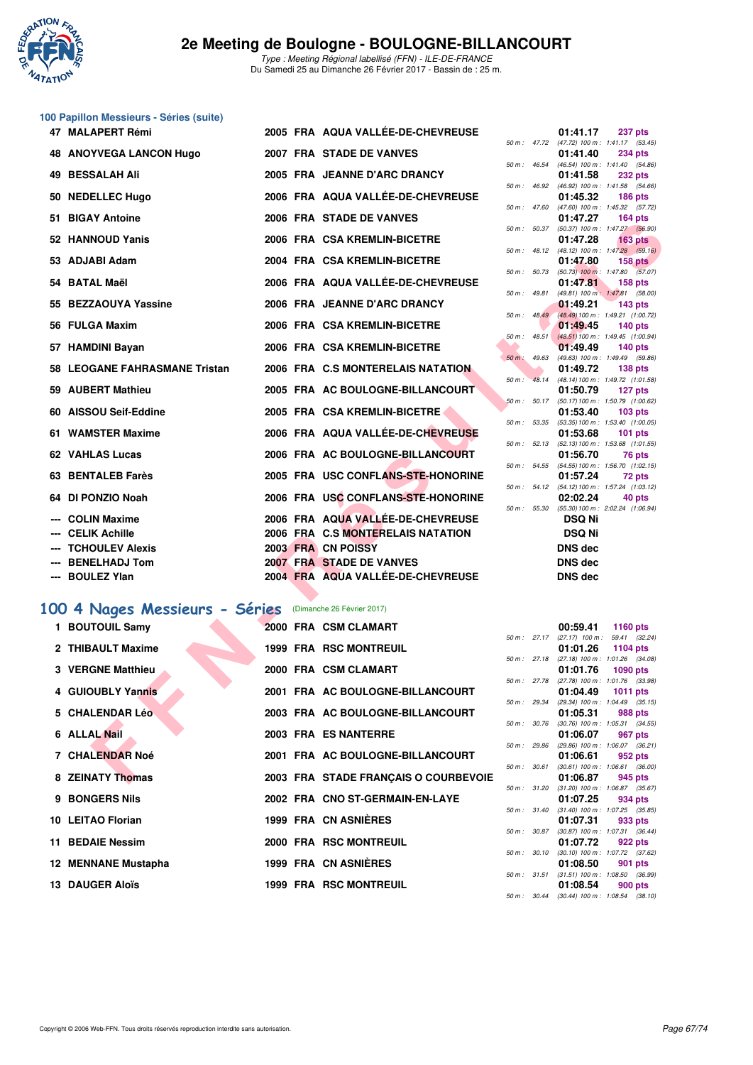# 2e Meeting de Boulogne - BOULOGNE-BILLANCOURT

Type : Meeting Régional labellisé (FFN) - ILE-DE-FRANCE
Du Samedi 25 au Dimanche 26 Février 2017 - Bassin de : 25 m.

## 100 Papillon Messieurs - Séries (suite)

| Rang | Nom | Année | Nat | Club | Temps | Points | Intermédiaires |
|---|---|---|---|---|---|---|---|
| 47 | MALAPERT Rémi | 2005 | FRA | AQUA VALLÉE-DE-CHEVREUSE | 01:41.17 | 237 pts | 50 m : 47.72 (47.72) 100 m : 1:41.17 (53.45) |
| 48 | ANOYVEGA LANCON Hugo | 2007 | FRA | STADE DE VANVES | 01:41.40 | 234 pts | 50 m : 46.54 (46.54) 100 m : 1:41.40 (54.86) |
| 49 | BESSALAH Ali | 2005 | FRA | JEANNE D'ARC DRANCY | 01:41.58 | 232 pts | 50 m : 46.92 (46.92) 100 m : 1:41.58 (54.66) |
| 50 | NEDELLEC Hugo | 2006 | FRA | AQUA VALLÉE-DE-CHEVREUSE | 01:45.32 | 186 pts | 50 m : 47.60 (47.60) 100 m : 1:45.32 (57.72) |
| 51 | BIGAY Antoine | 2006 | FRA | STADE DE VANVES | 01:47.27 | 164 pts | 50 m : 50.37 (50.37) 100 m : 1:47.27 (56.90) |
| 52 | HANNOUD Yanis | 2006 | FRA | CSA KREMLIN-BICETRE | 01:47.28 | 163 pts | 50 m : 48.12 (48.12) 100 m : 1:47.28 (59.16) |
| 53 | ADJABI Adam | 2004 | FRA | CSA KREMLIN-BICETRE | 01:47.80 | 158 pts | 50 m : 50.73 (50.73) 100 m : 1:47.80 (57.07) |
| 54 | BATAL Maël | 2006 | FRA | AQUA VALLÉE-DE-CHEVREUSE | 01:47.81 | 158 pts | 50 m : 49.81 (49.81) 100 m : 1:47.81 (58.00) |
| 55 | BEZZAOUYA Yassine | 2006 | FRA | JEANNE D'ARC DRANCY | 01:49.21 | 143 pts | 50 m : 48.49 (48.49) 100 m : 1:49.21 (1:00.72) |
| 56 | FULGA Maxim | 2006 | FRA | CSA KREMLIN-BICETRE | 01:49.45 | 140 pts | 50 m : 48.51 (48.51) 100 m : 1:49.45 (1:00.94) |
| 57 | HAMDINI Bayan | 2006 | FRA | CSA KREMLIN-BICETRE | 01:49.49 | 140 pts | 50 m : 49.63 (49.63) 100 m : 1:49.49 (59.86) |
| 58 | LEOGANE FAHRASMANE Tristan | 2006 | FRA | C.S MONTERELAIS NATATION | 01:49.72 | 138 pts | 50 m : 48.14 (48.14) 100 m : 1:49.72 (1:01.58) |
| 59 | AUBERT Mathieu | 2005 | FRA | AC BOULOGNE-BILLANCOURT | 01:50.79 | 127 pts | 50 m : 50.17 (50.17) 100 m : 1:50.79 (1:00.62) |
| 60 | AISSOU Seif-Eddine | 2005 | FRA | CSA KREMLIN-BICETRE | 01:53.40 | 103 pts | 50 m : 53.35 (53.35) 100 m : 1:53.40 (1:00.05) |
| 61 | WAMSTER Maxime | 2006 | FRA | AQUA VALLÉE-DE-CHEVREUSE | 01:53.68 | 101 pts | 50 m : 52.13 (52.13) 100 m : 1:53.68 (1:01.55) |
| 62 | VAHLAS Lucas | 2006 | FRA | AC BOULOGNE-BILLANCOURT | 01:56.70 | 76 pts | 50 m : 54.55 (54.55) 100 m : 1:56.70 (1:02.15) |
| 63 | BENTALEB Farès | 2005 | FRA | USC CONFLANS-STE-HONORINE | 01:57.24 | 72 pts | 50 m : 54.12 (54.12) 100 m : 1:57.24 (1:03.12) |
| 64 | DI PONZIO Noah | 2006 | FRA | USC CONFLANS-STE-HONORINE | 02:02.24 | 40 pts | 50 m : 55.30 (55.30) 100 m : 2:02.24 (1:06.94) |
| --- | COLIN Maxime | 2006 | FRA | AQUA VALLÉE-DE-CHEVREUSE | DSQ Ni | | |
| --- | CELIK Achille | 2006 | FRA | C.S MONTERELAIS NATATION | DSQ Ni | | |
| --- | TCHOULEV Alexis | 2003 | FRA | CN POISSY | DNS dec | | |
| --- | BENELHADJ Tom | 2007 | FRA | STADE DE VANVES | DNS dec | | |
| --- | BOULEZ Ylan | 2004 | FRA | AQUA VALLÉE-DE-CHEVREUSE | DNS dec | | |

## 100 4 Nages Messieurs - Séries (Dimanche 26 Février 2017)

| Rang | Nom | Année | Nat | Club | Temps | Points | Intermédiaires |
|---|---|---|---|---|---|---|---|
| 1 | BOUTOUIL Samy | 2000 | FRA | CSM CLAMART | 00:59.41 | 1160 pts | 50 m : 27.17 (27.17) 100 m : 59.41 (32.24) |
| 2 | THIBAULT Maxime | 1999 | FRA | RSC MONTREUIL | 01:01.26 | 1104 pts | 50 m : 27.18 (27.18) 100 m : 1:01.26 (34.08) |
| 3 | VERGNE Matthieu | 2000 | FRA | CSM CLAMART | 01:01.76 | 1090 pts | 50 m : 27.78 (27.78) 100 m : 1:01.76 (33.98) |
| 4 | GUIOUBLY Yannis | 2001 | FRA | AC BOULOGNE-BILLANCOURT | 01:04.49 | 1011 pts | 50 m : 29.34 (29.34) 100 m : 1:04.49 (35.15) |
| 5 | CHALENDAR Léo | 2003 | FRA | AC BOULOGNE-BILLANCOURT | 01:05.31 | 988 pts | 50 m : 30.76 (30.76) 100 m : 1:05.31 (34.55) |
| 6 | ALLAL Nail | 2003 | FRA | ES NANTERRE | 01:06.07 | 967 pts | 50 m : 29.86 (29.86) 100 m : 1:06.07 (36.21) |
| 7 | CHALENDAR Noé | 2001 | FRA | AC BOULOGNE-BILLANCOURT | 01:06.61 | 952 pts | 50 m : 30.61 (30.61) 100 m : 1:06.61 (36.00) |
| 8 | ZEINATY Thomas | 2003 | FRA | STADE FRANÇAIS O COURBEVOIE | 01:06.87 | 945 pts | 50 m : 31.20 (31.20) 100 m : 1:06.87 (35.67) |
| 9 | BONGERS Nils | 2002 | FRA | CNO ST-GERMAIN-EN-LAYE | 01:07.25 | 934 pts | 50 m : 31.40 (31.40) 100 m : 1:07.25 (35.85) |
| 10 | LEITAO Florian | 1999 | FRA | CN ASNIÈRES | 01:07.31 | 933 pts | 50 m : 30.87 (30.87) 100 m : 1:07.31 (36.44) |
| 11 | BEDAIE Nessim | 2000 | FRA | RSC MONTREUIL | 01:07.72 | 922 pts | 50 m : 30.10 (30.10) 100 m : 1:07.72 (37.62) |
| 12 | MENNANE Mustapha | 1999 | FRA | CN ASNIÈRES | 01:08.50 | 901 pts | 50 m : 31.51 (31.51) 100 m : 1:08.50 (36.99) |
| 13 | DAUGER Aloïs | 1999 | FRA | RSC MONTREUIL | 01:08.54 | 900 pts | 50 m : 30.44 (30.44) 100 m : 1:08.54 (38.10) |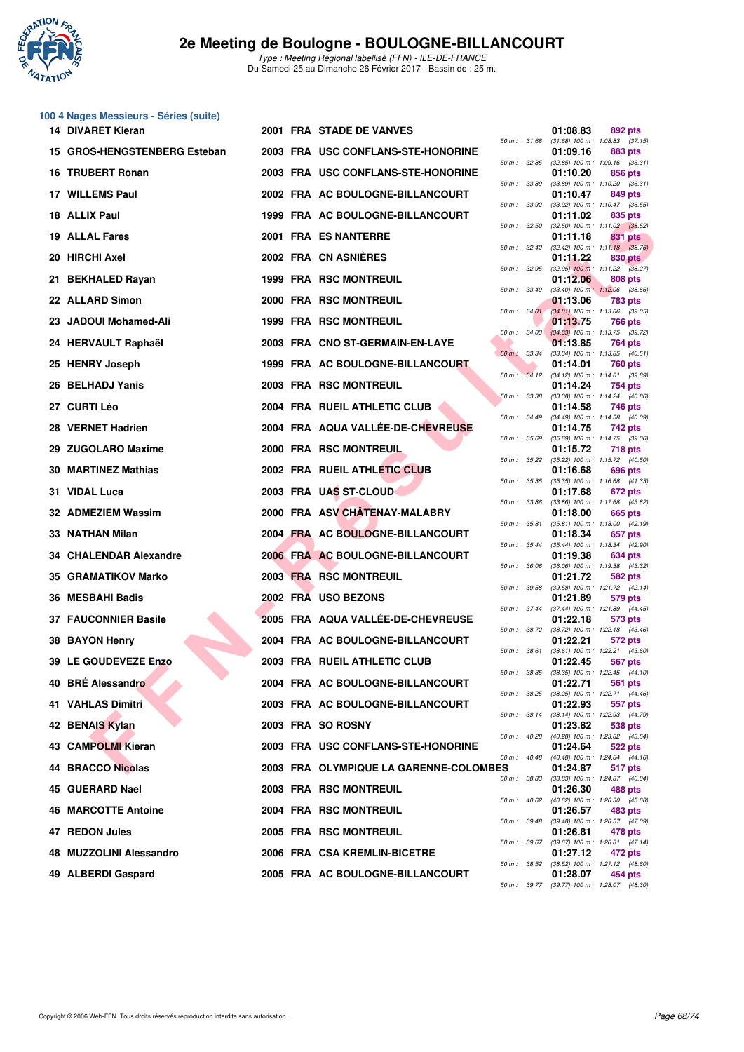# 2e Meeting de Boulogne - BOULOGNE-BILLANCOURT

*Type : Meeting Régional labellisé (FFN) - ILE-DE-FRANCE*
Du Samedi 25 au Dimanche 26 Février 2017 - Bassin de : 25 m.

## 100 4 Nages Messieurs - Séries (suite)

| Rang | Nom | Année | Nat | Club | Temps | Points | Splits |
|---|---|---|---|---|---|---|---|
| 14 | DIVARET Kieran | 2001 | FRA | STADE DE VANVES | 01:08.83 | 892 pts | 50 m : 31.68 (31.68) 100 m : 1:08.83 (37.15) |
| 15 | GROS-HENGSTENBERG Esteban | 2003 | FRA | USC CONFLANS-STE-HONORINE | 01:09.16 | 883 pts | 50 m : 32.85 (32.85) 100 m : 1:09.16 (36.31) |
| 16 | TRUBERT Ronan | 2003 | FRA | USC CONFLANS-STE-HONORINE | 01:10.20 | 856 pts | 50 m : 33.89 (33.89) 100 m : 1:10.20 (36.31) |
| 17 | WILLEMS Paul | 2002 | FRA | AC BOULOGNE-BILLANCOURT | 01:10.47 | 849 pts | 50 m : 33.92 (33.92) 100 m : 1:10.47 (36.55) |
| 18 | ALLIX Paul | 1999 | FRA | AC BOULOGNE-BILLANCOURT | 01:11.02 | 835 pts | 50 m : 32.50 (32.50) 100 m : 1:11.02 (38.52) |
| 19 | ALLAL Fares | 2001 | FRA | ES NANTERRE | 01:11.18 | 831 pts | 50 m : 32.42 (32.42) 100 m : 1:11.18 (38.76) |
| 20 | HIRCHI Axel | 2002 | FRA | CN ASNIÈRES | 01:11.22 | 830 pts | 50 m : 32.95 (32.95) 100 m : 1:11.22 (38.27) |
| 21 | BEKHALED Rayan | 1999 | FRA | RSC MONTREUIL | 01:12.06 | 808 pts | 50 m : 33.40 (33.40) 100 m : 1:12.06 (38.66) |
| 22 | ALLARD Simon | 2000 | FRA | RSC MONTREUIL | 01:13.06 | 783 pts | 50 m : 34.01 (34.01) 100 m : 1:13.06 (39.05) |
| 23 | JADOUI Mohamed-Ali | 1999 | FRA | RSC MONTREUIL | 01:13.75 | 766 pts | 50 m : 34.03 (34.03) 100 m : 1:13.75 (39.72) |
| 24 | HERVAULT Raphaël | 2003 | FRA | CNO ST-GERMAIN-EN-LAYE | 01:13.85 | 764 pts | 50 m : 33.34 (33.34) 100 m : 1:13.85 (40.51) |
| 25 | HENRY Joseph | 1999 | FRA | AC BOULOGNE-BILLANCOURT | 01:14.01 | 760 pts | 50 m : 34.12 (34.12) 100 m : 1:14.01 (39.89) |
| 26 | BELHADJ Yanis | 2003 | FRA | RSC MONTREUIL | 01:14.24 | 754 pts | 50 m : 33.38 (33.38) 100 m : 1:14.24 (40.86) |
| 27 | CURTI Léo | 2004 | FRA | RUEIL ATHLETIC CLUB | 01:14.58 | 746 pts | 50 m : 34.49 (34.49) 100 m : 1:14.58 (40.09) |
| 28 | VERNET Hadrien | 2004 | FRA | AQUA VALLÉE-DE-CHEVREUSE | 01:14.75 | 742 pts | 50 m : 35.69 (35.69) 100 m : 1:14.75 (39.06) |
| 29 | ZUGOLARO Maxime | 2000 | FRA | RSC MONTREUIL | 01:15.72 | 718 pts | 50 m : 35.22 (35.22) 100 m : 1:15.72 (40.50) |
| 30 | MARTINEZ Mathias | 2002 | FRA | RUEIL ATHLETIC CLUB | 01:16.68 | 696 pts | 50 m : 35.35 (35.35) 100 m : 1:16.68 (41.33) |
| 31 | VIDAL Luca | 2003 | FRA | UAS ST-CLOUD | 01:17.68 | 672 pts | 50 m : 33.86 (33.86) 100 m : 1:17.68 (43.82) |
| 32 | ADMEZIEM Wassim | 2000 | FRA | ASV CHÂTENAY-MALABRY | 01:18.00 | 665 pts | 50 m : 35.81 (35.81) 100 m : 1:18.00 (42.19) |
| 33 | NATHAN Milan | 2004 | FRA | AC BOULOGNE-BILLANCOURT | 01:18.34 | 657 pts | 50 m : 35.44 (35.44) 100 m : 1:18.34 (42.90) |
| 34 | CHALENDAR Alexandre | 2006 | FRA | AC BOULOGNE-BILLANCOURT | 01:19.38 | 634 pts | 50 m : 36.06 (36.06) 100 m : 1:19.38 (43.32) |
| 35 | GRAMATIKOV Marko | 2003 | FRA | RSC MONTREUIL | 01:21.72 | 582 pts | 50 m : 39.58 (39.58) 100 m : 1:21.72 (42.14) |
| 36 | MESBAHI Badis | 2002 | FRA | USO BEZONS | 01:21.89 | 579 pts | 50 m : 37.44 (37.44) 100 m : 1:21.89 (44.45) |
| 37 | FAUCONNIER Basile | 2005 | FRA | AQUA VALLÉE-DE-CHEVREUSE | 01:22.18 | 573 pts | 50 m : 38.72 (38.72) 100 m : 1:22.18 (43.46) |
| 38 | BAYON Henry | 2004 | FRA | AC BOULOGNE-BILLANCOURT | 01:22.21 | 572 pts | 50 m : 38.61 (38.61) 100 m : 1:22.21 (43.60) |
| 39 | LE GOUDEVEZE Enzo | 2003 | FRA | RUEIL ATHLETIC CLUB | 01:22.45 | 567 pts | 50 m : 38.35 (38.35) 100 m : 1:22.45 (44.10) |
| 40 | BRÉ Alessandro | 2004 | FRA | AC BOULOGNE-BILLANCOURT | 01:22.71 | 561 pts | 50 m : 38.25 (38.25) 100 m : 1:22.71 (44.46) |
| 41 | VAHLAS Dimitri | 2003 | FRA | AC BOULOGNE-BILLANCOURT | 01:22.93 | 557 pts | 50 m : 38.14 (38.14) 100 m : 1:22.93 (44.79) |
| 42 | BENAIS Kylan | 2003 | FRA | SO ROSNY | 01:23.82 | 538 pts | 50 m : 40.28 (40.28) 100 m : 1:23.82 (43.54) |
| 43 | CAMPOLMI Kieran | 2003 | FRA | USC CONFLANS-STE-HONORINE | 01:24.64 | 522 pts | 50 m : 40.48 (40.48) 100 m : 1:24.64 (44.16) |
| 44 | BRACCO Nicolas | 2003 | FRA | OLYMPIQUE LA GARENNE-COLOMBES | 01:24.87 | 517 pts | 50 m : 38.83 (38.83) 100 m : 1:24.87 (46.04) |
| 45 | GUERARD Nael | 2003 | FRA | RSC MONTREUIL | 01:26.30 | 488 pts | 50 m : 40.62 (40.62) 100 m : 1:26.30 (45.68) |
| 46 | MARCOTTE Antoine | 2004 | FRA | RSC MONTREUIL | 01:26.57 | 483 pts | 50 m : 39.48 (39.48) 100 m : 1:26.57 (47.09) |
| 47 | REDON Jules | 2005 | FRA | RSC MONTREUIL | 01:26.81 | 478 pts | 50 m : 39.67 (39.67) 100 m : 1:26.81 (47.14) |
| 48 | MUZZOLINI Alessandro | 2006 | FRA | CSA KREMLIN-BICETRE | 01:27.12 | 472 pts | 50 m : 38.52 (38.52) 100 m : 1:27.12 (48.60) |
| 49 | ALBERDI Gaspard | 2005 | FRA | AC BOULOGNE-BILLANCOURT | 01:28.07 | 454 pts | 50 m : 39.77 (39.77) 100 m : 1:28.07 (48.30) |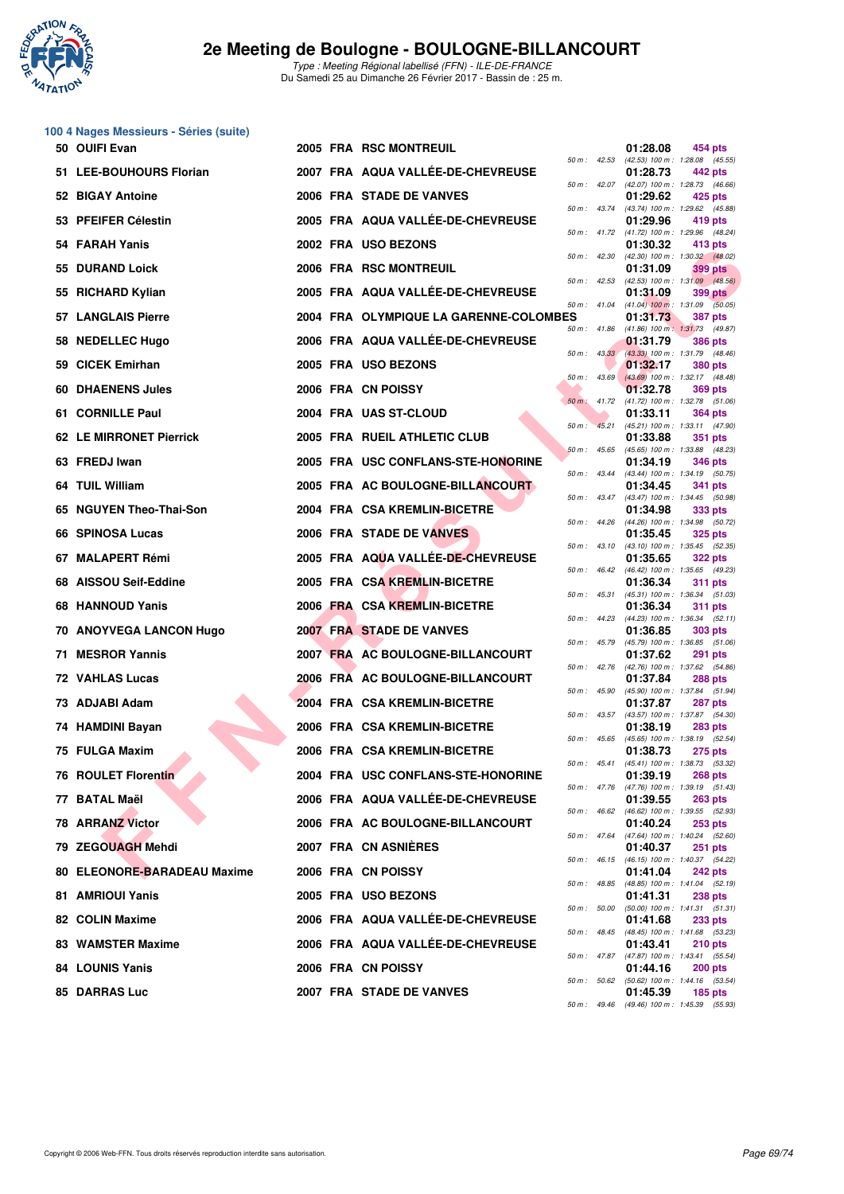# 2e Meeting de Boulogne - BOULOGNE-BILLANCOURT

*Type : Meeting Régional labellisé (FFN) - ILE-DE-FRANCE*
Du Samedi 25 au Dimanche 26 Février 2017 - Bassin de : 25 m.

## 100 4 Nages Messieurs - Séries (suite)

| Rang | Nom | Année | Nat | Club | Temps | Points | Splits |
|---|---|---|---|---|---|---|---|
| 50 | OUIFI Evan | 2005 | FRA | RSC MONTREUIL | 01:28.08 | 454 pts | 50 m : 42.53 (42.53) 100 m : 1:28.08 (45.55) |
| 51 | LEE-BOUHOURS Florian | 2007 | FRA | AQUA VALLÉE-DE-CHEVREUSE | 01:28.73 | 442 pts | 50 m : 42.07 (42.07) 100 m : 1:28.73 (46.66) |
| 52 | BIGAY Antoine | 2006 | FRA | STADE DE VANVES | 01:29.62 | 425 pts | 50 m : 43.74 (43.74) 100 m : 1:29.62 (45.88) |
| 53 | PFEIFER Célestin | 2005 | FRA | AQUA VALLÉE-DE-CHEVREUSE | 01:29.96 | 419 pts | 50 m : 41.72 (41.72) 100 m : 1:29.96 (48.24) |
| 54 | FARAH Yanis | 2002 | FRA | USO BEZONS | 01:30.32 | 413 pts | 50 m : 42.30 (42.30) 100 m : 1:30.32 (48.02) |
| 55 | DURAND Loick | 2006 | FRA | RSC MONTREUIL | 01:31.09 | 399 pts | 50 m : 42.53 (42.53) 100 m : 1:31.09 (48.56) |
| 55 | RICHARD Kylian | 2005 | FRA | AQUA VALLÉE-DE-CHEVREUSE | 01:31.09 | 399 pts | 50 m : 41.04 (41.04) 100 m : 1:31.09 (50.05) |
| 57 | LANGLAIS Pierre | 2004 | FRA | OLYMPIQUE LA GARENNE-COLOMBES | 01:31.73 | 387 pts | 50 m : 41.86 (41.86) 100 m : 1:31.73 (49.87) |
| 58 | NEDELLEC Hugo | 2006 | FRA | AQUA VALLÉE-DE-CHEVREUSE | 01:31.79 | 386 pts | 50 m : 43.33 (43.33) 100 m : 1:31.79 (48.46) |
| 59 | CICEK Emirhan | 2005 | FRA | USO BEZONS | 01:32.17 | 380 pts | 50 m : 43.69 (43.69) 100 m : 1:32.17 (48.48) |
| 60 | DHAENENS Jules | 2006 | FRA | CN POISSY | 01:32.78 | 369 pts | 50 m : 41.72 (41.72) 100 m : 1:32.78 (51.06) |
| 61 | CORNILLE Paul | 2004 | FRA | UAS ST-CLOUD | 01:33.11 | 364 pts | 50 m : 45.21 (45.21) 100 m : 1:33.11 (47.90) |
| 62 | LE MIRRONET Pierrick | 2005 | FRA | RUEIL ATHLETIC CLUB | 01:33.88 | 351 pts | 50 m : 45.65 (45.65) 100 m : 1:33.88 (48.23) |
| 63 | FREDJ Iwan | 2005 | FRA | USC CONFLANS-STE-HONORINE | 01:34.19 | 346 pts | 50 m : 43.44 (43.44) 100 m : 1:34.19 (50.75) |
| 64 | TUIL William | 2005 | FRA | AC BOULOGNE-BILLANCOURT | 01:34.45 | 341 pts | 50 m : 43.47 (43.47) 100 m : 1:34.45 (50.98) |
| 65 | NGUYEN Theo-Thai-Son | 2004 | FRA | CSA KREMLIN-BICETRE | 01:34.98 | 333 pts | 50 m : 44.26 (44.26) 100 m : 1:34.98 (50.72) |
| 66 | SPINOSA Lucas | 2006 | FRA | STADE DE VANVES | 01:35.45 | 325 pts | 50 m : 43.10 (43.10) 100 m : 1:35.45 (52.35) |
| 67 | MALAPERT Rémi | 2005 | FRA | AQUA VALLÉE-DE-CHEVREUSE | 01:35.65 | 322 pts | 50 m : 46.42 (46.42) 100 m : 1:35.65 (49.23) |
| 68 | AISSOU Seif-Eddine | 2005 | FRA | CSA KREMLIN-BICETRE | 01:36.34 | 311 pts | 50 m : 45.31 (45.31) 100 m : 1:36.34 (51.03) |
| 68 | HANNOUD Yanis | 2006 | FRA | CSA KREMLIN-BICETRE | 01:36.34 | 311 pts | 50 m : 44.23 (44.23) 100 m : 1:36.34 (52.11) |
| 70 | ANOYVEGA LANCON Hugo | 2007 | FRA | STADE DE VANVES | 01:36.85 | 303 pts | 50 m : 45.79 (45.79) 100 m : 1:36.85 (51.06) |
| 71 | MESROR Yannis | 2007 | FRA | AC BOULOGNE-BILLANCOURT | 01:37.62 | 291 pts | 50 m : 42.76 (42.76) 100 m : 1:37.62 (54.86) |
| 72 | VAHLAS Lucas | 2006 | FRA | AC BOULOGNE-BILLANCOURT | 01:37.84 | 288 pts | 50 m : 45.90 (45.90) 100 m : 1:37.84 (51.94) |
| 73 | ADJABI Adam | 2004 | FRA | CSA KREMLIN-BICETRE | 01:37.87 | 287 pts | 50 m : 43.57 (43.57) 100 m : 1:37.87 (54.30) |
| 74 | HAMDINI Bayan | 2006 | FRA | CSA KREMLIN-BICETRE | 01:38.19 | 283 pts | 50 m : 45.65 (45.65) 100 m : 1:38.19 (52.54) |
| 75 | FULGA Maxim | 2006 | FRA | CSA KREMLIN-BICETRE | 01:38.73 | 275 pts | 50 m : 45.41 (45.41) 100 m : 1:38.73 (53.32) |
| 76 | ROULET Florentin | 2004 | FRA | USC CONFLANS-STE-HONORINE | 01:39.19 | 268 pts | 50 m : 47.76 (47.76) 100 m : 1:39.19 (51.43) |
| 77 | BATAL Maël | 2006 | FRA | AQUA VALLÉE-DE-CHEVREUSE | 01:39.55 | 263 pts | 50 m : 46.62 (46.62) 100 m : 1:39.55 (52.93) |
| 78 | ARRANZ Victor | 2006 | FRA | AC BOULOGNE-BILLANCOURT | 01:40.24 | 253 pts | 50 m : 47.64 (47.64) 100 m : 1:40.24 (52.60) |
| 79 | ZEGOUAGH Mehdi | 2007 | FRA | CN ASNIÈRES | 01:40.37 | 251 pts | 50 m : 46.15 (46.15) 100 m : 1:40.37 (54.22) |
| 80 | ELEONORE-BARADEAU Maxime | 2006 | FRA | CN POISSY | 01:41.04 | 242 pts | 50 m : 48.85 (48.85) 100 m : 1:41.04 (52.19) |
| 81 | AMRIOUI Yanis | 2005 | FRA | USO BEZONS | 01:41.31 | 238 pts | 50 m : 50.00 (50.00) 100 m : 1:41.31 (51.31) |
| 82 | COLIN Maxime | 2006 | FRA | AQUA VALLÉE-DE-CHEVREUSE | 01:41.68 | 233 pts | 50 m : 48.45 (48.45) 100 m : 1:41.68 (53.23) |
| 83 | WAMSTER Maxime | 2006 | FRA | AQUA VALLÉE-DE-CHEVREUSE | 01:43.41 | 210 pts | 50 m : 47.87 (47.87) 100 m : 1:43.41 (55.54) |
| 84 | LOUNIS Yanis | 2006 | FRA | CN POISSY | 01:44.16 | 200 pts | 50 m : 50.62 (50.62) 100 m : 1:44.16 (53.54) |
| 85 | DARRAS Luc | 2007 | FRA | STADE DE VANVES | 01:45.39 | 185 pts | 50 m : 49.46 (49.46) 100 m : 1:45.39 (55.93) |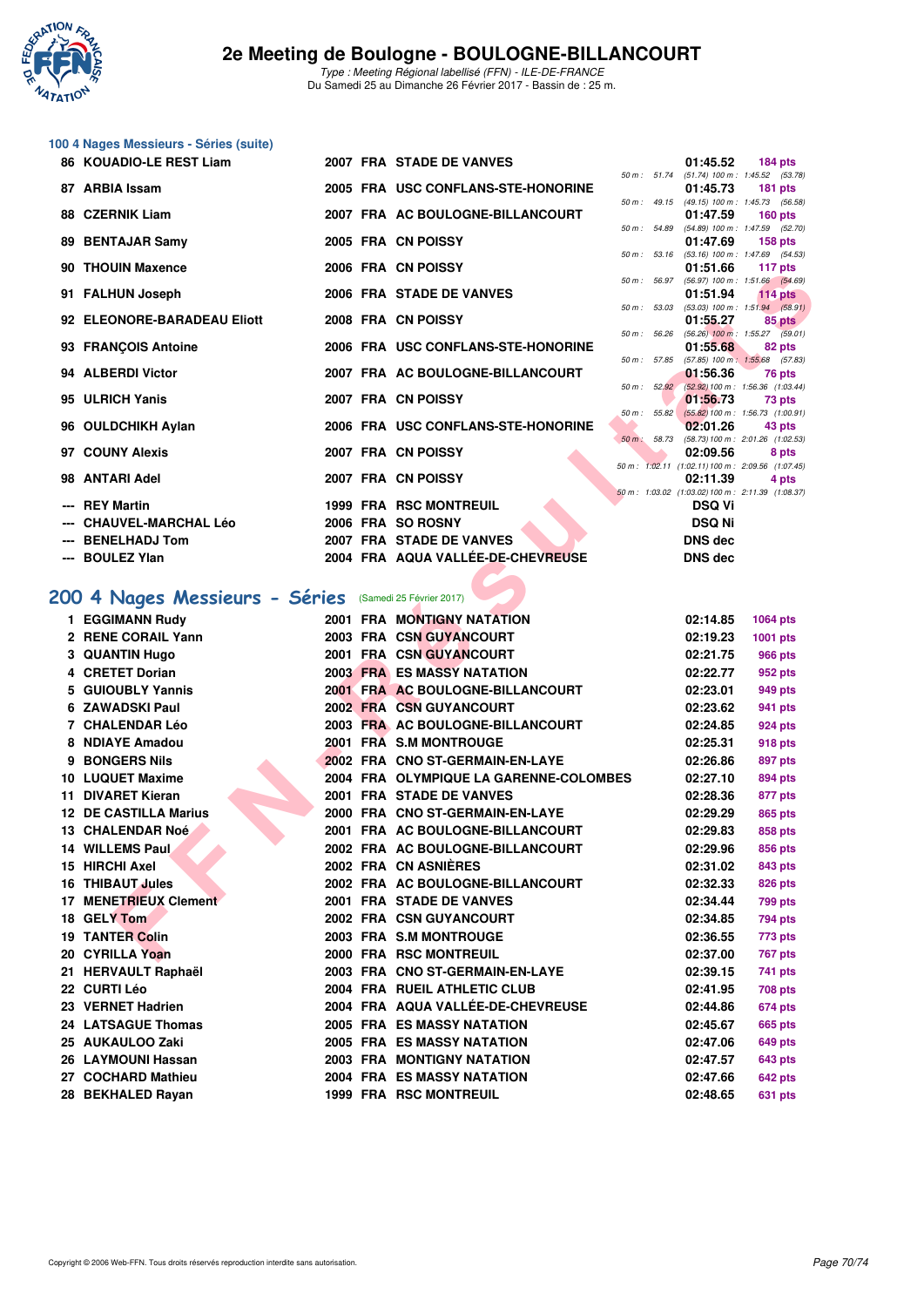## 100 4 Nages Messieurs - Séries (suite)

| Rang | Nom | Année | Nat. | Club | Temps | Points |
|---|---|---|---|---|---|---|
| 86 | KOUADIO-LE REST Liam | 2007 | FRA | STADE DE VANVES | 01:45.52 | 184 pts |
| | | | | | 50 m : 51.74 (51.74) 100 m : 1:45.52 (53.78) | |
| 87 | ARBIA Issam | 2005 | FRA | USC CONFLANS-STE-HONORINE | 01:45.73 | 181 pts |
| | | | | | 50 m : 49.15 (49.15) 100 m : 1:45.73 (56.58) | |
| 88 | CZERNIK Liam | 2007 | FRA | AC BOULOGNE-BILLANCOURT | 01:47.59 | 160 pts |
| | | | | | 50 m : 54.89 (54.89) 100 m : 1:47.59 (52.70) | |
| 89 | BENTAJAR Samy | 2005 | FRA | CN POISSY | 01:47.69 | 158 pts |
| | | | | | 50 m : 53.16 (53.16) 100 m : 1:47.69 (54.53) | |
| 90 | THOUIN Maxence | 2006 | FRA | CN POISSY | 01:51.66 | 117 pts |
| | | | | | 50 m : 56.97 (56.97) 100 m : 1:51.66 (54.69) | |
| 91 | FALHUN Joseph | 2006 | FRA | STADE DE VANVES | 01:51.94 | 114 pts |
| | | | | | 50 m : 53.03 (53.03) 100 m : 1:51.94 (58.91) | |
| 92 | ELEONORE-BARADEAU Eliott | 2008 | FRA | CN POISSY | 01:55.27 | 85 pts |
| | | | | | 50 m : 56.26 (56.26) 100 m : 1:55.27 (59.01) | |
| 93 | FRANÇOIS Antoine | 2006 | FRA | USC CONFLANS-STE-HONORINE | 01:55.68 | 82 pts |
| | | | | | 50 m : 57.85 (57.85) 100 m : 1:55.68 (57.83) | |
| 94 | ALBERDI Victor | 2007 | FRA | AC BOULOGNE-BILLANCOURT | 01:56.36 | 76 pts |
| | | | | | 50 m : 52.92 (52.92) 100 m : 1:56.36 (1:03.44) | |
| 95 | ULRICH Yanis | 2007 | FRA | CN POISSY | 01:56.73 | 73 pts |
| | | | | | 50 m : 55.82 (55.82) 100 m : 1:56.73 (1:00.91) | |
| 96 | OULDCHIKH Aylan | 2006 | FRA | USC CONFLANS-STE-HONORINE | 02:01.26 | 43 pts |
| | | | | | 50 m : 58.73 (58.73) 100 m : 2:01.26 (1:02.53) | |
| 97 | COUNY Alexis | 2007 | FRA | CN POISSY | 02:09.56 | 8 pts |
| | | | | | 50 m : 1:02.11 (1:02.11) 100 m : 2:09.56 (1:07.45) | |
| 98 | ANTARI Adel | 2007 | FRA | CN POISSY | 02:11.39 | 4 pts |
| | | | | | 50 m : 1:03.02 (1:03.02) 100 m : 2:11.39 (1:08.37) | |
| --- | REY Martin | 1999 | FRA | RSC MONTREUIL | DSQ Vi | |
| --- | CHAUVEL-MARCHAL Léo | 2006 | FRA | SO ROSNY | DSQ Ni | |
| --- | BENELHADJ Tom | 2007 | FRA | STADE DE VANVES | DNS dec | |
| --- | BOULEZ Ylan | 2004 | FRA | AQUA VALLÉE-DE-CHEVREUSE | DNS dec | |

## 200 4 Nages Messieurs - Séries (Samedi 25 Février 2017)

| Rang | Nom | Année | Nat. | Club | Temps | Points |
|---|---|---|---|---|---|---|
| 1 | EGGIMANN Rudy | 2001 | FRA | MONTIGNY NATATION | 02:14.85 | 1064 pts |
| 2 | RENE CORAIL Yann | 2003 | FRA | CSN GUYANCOURT | 02:19.23 | 1001 pts |
| 3 | QUANTIN Hugo | 2001 | FRA | CSN GUYANCOURT | 02:21.75 | 966 pts |
| 4 | CRETET Dorian | 2003 | FRA | ES MASSY NATATION | 02:22.77 | 952 pts |
| 5 | GUIOUBLY Yannis | 2001 | FRA | AC BOULOGNE-BILLANCOURT | 02:23.01 | 949 pts |
| 6 | ZAWADSKI Paul | 2002 | FRA | CSN GUYANCOURT | 02:23.62 | 941 pts |
| 7 | CHALENDAR Léo | 2003 | FRA | AC BOULOGNE-BILLANCOURT | 02:24.85 | 924 pts |
| 8 | NDIAYE Amadou | 2001 | FRA | S.M MONTROUGE | 02:25.31 | 918 pts |
| 9 | BONGERS Nils | 2002 | FRA | CNO ST-GERMAIN-EN-LAYE | 02:26.86 | 897 pts |
| 10 | LUQUET Maxime | 2004 | FRA | OLYMPIQUE LA GARENNE-COLOMBES | 02:27.10 | 894 pts |
| 11 | DIVARET Kieran | 2001 | FRA | STADE DE VANVES | 02:28.36 | 877 pts |
| 12 | DE CASTILLA Marius | 2000 | FRA | CNO ST-GERMAIN-EN-LAYE | 02:29.29 | 865 pts |
| 13 | CHALENDAR Noé | 2001 | FRA | AC BOULOGNE-BILLANCOURT | 02:29.83 | 858 pts |
| 14 | WILLEMS Paul | 2002 | FRA | AC BOULOGNE-BILLANCOURT | 02:29.96 | 856 pts |
| 15 | HIRCHI Axel | 2002 | FRA | CN ASNIÈRES | 02:31.02 | 843 pts |
| 16 | THIBAUT Jules | 2002 | FRA | AC BOULOGNE-BILLANCOURT | 02:32.33 | 826 pts |
| 17 | MENETRIEUX Clement | 2001 | FRA | STADE DE VANVES | 02:34.44 | 799 pts |
| 18 | GELY Tom | 2002 | FRA | CSN GUYANCOURT | 02:34.85 | 794 pts |
| 19 | TANTER Colin | 2003 | FRA | S.M MONTROUGE | 02:36.55 | 773 pts |
| 20 | CYRILLA Yoan | 2000 | FRA | RSC MONTREUIL | 02:37.00 | 767 pts |
| 21 | HERVAULT Raphaël | 2003 | FRA | CNO ST-GERMAIN-EN-LAYE | 02:39.15 | 741 pts |
| 22 | CURTI Léo | 2004 | FRA | RUEIL ATHLETIC CLUB | 02:41.95 | 708 pts |
| 23 | VERNET Hadrien | 2004 | FRA | AQUA VALLÉE-DE-CHEVREUSE | 02:44.86 | 674 pts |
| 24 | LATSAGUE Thomas | 2005 | FRA | ES MASSY NATATION | 02:45.67 | 665 pts |
| 25 | AUKAULOO Zaki | 2005 | FRA | ES MASSY NATATION | 02:47.06 | 649 pts |
| 26 | LAYMOUNI Hassan | 2003 | FRA | MONTIGNY NATATION | 02:47.57 | 643 pts |
| 27 | COCHARD Mathieu | 2004 | FRA | ES MASSY NATATION | 02:47.66 | 642 pts |
| 28 | BEKHALED Rayan | 1999 | FRA | RSC MONTREUIL | 02:48.65 | 631 pts |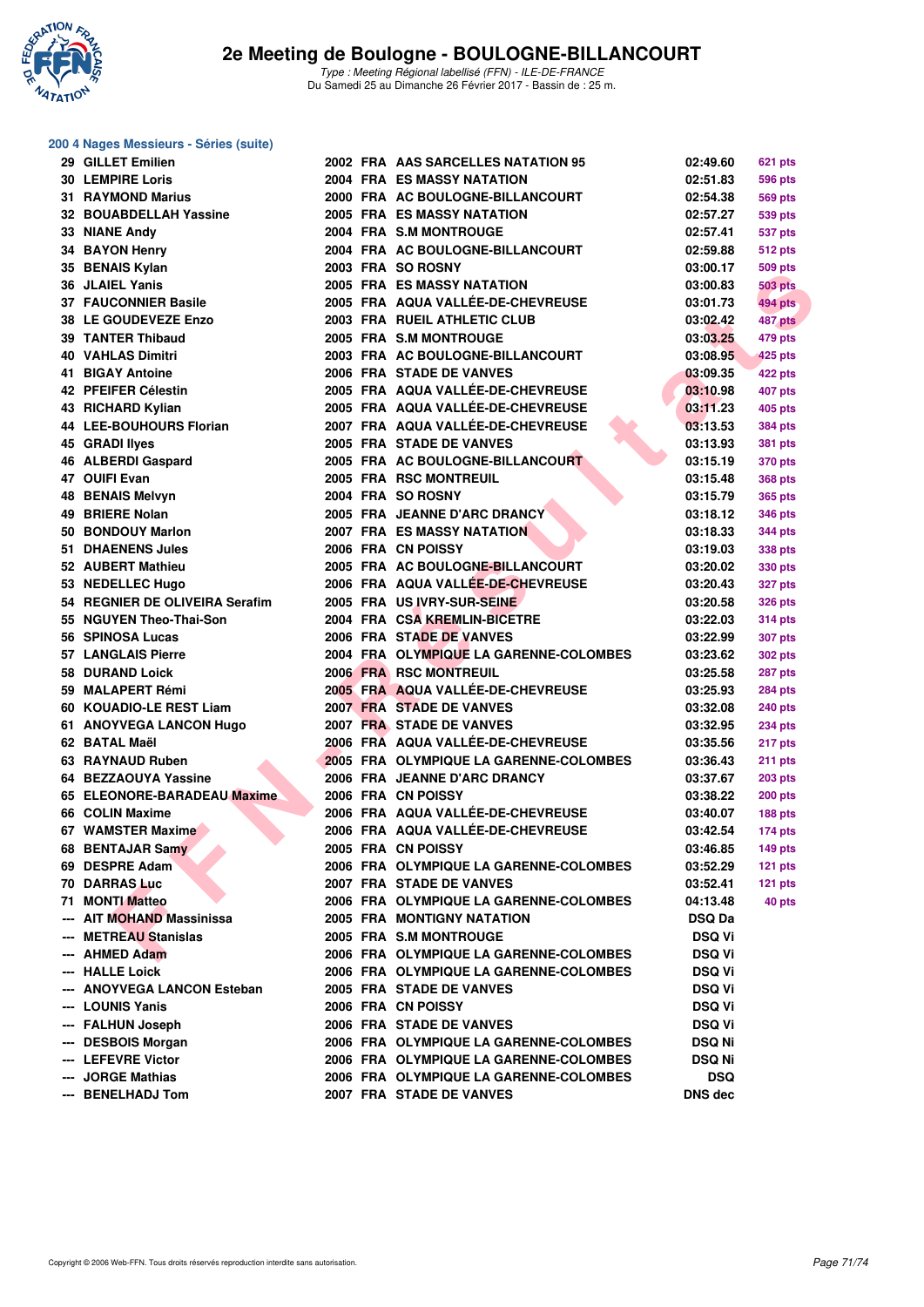# 2e Meeting de Boulogne - BOULOGNE-BILLANCOURT

*Type : Meeting Régional labellisé (FFN) - ILE-DE-FRANCE*
Du Samedi 25 au Dimanche 26 Février 2017 - Bassin de : 25 m.

## 200 4 Nages Messieurs - Séries (suite)

| Rang | Nom | Année | Nat. | Club | Temps | Points |
|---|---|---|---|---|---|---|
| 29 | GILLET Emilien | 2002 | FRA | AAS SARCELLES NATATION 95 | 02:49.60 | 621 pts |
| 30 | LEMPIRE Loris | 2004 | FRA | ES MASSY NATATION | 02:51.83 | 596 pts |
| 31 | RAYMOND Marius | 2000 | FRA | AC BOULOGNE-BILLANCOURT | 02:54.38 | 569 pts |
| 32 | BOUABDELLAH Yassine | 2005 | FRA | ES MASSY NATATION | 02:57.27 | 539 pts |
| 33 | NIANE Andy | 2004 | FRA | S.M MONTROUGE | 02:57.41 | 537 pts |
| 34 | BAYON Henry | 2004 | FRA | AC BOULOGNE-BILLANCOURT | 02:59.88 | 512 pts |
| 35 | BENAIS Kylan | 2003 | FRA | SO ROSNY | 03:00.17 | 509 pts |
| 36 | JLAIEL Yanis | 2005 | FRA | ES MASSY NATATION | 03:00.83 | 503 pts |
| 37 | FAUCONNIER Basile | 2005 | FRA | AQUA VALLÉE-DE-CHEVREUSE | 03:01.73 | 494 pts |
| 38 | LE GOUDEVEZE Enzo | 2003 | FRA | RUEIL ATHLETIC CLUB | 03:02.42 | 487 pts |
| 39 | TANTER Thibaud | 2005 | FRA | S.M MONTROUGE | 03:03.25 | 479 pts |
| 40 | VAHLAS Dimitri | 2003 | FRA | AC BOULOGNE-BILLANCOURT | 03:08.95 | 425 pts |
| 41 | BIGAY Antoine | 2006 | FRA | STADE DE VANVES | 03:09.35 | 422 pts |
| 42 | PFEIFER Célestin | 2005 | FRA | AQUA VALLÉE-DE-CHEVREUSE | 03:10.98 | 407 pts |
| 43 | RICHARD Kylian | 2005 | FRA | AQUA VALLÉE-DE-CHEVREUSE | 03:11.23 | 405 pts |
| 44 | LEE-BOUHOURS Florian | 2007 | FRA | AQUA VALLÉE-DE-CHEVREUSE | 03:13.53 | 384 pts |
| 45 | GRADI Ilyes | 2005 | FRA | STADE DE VANVES | 03:13.93 | 381 pts |
| 46 | ALBERDI Gaspard | 2005 | FRA | AC BOULOGNE-BILLANCOURT | 03:15.19 | 370 pts |
| 47 | OUIFI Evan | 2005 | FRA | RSC MONTREUIL | 03:15.48 | 368 pts |
| 48 | BENAIS Melvyn | 2004 | FRA | SO ROSNY | 03:15.79 | 365 pts |
| 49 | BRIERE Nolan | 2005 | FRA | JEANNE D'ARC DRANCY | 03:18.12 | 346 pts |
| 50 | BONDOUY Marlon | 2007 | FRA | ES MASSY NATATION | 03:18.33 | 344 pts |
| 51 | DHAENENS Jules | 2006 | FRA | CN POISSY | 03:19.03 | 338 pts |
| 52 | AUBERT Mathieu | 2005 | FRA | AC BOULOGNE-BILLANCOURT | 03:20.02 | 330 pts |
| 53 | NEDELLEC Hugo | 2006 | FRA | AQUA VALLÉE-DE-CHEVREUSE | 03:20.43 | 327 pts |
| 54 | REGNIER DE OLIVEIRA Serafim | 2005 | FRA | US IVRY-SUR-SEINE | 03:20.58 | 326 pts |
| 55 | NGUYEN Theo-Thai-Son | 2004 | FRA | CSA KREMLIN-BICETRE | 03:22.03 | 314 pts |
| 56 | SPINOSA Lucas | 2006 | FRA | STADE DE VANVES | 03:22.99 | 307 pts |
| 57 | LANGLAIS Pierre | 2004 | FRA | OLYMPIQUE LA GARENNE-COLOMBES | 03:23.62 | 302 pts |
| 58 | DURAND Loick | 2006 | FRA | RSC MONTREUIL | 03:25.58 | 287 pts |
| 59 | MALAPERT Rémi | 2005 | FRA | AQUA VALLÉE-DE-CHEVREUSE | 03:25.93 | 284 pts |
| 60 | KOUADIO-LE REST Liam | 2007 | FRA | STADE DE VANVES | 03:32.08 | 240 pts |
| 61 | ANOYVEGA LANCON Hugo | 2007 | FRA | STADE DE VANVES | 03:32.95 | 234 pts |
| 62 | BATAL Maël | 2006 | FRA | AQUA VALLÉE-DE-CHEVREUSE | 03:35.56 | 217 pts |
| 63 | RAYNAUD Ruben | 2005 | FRA | OLYMPIQUE LA GARENNE-COLOMBES | 03:36.43 | 211 pts |
| 64 | BEZZAOUYA Yassine | 2006 | FRA | JEANNE D'ARC DRANCY | 03:37.67 | 203 pts |
| 65 | ELEONORE-BARADEAU Maxime | 2006 | FRA | CN POISSY | 03:38.22 | 200 pts |
| 66 | COLIN Maxime | 2006 | FRA | AQUA VALLÉE-DE-CHEVREUSE | 03:40.07 | 188 pts |
| 67 | WAMSTER Maxime | 2006 | FRA | AQUA VALLÉE-DE-CHEVREUSE | 03:42.54 | 174 pts |
| 68 | BENTAJAR Samy | 2005 | FRA | CN POISSY | 03:46.85 | 149 pts |
| 69 | DESPRE Adam | 2006 | FRA | OLYMPIQUE LA GARENNE-COLOMBES | 03:52.29 | 121 pts |
| 70 | DARRAS Luc | 2007 | FRA | STADE DE VANVES | 03:52.41 | 121 pts |
| 71 | MONTI Matteo | 2006 | FRA | OLYMPIQUE LA GARENNE-COLOMBES | 04:13.48 | 40 pts |
| --- | AIT MOHAND Massinissa | 2005 | FRA | MONTIGNY NATATION | DSQ Da | |
| --- | METREAU Stanislas | 2005 | FRA | S.M MONTROUGE | DSQ Vi | |
| --- | AHMED Adam | 2006 | FRA | OLYMPIQUE LA GARENNE-COLOMBES | DSQ Vi | |
| --- | HALLE Loick | 2006 | FRA | OLYMPIQUE LA GARENNE-COLOMBES | DSQ Vi | |
| --- | ANOYVEGA LANCON Esteban | 2005 | FRA | STADE DE VANVES | DSQ Vi | |
| --- | LOUNIS Yanis | 2006 | FRA | CN POISSY | DSQ Vi | |
| --- | FALHUN Joseph | 2006 | FRA | STADE DE VANVES | DSQ Vi | |
| --- | DESBOIS Morgan | 2006 | FRA | OLYMPIQUE LA GARENNE-COLOMBES | DSQ Ni | |
| --- | LEFEVRE Victor | 2006 | FRA | OLYMPIQUE LA GARENNE-COLOMBES | DSQ Ni | |
| --- | JORGE Mathias | 2006 | FRA | OLYMPIQUE LA GARENNE-COLOMBES | DSQ | |
| --- | BENELHADJ Tom | 2007 | FRA | STADE DE VANVES | DNS dec | |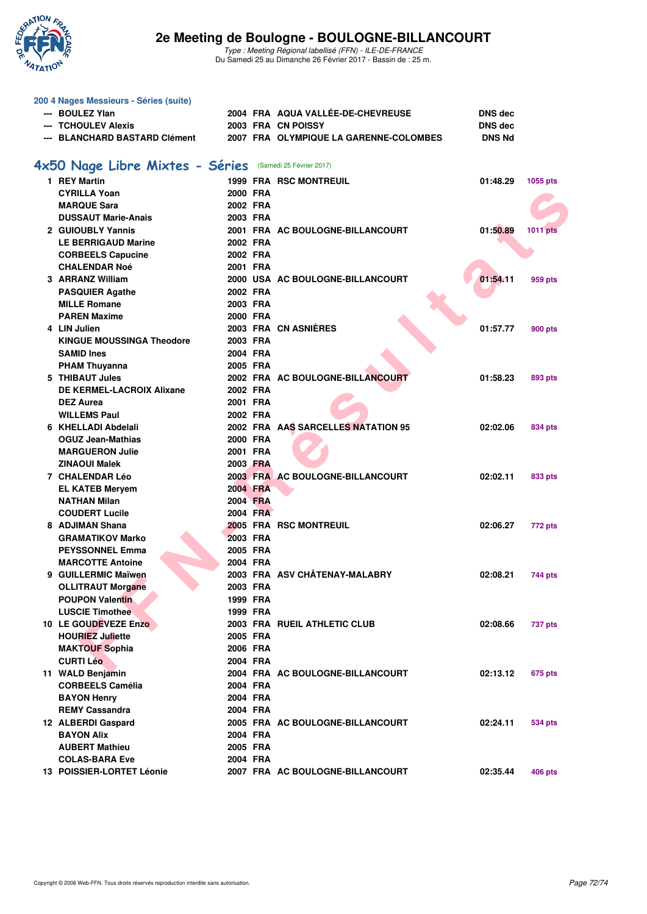# 2e Meeting de Boulogne - BOULOGNE-BILLANCOURT

*Type : Meeting Régional labellisé (FFN) - ILE-DE-FRANCE*
Du Samedi 25 au Dimanche 26 Février 2017 - Bassin de : 25 m.

### 200 4 Nages Messieurs - Séries (suite)

| | Nom | Année | Nat. | Club | Temps | |
|---|---|---|---|---|---|---|
| --- | BOULEZ Ylan | 2004 | FRA | AQUA VALLÉE-DE-CHEVREUSE | DNS dec | |
| --- | TCHOULEV Alexis | 2003 | FRA | CN POISSY | DNS dec | |
| --- | BLANCHARD BASTARD Clément | 2007 | FRA | OLYMPIQUE LA GARENNE-COLOMBES | DNS Nd | |

## 4x50 Nage Libre Mixtes - Séries (Samedi 25 Février 2017)

| Rang | Nom | Année | Nat. | Club | Temps | Points |
|---|---|---|---|---|---|---|
| 1 | REY Martin | 1999 | FRA | RSC MONTREUIL | 01:48.29 | 1055 pts |
| | CYRILLA Yoan | 2000 | FRA | | | |
| | MARQUE Sara | 2002 | FRA | | | |
| | DUSSAUT Marie-Anais | 2003 | FRA | | | |
| 2 | GUIOUBLY Yannis | 2001 | FRA | AC BOULOGNE-BILLANCOURT | 01:50.89 | 1011 pts |
| | LE BERRIGAUD Marine | 2002 | FRA | | | |
| | CORBEELS Capucine | 2002 | FRA | | | |
| | CHALENDAR Noé | 2001 | FRA | | | |
| 3 | ARRANZ William | 2000 | USA | AC BOULOGNE-BILLANCOURT | 01:54.11 | 959 pts |
| | PASQUIER Agathe | 2002 | FRA | | | |
| | MILLE Romane | 2003 | FRA | | | |
| | PAREN Maxime | 2000 | FRA | | | |
| 4 | LIN Julien | 2003 | FRA | CN ASNIÈRES | 01:57.77 | 900 pts |
| | KINGUE MOUSSINGA Theodore | 2003 | FRA | | | |
| | SAMID Ines | 2004 | FRA | | | |
| | PHAM Thuyanna | 2005 | FRA | | | |
| 5 | THIBAUT Jules | 2002 | FRA | AC BOULOGNE-BILLANCOURT | 01:58.23 | 893 pts |
| | DE KERMEL-LACROIX Alixane | 2002 | FRA | | | |
| | DEZ Aurea | 2001 | FRA | | | |
| | WILLEMS Paul | 2002 | FRA | | | |
| 6 | KHELLADI Abdelali | 2002 | FRA | AAS SARCELLES NATATION 95 | 02:02.06 | 834 pts |
| | OGUZ Jean-Mathias | 2000 | FRA | | | |
| | MARGUERON Julie | 2001 | FRA | | | |
| | ZINAOUI Malek | 2003 | FRA | | | |
| 7 | CHALENDAR Léo | 2003 | FRA | AC BOULOGNE-BILLANCOURT | 02:02.11 | 833 pts |
| | EL KATEB Meryem | 2004 | FRA | | | |
| | NATHAN Milan | 2004 | FRA | | | |
| | COUDERT Lucile | 2004 | FRA | | | |
| 8 | ADJIMAN Shana | 2005 | FRA | RSC MONTREUIL | 02:06.27 | 772 pts |
| | GRAMATIKOV Marko | 2003 | FRA | | | |
| | PEYSSONNEL Emma | 2005 | FRA | | | |
| | MARCOTTE Antoine | 2004 | FRA | | | |
| 9 | GUILLERMIC Maïwen | 2003 | FRA | ASV CHÂTENAY-MALABRY | 02:08.21 | 744 pts |
| | OLLITRAUT Morgane | 2003 | FRA | | | |
| | POUPON Valentin | 1999 | FRA | | | |
| | LUSCIE Timothee | 1999 | FRA | | | |
| 10 | LE GOUDEVEZE Enzo | 2003 | FRA | RUEIL ATHLETIC CLUB | 02:08.66 | 737 pts |
| | HOURIEZ Juliette | 2005 | FRA | | | |
| | MAKTOUF Sophia | 2006 | FRA | | | |
| | CURTI Léo | 2004 | FRA | | | |
| 11 | WALD Benjamin | 2004 | FRA | AC BOULOGNE-BILLANCOURT | 02:13.12 | 675 pts |
| | CORBEELS Camélia | 2004 | FRA | | | |
| | BAYON Henry | 2004 | FRA | | | |
| | REMY Cassandra | 2004 | FRA | | | |
| 12 | ALBERDI Gaspard | 2005 | FRA | AC BOULOGNE-BILLANCOURT | 02:24.11 | 534 pts |
| | BAYON Alix | 2004 | FRA | | | |
| | AUBERT Mathieu | 2005 | FRA | | | |
| | COLAS-BARA Eve | 2004 | FRA | | | |
| 13 | POISSIER-LORTET Léonie | 2007 | FRA | AC BOULOGNE-BILLANCOURT | 02:35.44 | 406 pts |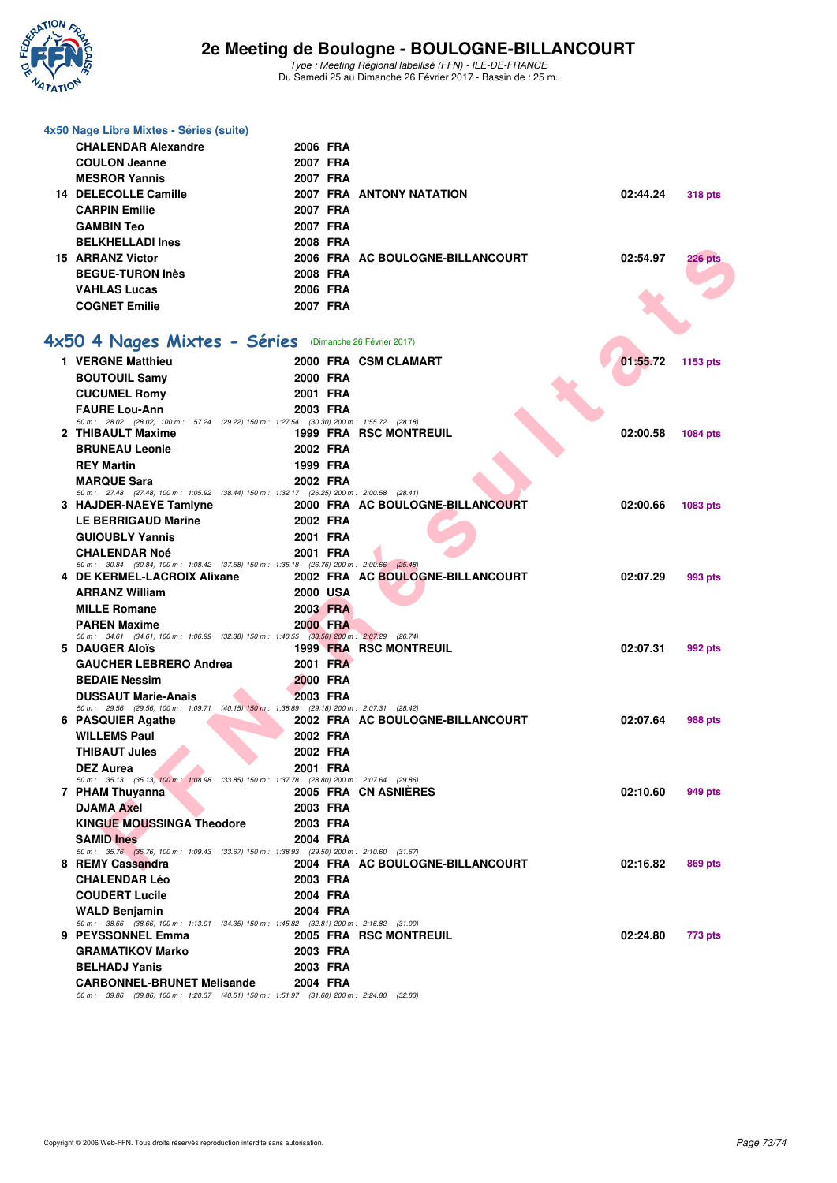### 4x50 Nage Libre Mixtes - Séries (suite)

| | | | | | |
|---|---|---|---|---|---|
| | CHALENDAR Alexandre | 2006 FRA | | | |
| | COULON Jeanne | 2007 FRA | | | |
| | MESROR Yannis | 2007 FRA | | | |
| 14 | DELECOLLE Camille | 2007 FRA | ANTONY NATATION | 02:44.24 | 318 pts |
| | CARPIN Emilie | 2007 FRA | | | |
| | GAMBIN Teo | 2007 FRA | | | |
| | BELKHELLADI Ines | 2008 FRA | | | |
| 15 | ARRANZ Victor | 2006 FRA | AC BOULOGNE-BILLANCOURT | 02:54.97 | 226 pts |
| | BEGUE-TURON Inès | 2008 FRA | | | |
| | VAHLAS Lucas | 2006 FRA | | | |
| | COGNET Emilie | 2007 FRA | | | |

## 4x50 4 Nages Mixtes - Séries (Dimanche 26 Février 2017)

| | | | | | |
|---|---|---|---|---|---|
| 1 | VERGNE Matthieu | 2000 FRA | CSM CLAMART | 01:55.72 | 1153 pts |
| | BOUTOUIL Samy | 2000 FRA | | | |
| | CUCUMEL Romy | 2001 FRA | | | |
| | FAURE Lou-Ann | 2003 FRA | | | |
| | 50 m : 28.02 (28.02) 100 m : 57.24 (29.22) 150 m : 1:27.54 (30.30) 200 m : 1:55.72 (28.18) | | | | |
| 2 | THIBAULT Maxime | 1999 FRA | RSC MONTREUIL | 02:00.58 | 1084 pts |
| | BRUNEAU Leonie | 2002 FRA | | | |
| | REY Martin | 1999 FRA | | | |
| | MARQUE Sara | 2002 FRA | | | |
| | 50 m : 27.48 (27.48) 100 m : 1:05.92 (38.44) 150 m : 1:32.17 (26.25) 200 m : 2:00.58 (28.41) | | | | |
| 3 | HAJDER-NAEYE Tamlyne | 2000 FRA | AC BOULOGNE-BILLANCOURT | 02:00.66 | 1083 pts |
| | LE BERRIGAUD Marine | 2002 FRA | | | |
| | GUIOUBLY Yannis | 2001 FRA | | | |
| | CHALENDAR Noé | 2001 FRA | | | |
| | 50 m : 30.84 (30.84) 100 m : 1:08.42 (37.58) 150 m : 1:35.18 (26.76) 200 m : 2:00.66 (25.48) | | | | |
| 4 | DE KERMEL-LACROIX Alixane | 2002 FRA | AC BOULOGNE-BILLANCOURT | 02:07.29 | 993 pts |
| | ARRANZ William | 2000 USA | | | |
| | MILLE Romane | 2003 FRA | | | |
| | PAREN Maxime | 2000 FRA | | | |
| | 50 m : 34.61 (34.61) 100 m : 1:06.99 (32.38) 150 m : 1:40.55 (33.56) 200 m : 2:07.29 (26.74) | | | | |
| 5 | DAUGER Aloïs | 1999 FRA | RSC MONTREUIL | 02:07.31 | 992 pts |
| | GAUCHER LEBRERO Andrea | 2001 FRA | | | |
| | BEDAIE Nessim | 2000 FRA | | | |
| | DUSSAUT Marie-Anais | 2003 FRA | | | |
| | 50 m : 29.56 (29.56) 100 m : 1:09.71 (40.15) 150 m : 1:38.89 (29.18) 200 m : 2:07.31 (28.42) | | | | |
| 6 | PASQUIER Agathe | 2002 FRA | AC BOULOGNE-BILLANCOURT | 02:07.64 | 988 pts |
| | WILLEMS Paul | 2002 FRA | | | |
| | THIBAUT Jules | 2002 FRA | | | |
| | DEZ Aurea | 2001 FRA | | | |
| | 50 m : 35.13 (35.13) 100 m : 1:08.98 (33.85) 150 m : 1:37.78 (28.80) 200 m : 2:07.64 (29.86) | | | | |
| 7 | PHAM Thuyanna | 2005 FRA | CN ASNIÈRES | 02:10.60 | 949 pts |
| | DJAMA Axel | 2003 FRA | | | |
| | KINGUE MOUSSINGA Theodore | 2003 FRA | | | |
| | SAMID Ines | 2004 FRA | | | |
| | 50 m : 35.76 (35.76) 100 m : 1:09.43 (33.67) 150 m : 1:38.93 (29.50) 200 m : 2:10.60 (31.67) | | | | |
| 8 | REMY Cassandra | 2004 FRA | AC BOULOGNE-BILLANCOURT | 02:16.82 | 869 pts |
| | CHALENDAR Léo | 2003 FRA | | | |
| | COUDERT Lucile | 2004 FRA | | | |
| | WALD Benjamin | 2004 FRA | | | |
| | 50 m : 38.66 (38.66) 100 m : 1:13.01 (34.35) 150 m : 1:45.82 (32.81) 200 m : 2:16.82 (31.00) | | | | |
| 9 | PEYSSONNEL Emma | 2005 FRA | RSC MONTREUIL | 02:24.80 | 773 pts |
| | GRAMATIKOV Marko | 2003 FRA | | | |
| | BELHADJ Yanis | 2003 FRA | | | |
| | CARBONNEL-BRUNET Melisande | 2004 FRA | | | |
| | 50 m : 39.86 (39.86) 100 m : 1:20.37 (40.51) 150 m : 1:51.97 (31.60) 200 m : 2:24.80 (32.83) | | | | |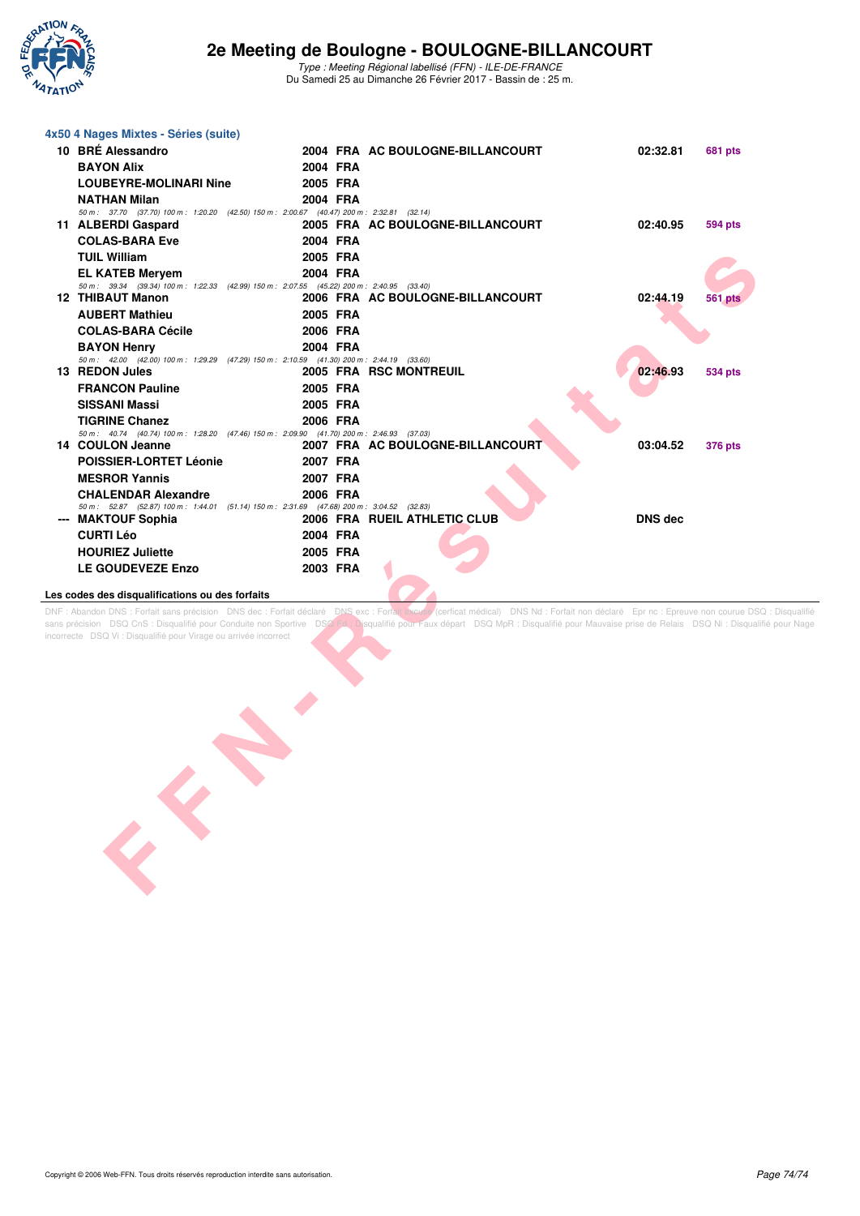# 2e Meeting de Boulogne - BOULOGNE-BILLANCOURT

*Type : Meeting Régional labellisé (FFN) - ILE-DE-FRANCE*
Du Samedi 25 au Dimanche 26 Février 2017 - Bassin de : 25 m.

## 4x50 4 Nages Mixtes - Séries (suite)

| | | | | | | |
|---|---|---|---|---|---|---|
| 10 | **BRÉ Alessandro** | 2004 | FRA | AC BOULOGNE-BILLANCOURT | 02:32.81 | 681 pts |
| | **BAYON Alix** | 2004 | FRA | | | |
| | **LOUBEYRE-MOLINARI Nine** | 2005 | FRA | | | |
| | **NATHAN Milan** | 2004 | FRA | | | |
| | *50 m : 37.70 (37.70) 100 m : 1:20.20 (42.50) 150 m : 2:00.67 (40.47) 200 m : 2:32.81 (32.14)* | | | | | |
| 11 | **ALBERDI Gaspard** | 2005 | FRA | AC BOULOGNE-BILLANCOURT | 02:40.95 | 594 pts |
| | **COLAS-BARA Eve** | 2004 | FRA | | | |
| | **TUIL William** | 2005 | FRA | | | |
| | **EL KATEB Meryem** | 2004 | FRA | | | |
| | *50 m : 39.34 (39.34) 100 m : 1:22.33 (42.99) 150 m : 2:07.55 (45.22) 200 m : 2:40.95 (33.40)* | | | | | |
| 12 | **THIBAUT Manon** | 2006 | FRA | AC BOULOGNE-BILLANCOURT | 02:44.19 | 561 pts |
| | **AUBERT Mathieu** | 2005 | FRA | | | |
| | **COLAS-BARA Cécile** | 2006 | FRA | | | |
| | **BAYON Henry** | 2004 | FRA | | | |
| | *50 m : 42.00 (42.00) 100 m : 1:29.29 (47.29) 150 m : 2:10.59 (41.30) 200 m : 2:44.19 (33.60)* | | | | | |
| 13 | **REDON Jules** | 2005 | FRA | RSC MONTREUIL | 02:46.93 | 534 pts |
| | **FRANCON Pauline** | 2005 | FRA | | | |
| | **SISSANI Massi** | 2005 | FRA | | | |
| | **TIGRINE Chanez** | 2006 | FRA | | | |
| | *50 m : 40.74 (40.74) 100 m : 1:28.20 (47.46) 150 m : 2:09.90 (41.70) 200 m : 2:46.93 (37.03)* | | | | | |
| 14 | **COULON Jeanne** | 2007 | FRA | AC BOULOGNE-BILLANCOURT | 03:04.52 | 376 pts |
| | **POISSIER-LORTET Léonie** | 2007 | FRA | | | |
| | **MESROR Yannis** | 2007 | FRA | | | |
| | **CHALENDAR Alexandre** | 2006 | FRA | | | |
| | *50 m : 52.87 (52.87) 100 m : 1:44.01 (51.14) 150 m : 2:31.69 (47.68) 200 m : 3:04.52 (32.83)* | | | | | |
| --- | **MAKTOUF Sophia** | 2006 | FRA | RUEIL ATHLETIC CLUB | DNS dec | |
| | **CURTI Léo** | 2004 | FRA | | | |
| | **HOURIEZ Juliette** | 2005 | FRA | | | |
| | **LE GOUDEVEZE Enzo** | 2003 | FRA | | | |

### Les codes des disqualifications ou des forfaits

DNF : Abandon DNS : Forfait sans précision DNS dec : Forfait déclaré DNS exc : Forfait excusé (cerficat médical) DNS Nd : Forfait non déclaré Epr nc : Epreuve non courue DSQ : Disqualifié sans précision DSQ CnS : Disqualifié pour Conduite non Sportive DSQ Fd : Disqualifié pour Faux départ DSQ MpR : Disqualifié pour Mauvaise prise de Relais DSQ Ni : Disqualifié pour Nage incorrecte DSQ Vi : Disqualifié pour Virage ou arrivée incorrect